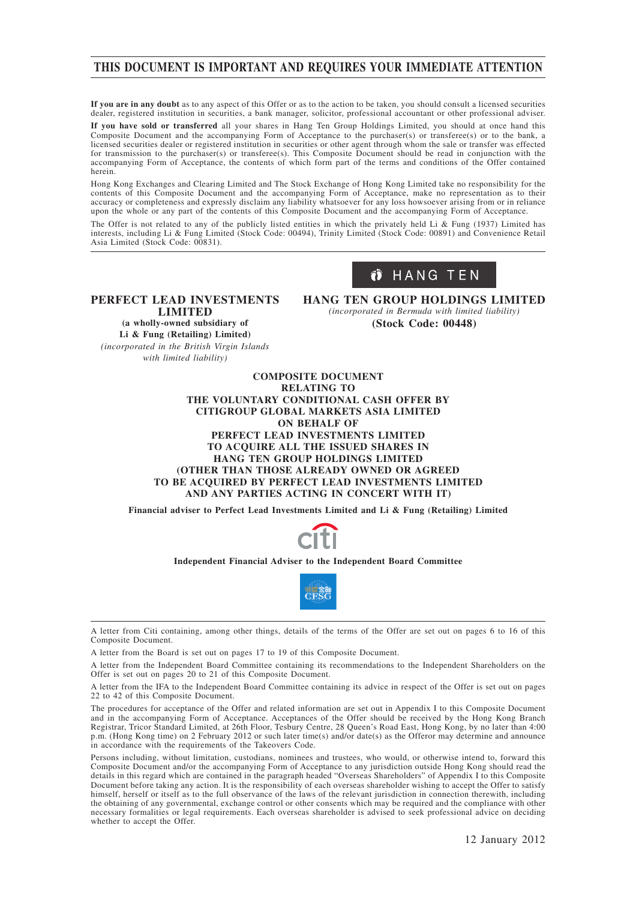# THIS DOCUMENT IS IMPORTANT AND REQUIRES YOUR IMMEDIATE ATTENTION

**If you are in any doubt** as to any aspect of this Offer or as to the action to be taken, you should consult a licensed securities dealer, registered institution in securities, a bank manager, solicitor, professional accountant or other professional adviser.

**If you have sold or transferred** all your shares in Hang Ten Group Holdings Limited, you should at once hand this Composite Document and the accompanying Form of Acceptance to the purchaser(s) or transferee(s) or to the bank, a licensed securities dealer or registered institution in securities or other agent through whom the sale or transfer was effected for transmission to the purchaser(s) or transferee(s). This Composite Document should be read in conjunction with the accompanying Form of Acceptance, the contents of which form part of the terms and conditions of the Offer contained herein.

Hong Kong Exchanges and Clearing Limited and The Stock Exchange of Hong Kong Limited take no responsibility for the contents of this Composite Document and the accompanying Form of Acceptance, make no representation as to their accuracy or completeness and expressly disclaim any liability whatsoever for any loss howsoever arising from or in reliance upon the whole or any part of the contents of this Composite Document and the accompanying Form of Acceptance.

The Offer is not related to any of the publicly listed entities in which the privately held Li & Fung (1937) Limited has interests, including Li & Fung Limited (Stock Code: 00494), Trinity Limited (Stock Code: 00891) and Convenience Retail Asia Limited (Stock Code: 00831).

HANG TEN

**PERFECT LEAD INVESTMENTS LIMITED**
**(a wholly-owned subsidiary of Li & Fung (Retailing) Limited)**
*(incorporated in the British Virgin Islands with limited liability)*

**HANG TEN GROUP HOLDINGS LIMITED**
*(incorporated in Bermuda with limited liability)*
**(Stock Code: 00448)**

**COMPOSITE DOCUMENT RELATING TO THE VOLUNTARY CONDITIONAL CASH OFFER BY CITIGROUP GLOBAL MARKETS ASIA LIMITED ON BEHALF OF PERFECT LEAD INVESTMENTS LIMITED TO ACQUIRE ALL THE ISSUED SHARES IN HANG TEN GROUP HOLDINGS LIMITED (OTHER THAN THOSE ALREADY OWNED OR AGREED TO BE ACQUIRED BY PERFECT LEAD INVESTMENTS LIMITED AND ANY PARTIES ACTING IN CONCERT WITH IT)**

**Financial adviser to Perfect Lead Investments Limited and Li & Fung (Retailing) Limited**

citi

**Independent Financial Adviser to the Independent Board Committee**

CFSG

A letter from Citi containing, among other things, details of the terms of the Offer are set out on pages 6 to 16 of this Composite Document.

A letter from the Board is set out on pages 17 to 19 of this Composite Document.

A letter from the Independent Board Committee containing its recommendations to the Independent Shareholders on the Offer is set out on pages 20 to 21 of this Composite Document.

A letter from the IFA to the Independent Board Committee containing its advice in respect of the Offer is set out on pages 22 to 42 of this Composite Document.

The procedures for acceptance of the Offer and related information are set out in Appendix I to this Composite Document and in the accompanying Form of Acceptance. Acceptances of the Offer should be received by the Hong Kong Branch Registrar, Tricor Standard Limited, at 26th Floor, Tesbury Centre, 28 Queen's Road East, Hong Kong, by no later than 4:00 p.m. (Hong Kong time) on 2 February 2012 or such later time(s) and/or date(s) as the Offeror may determine and announce in accordance with the requirements of the Takeovers Code.

Persons including, without limitation, custodians, nominees and trustees, who would, or otherwise intend to, forward this Composite Document and/or the accompanying Form of Acceptance to any jurisdiction outside Hong Kong should read the details in this regard which are contained in the paragraph headed "Overseas Shareholders" of Appendix I to this Composite Document before taking any action. It is the responsibility of each overseas shareholder wishing to accept the Offer to satisfy himself, herself or itself as to the full observance of the laws of the relevant jurisdiction in connection therewith, including the obtaining of any governmental, exchange control or other consents which may be required and the compliance with other necessary formalities or legal requirements. Each overseas shareholder is advised to seek professional advice on deciding whether to accept the Offer.

12 January 2012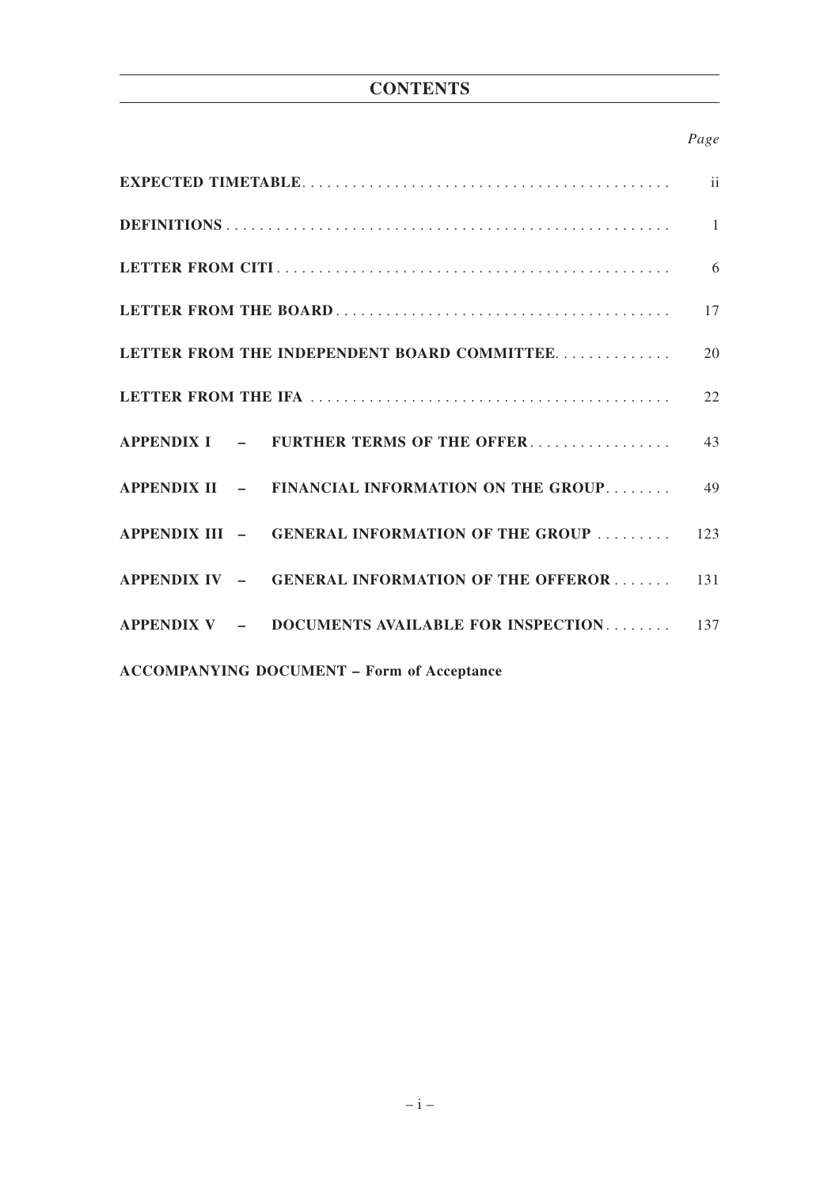# CONTENTS

| | *Page* |
|---|---|
| **EXPECTED TIMETABLE** | ii |
| **DEFINITIONS** | 1 |
| **LETTER FROM CITI** | 6 |
| **LETTER FROM THE BOARD** | 17 |
| **LETTER FROM THE INDEPENDENT BOARD COMMITTEE** | 20 |
| **LETTER FROM THE IFA** | 22 |
| **APPENDIX I – FURTHER TERMS OF THE OFFER** | 43 |
| **APPENDIX II – FINANCIAL INFORMATION ON THE GROUP** | 49 |
| **APPENDIX III – GENERAL INFORMATION OF THE GROUP** | 123 |
| **APPENDIX IV – GENERAL INFORMATION OF THE OFFEROR** | 131 |
| **APPENDIX V – DOCUMENTS AVAILABLE FOR INSPECTION** | 137 |

**ACCOMPANYING DOCUMENT – Form of Acceptance**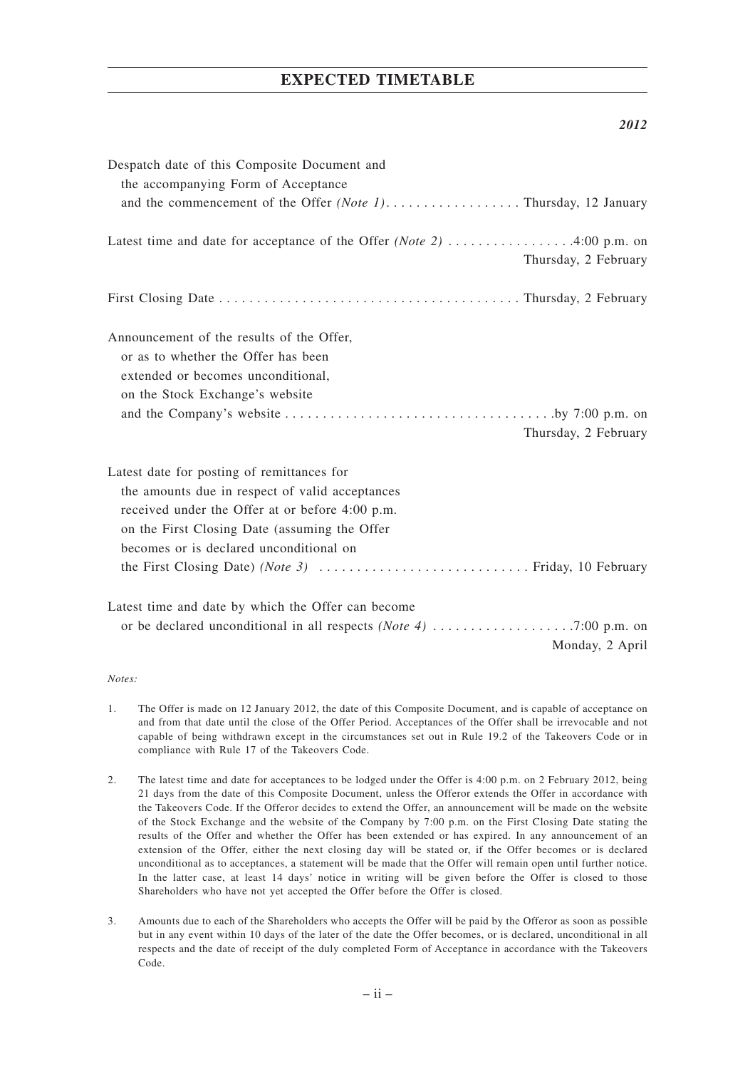# EXPECTED TIMETABLE

| | *2012* |
|---|---|
| Despatch date of this Composite Document and the accompanying Form of Acceptance and the commencement of the Offer *(Note 1)* | Thursday, 12 January |
| Latest time and date for acceptance of the Offer *(Note 2)* | 4:00 p.m. on Thursday, 2 February |
| First Closing Date | Thursday, 2 February |
| Announcement of the results of the Offer, or as to whether the Offer has been extended or becomes unconditional, on the Stock Exchange's website and the Company's website | by 7:00 p.m. on Thursday, 2 February |
| Latest date for posting of remittances for the amounts due in respect of valid acceptances received under the Offer at or before 4:00 p.m. on the First Closing Date (assuming the Offer becomes or is declared unconditional on the First Closing Date) *(Note 3)* | Friday, 10 February |
| Latest time and date by which the Offer can become or be declared unconditional in all respects *(Note 4)* | 7:00 p.m. on Monday, 2 April |

*Notes:*

1. The Offer is made on 12 January 2012, the date of this Composite Document, and is capable of acceptance on and from that date until the close of the Offer Period. Acceptances of the Offer shall be irrevocable and not capable of being withdrawn except in the circumstances set out in Rule 19.2 of the Takeovers Code or in compliance with Rule 17 of the Takeovers Code.

2. The latest time and date for acceptances to be lodged under the Offer is 4:00 p.m. on 2 February 2012, being 21 days from the date of this Composite Document, unless the Offeror extends the Offer in accordance with the Takeovers Code. If the Offeror decides to extend the Offer, an announcement will be made on the website of the Stock Exchange and the website of the Company by 7:00 p.m. on the First Closing Date stating the results of the Offer and whether the Offer has been extended or has expired. In any announcement of an extension of the Offer, either the next closing day will be stated or, if the Offer becomes or is declared unconditional as to acceptances, a statement will be made that the Offer will remain open until further notice. In the latter case, at least 14 days' notice in writing will be given before the Offer is closed to those Shareholders who have not yet accepted the Offer before the Offer is closed.

3. Amounts due to each of the Shareholders who accepts the Offer will be paid by the Offeror as soon as possible but in any event within 10 days of the later of the date the Offer becomes, or is declared, unconditional in all respects and the date of receipt of the duly completed Form of Acceptance in accordance with the Takeovers Code.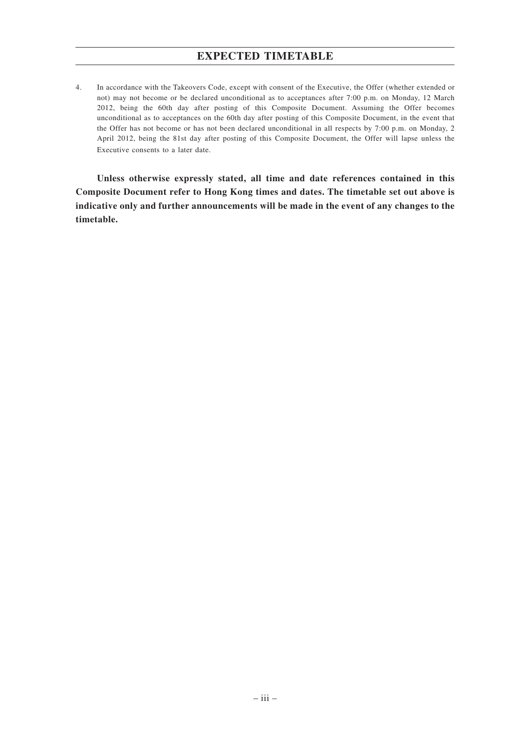4. In accordance with the Takeovers Code, except with consent of the Executive, the Offer (whether extended or not) may not become or be declared unconditional as to acceptances after 7:00 p.m. on Monday, 12 March 2012, being the 60th day after posting of this Composite Document. Assuming the Offer becomes unconditional as to acceptances on the 60th day after posting of this Composite Document, in the event that the Offer has not become or has not been declared unconditional in all respects by 7:00 p.m. on Monday, 2 April 2012, being the 81st day after posting of this Composite Document, the Offer will lapse unless the Executive consents to a later date.

**Unless otherwise expressly stated, all time and date references contained in this Composite Document refer to Hong Kong times and dates. The timetable set out above is indicative only and further announcements will be made in the event of any changes to the timetable.**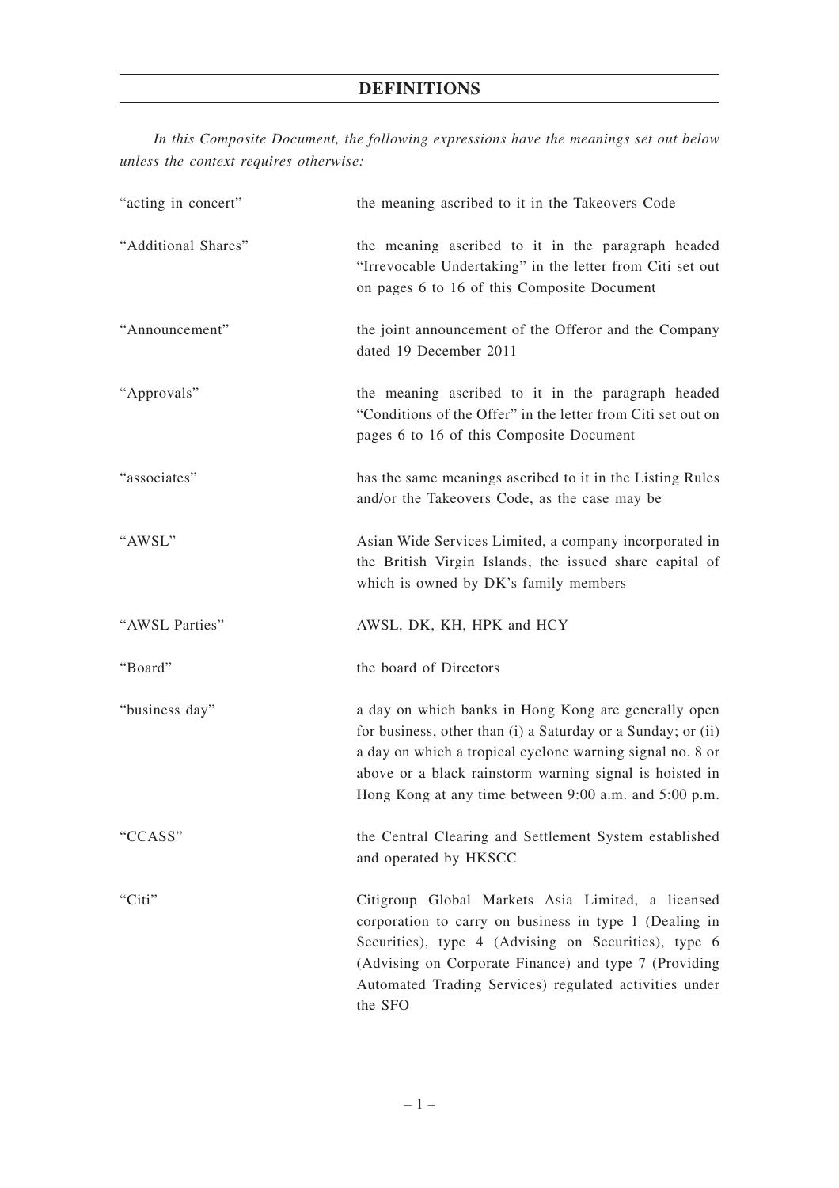# DEFINITIONS

*In this Composite Document, the following expressions have the meanings set out below unless the context requires otherwise:*

| | |
|---|---|
| "acting in concert" | the meaning ascribed to it in the Takeovers Code |
| "Additional Shares" | the meaning ascribed to it in the paragraph headed "Irrevocable Undertaking" in the letter from Citi set out on pages 6 to 16 of this Composite Document |
| "Announcement" | the joint announcement of the Offeror and the Company dated 19 December 2011 |
| "Approvals" | the meaning ascribed to it in the paragraph headed "Conditions of the Offer" in the letter from Citi set out on pages 6 to 16 of this Composite Document |
| "associates" | has the same meanings ascribed to it in the Listing Rules and/or the Takeovers Code, as the case may be |
| "AWSL" | Asian Wide Services Limited, a company incorporated in the British Virgin Islands, the issued share capital of which is owned by DK's family members |
| "AWSL Parties" | AWSL, DK, KH, HPK and HCY |
| "Board" | the board of Directors |
| "business day" | a day on which banks in Hong Kong are generally open for business, other than (i) a Saturday or a Sunday; or (ii) a day on which a tropical cyclone warning signal no. 8 or above or a black rainstorm warning signal is hoisted in Hong Kong at any time between 9:00 a.m. and 5:00 p.m. |
| "CCASS" | the Central Clearing and Settlement System established and operated by HKSCC |
| "Citi" | Citigroup Global Markets Asia Limited, a licensed corporation to carry on business in type 1 (Dealing in Securities), type 4 (Advising on Securities), type 6 (Advising on Corporate Finance) and type 7 (Providing Automated Trading Services) regulated activities under the SFO |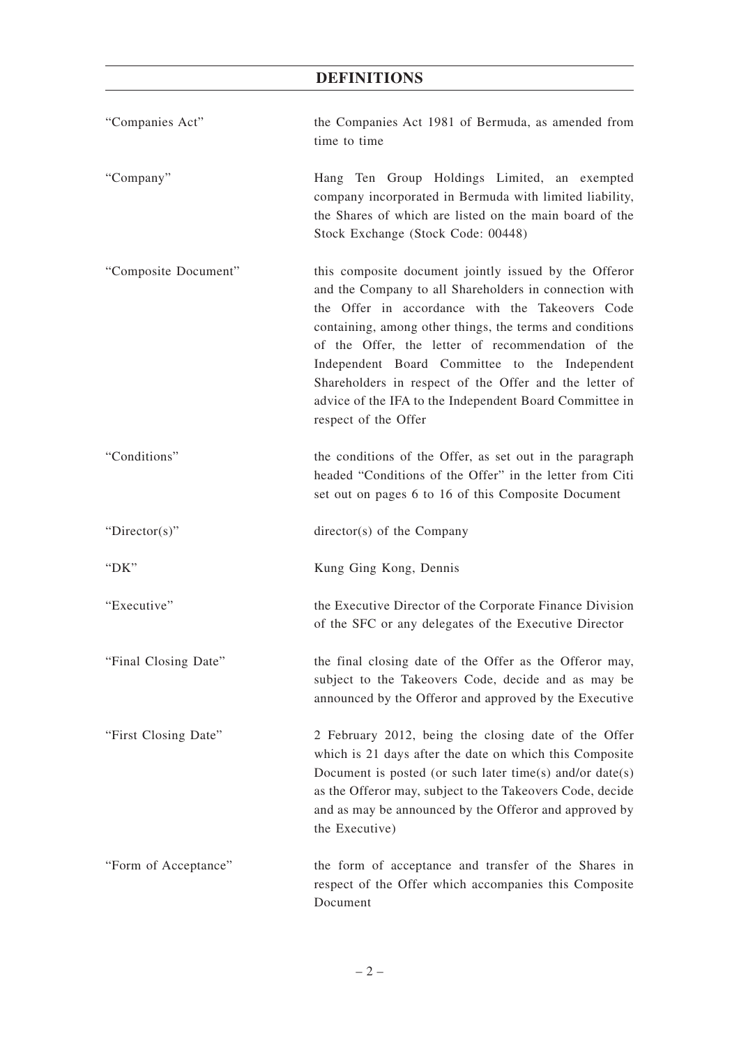## DEFINITIONS

| | |
|---|---|
| "Companies Act" | the Companies Act 1981 of Bermuda, as amended from time to time |
| "Company" | Hang Ten Group Holdings Limited, an exempted company incorporated in Bermuda with limited liability, the Shares of which are listed on the main board of the Stock Exchange (Stock Code: 00448) |
| "Composite Document" | this composite document jointly issued by the Offeror and the Company to all Shareholders in connection with the Offer in accordance with the Takeovers Code containing, among other things, the terms and conditions of the Offer, the letter of recommendation of the Independent Board Committee to the Independent Shareholders in respect of the Offer and the letter of advice of the IFA to the Independent Board Committee in respect of the Offer |
| "Conditions" | the conditions of the Offer, as set out in the paragraph headed "Conditions of the Offer" in the letter from Citi set out on pages 6 to 16 of this Composite Document |
| "Director(s)" | director(s) of the Company |
| "DK" | Kung Ging Kong, Dennis |
| "Executive" | the Executive Director of the Corporate Finance Division of the SFC or any delegates of the Executive Director |
| "Final Closing Date" | the final closing date of the Offer as the Offeror may, subject to the Takeovers Code, decide and as may be announced by the Offeror and approved by the Executive |
| "First Closing Date" | 2 February 2012, being the closing date of the Offer which is 21 days after the date on which this Composite Document is posted (or such later time(s) and/or date(s) as the Offeror may, subject to the Takeovers Code, decide and as may be announced by the Offeror and approved by the Executive) |
| "Form of Acceptance" | the form of acceptance and transfer of the Shares in respect of the Offer which accompanies this Composite Document |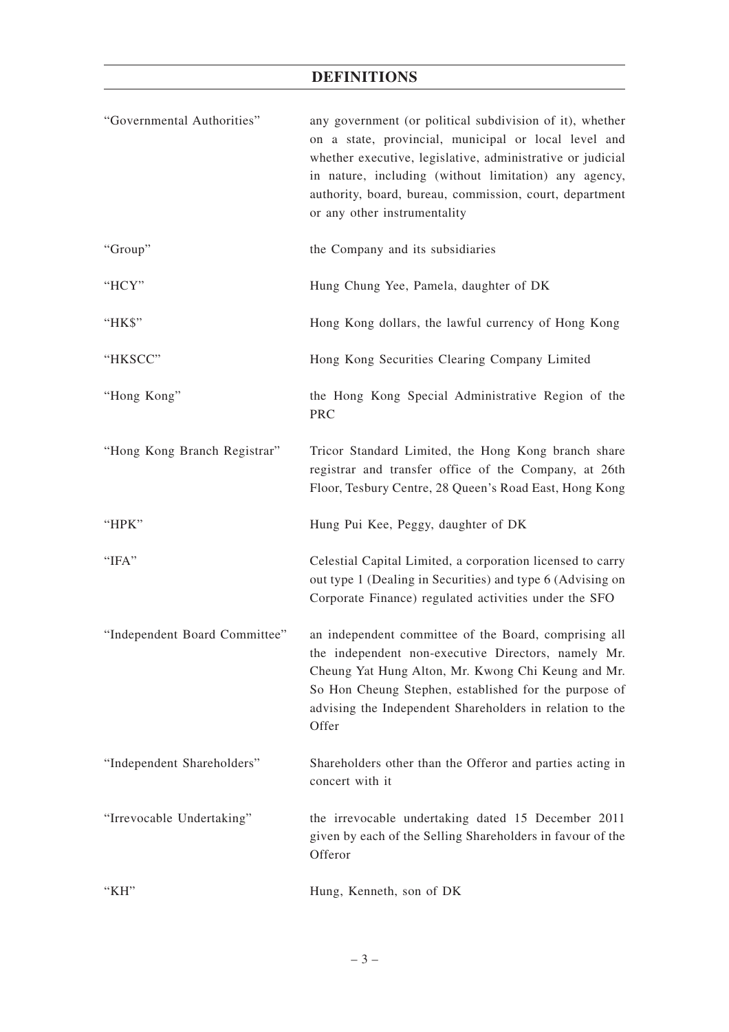# DEFINITIONS

| | |
|---|---|
| "Governmental Authorities" | any government (or political subdivision of it), whether on a state, provincial, municipal or local level and whether executive, legislative, administrative or judicial in nature, including (without limitation) any agency, authority, board, bureau, commission, court, department or any other instrumentality |
| "Group" | the Company and its subsidiaries |
| "HCY" | Hung Chung Yee, Pamela, daughter of DK |
| "HK$" | Hong Kong dollars, the lawful currency of Hong Kong |
| "HKSCC" | Hong Kong Securities Clearing Company Limited |
| "Hong Kong" | the Hong Kong Special Administrative Region of the PRC |
| "Hong Kong Branch Registrar" | Tricor Standard Limited, the Hong Kong branch share registrar and transfer office of the Company, at 26th Floor, Tesbury Centre, 28 Queen's Road East, Hong Kong |
| "HPK" | Hung Pui Kee, Peggy, daughter of DK |
| "IFA" | Celestial Capital Limited, a corporation licensed to carry out type 1 (Dealing in Securities) and type 6 (Advising on Corporate Finance) regulated activities under the SFO |
| "Independent Board Committee" | an independent committee of the Board, comprising all the independent non-executive Directors, namely Mr. Cheung Yat Hung Alton, Mr. Kwong Chi Keung and Mr. So Hon Cheung Stephen, established for the purpose of advising the Independent Shareholders in relation to the Offer |
| "Independent Shareholders" | Shareholders other than the Offeror and parties acting in concert with it |
| "Irrevocable Undertaking" | the irrevocable undertaking dated 15 December 2011 given by each of the Selling Shareholders in favour of the Offeror |
| "KH" | Hung, Kenneth, son of DK |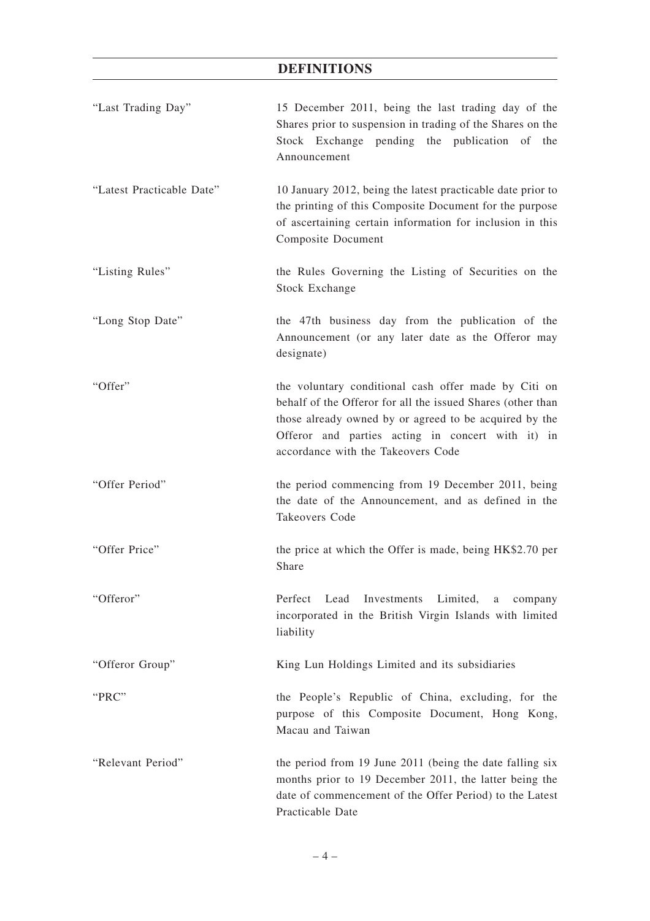## DEFINITIONS

| | |
|---|---|
| "Last Trading Day" | 15 December 2011, being the last trading day of the Shares prior to suspension in trading of the Shares on the Stock Exchange pending the publication of the Announcement |
| "Latest Practicable Date" | 10 January 2012, being the latest practicable date prior to the printing of this Composite Document for the purpose of ascertaining certain information for inclusion in this Composite Document |
| "Listing Rules" | the Rules Governing the Listing of Securities on the Stock Exchange |
| "Long Stop Date" | the 47th business day from the publication of the Announcement (or any later date as the Offeror may designate) |
| "Offer" | the voluntary conditional cash offer made by Citi on behalf of the Offeror for all the issued Shares (other than those already owned by or agreed to be acquired by the Offeror and parties acting in concert with it) in accordance with the Takeovers Code |
| "Offer Period" | the period commencing from 19 December 2011, being the date of the Announcement, and as defined in the Takeovers Code |
| "Offer Price" | the price at which the Offer is made, being HK$2.70 per Share |
| "Offeror" | Perfect Lead Investments Limited, a company incorporated in the British Virgin Islands with limited liability |
| "Offeror Group" | King Lun Holdings Limited and its subsidiaries |
| "PRC" | the People's Republic of China, excluding, for the purpose of this Composite Document, Hong Kong, Macau and Taiwan |
| "Relevant Period" | the period from 19 June 2011 (being the date falling six months prior to 19 December 2011, the latter being the date of commencement of the Offer Period) to the Latest Practicable Date |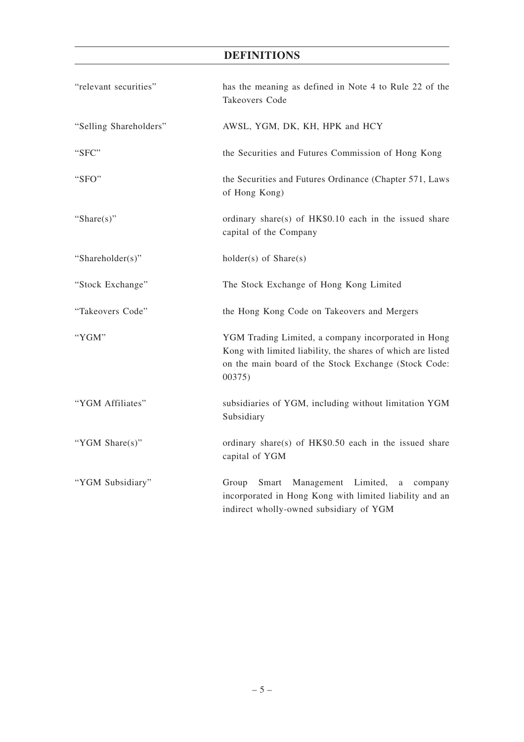# DEFINITIONS

| | |
|---|---|
| "relevant securities" | has the meaning as defined in Note 4 to Rule 22 of the Takeovers Code |
| "Selling Shareholders" | AWSL, YGM, DK, KH, HPK and HCY |
| "SFC" | the Securities and Futures Commission of Hong Kong |
| "SFO" | the Securities and Futures Ordinance (Chapter 571, Laws of Hong Kong) |
| "Share(s)" | ordinary share(s) of HK$0.10 each in the issued share capital of the Company |
| "Shareholder(s)" | holder(s) of Share(s) |
| "Stock Exchange" | The Stock Exchange of Hong Kong Limited |
| "Takeovers Code" | the Hong Kong Code on Takeovers and Mergers |
| "YGM" | YGM Trading Limited, a company incorporated in Hong Kong with limited liability, the shares of which are listed on the main board of the Stock Exchange (Stock Code: 00375) |
| "YGM Affiliates" | subsidiaries of YGM, including without limitation YGM Subsidiary |
| "YGM Share(s)" | ordinary share(s) of HK$0.50 each in the issued share capital of YGM |
| "YGM Subsidiary" | Group Smart Management Limited, a company incorporated in Hong Kong with limited liability and an indirect wholly-owned subsidiary of YGM |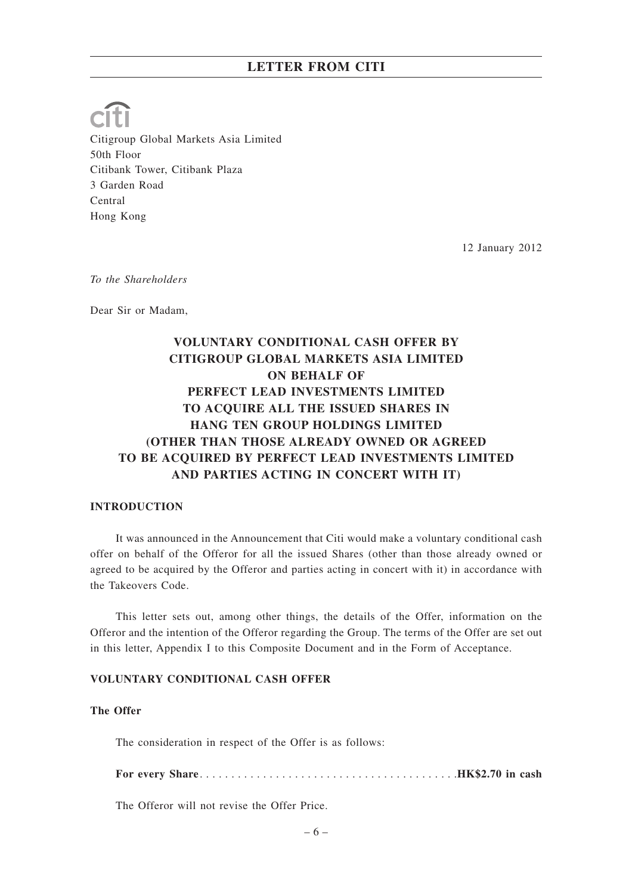# LETTER FROM CITI

citi

Citigroup Global Markets Asia Limited
50th Floor
Citibank Tower, Citibank Plaza
3 Garden Road
Central
Hong Kong

12 January 2012

*To the Shareholders*

Dear Sir or Madam,

## VOLUNTARY CONDITIONAL CASH OFFER BY CITIGROUP GLOBAL MARKETS ASIA LIMITED ON BEHALF OF PERFECT LEAD INVESTMENTS LIMITED TO ACQUIRE ALL THE ISSUED SHARES IN HANG TEN GROUP HOLDINGS LIMITED (OTHER THAN THOSE ALREADY OWNED OR AGREED TO BE ACQUIRED BY PERFECT LEAD INVESTMENTS LIMITED AND PARTIES ACTING IN CONCERT WITH IT)

### INTRODUCTION

It was announced in the Announcement that Citi would make a voluntary conditional cash offer on behalf of the Offeror for all the issued Shares (other than those already owned or agreed to be acquired by the Offeror and parties acting in concert with it) in accordance with the Takeovers Code.

This letter sets out, among other things, the details of the Offer, information on the Offeror and the intention of the Offeror regarding the Group. The terms of the Offer are set out in this letter, Appendix I to this Composite Document and in the Form of Acceptance.

### VOLUNTARY CONDITIONAL CASH OFFER

#### The Offer

The consideration in respect of the Offer is as follows:

**For every Share** ........................................... **HK$2.70 in cash**

The Offeror will not revise the Offer Price.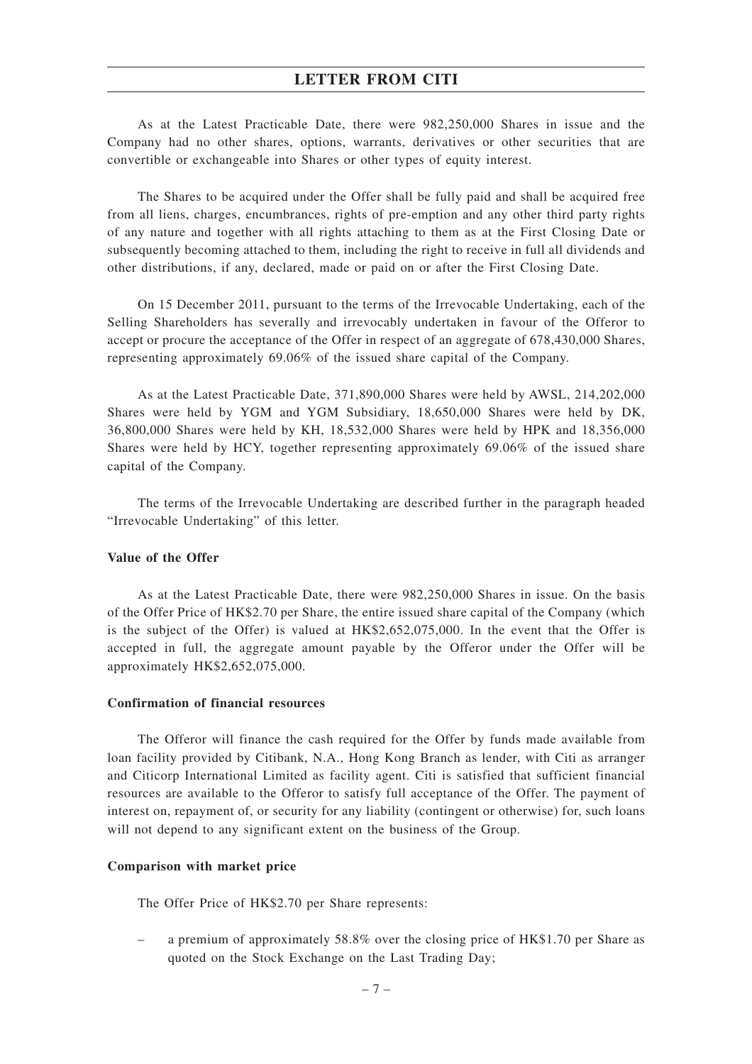As at the Latest Practicable Date, there were 982,250,000 Shares in issue and the Company had no other shares, options, warrants, derivatives or other securities that are convertible or exchangeable into Shares or other types of equity interest.

The Shares to be acquired under the Offer shall be fully paid and shall be acquired free from all liens, charges, encumbrances, rights of pre-emption and any other third party rights of any nature and together with all rights attaching to them as at the First Closing Date or subsequently becoming attached to them, including the right to receive in full all dividends and other distributions, if any, declared, made or paid on or after the First Closing Date.

On 15 December 2011, pursuant to the terms of the Irrevocable Undertaking, each of the Selling Shareholders has severally and irrevocably undertaken in favour of the Offeror to accept or procure the acceptance of the Offer in respect of an aggregate of 678,430,000 Shares, representing approximately 69.06% of the issued share capital of the Company.

As at the Latest Practicable Date, 371,890,000 Shares were held by AWSL, 214,202,000 Shares were held by YGM and YGM Subsidiary, 18,650,000 Shares were held by DK, 36,800,000 Shares were held by KH, 18,532,000 Shares were held by HPK and 18,356,000 Shares were held by HCY, together representing approximately 69.06% of the issued share capital of the Company.

The terms of the Irrevocable Undertaking are described further in the paragraph headed "Irrevocable Undertaking" of this letter.

**Value of the Offer**

As at the Latest Practicable Date, there were 982,250,000 Shares in issue. On the basis of the Offer Price of HK$2.70 per Share, the entire issued share capital of the Company (which is the subject of the Offer) is valued at HK$2,652,075,000. In the event that the Offer is accepted in full, the aggregate amount payable by the Offeror under the Offer will be approximately HK$2,652,075,000.

**Confirmation of financial resources**

The Offeror will finance the cash required for the Offer by funds made available from loan facility provided by Citibank, N.A., Hong Kong Branch as lender, with Citi as arranger and Citicorp International Limited as facility agent. Citi is satisfied that sufficient financial resources are available to the Offeror to satisfy full acceptance of the Offer. The payment of interest on, repayment of, or security for any liability (contingent or otherwise) for, such loans will not depend to any significant extent on the business of the Group.

**Comparison with market price**

The Offer Price of HK$2.70 per Share represents:

– a premium of approximately 58.8% over the closing price of HK$1.70 per Share as quoted on the Stock Exchange on the Last Trading Day;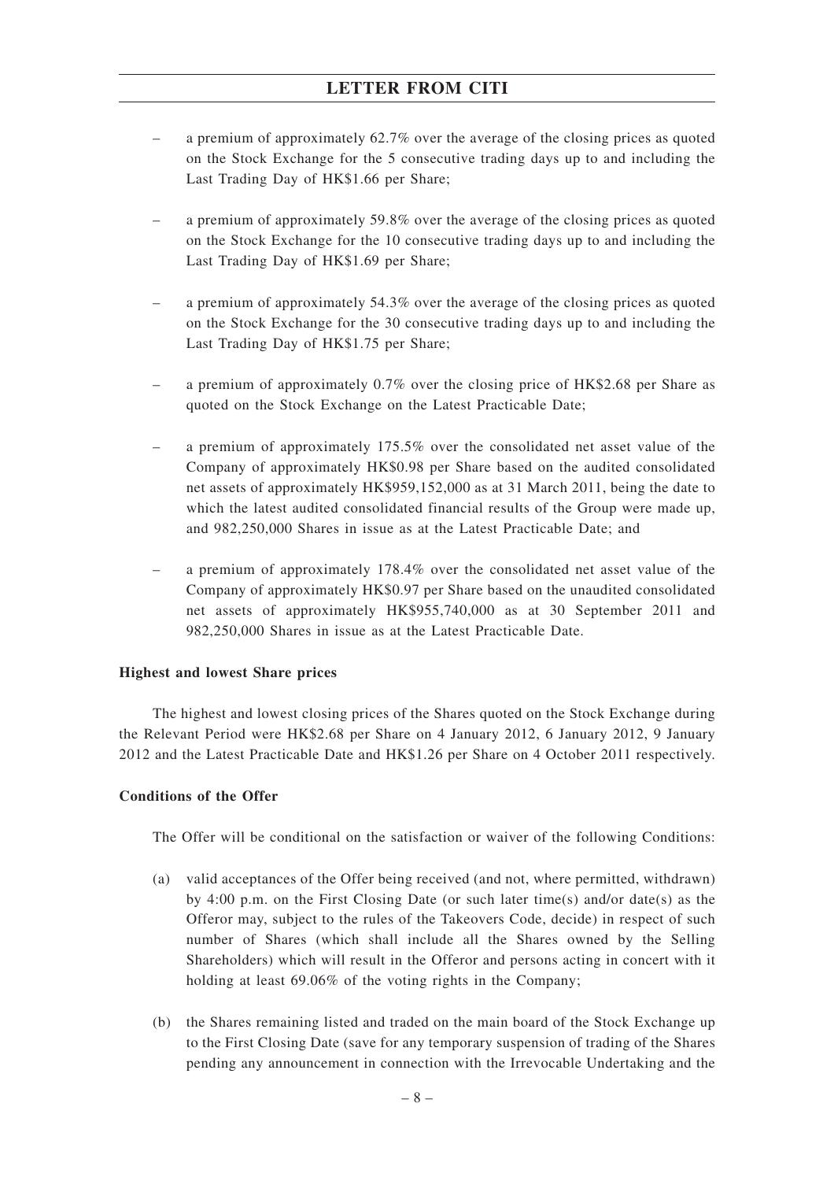- a premium of approximately 62.7% over the average of the closing prices as quoted on the Stock Exchange for the 5 consecutive trading days up to and including the Last Trading Day of HK$1.66 per Share;

- a premium of approximately 59.8% over the average of the closing prices as quoted on the Stock Exchange for the 10 consecutive trading days up to and including the Last Trading Day of HK$1.69 per Share;

- a premium of approximately 54.3% over the average of the closing prices as quoted on the Stock Exchange for the 30 consecutive trading days up to and including the Last Trading Day of HK$1.75 per Share;

- a premium of approximately 0.7% over the closing price of HK$2.68 per Share as quoted on the Stock Exchange on the Latest Practicable Date;

- a premium of approximately 175.5% over the consolidated net asset value of the Company of approximately HK$0.98 per Share based on the audited consolidated net assets of approximately HK$959,152,000 as at 31 March 2011, being the date to which the latest audited consolidated financial results of the Group were made up, and 982,250,000 Shares in issue as at the Latest Practicable Date; and

- a premium of approximately 178.4% over the consolidated net asset value of the Company of approximately HK$0.97 per Share based on the unaudited consolidated net assets of approximately HK$955,740,000 as at 30 September 2011 and 982,250,000 Shares in issue as at the Latest Practicable Date.

**Highest and lowest Share prices**

The highest and lowest closing prices of the Shares quoted on the Stock Exchange during the Relevant Period were HK$2.68 per Share on 4 January 2012, 6 January 2012, 9 January 2012 and the Latest Practicable Date and HK$1.26 per Share on 4 October 2011 respectively.

**Conditions of the Offer**

The Offer will be conditional on the satisfaction or waiver of the following Conditions:

(a) valid acceptances of the Offer being received (and not, where permitted, withdrawn) by 4:00 p.m. on the First Closing Date (or such later time(s) and/or date(s) as the Offeror may, subject to the rules of the Takeovers Code, decide) in respect of such number of Shares (which shall include all the Shares owned by the Selling Shareholders) which will result in the Offeror and persons acting in concert with it holding at least 69.06% of the voting rights in the Company;

(b) the Shares remaining listed and traded on the main board of the Stock Exchange up to the First Closing Date (save for any temporary suspension of trading of the Shares pending any announcement in connection with the Irrevocable Undertaking and the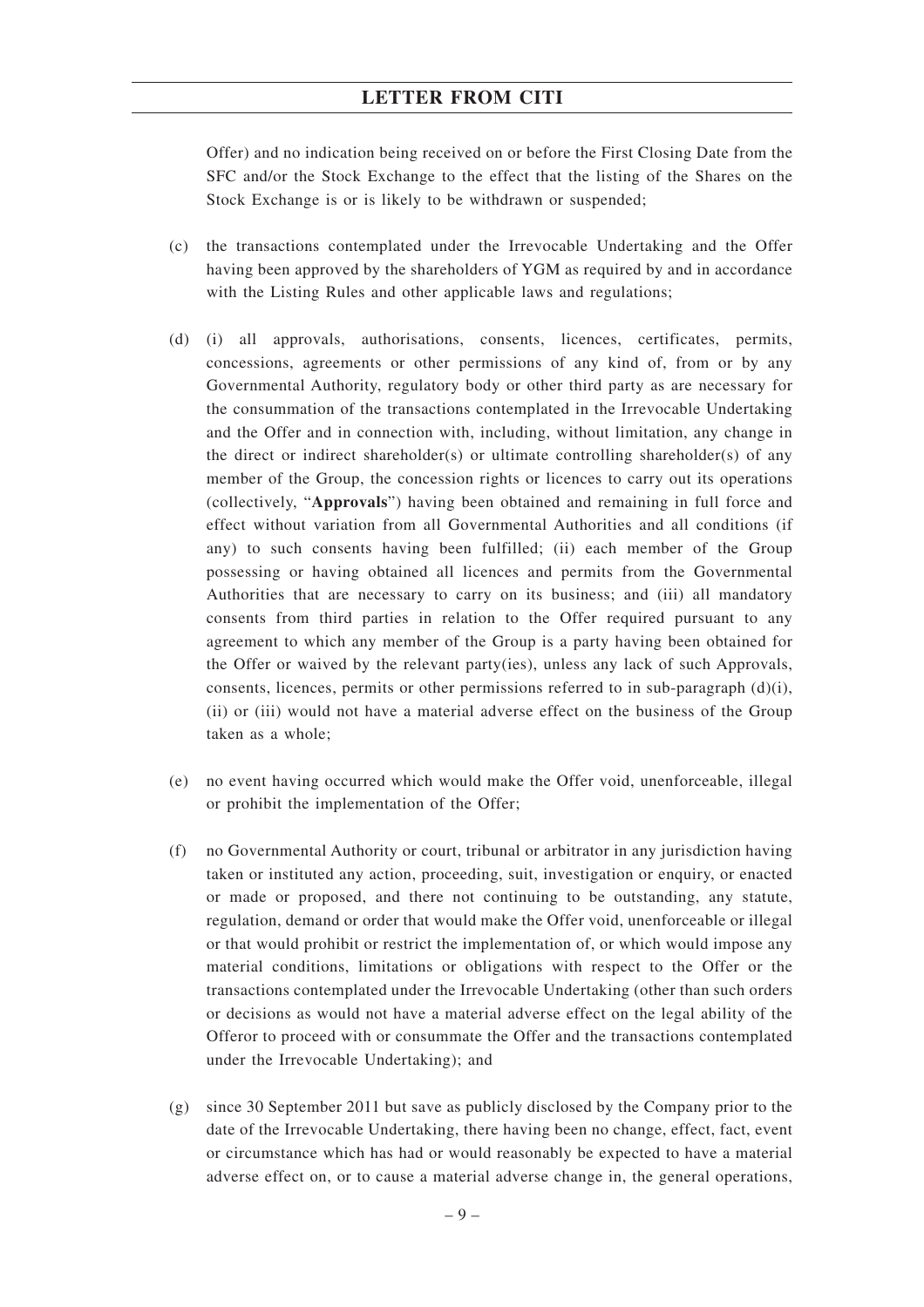Offer) and no indication being received on or before the First Closing Date from the SFC and/or the Stock Exchange to the effect that the listing of the Shares on the Stock Exchange is or is likely to be withdrawn or suspended;

(c) the transactions contemplated under the Irrevocable Undertaking and the Offer having been approved by the shareholders of YGM as required by and in accordance with the Listing Rules and other applicable laws and regulations;

(d) (i) all approvals, authorisations, consents, licences, certificates, permits, concessions, agreements or other permissions of any kind of, from or by any Governmental Authority, regulatory body or other third party as are necessary for the consummation of the transactions contemplated in the Irrevocable Undertaking and the Offer and in connection with, including, without limitation, any change in the direct or indirect shareholder(s) or ultimate controlling shareholder(s) of any member of the Group, the concession rights or licences to carry out its operations (collectively, "**Approvals**") having been obtained and remaining in full force and effect without variation from all Governmental Authorities and all conditions (if any) to such consents having been fulfilled; (ii) each member of the Group possessing or having obtained all licences and permits from the Governmental Authorities that are necessary to carry on its business; and (iii) all mandatory consents from third parties in relation to the Offer required pursuant to any agreement to which any member of the Group is a party having been obtained for the Offer or waived by the relevant party(ies), unless any lack of such Approvals, consents, licences, permits or other permissions referred to in sub-paragraph (d)(i), (ii) or (iii) would not have a material adverse effect on the business of the Group taken as a whole;

(e) no event having occurred which would make the Offer void, unenforceable, illegal or prohibit the implementation of the Offer;

(f) no Governmental Authority or court, tribunal or arbitrator in any jurisdiction having taken or instituted any action, proceeding, suit, investigation or enquiry, or enacted or made or proposed, and there not continuing to be outstanding, any statute, regulation, demand or order that would make the Offer void, unenforceable or illegal or that would prohibit or restrict the implementation of, or which would impose any material conditions, limitations or obligations with respect to the Offer or the transactions contemplated under the Irrevocable Undertaking (other than such orders or decisions as would not have a material adverse effect on the legal ability of the Offeror to proceed with or consummate the Offer and the transactions contemplated under the Irrevocable Undertaking); and

(g) since 30 September 2011 but save as publicly disclosed by the Company prior to the date of the Irrevocable Undertaking, there having been no change, effect, fact, event or circumstance which has had or would reasonably be expected to have a material adverse effect on, or to cause a material adverse change in, the general operations,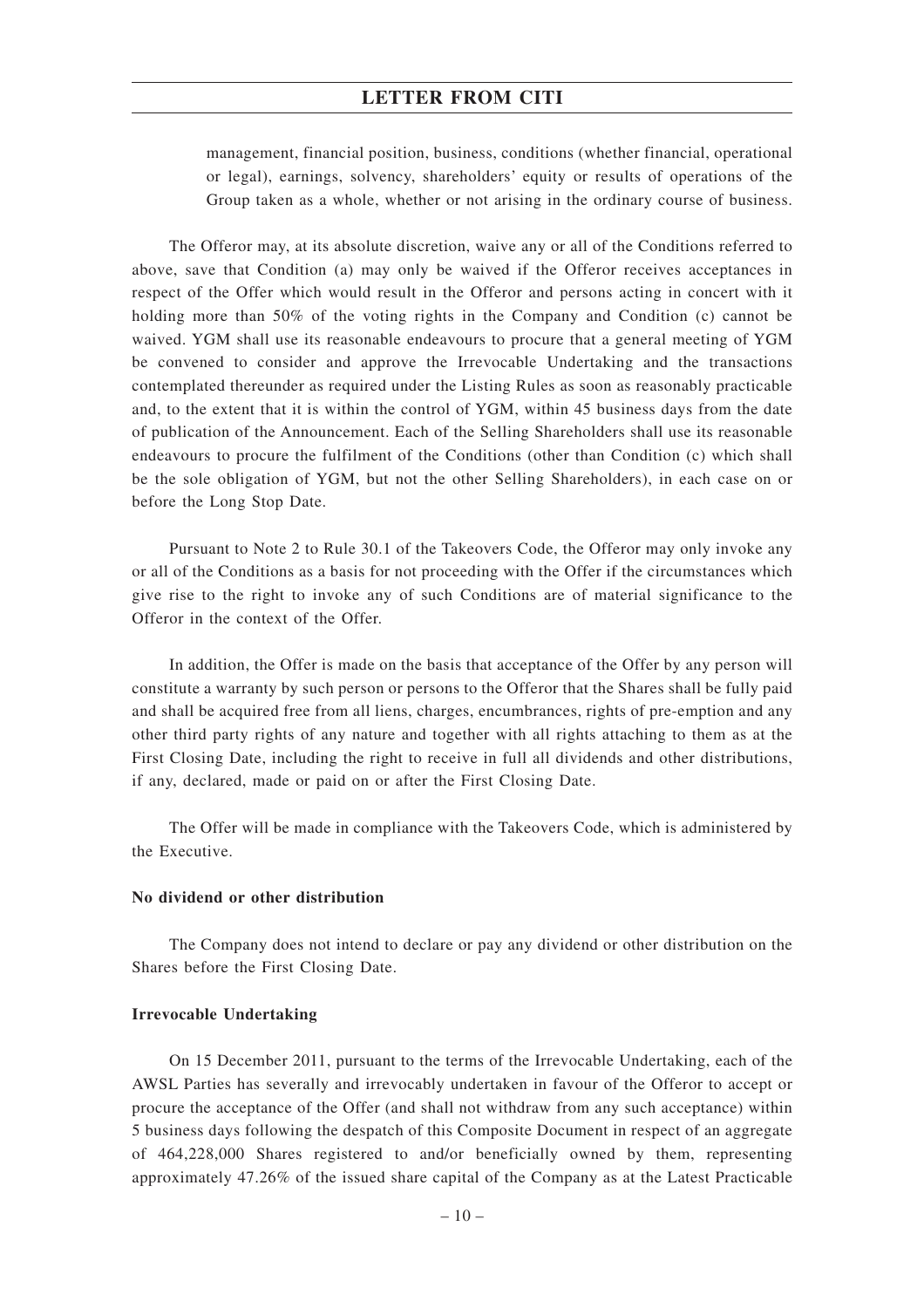management, financial position, business, conditions (whether financial, operational or legal), earnings, solvency, shareholders' equity or results of operations of the Group taken as a whole, whether or not arising in the ordinary course of business.

The Offeror may, at its absolute discretion, waive any or all of the Conditions referred to above, save that Condition (a) may only be waived if the Offeror receives acceptances in respect of the Offer which would result in the Offeror and persons acting in concert with it holding more than 50% of the voting rights in the Company and Condition (c) cannot be waived. YGM shall use its reasonable endeavours to procure that a general meeting of YGM be convened to consider and approve the Irrevocable Undertaking and the transactions contemplated thereunder as required under the Listing Rules as soon as reasonably practicable and, to the extent that it is within the control of YGM, within 45 business days from the date of publication of the Announcement. Each of the Selling Shareholders shall use its reasonable endeavours to procure the fulfilment of the Conditions (other than Condition (c) which shall be the sole obligation of YGM, but not the other Selling Shareholders), in each case on or before the Long Stop Date.

Pursuant to Note 2 to Rule 30.1 of the Takeovers Code, the Offeror may only invoke any or all of the Conditions as a basis for not proceeding with the Offer if the circumstances which give rise to the right to invoke any of such Conditions are of material significance to the Offeror in the context of the Offer.

In addition, the Offer is made on the basis that acceptance of the Offer by any person will constitute a warranty by such person or persons to the Offeror that the Shares shall be fully paid and shall be acquired free from all liens, charges, encumbrances, rights of pre-emption and any other third party rights of any nature and together with all rights attaching to them as at the First Closing Date, including the right to receive in full all dividends and other distributions, if any, declared, made or paid on or after the First Closing Date.

The Offer will be made in compliance with the Takeovers Code, which is administered by the Executive.

**No dividend or other distribution**

The Company does not intend to declare or pay any dividend or other distribution on the Shares before the First Closing Date.

**Irrevocable Undertaking**

On 15 December 2011, pursuant to the terms of the Irrevocable Undertaking, each of the AWSL Parties has severally and irrevocably undertaken in favour of the Offeror to accept or procure the acceptance of the Offer (and shall not withdraw from any such acceptance) within 5 business days following the despatch of this Composite Document in respect of an aggregate of 464,228,000 Shares registered to and/or beneficially owned by them, representing approximately 47.26% of the issued share capital of the Company as at the Latest Practicable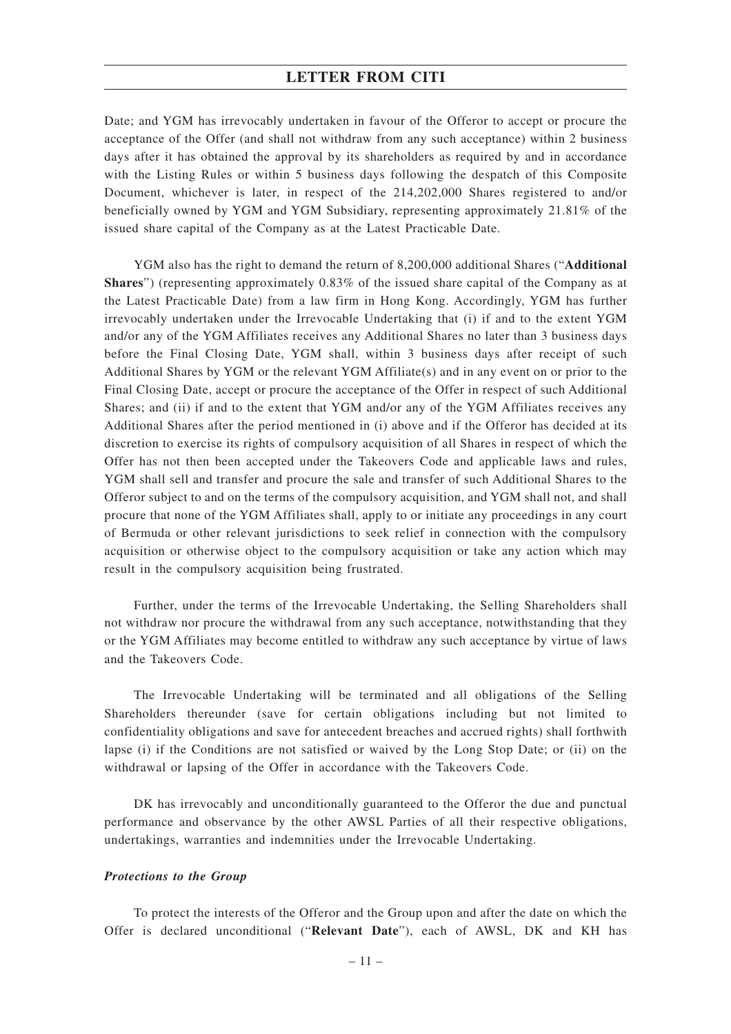Date; and YGM has irrevocably undertaken in favour of the Offeror to accept or procure the acceptance of the Offer (and shall not withdraw from any such acceptance) within 2 business days after it has obtained the approval by its shareholders as required by and in accordance with the Listing Rules or within 5 business days following the despatch of this Composite Document, whichever is later, in respect of the 214,202,000 Shares registered to and/or beneficially owned by YGM and YGM Subsidiary, representing approximately 21.81% of the issued share capital of the Company as at the Latest Practicable Date.

YGM also has the right to demand the return of 8,200,000 additional Shares ("**Additional Shares**") (representing approximately 0.83% of the issued share capital of the Company as at the Latest Practicable Date) from a law firm in Hong Kong. Accordingly, YGM has further irrevocably undertaken under the Irrevocable Undertaking that (i) if and to the extent YGM and/or any of the YGM Affiliates receives any Additional Shares no later than 3 business days before the Final Closing Date, YGM shall, within 3 business days after receipt of such Additional Shares by YGM or the relevant YGM Affiliate(s) and in any event on or prior to the Final Closing Date, accept or procure the acceptance of the Offer in respect of such Additional Shares; and (ii) if and to the extent that YGM and/or any of the YGM Affiliates receives any Additional Shares after the period mentioned in (i) above and if the Offeror has decided at its discretion to exercise its rights of compulsory acquisition of all Shares in respect of which the Offer has not then been accepted under the Takeovers Code and applicable laws and rules, YGM shall sell and transfer and procure the sale and transfer of such Additional Shares to the Offeror subject to and on the terms of the compulsory acquisition, and YGM shall not, and shall procure that none of the YGM Affiliates shall, apply to or initiate any proceedings in any court of Bermuda or other relevant jurisdictions to seek relief in connection with the compulsory acquisition or otherwise object to the compulsory acquisition or take any action which may result in the compulsory acquisition being frustrated.

Further, under the terms of the Irrevocable Undertaking, the Selling Shareholders shall not withdraw nor procure the withdrawal from any such acceptance, notwithstanding that they or the YGM Affiliates may become entitled to withdraw any such acceptance by virtue of laws and the Takeovers Code.

The Irrevocable Undertaking will be terminated and all obligations of the Selling Shareholders thereunder (save for certain obligations including but not limited to confidentiality obligations and save for antecedent breaches and accrued rights) shall forthwith lapse (i) if the Conditions are not satisfied or waived by the Long Stop Date; or (ii) on the withdrawal or lapsing of the Offer in accordance with the Takeovers Code.

DK has irrevocably and unconditionally guaranteed to the Offeror the due and punctual performance and observance by the other AWSL Parties of all their respective obligations, undertakings, warranties and indemnities under the Irrevocable Undertaking.

***Protections to the Group***

To protect the interests of the Offeror and the Group upon and after the date on which the Offer is declared unconditional ("**Relevant Date**"), each of AWSL, DK and KH has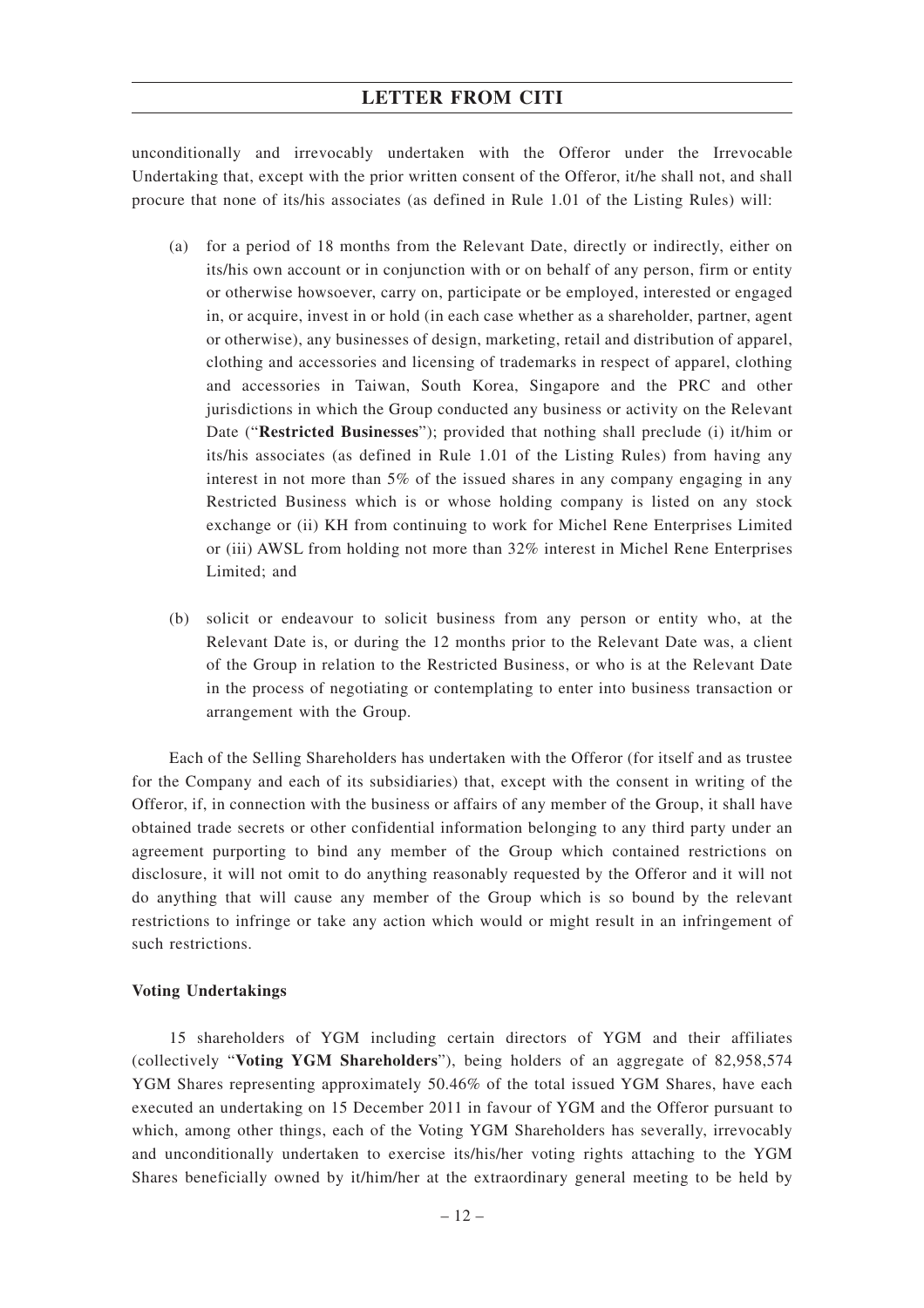unconditionally and irrevocably undertaken with the Offeror under the Irrevocable Undertaking that, except with the prior written consent of the Offeror, it/he shall not, and shall procure that none of its/his associates (as defined in Rule 1.01 of the Listing Rules) will:

(a) for a period of 18 months from the Relevant Date, directly or indirectly, either on its/his own account or in conjunction with or on behalf of any person, firm or entity or otherwise howsoever, carry on, participate or be employed, interested or engaged in, or acquire, invest in or hold (in each case whether as a shareholder, partner, agent or otherwise), any businesses of design, marketing, retail and distribution of apparel, clothing and accessories and licensing of trademarks in respect of apparel, clothing and accessories in Taiwan, South Korea, Singapore and the PRC and other jurisdictions in which the Group conducted any business or activity on the Relevant Date ("**Restricted Businesses**"); provided that nothing shall preclude (i) it/him or its/his associates (as defined in Rule 1.01 of the Listing Rules) from having any interest in not more than 5% of the issued shares in any company engaging in any Restricted Business which is or whose holding company is listed on any stock exchange or (ii) KH from continuing to work for Michel Rene Enterprises Limited or (iii) AWSL from holding not more than 32% interest in Michel Rene Enterprises Limited; and

(b) solicit or endeavour to solicit business from any person or entity who, at the Relevant Date is, or during the 12 months prior to the Relevant Date was, a client of the Group in relation to the Restricted Business, or who is at the Relevant Date in the process of negotiating or contemplating to enter into business transaction or arrangement with the Group.

Each of the Selling Shareholders has undertaken with the Offeror (for itself and as trustee for the Company and each of its subsidiaries) that, except with the consent in writing of the Offeror, if, in connection with the business or affairs of any member of the Group, it shall have obtained trade secrets or other confidential information belonging to any third party under an agreement purporting to bind any member of the Group which contained restrictions on disclosure, it will not omit to do anything reasonably requested by the Offeror and it will not do anything that will cause any member of the Group which is so bound by the relevant restrictions to infringe or take any action which would or might result in an infringement of such restrictions.

**Voting Undertakings**

15 shareholders of YGM including certain directors of YGM and their affiliates (collectively "**Voting YGM Shareholders**"), being holders of an aggregate of 82,958,574 YGM Shares representing approximately 50.46% of the total issued YGM Shares, have each executed an undertaking on 15 December 2011 in favour of YGM and the Offeror pursuant to which, among other things, each of the Voting YGM Shareholders has severally, irrevocably and unconditionally undertaken to exercise its/his/her voting rights attaching to the YGM Shares beneficially owned by it/him/her at the extraordinary general meeting to be held by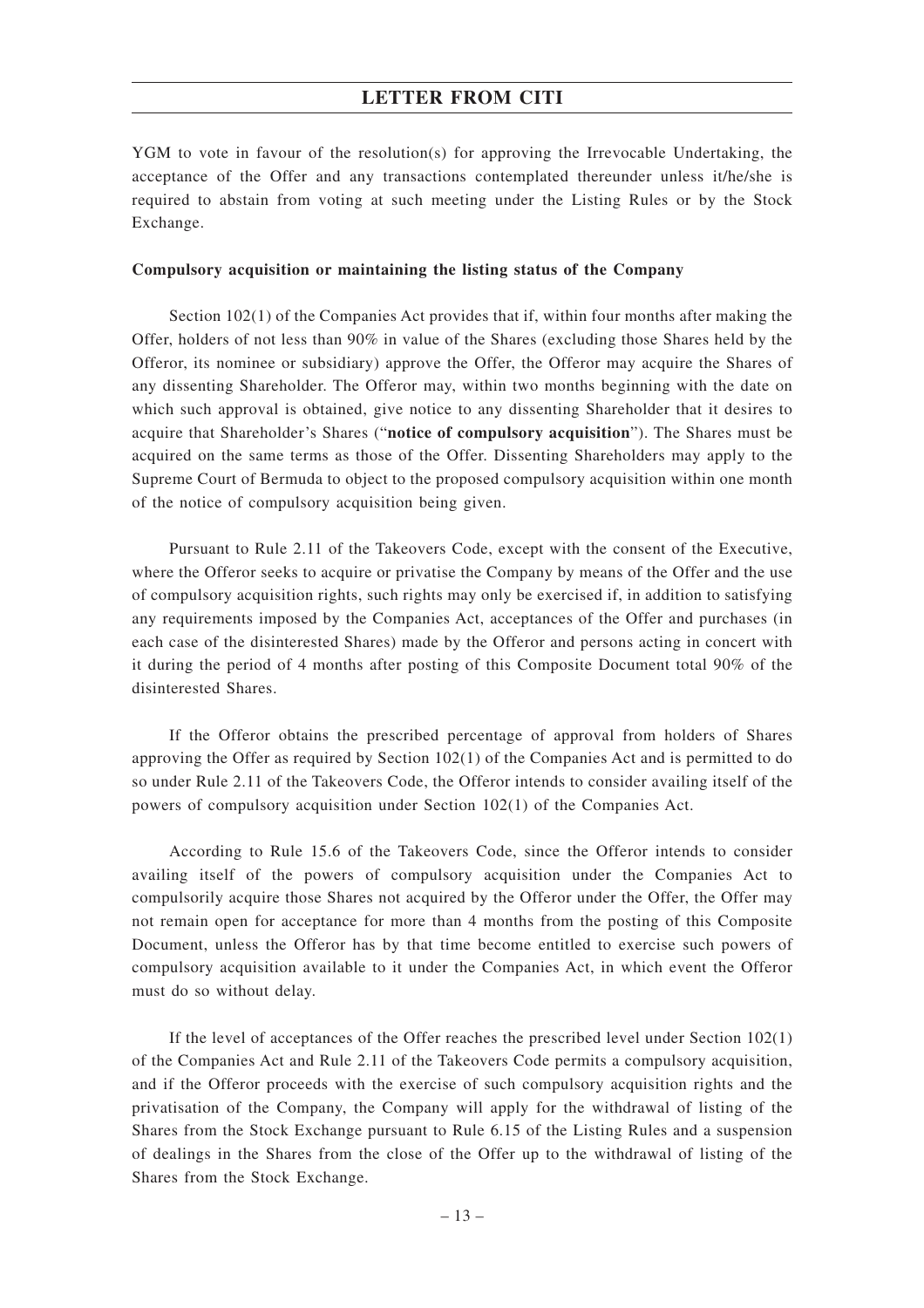YGM to vote in favour of the resolution(s) for approving the Irrevocable Undertaking, the acceptance of the Offer and any transactions contemplated thereunder unless it/he/she is required to abstain from voting at such meeting under the Listing Rules or by the Stock Exchange.

**Compulsory acquisition or maintaining the listing status of the Company**

Section 102(1) of the Companies Act provides that if, within four months after making the Offer, holders of not less than 90% in value of the Shares (excluding those Shares held by the Offeror, its nominee or subsidiary) approve the Offer, the Offeror may acquire the Shares of any dissenting Shareholder. The Offeror may, within two months beginning with the date on which such approval is obtained, give notice to any dissenting Shareholder that it desires to acquire that Shareholder's Shares ("**notice of compulsory acquisition**"). The Shares must be acquired on the same terms as those of the Offer. Dissenting Shareholders may apply to the Supreme Court of Bermuda to object to the proposed compulsory acquisition within one month of the notice of compulsory acquisition being given.

Pursuant to Rule 2.11 of the Takeovers Code, except with the consent of the Executive, where the Offeror seeks to acquire or privatise the Company by means of the Offer and the use of compulsory acquisition rights, such rights may only be exercised if, in addition to satisfying any requirements imposed by the Companies Act, acceptances of the Offer and purchases (in each case of the disinterested Shares) made by the Offeror and persons acting in concert with it during the period of 4 months after posting of this Composite Document total 90% of the disinterested Shares.

If the Offeror obtains the prescribed percentage of approval from holders of Shares approving the Offer as required by Section 102(1) of the Companies Act and is permitted to do so under Rule 2.11 of the Takeovers Code, the Offeror intends to consider availing itself of the powers of compulsory acquisition under Section 102(1) of the Companies Act.

According to Rule 15.6 of the Takeovers Code, since the Offeror intends to consider availing itself of the powers of compulsory acquisition under the Companies Act to compulsorily acquire those Shares not acquired by the Offeror under the Offer, the Offer may not remain open for acceptance for more than 4 months from the posting of this Composite Document, unless the Offeror has by that time become entitled to exercise such powers of compulsory acquisition available to it under the Companies Act, in which event the Offeror must do so without delay.

If the level of acceptances of the Offer reaches the prescribed level under Section 102(1) of the Companies Act and Rule 2.11 of the Takeovers Code permits a compulsory acquisition, and if the Offeror proceeds with the exercise of such compulsory acquisition rights and the privatisation of the Company, the Company will apply for the withdrawal of listing of the Shares from the Stock Exchange pursuant to Rule 6.15 of the Listing Rules and a suspension of dealings in the Shares from the close of the Offer up to the withdrawal of listing of the Shares from the Stock Exchange.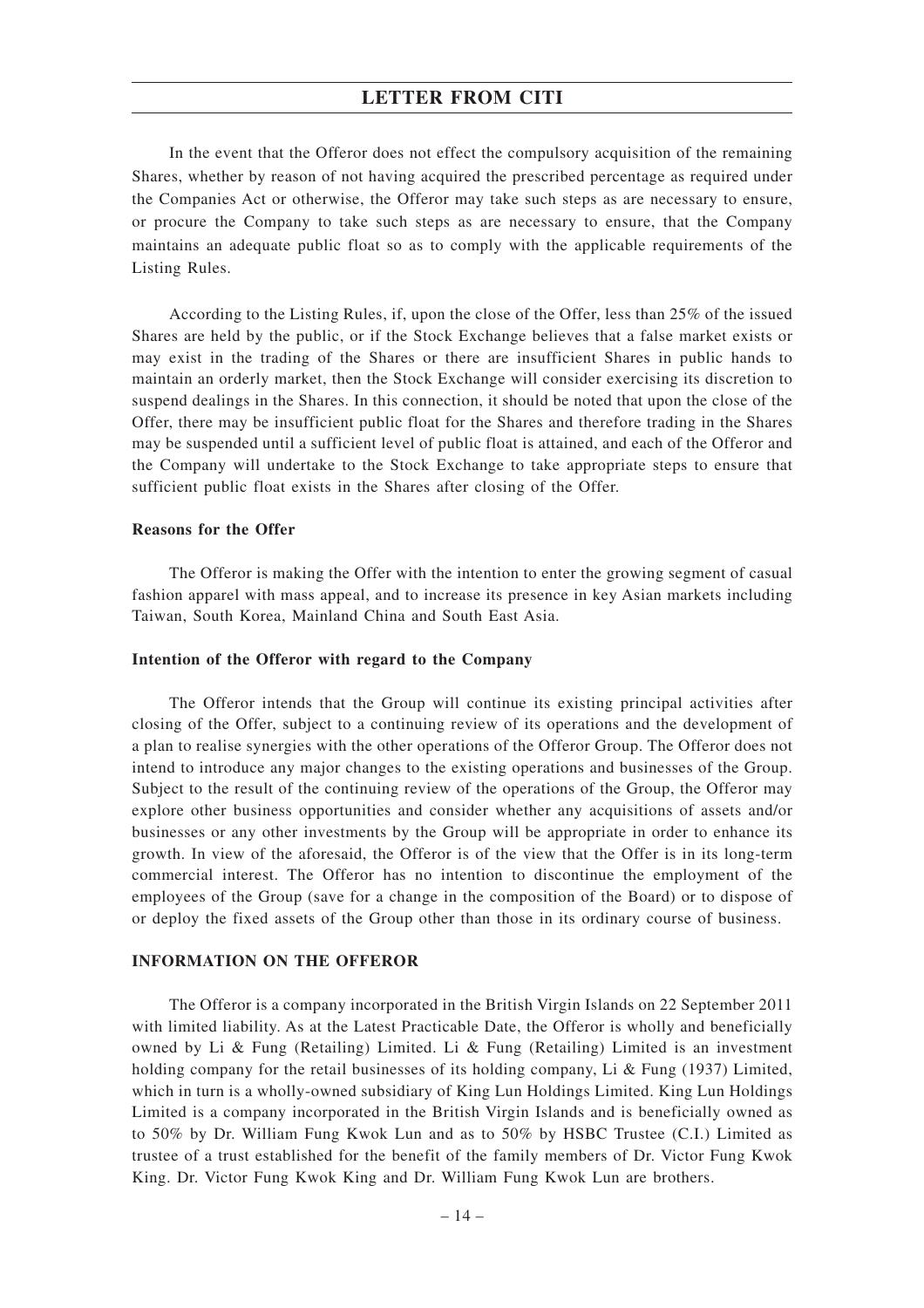In the event that the Offeror does not effect the compulsory acquisition of the remaining Shares, whether by reason of not having acquired the prescribed percentage as required under the Companies Act or otherwise, the Offeror may take such steps as are necessary to ensure, or procure the Company to take such steps as are necessary to ensure, that the Company maintains an adequate public float so as to comply with the applicable requirements of the Listing Rules.

According to the Listing Rules, if, upon the close of the Offer, less than 25% of the issued Shares are held by the public, or if the Stock Exchange believes that a false market exists or may exist in the trading of the Shares or there are insufficient Shares in public hands to maintain an orderly market, then the Stock Exchange will consider exercising its discretion to suspend dealings in the Shares. In this connection, it should be noted that upon the close of the Offer, there may be insufficient public float for the Shares and therefore trading in the Shares may be suspended until a sufficient level of public float is attained, and each of the Offeror and the Company will undertake to the Stock Exchange to take appropriate steps to ensure that sufficient public float exists in the Shares after closing of the Offer.

**Reasons for the Offer**

The Offeror is making the Offer with the intention to enter the growing segment of casual fashion apparel with mass appeal, and to increase its presence in key Asian markets including Taiwan, South Korea, Mainland China and South East Asia.

**Intention of the Offeror with regard to the Company**

The Offeror intends that the Group will continue its existing principal activities after closing of the Offer, subject to a continuing review of its operations and the development of a plan to realise synergies with the other operations of the Offeror Group. The Offeror does not intend to introduce any major changes to the existing operations and businesses of the Group. Subject to the result of the continuing review of the operations of the Group, the Offeror may explore other business opportunities and consider whether any acquisitions of assets and/or businesses or any other investments by the Group will be appropriate in order to enhance its growth. In view of the aforesaid, the Offeror is of the view that the Offer is in its long-term commercial interest. The Offeror has no intention to discontinue the employment of the employees of the Group (save for a change in the composition of the Board) or to dispose of or deploy the fixed assets of the Group other than those in its ordinary course of business.

## INFORMATION ON THE OFFEROR

The Offeror is a company incorporated in the British Virgin Islands on 22 September 2011 with limited liability. As at the Latest Practicable Date, the Offeror is wholly and beneficially owned by Li & Fung (Retailing) Limited. Li & Fung (Retailing) Limited is an investment holding company for the retail businesses of its holding company, Li & Fung (1937) Limited, which in turn is a wholly-owned subsidiary of King Lun Holdings Limited. King Lun Holdings Limited is a company incorporated in the British Virgin Islands and is beneficially owned as to 50% by Dr. William Fung Kwok Lun and as to 50% by HSBC Trustee (C.I.) Limited as trustee of a trust established for the benefit of the family members of Dr. Victor Fung Kwok King. Dr. Victor Fung Kwok King and Dr. William Fung Kwok Lun are brothers.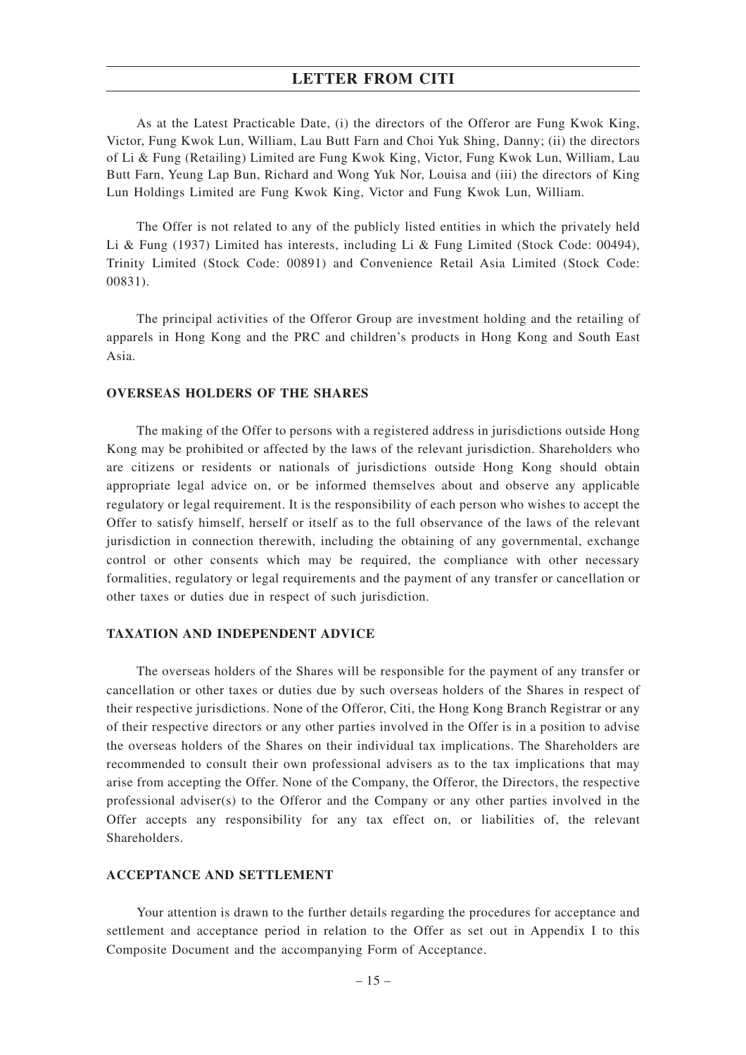As at the Latest Practicable Date, (i) the directors of the Offeror are Fung Kwok King, Victor, Fung Kwok Lun, William, Lau Butt Farn and Choi Yuk Shing, Danny; (ii) the directors of Li & Fung (Retailing) Limited are Fung Kwok King, Victor, Fung Kwok Lun, William, Lau Butt Farn, Yeung Lap Bun, Richard and Wong Yuk Nor, Louisa and (iii) the directors of King Lun Holdings Limited are Fung Kwok King, Victor and Fung Kwok Lun, William.

The Offer is not related to any of the publicly listed entities in which the privately held Li & Fung (1937) Limited has interests, including Li & Fung Limited (Stock Code: 00494), Trinity Limited (Stock Code: 00891) and Convenience Retail Asia Limited (Stock Code: 00831).

The principal activities of the Offeror Group are investment holding and the retailing of apparels in Hong Kong and the PRC and children's products in Hong Kong and South East Asia.

## OVERSEAS HOLDERS OF THE SHARES

The making of the Offer to persons with a registered address in jurisdictions outside Hong Kong may be prohibited or affected by the laws of the relevant jurisdiction. Shareholders who are citizens or residents or nationals of jurisdictions outside Hong Kong should obtain appropriate legal advice on, or be informed themselves about and observe any applicable regulatory or legal requirement. It is the responsibility of each person who wishes to accept the Offer to satisfy himself, herself or itself as to the full observance of the laws of the relevant jurisdiction in connection therewith, including the obtaining of any governmental, exchange control or other consents which may be required, the compliance with other necessary formalities, regulatory or legal requirements and the payment of any transfer or cancellation or other taxes or duties due in respect of such jurisdiction.

## TAXATION AND INDEPENDENT ADVICE

The overseas holders of the Shares will be responsible for the payment of any transfer or cancellation or other taxes or duties due by such overseas holders of the Shares in respect of their respective jurisdictions. None of the Offeror, Citi, the Hong Kong Branch Registrar or any of their respective directors or any other parties involved in the Offer is in a position to advise the overseas holders of the Shares on their individual tax implications. The Shareholders are recommended to consult their own professional advisers as to the tax implications that may arise from accepting the Offer. None of the Company, the Offeror, the Directors, the respective professional adviser(s) to the Offeror and the Company or any other parties involved in the Offer accepts any responsibility for any tax effect on, or liabilities of, the relevant Shareholders.

## ACCEPTANCE AND SETTLEMENT

Your attention is drawn to the further details regarding the procedures for acceptance and settlement and acceptance period in relation to the Offer as set out in Appendix I to this Composite Document and the accompanying Form of Acceptance.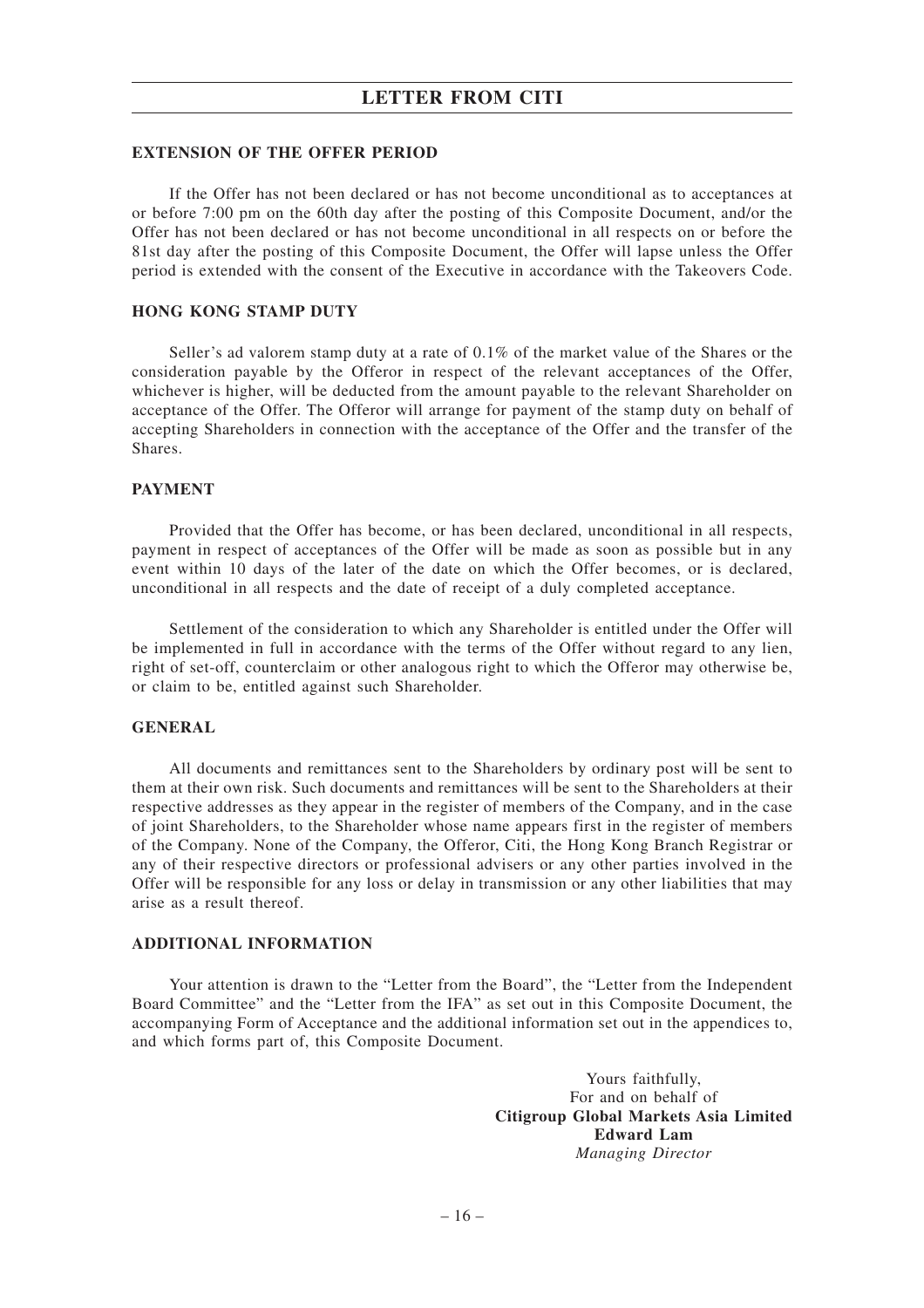**EXTENSION OF THE OFFER PERIOD**

If the Offer has not been declared or has not become unconditional as to acceptances at or before 7:00 pm on the 60th day after the posting of this Composite Document, and/or the Offer has not been declared or has not become unconditional in all respects on or before the 81st day after the posting of this Composite Document, the Offer will lapse unless the Offer period is extended with the consent of the Executive in accordance with the Takeovers Code.

**HONG KONG STAMP DUTY**

Seller's ad valorem stamp duty at a rate of 0.1% of the market value of the Shares or the consideration payable by the Offeror in respect of the relevant acceptances of the Offer, whichever is higher, will be deducted from the amount payable to the relevant Shareholder on acceptance of the Offer. The Offeror will arrange for payment of the stamp duty on behalf of accepting Shareholders in connection with the acceptance of the Offer and the transfer of the Shares.

**PAYMENT**

Provided that the Offer has become, or has been declared, unconditional in all respects, payment in respect of acceptances of the Offer will be made as soon as possible but in any event within 10 days of the later of the date on which the Offer becomes, or is declared, unconditional in all respects and the date of receipt of a duly completed acceptance.

Settlement of the consideration to which any Shareholder is entitled under the Offer will be implemented in full in accordance with the terms of the Offer without regard to any lien, right of set-off, counterclaim or other analogous right to which the Offeror may otherwise be, or claim to be, entitled against such Shareholder.

**GENERAL**

All documents and remittances sent to the Shareholders by ordinary post will be sent to them at their own risk. Such documents and remittances will be sent to the Shareholders at their respective addresses as they appear in the register of members of the Company, and in the case of joint Shareholders, to the Shareholder whose name appears first in the register of members of the Company. None of the Company, the Offeror, Citi, the Hong Kong Branch Registrar or any of their respective directors or professional advisers or any other parties involved in the Offer will be responsible for any loss or delay in transmission or any other liabilities that may arise as a result thereof.

**ADDITIONAL INFORMATION**

Your attention is drawn to the "Letter from the Board", the "Letter from the Independent Board Committee" and the "Letter from the IFA" as set out in this Composite Document, the accompanying Form of Acceptance and the additional information set out in the appendices to, and which forms part of, this Composite Document.

Yours faithfully,
For and on behalf of
**Citigroup Global Markets Asia Limited**
**Edward Lam**
*Managing Director*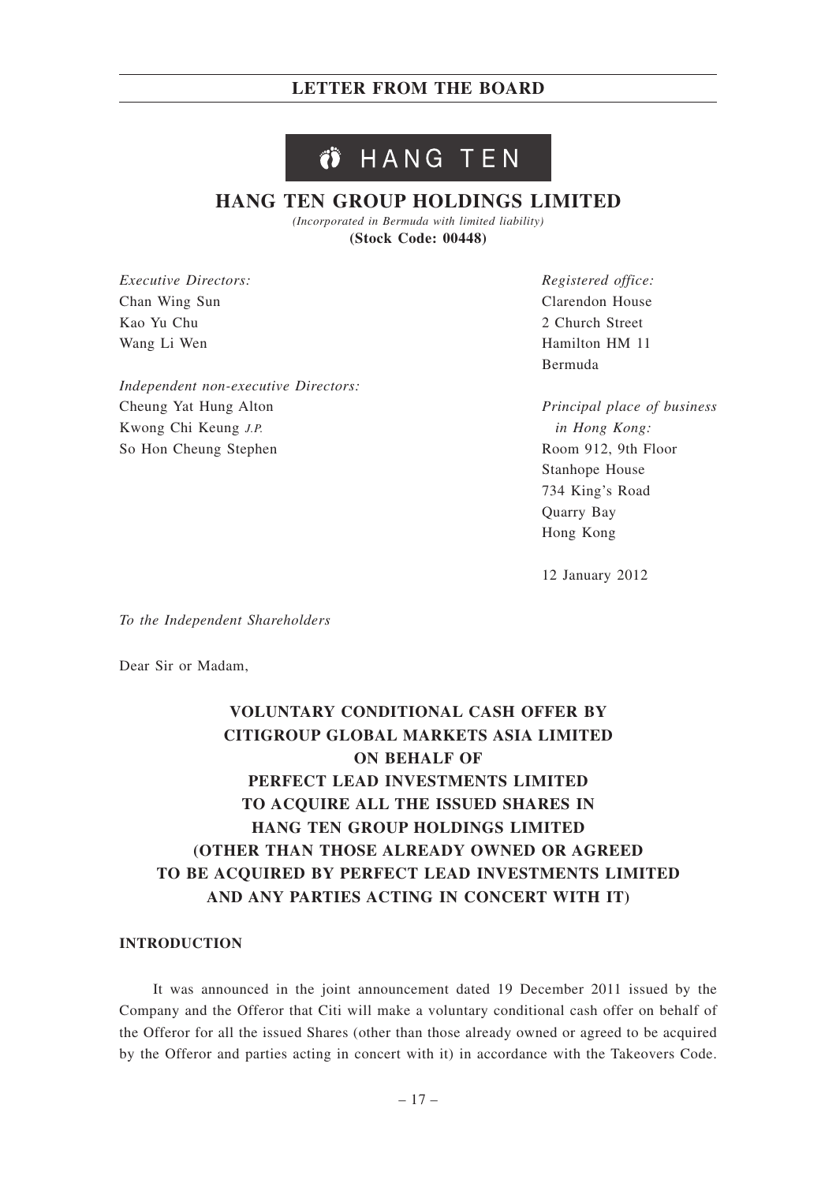HANG TEN

# HANG TEN GROUP HOLDINGS LIMITED

*(Incorporated in Bermuda with limited liability)*

**(Stock Code: 00448)**

*Executive Directors:*
Chan Wing Sun
Kao Yu Chu
Wang Li Wen

*Independent non-executive Directors:*
Cheung Yat Hung Alton
Kwong Chi Keung *J.P.*
So Hon Cheung Stephen

*Registered office:*
Clarendon House
2 Church Street
Hamilton HM 11
Bermuda

*Principal place of business in Hong Kong:*
Room 912, 9th Floor
Stanhope House
734 King's Road
Quarry Bay
Hong Kong

12 January 2012

*To the Independent Shareholders*

Dear Sir or Madam,

**VOLUNTARY CONDITIONAL CASH OFFER BY CITIGROUP GLOBAL MARKETS ASIA LIMITED ON BEHALF OF PERFECT LEAD INVESTMENTS LIMITED TO ACQUIRE ALL THE ISSUED SHARES IN HANG TEN GROUP HOLDINGS LIMITED (OTHER THAN THOSE ALREADY OWNED OR AGREED TO BE ACQUIRED BY PERFECT LEAD INVESTMENTS LIMITED AND ANY PARTIES ACTING IN CONCERT WITH IT)**

## INTRODUCTION

It was announced in the joint announcement dated 19 December 2011 issued by the Company and the Offeror that Citi will make a voluntary conditional cash offer on behalf of the Offeror for all the issued Shares (other than those already owned or agreed to be acquired by the Offeror and parties acting in concert with it) in accordance with the Takeovers Code.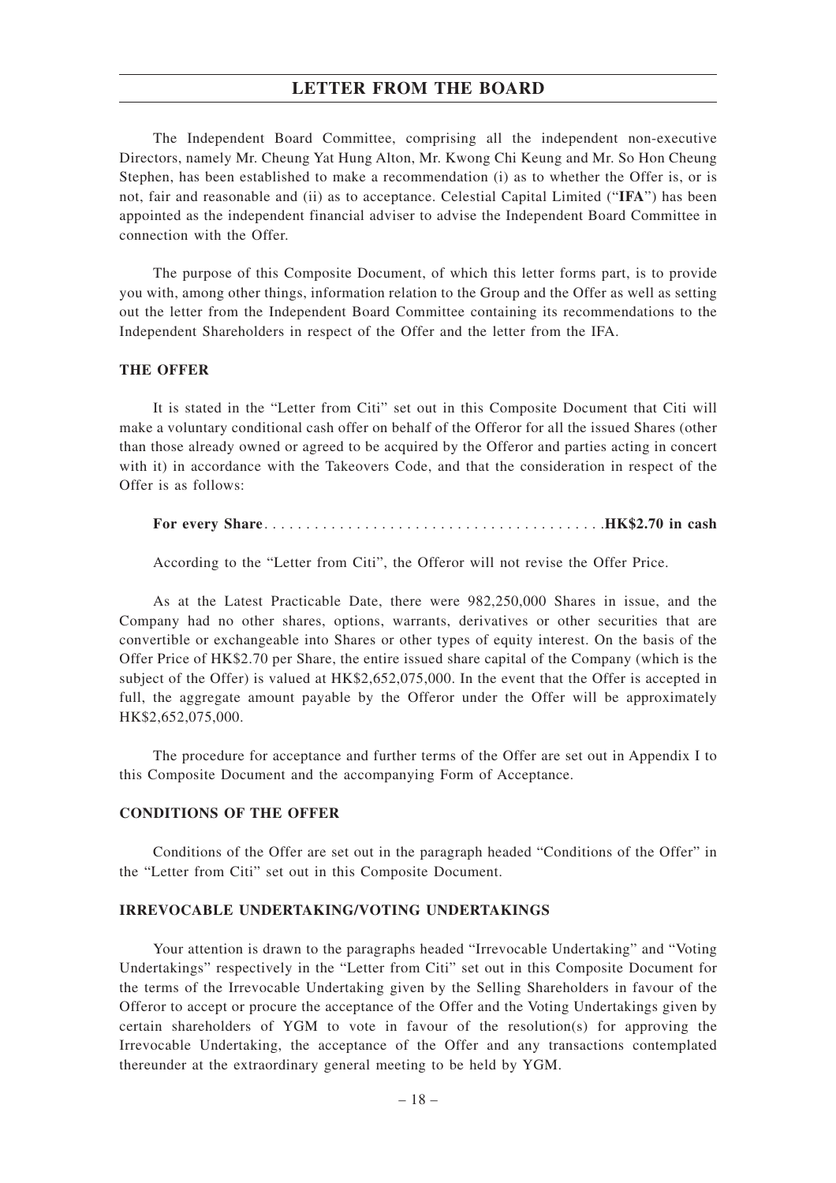The Independent Board Committee, comprising all the independent non-executive Directors, namely Mr. Cheung Yat Hung Alton, Mr. Kwong Chi Keung and Mr. So Hon Cheung Stephen, has been established to make a recommendation (i) as to whether the Offer is, or is not, fair and reasonable and (ii) as to acceptance. Celestial Capital Limited ("**IFA**") has been appointed as the independent financial adviser to advise the Independent Board Committee in connection with the Offer.

The purpose of this Composite Document, of which this letter forms part, is to provide you with, among other things, information relation to the Group and the Offer as well as setting out the letter from the Independent Board Committee containing its recommendations to the Independent Shareholders in respect of the Offer and the letter from the IFA.

## THE OFFER

It is stated in the "Letter from Citi" set out in this Composite Document that Citi will make a voluntary conditional cash offer on behalf of the Offeror for all the issued Shares (other than those already owned or agreed to be acquired by the Offeror and parties acting in concert with it) in accordance with the Takeovers Code, and that the consideration in respect of the Offer is as follows:

**For every Share. . . . . . . . . . . . . . . . . . . . . . . . . . . . . . . . . . . . . . . . HK$2.70 in cash**

According to the "Letter from Citi", the Offeror will not revise the Offer Price.

As at the Latest Practicable Date, there were 982,250,000 Shares in issue, and the Company had no other shares, options, warrants, derivatives or other securities that are convertible or exchangeable into Shares or other types of equity interest. On the basis of the Offer Price of HK$2.70 per Share, the entire issued share capital of the Company (which is the subject of the Offer) is valued at HK$2,652,075,000. In the event that the Offer is accepted in full, the aggregate amount payable by the Offeror under the Offer will be approximately HK$2,652,075,000.

The procedure for acceptance and further terms of the Offer are set out in Appendix I to this Composite Document and the accompanying Form of Acceptance.

## CONDITIONS OF THE OFFER

Conditions of the Offer are set out in the paragraph headed "Conditions of the Offer" in the "Letter from Citi" set out in this Composite Document.

## IRREVOCABLE UNDERTAKING/VOTING UNDERTAKINGS

Your attention is drawn to the paragraphs headed "Irrevocable Undertaking" and "Voting Undertakings" respectively in the "Letter from Citi" set out in this Composite Document for the terms of the Irrevocable Undertaking given by the Selling Shareholders in favour of the Offeror to accept or procure the acceptance of the Offer and the Voting Undertakings given by certain shareholders of YGM to vote in favour of the resolution(s) for approving the Irrevocable Undertaking, the acceptance of the Offer and any transactions contemplated thereunder at the extraordinary general meeting to be held by YGM.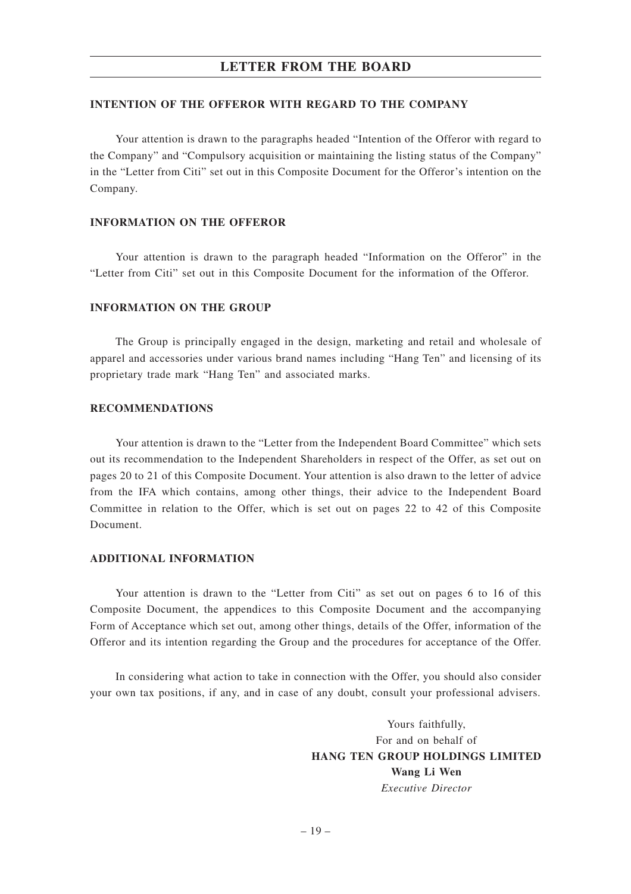## INTENTION OF THE OFFEROR WITH REGARD TO THE COMPANY

Your attention is drawn to the paragraphs headed "Intention of the Offeror with regard to the Company" and "Compulsory acquisition or maintaining the listing status of the Company" in the "Letter from Citi" set out in this Composite Document for the Offeror's intention on the Company.

## INFORMATION ON THE OFFEROR

Your attention is drawn to the paragraph headed "Information on the Offeror" in the "Letter from Citi" set out in this Composite Document for the information of the Offeror.

## INFORMATION ON THE GROUP

The Group is principally engaged in the design, marketing and retail and wholesale of apparel and accessories under various brand names including "Hang Ten" and licensing of its proprietary trade mark "Hang Ten" and associated marks.

## RECOMMENDATIONS

Your attention is drawn to the "Letter from the Independent Board Committee" which sets out its recommendation to the Independent Shareholders in respect of the Offer, as set out on pages 20 to 21 of this Composite Document. Your attention is also drawn to the letter of advice from the IFA which contains, among other things, their advice to the Independent Board Committee in relation to the Offer, which is set out on pages 22 to 42 of this Composite Document.

## ADDITIONAL INFORMATION

Your attention is drawn to the "Letter from Citi" as set out on pages 6 to 16 of this Composite Document, the appendices to this Composite Document and the accompanying Form of Acceptance which set out, among other things, details of the Offer, information of the Offeror and its intention regarding the Group and the procedures for acceptance of the Offer.

In considering what action to take in connection with the Offer, you should also consider your own tax positions, if any, and in case of any doubt, consult your professional advisers.

Yours faithfully,
For and on behalf of
**HANG TEN GROUP HOLDINGS LIMITED**
**Wang Li Wen**
*Executive Director*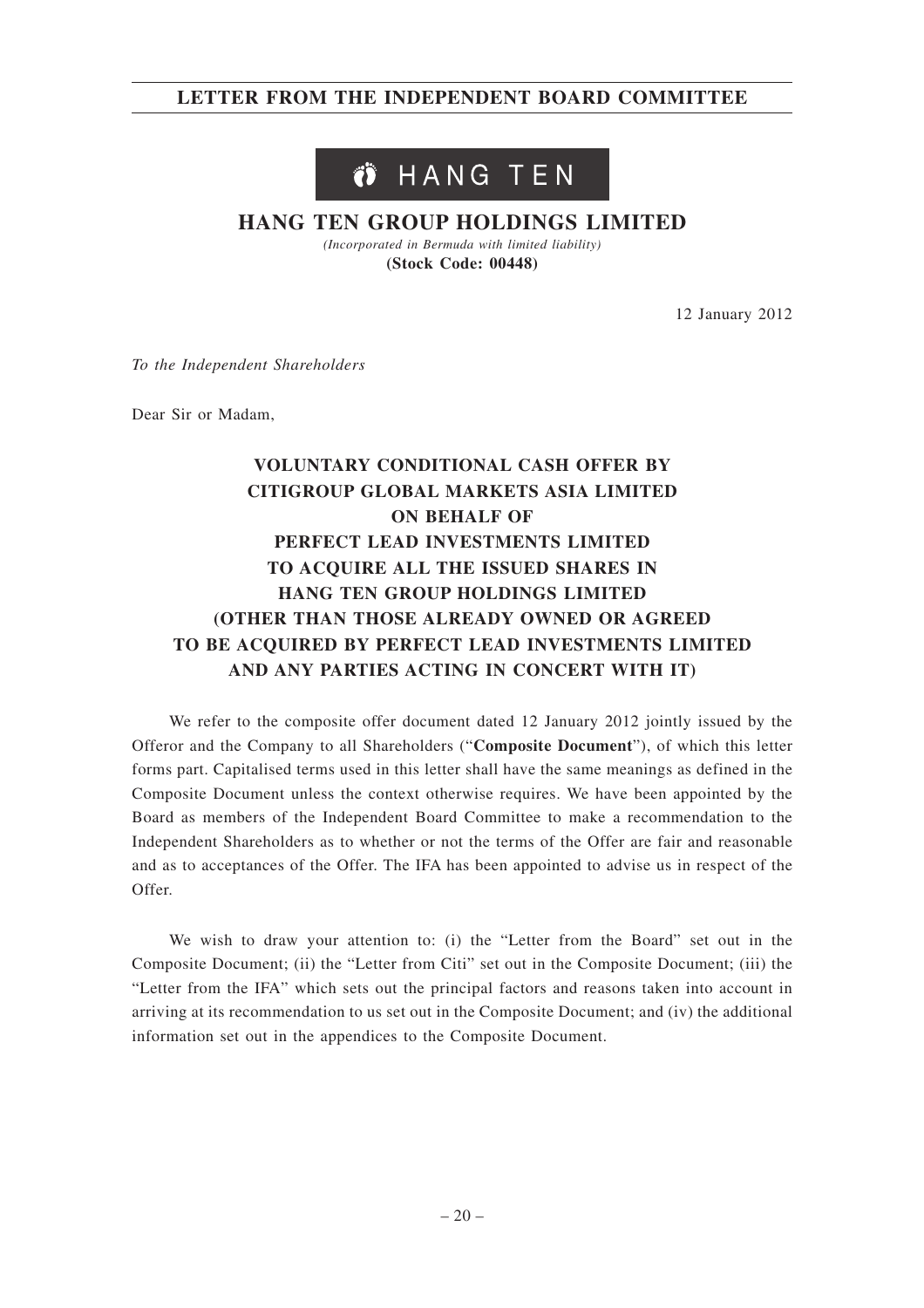# LETTER FROM THE INDEPENDENT BOARD COMMITTEE

HANG TEN

## HANG TEN GROUP HOLDINGS LIMITED

*(Incorporated in Bermuda with limited liability)*

**(Stock Code: 00448)**

12 January 2012

*To the Independent Shareholders*

Dear Sir or Madam,

## VOLUNTARY CONDITIONAL CASH OFFER BY CITIGROUP GLOBAL MARKETS ASIA LIMITED ON BEHALF OF PERFECT LEAD INVESTMENTS LIMITED TO ACQUIRE ALL THE ISSUED SHARES IN HANG TEN GROUP HOLDINGS LIMITED (OTHER THAN THOSE ALREADY OWNED OR AGREED TO BE ACQUIRED BY PERFECT LEAD INVESTMENTS LIMITED AND ANY PARTIES ACTING IN CONCERT WITH IT)

We refer to the composite offer document dated 12 January 2012 jointly issued by the Offeror and the Company to all Shareholders ("**Composite Document**"), of which this letter forms part. Capitalised terms used in this letter shall have the same meanings as defined in the Composite Document unless the context otherwise requires. We have been appointed by the Board as members of the Independent Board Committee to make a recommendation to the Independent Shareholders as to whether or not the terms of the Offer are fair and reasonable and as to acceptances of the Offer. The IFA has been appointed to advise us in respect of the Offer.

We wish to draw your attention to: (i) the "Letter from the Board" set out in the Composite Document; (ii) the "Letter from Citi" set out in the Composite Document; (iii) the "Letter from the IFA" which sets out the principal factors and reasons taken into account in arriving at its recommendation to us set out in the Composite Document; and (iv) the additional information set out in the appendices to the Composite Document.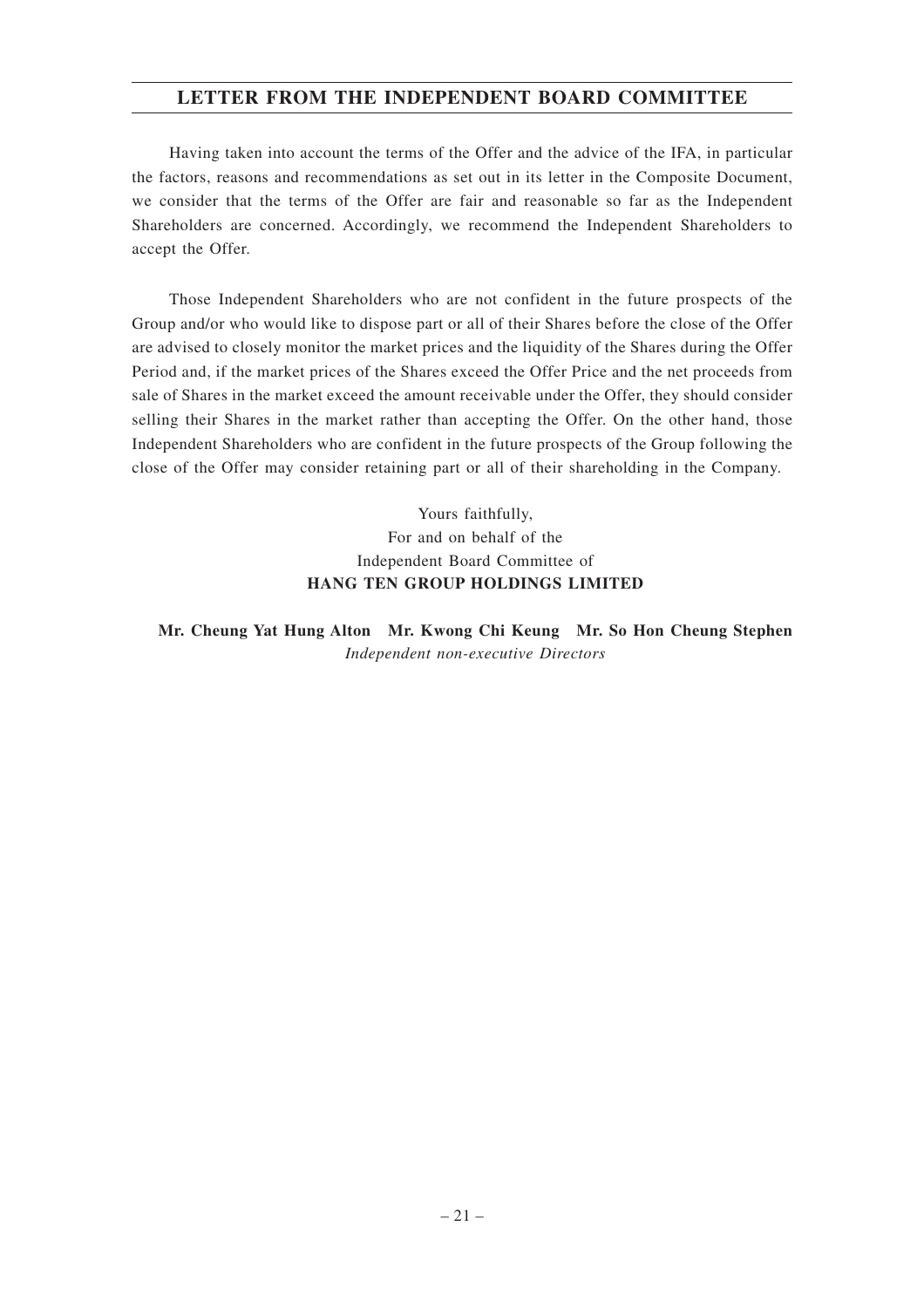Having taken into account the terms of the Offer and the advice of the IFA, in particular the factors, reasons and recommendations as set out in its letter in the Composite Document, we consider that the terms of the Offer are fair and reasonable so far as the Independent Shareholders are concerned. Accordingly, we recommend the Independent Shareholders to accept the Offer.

Those Independent Shareholders who are not confident in the future prospects of the Group and/or who would like to dispose part or all of their Shares before the close of the Offer are advised to closely monitor the market prices and the liquidity of the Shares during the Offer Period and, if the market prices of the Shares exceed the Offer Price and the net proceeds from sale of Shares in the market exceed the amount receivable under the Offer, they should consider selling their Shares in the market rather than accepting the Offer. On the other hand, those Independent Shareholders who are confident in the future prospects of the Group following the close of the Offer may consider retaining part or all of their shareholding in the Company.

Yours faithfully,
For and on behalf of the
Independent Board Committee of
**HANG TEN GROUP HOLDINGS LIMITED**

**Mr. Cheung Yat Hung Alton** **Mr. Kwong Chi Keung** **Mr. So Hon Cheung Stephen**
*Independent non-executive Directors*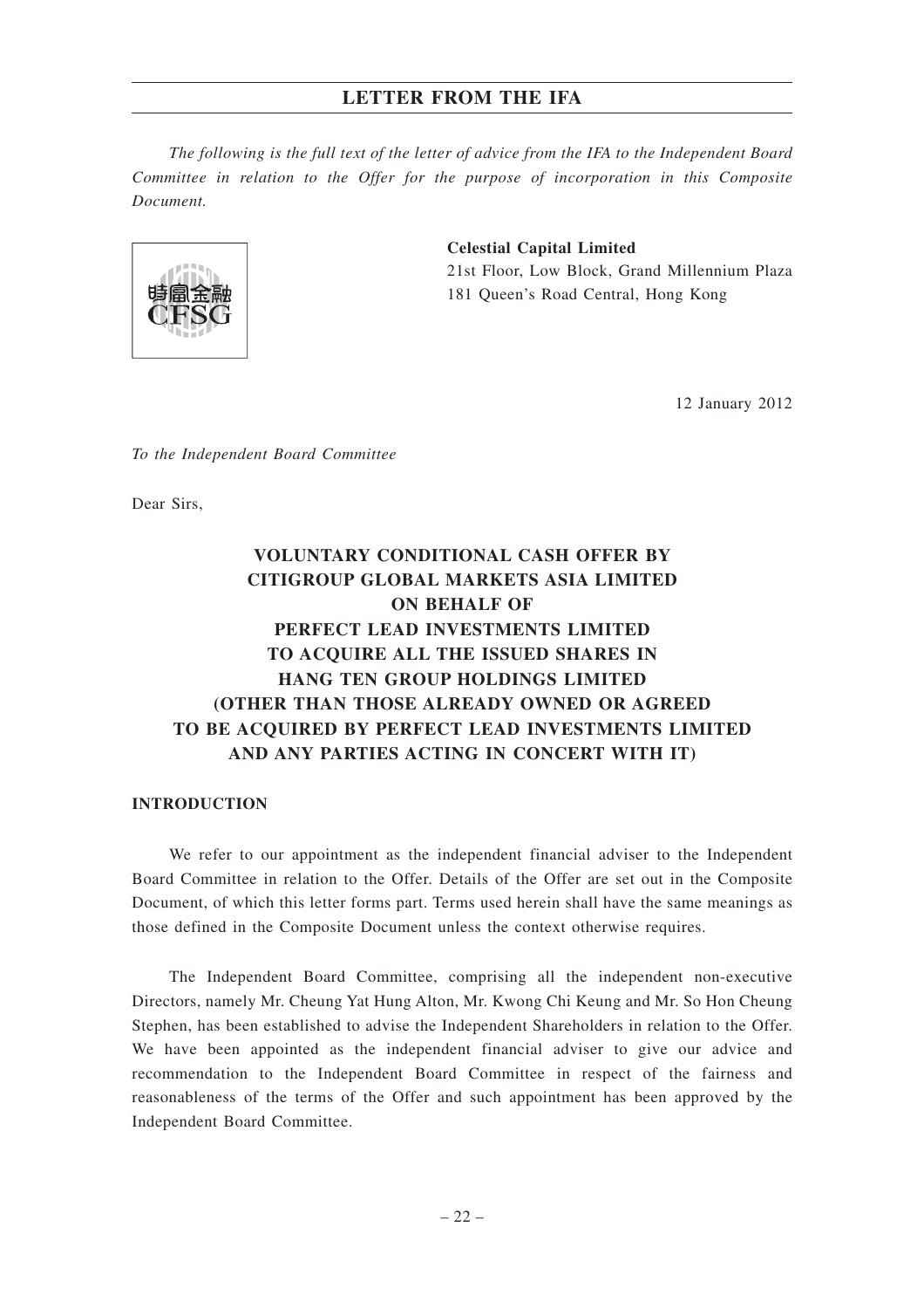*The following is the full text of the letter of advice from the IFA to the Independent Board Committee in relation to the Offer for the purpose of incorporation in this Composite Document.*

**Celestial Capital Limited**
21st Floor, Low Block, Grand Millennium Plaza
181 Queen's Road Central, Hong Kong

12 January 2012

*To the Independent Board Committee*

Dear Sirs,

**VOLUNTARY CONDITIONAL CASH OFFER BY CITIGROUP GLOBAL MARKETS ASIA LIMITED ON BEHALF OF PERFECT LEAD INVESTMENTS LIMITED TO ACQUIRE ALL THE ISSUED SHARES IN HANG TEN GROUP HOLDINGS LIMITED (OTHER THAN THOSE ALREADY OWNED OR AGREED TO BE ACQUIRED BY PERFECT LEAD INVESTMENTS LIMITED AND ANY PARTIES ACTING IN CONCERT WITH IT)**

**INTRODUCTION**

We refer to our appointment as the independent financial adviser to the Independent Board Committee in relation to the Offer. Details of the Offer are set out in the Composite Document, of which this letter forms part. Terms used herein shall have the same meanings as those defined in the Composite Document unless the context otherwise requires.

The Independent Board Committee, comprising all the independent non-executive Directors, namely Mr. Cheung Yat Hung Alton, Mr. Kwong Chi Keung and Mr. So Hon Cheung Stephen, has been established to advise the Independent Shareholders in relation to the Offer. We have been appointed as the independent financial adviser to give our advice and recommendation to the Independent Board Committee in respect of the fairness and reasonableness of the terms of the Offer and such appointment has been approved by the Independent Board Committee.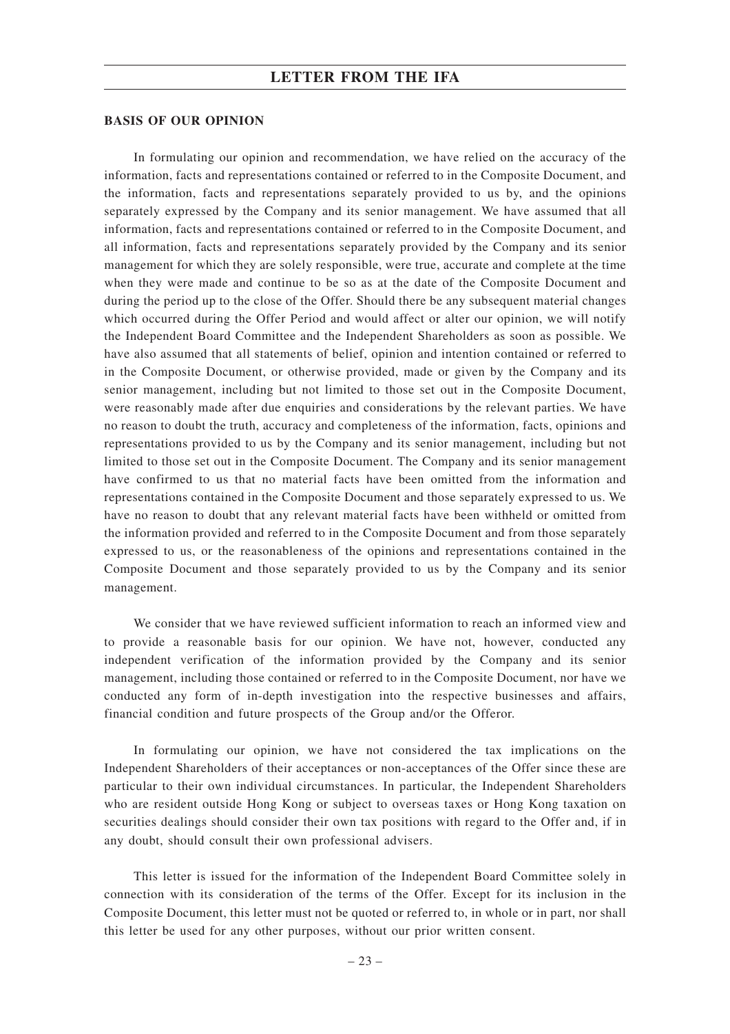## BASIS OF OUR OPINION

In formulating our opinion and recommendation, we have relied on the accuracy of the information, facts and representations contained or referred to in the Composite Document, and the information, facts and representations separately provided to us by, and the opinions separately expressed by the Company and its senior management. We have assumed that all information, facts and representations contained or referred to in the Composite Document, and all information, facts and representations separately provided by the Company and its senior management for which they are solely responsible, were true, accurate and complete at the time when they were made and continue to be so as at the date of the Composite Document and during the period up to the close of the Offer. Should there be any subsequent material changes which occurred during the Offer Period and would affect or alter our opinion, we will notify the Independent Board Committee and the Independent Shareholders as soon as possible. We have also assumed that all statements of belief, opinion and intention contained or referred to in the Composite Document, or otherwise provided, made or given by the Company and its senior management, including but not limited to those set out in the Composite Document, were reasonably made after due enquiries and considerations by the relevant parties. We have no reason to doubt the truth, accuracy and completeness of the information, facts, opinions and representations provided to us by the Company and its senior management, including but not limited to those set out in the Composite Document. The Company and its senior management have confirmed to us that no material facts have been omitted from the information and representations contained in the Composite Document and those separately expressed to us. We have no reason to doubt that any relevant material facts have been withheld or omitted from the information provided and referred to in the Composite Document and from those separately expressed to us, or the reasonableness of the opinions and representations contained in the Composite Document and those separately provided to us by the Company and its senior management.

We consider that we have reviewed sufficient information to reach an informed view and to provide a reasonable basis for our opinion. We have not, however, conducted any independent verification of the information provided by the Company and its senior management, including those contained or referred to in the Composite Document, nor have we conducted any form of in-depth investigation into the respective businesses and affairs, financial condition and future prospects of the Group and/or the Offeror.

In formulating our opinion, we have not considered the tax implications on the Independent Shareholders of their acceptances or non-acceptances of the Offer since these are particular to their own individual circumstances. In particular, the Independent Shareholders who are resident outside Hong Kong or subject to overseas taxes or Hong Kong taxation on securities dealings should consider their own tax positions with regard to the Offer and, if in any doubt, should consult their own professional advisers.

This letter is issued for the information of the Independent Board Committee solely in connection with its consideration of the terms of the Offer. Except for its inclusion in the Composite Document, this letter must not be quoted or referred to, in whole or in part, nor shall this letter be used for any other purposes, without our prior written consent.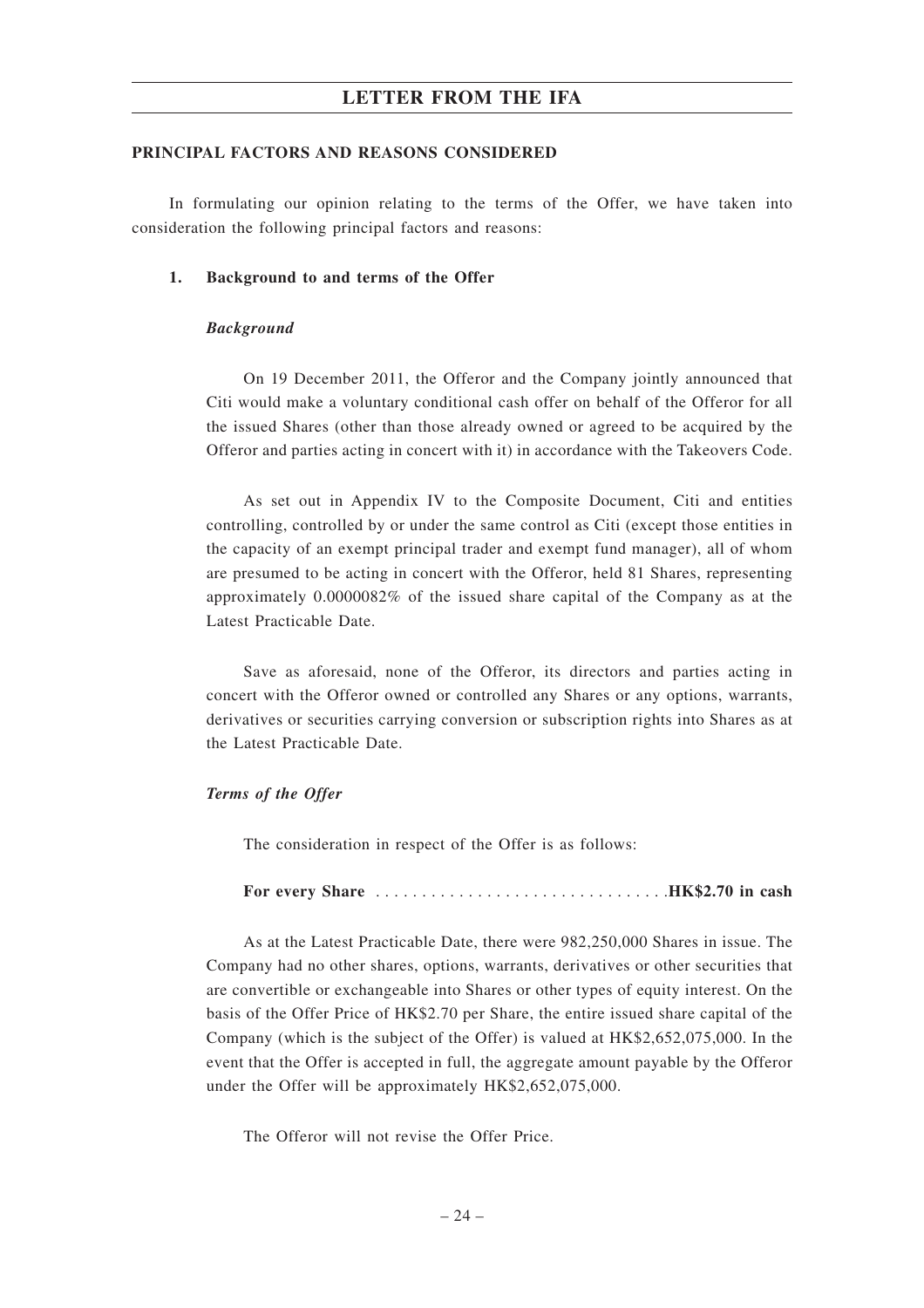## PRINCIPAL FACTORS AND REASONS CONSIDERED

In formulating our opinion relating to the terms of the Offer, we have taken into consideration the following principal factors and reasons:

### 1. Background to and terms of the Offer

***Background***

On 19 December 2011, the Offeror and the Company jointly announced that Citi would make a voluntary conditional cash offer on behalf of the Offeror for all the issued Shares (other than those already owned or agreed to be acquired by the Offeror and parties acting in concert with it) in accordance with the Takeovers Code.

As set out in Appendix IV to the Composite Document, Citi and entities controlling, controlled by or under the same control as Citi (except those entities in the capacity of an exempt principal trader and exempt fund manager), all of whom are presumed to be acting in concert with the Offeror, held 81 Shares, representing approximately 0.0000082% of the issued share capital of the Company as at the Latest Practicable Date.

Save as aforesaid, none of the Offeror, its directors and parties acting in concert with the Offeror owned or controlled any Shares or any options, warrants, derivatives or securities carrying conversion or subscription rights into Shares as at the Latest Practicable Date.

***Terms of the Offer***

The consideration in respect of the Offer is as follows:

**For every Share** . . . . . . . . . . . . . . . . . . . . . . . . . . . . . . . . **HK$2.70 in cash**

As at the Latest Practicable Date, there were 982,250,000 Shares in issue. The Company had no other shares, options, warrants, derivatives or other securities that are convertible or exchangeable into Shares or other types of equity interest. On the basis of the Offer Price of HK$2.70 per Share, the entire issued share capital of the Company (which is the subject of the Offer) is valued at HK$2,652,075,000. In the event that the Offer is accepted in full, the aggregate amount payable by the Offeror under the Offer will be approximately HK$2,652,075,000.

The Offeror will not revise the Offer Price.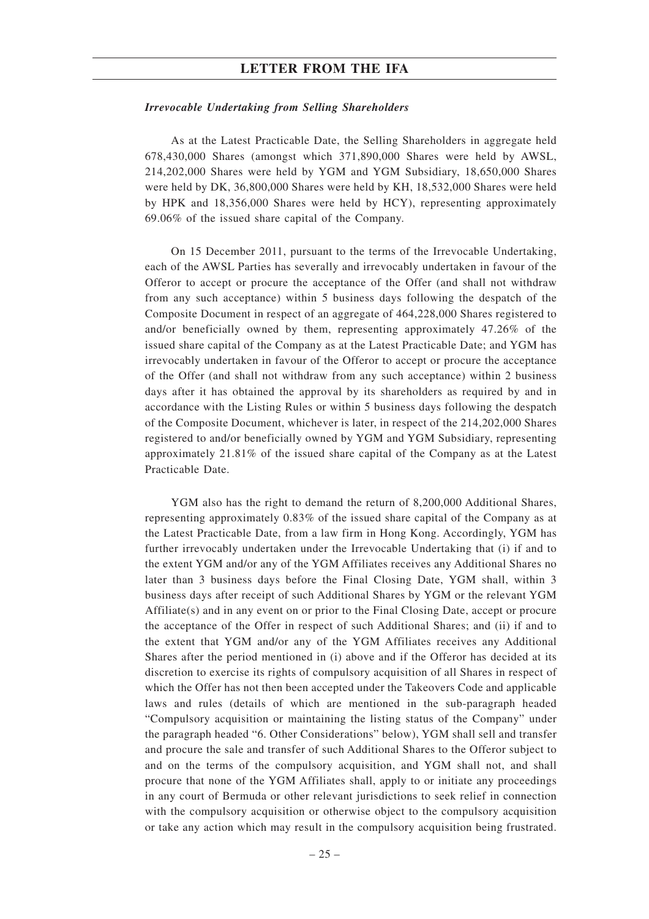***Irrevocable Undertaking from Selling Shareholders***

As at the Latest Practicable Date, the Selling Shareholders in aggregate held 678,430,000 Shares (amongst which 371,890,000 Shares were held by AWSL, 214,202,000 Shares were held by YGM and YGM Subsidiary, 18,650,000 Shares were held by DK, 36,800,000 Shares were held by KH, 18,532,000 Shares were held by HPK and 18,356,000 Shares were held by HCY), representing approximately 69.06% of the issued share capital of the Company.

On 15 December 2011, pursuant to the terms of the Irrevocable Undertaking, each of the AWSL Parties has severally and irrevocably undertaken in favour of the Offeror to accept or procure the acceptance of the Offer (and shall not withdraw from any such acceptance) within 5 business days following the despatch of the Composite Document in respect of an aggregate of 464,228,000 Shares registered to and/or beneficially owned by them, representing approximately 47.26% of the issued share capital of the Company as at the Latest Practicable Date; and YGM has irrevocably undertaken in favour of the Offeror to accept or procure the acceptance of the Offer (and shall not withdraw from any such acceptance) within 2 business days after it has obtained the approval by its shareholders as required by and in accordance with the Listing Rules or within 5 business days following the despatch of the Composite Document, whichever is later, in respect of the 214,202,000 Shares registered to and/or beneficially owned by YGM and YGM Subsidiary, representing approximately 21.81% of the issued share capital of the Company as at the Latest Practicable Date.

YGM also has the right to demand the return of 8,200,000 Additional Shares, representing approximately 0.83% of the issued share capital of the Company as at the Latest Practicable Date, from a law firm in Hong Kong. Accordingly, YGM has further irrevocably undertaken under the Irrevocable Undertaking that (i) if and to the extent YGM and/or any of the YGM Affiliates receives any Additional Shares no later than 3 business days before the Final Closing Date, YGM shall, within 3 business days after receipt of such Additional Shares by YGM or the relevant YGM Affiliate(s) and in any event on or prior to the Final Closing Date, accept or procure the acceptance of the Offer in respect of such Additional Shares; and (ii) if and to the extent that YGM and/or any of the YGM Affiliates receives any Additional Shares after the period mentioned in (i) above and if the Offeror has decided at its discretion to exercise its rights of compulsory acquisition of all Shares in respect of which the Offer has not then been accepted under the Takeovers Code and applicable laws and rules (details of which are mentioned in the sub-paragraph headed "Compulsory acquisition or maintaining the listing status of the Company" under the paragraph headed "6. Other Considerations" below), YGM shall sell and transfer and procure the sale and transfer of such Additional Shares to the Offeror subject to and on the terms of the compulsory acquisition, and YGM shall not, and shall procure that none of the YGM Affiliates shall, apply to or initiate any proceedings in any court of Bermuda or other relevant jurisdictions to seek relief in connection with the compulsory acquisition or otherwise object to the compulsory acquisition or take any action which may result in the compulsory acquisition being frustrated.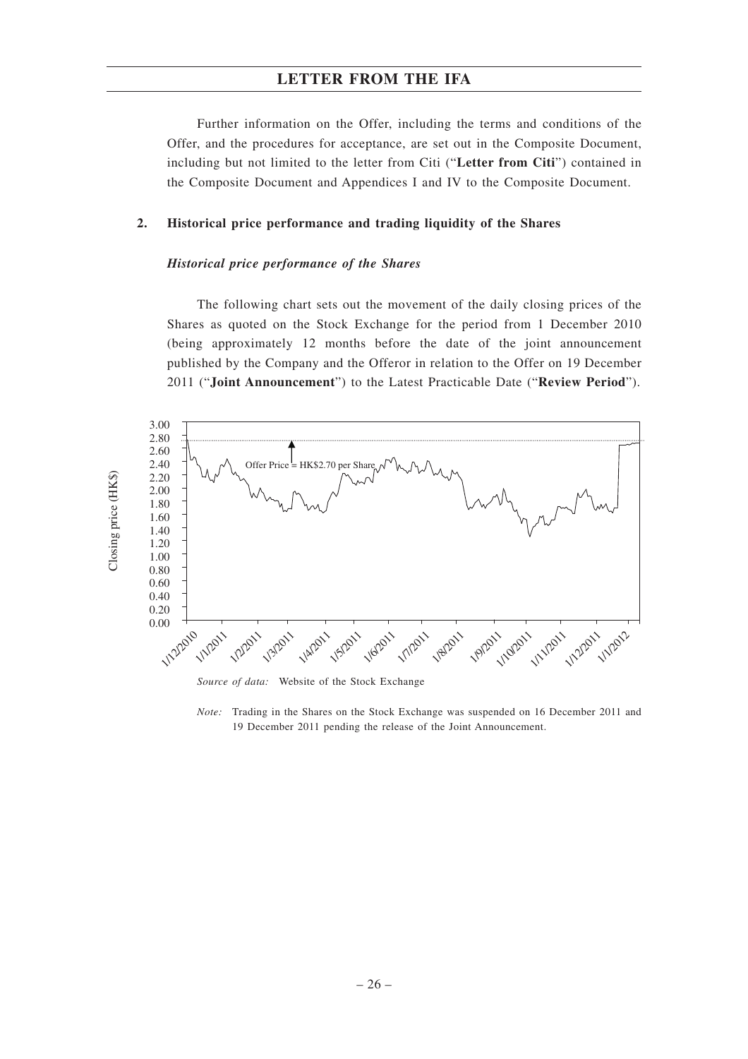Further information on the Offer, including the terms and conditions of the Offer, and the procedures for acceptance, are set out in the Composite Document, including but not limited to the letter from Citi ("**Letter from Citi**") contained in the Composite Document and Appendices I and IV to the Composite Document.

## 2. Historical price performance and trading liquidity of the Shares

### *Historical price performance of the Shares*

The following chart sets out the movement of the daily closing prices of the Shares as quoted on the Stock Exchange for the period from 1 December 2010 (being approximately 12 months before the date of the joint announcement published by the Company and the Offeror in relation to the Offer on 19 December 2011 ("**Joint Announcement**") to the Latest Practicable Date ("**Review Period**").

*Source of data:* Website of the Stock Exchange

*Note:* Trading in the Shares on the Stock Exchange was suspended on 16 December 2011 and 19 December 2011 pending the release of the Joint Announcement.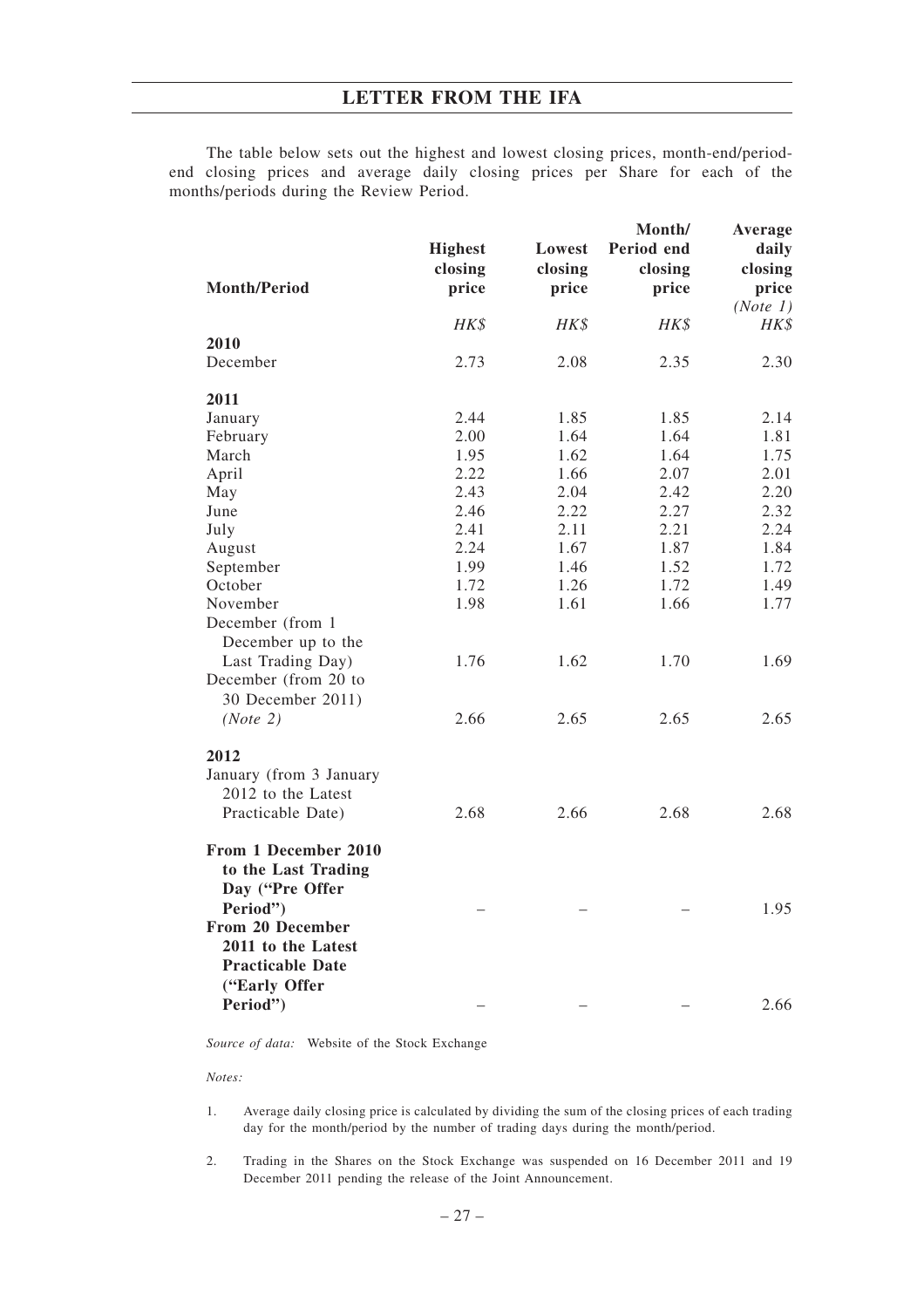The table below sets out the highest and lowest closing prices, month-end/period-end closing prices and average daily closing prices per Share for each of the months/periods during the Review Period.

| Month/Period | Highest closing price | Lowest closing price | Month/ Period end closing price | Average daily closing price *(Note 1)* |
|---|---|---|---|---|
| | *HK$* | *HK$* | *HK$* | *HK$* |
| **2010** | | | | |
| December | 2.73 | 2.08 | 2.35 | 2.30 |
| **2011** | | | | |
| January | 2.44 | 1.85 | 1.85 | 2.14 |
| February | 2.00 | 1.64 | 1.64 | 1.81 |
| March | 1.95 | 1.62 | 1.64 | 1.75 |
| April | 2.22 | 1.66 | 2.07 | 2.01 |
| May | 2.43 | 2.04 | 2.42 | 2.20 |
| June | 2.46 | 2.22 | 2.27 | 2.32 |
| July | 2.41 | 2.11 | 2.21 | 2.24 |
| August | 2.24 | 1.67 | 1.87 | 1.84 |
| September | 1.99 | 1.46 | 1.52 | 1.72 |
| October | 1.72 | 1.26 | 1.72 | 1.49 |
| November | 1.98 | 1.61 | 1.66 | 1.77 |
| December (from 1 December up to the Last Trading Day) | 1.76 | 1.62 | 1.70 | 1.69 |
| December (from 20 to 30 December 2011) *(Note 2)* | 2.66 | 2.65 | 2.65 | 2.65 |
| **2012** | | | | |
| January (from 3 January 2012 to the Latest Practicable Date) | 2.68 | 2.66 | 2.68 | 2.68 |
| **From 1 December 2010 to the Last Trading Day ("Pre Offer Period")** | – | – | – | 1.95 |
| **From 20 December 2011 to the Latest Practicable Date ("Early Offer Period")** | – | – | – | 2.66 |

*Source of data:* Website of the Stock Exchange

*Notes:*

1. Average daily closing price is calculated by dividing the sum of the closing prices of each trading day for the month/period by the number of trading days during the month/period.

2. Trading in the Shares on the Stock Exchange was suspended on 16 December 2011 and 19 December 2011 pending the release of the Joint Announcement.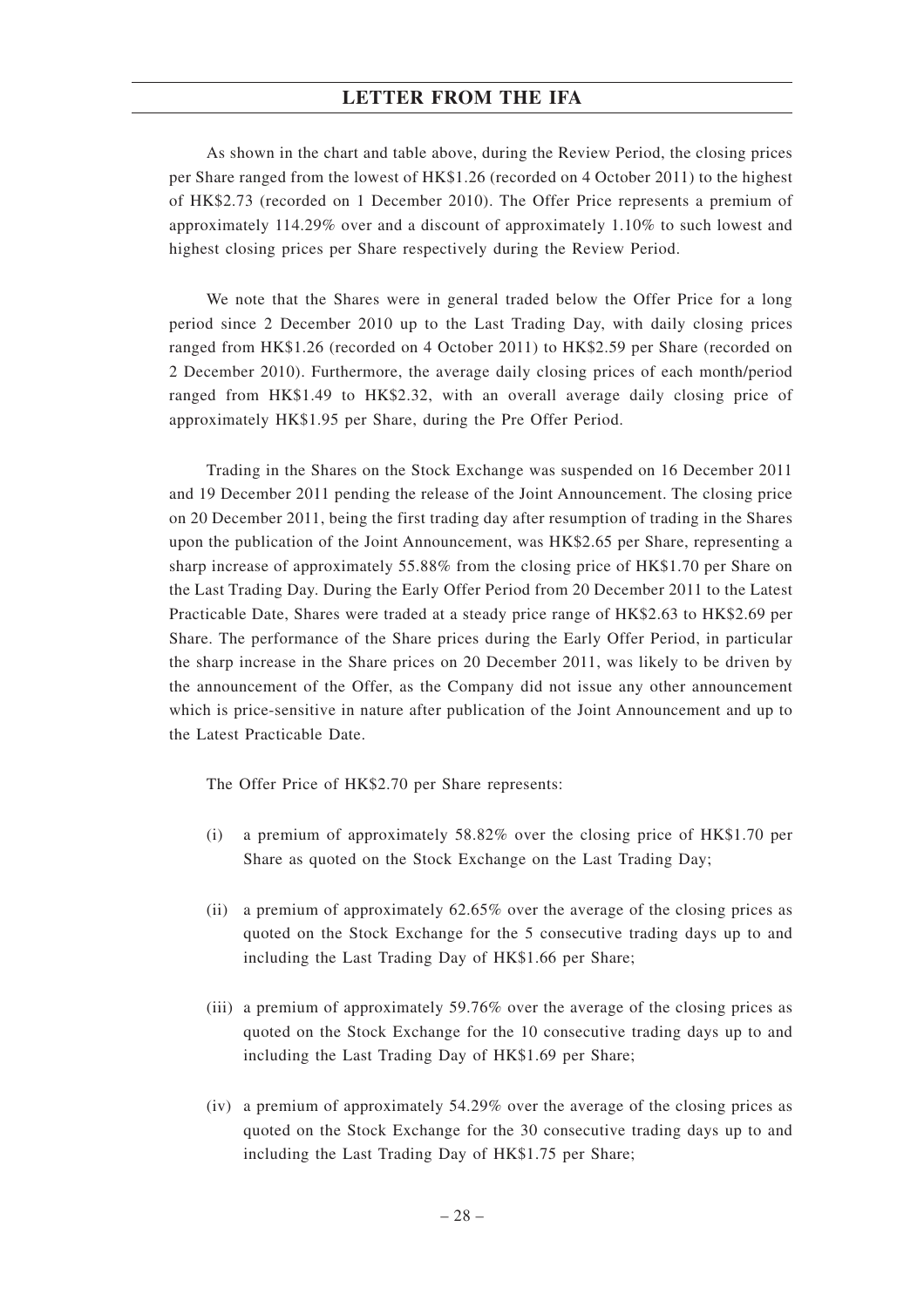As shown in the chart and table above, during the Review Period, the closing prices per Share ranged from the lowest of HK$1.26 (recorded on 4 October 2011) to the highest of HK$2.73 (recorded on 1 December 2010). The Offer Price represents a premium of approximately 114.29% over and a discount of approximately 1.10% to such lowest and highest closing prices per Share respectively during the Review Period.

We note that the Shares were in general traded below the Offer Price for a long period since 2 December 2010 up to the Last Trading Day, with daily closing prices ranged from HK$1.26 (recorded on 4 October 2011) to HK$2.59 per Share (recorded on 2 December 2010). Furthermore, the average daily closing prices of each month/period ranged from HK$1.49 to HK$2.32, with an overall average daily closing price of approximately HK$1.95 per Share, during the Pre Offer Period.

Trading in the Shares on the Stock Exchange was suspended on 16 December 2011 and 19 December 2011 pending the release of the Joint Announcement. The closing price on 20 December 2011, being the first trading day after resumption of trading in the Shares upon the publication of the Joint Announcement, was HK$2.65 per Share, representing a sharp increase of approximately 55.88% from the closing price of HK$1.70 per Share on the Last Trading Day. During the Early Offer Period from 20 December 2011 to the Latest Practicable Date, Shares were traded at a steady price range of HK$2.63 to HK$2.69 per Share. The performance of the Share prices during the Early Offer Period, in particular the sharp increase in the Share prices on 20 December 2011, was likely to be driven by the announcement of the Offer, as the Company did not issue any other announcement which is price-sensitive in nature after publication of the Joint Announcement and up to the Latest Practicable Date.

The Offer Price of HK$2.70 per Share represents:

(i) a premium of approximately 58.82% over the closing price of HK$1.70 per Share as quoted on the Stock Exchange on the Last Trading Day;

(ii) a premium of approximately 62.65% over the average of the closing prices as quoted on the Stock Exchange for the 5 consecutive trading days up to and including the Last Trading Day of HK$1.66 per Share;

(iii) a premium of approximately 59.76% over the average of the closing prices as quoted on the Stock Exchange for the 10 consecutive trading days up to and including the Last Trading Day of HK$1.69 per Share;

(iv) a premium of approximately 54.29% over the average of the closing prices as quoted on the Stock Exchange for the 30 consecutive trading days up to and including the Last Trading Day of HK$1.75 per Share;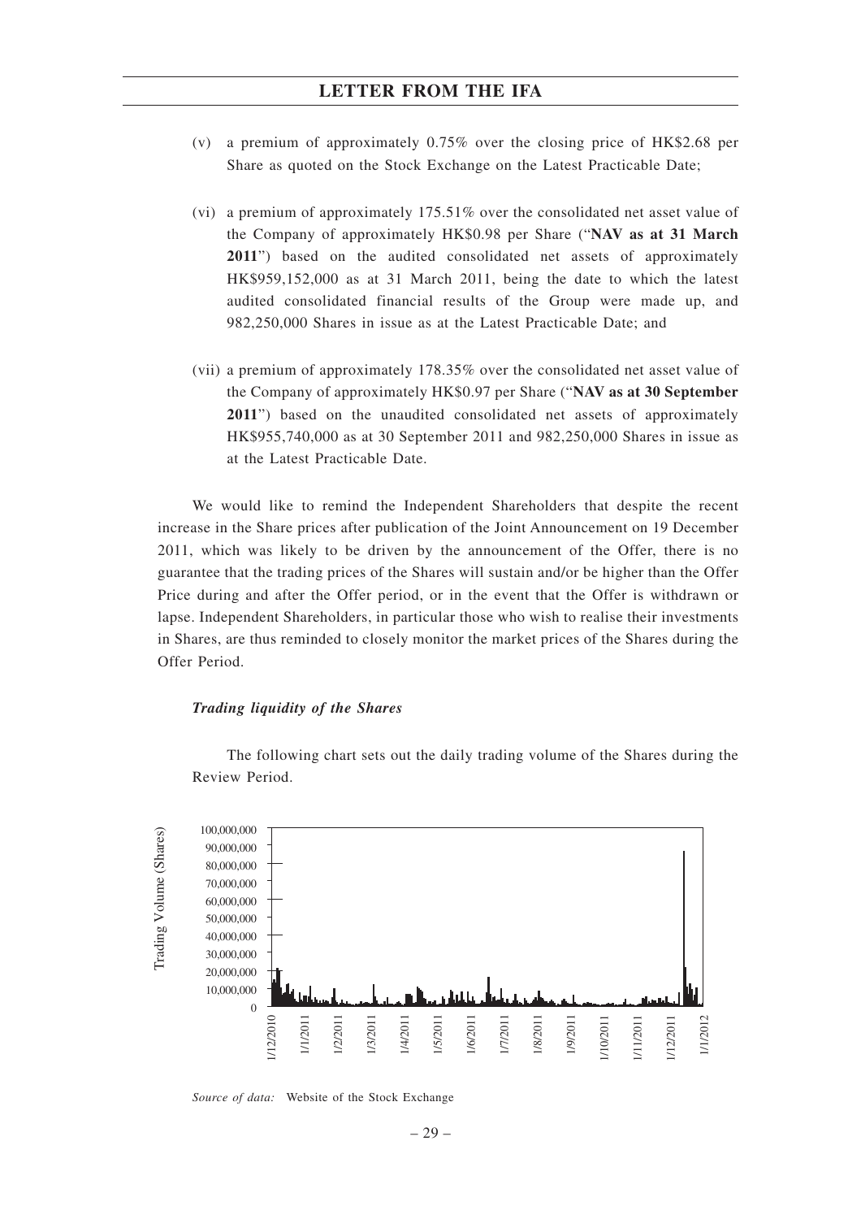(v) a premium of approximately 0.75% over the closing price of HK$2.68 per Share as quoted on the Stock Exchange on the Latest Practicable Date;

(vi) a premium of approximately 175.51% over the consolidated net asset value of the Company of approximately HK$0.98 per Share ("**NAV as at 31 March 2011**") based on the audited consolidated net assets of approximately HK$959,152,000 as at 31 March 2011, being the date to which the latest audited consolidated financial results of the Group were made up, and 982,250,000 Shares in issue as at the Latest Practicable Date; and

(vii) a premium of approximately 178.35% over the consolidated net asset value of the Company of approximately HK$0.97 per Share ("**NAV as at 30 September 2011**") based on the unaudited consolidated net assets of approximately HK$955,740,000 as at 30 September 2011 and 982,250,000 Shares in issue as at the Latest Practicable Date.

We would like to remind the Independent Shareholders that despite the recent increase in the Share prices after publication of the Joint Announcement on 19 December 2011, which was likely to be driven by the announcement of the Offer, there is no guarantee that the trading prices of the Shares will sustain and/or be higher than the Offer Price during and after the Offer period, or in the event that the Offer is withdrawn or lapse. Independent Shareholders, in particular those who wish to realise their investments in Shares, are thus reminded to closely monitor the market prices of the Shares during the Offer Period.

***Trading liquidity of the Shares***

The following chart sets out the daily trading volume of the Shares during the Review Period.

*Source of data:* Website of the Stock Exchange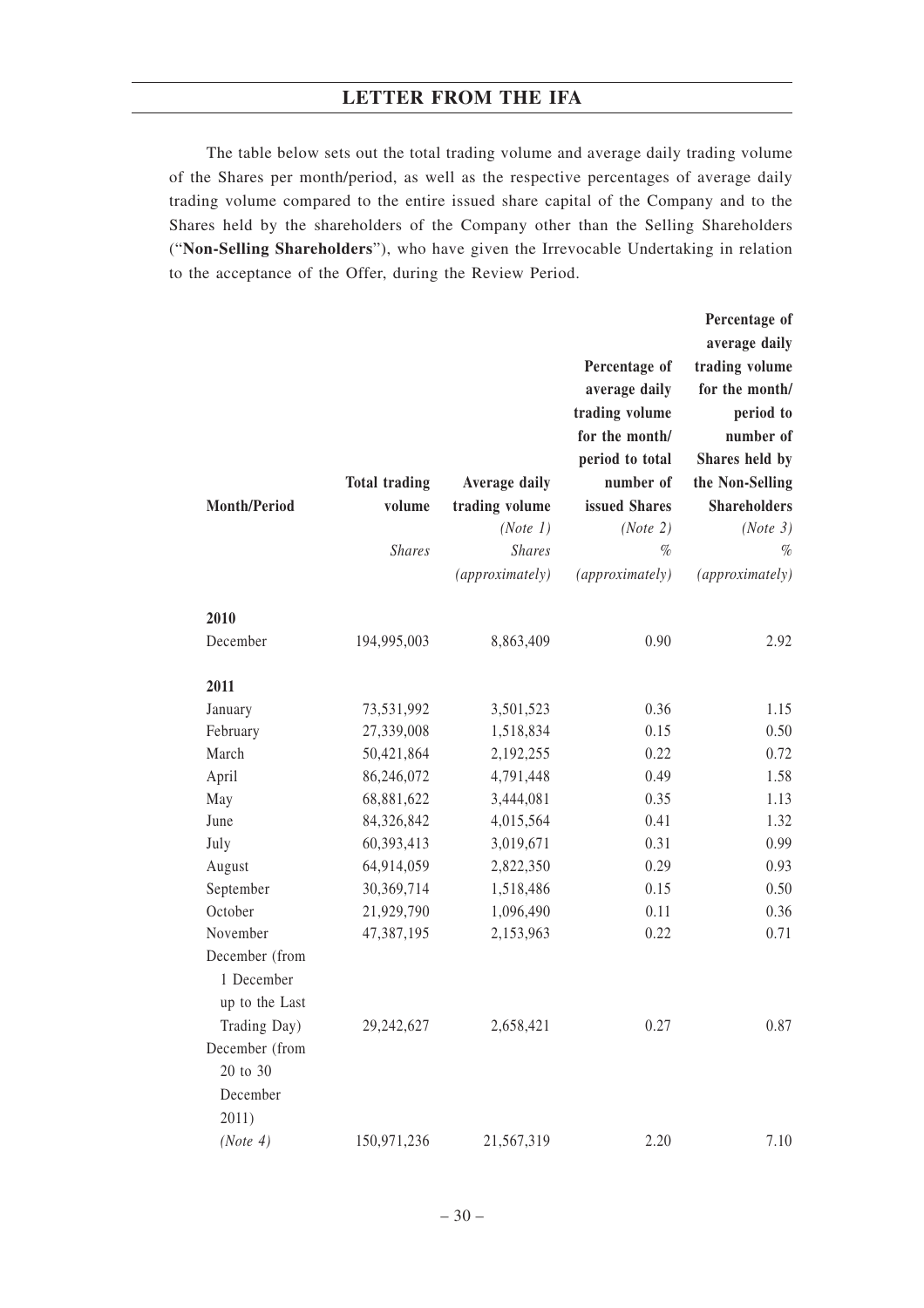The table below sets out the total trading volume and average daily trading volume of the Shares per month/period, as well as the respective percentages of average daily trading volume compared to the entire issued share capital of the Company and to the Shares held by the shareholders of the Company other than the Selling Shareholders ("**Non-Selling Shareholders**"), who have given the Irrevocable Undertaking in relation to the acceptance of the Offer, during the Review Period.

| Month/Period | Total trading volume | Average daily trading volume *(Note 1)* | Percentage of average daily trading volume for the month/ period to total number of issued Shares *(Note 2)* | Percentage of average daily trading volume for the month/ period to number of Shares held by the Non-Selling Shareholders *(Note 3)* |
|---|---|---|---|---|
| | *Shares* | *Shares* | *%* | *%* |
| | | *(approximately)* | *(approximately)* | *(approximately)* |
| **2010** | | | | |
| December | 194,995,003 | 8,863,409 | 0.90 | 2.92 |
| **2011** | | | | |
| January | 73,531,992 | 3,501,523 | 0.36 | 1.15 |
| February | 27,339,008 | 1,518,834 | 0.15 | 0.50 |
| March | 50,421,864 | 2,192,255 | 0.22 | 0.72 |
| April | 86,246,072 | 4,791,448 | 0.49 | 1.58 |
| May | 68,881,622 | 3,444,081 | 0.35 | 1.13 |
| June | 84,326,842 | 4,015,564 | 0.41 | 1.32 |
| July | 60,393,413 | 3,019,671 | 0.31 | 0.99 |
| August | 64,914,059 | 2,822,350 | 0.29 | 0.93 |
| September | 30,369,714 | 1,518,486 | 0.15 | 0.50 |
| October | 21,929,790 | 1,096,490 | 0.11 | 0.36 |
| November | 47,387,195 | 2,153,963 | 0.22 | 0.71 |
| December (from 1 December up to the Last Trading Day) | 29,242,627 | 2,658,421 | 0.27 | 0.87 |
| December (from 20 to 30 December 2011) *(Note 4)* | 150,971,236 | 21,567,319 | 2.20 | 7.10 |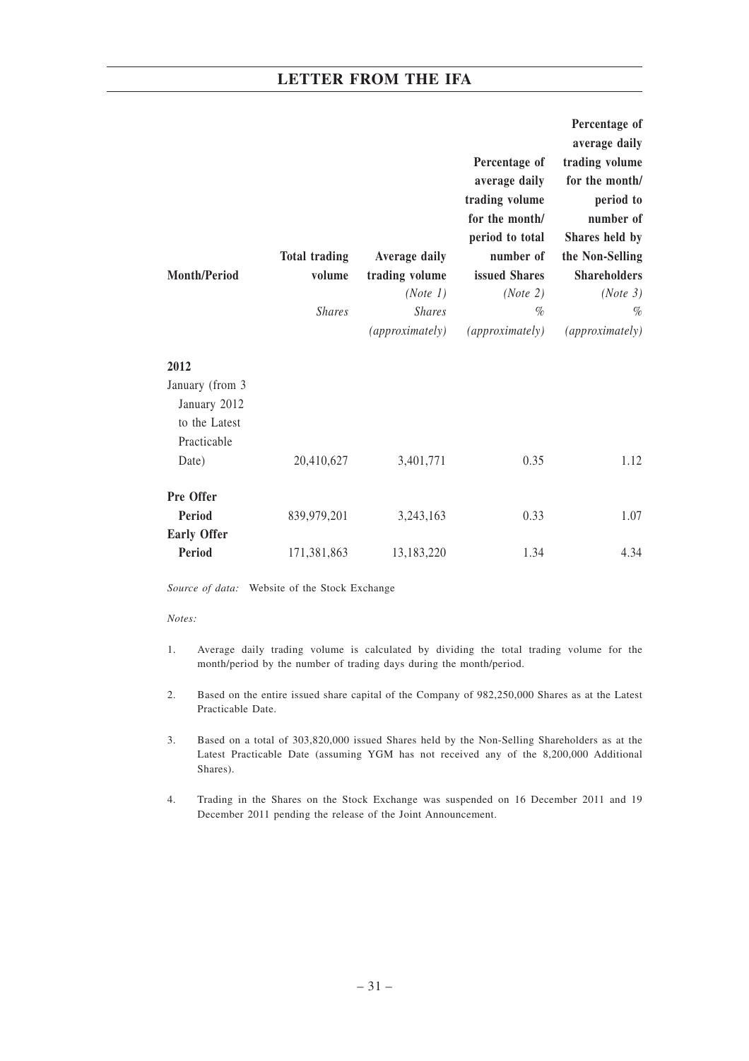| Month/Period | Total trading volume | Average daily trading volume | Percentage of average daily trading volume for the month/ period to total number of issued Shares | Percentage of average daily trading volume for the month/ period to number of Shares held by the Non-Selling Shareholders |
|---|---|---|---|---|
| | | *(Note 1)* | *(Note 2)* | *(Note 3)* |
| | *Shares* | *Shares* | *%* | *%* |
| | | *(approximately)* | *(approximately)* | *(approximately)* |
| **2012** | | | | |
| January (from 3 January 2012 to the Latest Practicable Date) | 20,410,627 | 3,401,771 | 0.35 | 1.12 |
| **Pre Offer Period** | 839,979,201 | 3,243,163 | 0.33 | 1.07 |
| **Early Offer Period** | 171,381,863 | 13,183,220 | 1.34 | 4.34 |

*Source of data:* Website of the Stock Exchange

*Notes:*

1. Average daily trading volume is calculated by dividing the total trading volume for the month/period by the number of trading days during the month/period.

2. Based on the entire issued share capital of the Company of 982,250,000 Shares as at the Latest Practicable Date.

3. Based on a total of 303,820,000 issued Shares held by the Non-Selling Shareholders as at the Latest Practicable Date (assuming YGM has not received any of the 8,200,000 Additional Shares).

4. Trading in the Shares on the Stock Exchange was suspended on 16 December 2011 and 19 December 2011 pending the release of the Joint Announcement.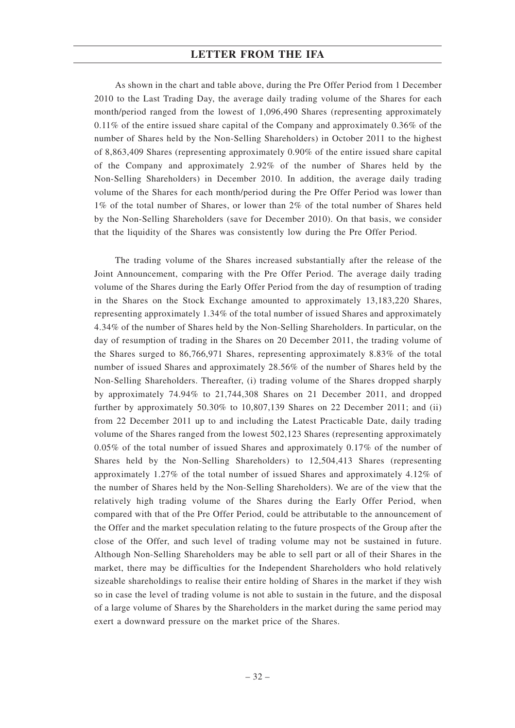As shown in the chart and table above, during the Pre Offer Period from 1 December 2010 to the Last Trading Day, the average daily trading volume of the Shares for each month/period ranged from the lowest of 1,096,490 Shares (representing approximately 0.11% of the entire issued share capital of the Company and approximately 0.36% of the number of Shares held by the Non-Selling Shareholders) in October 2011 to the highest of 8,863,409 Shares (representing approximately 0.90% of the entire issued share capital of the Company and approximately 2.92% of the number of Shares held by the Non-Selling Shareholders) in December 2010. In addition, the average daily trading volume of the Shares for each month/period during the Pre Offer Period was lower than 1% of the total number of Shares, or lower than 2% of the total number of Shares held by the Non-Selling Shareholders (save for December 2010). On that basis, we consider that the liquidity of the Shares was consistently low during the Pre Offer Period.

The trading volume of the Shares increased substantially after the release of the Joint Announcement, comparing with the Pre Offer Period. The average daily trading volume of the Shares during the Early Offer Period from the day of resumption of trading in the Shares on the Stock Exchange amounted to approximately 13,183,220 Shares, representing approximately 1.34% of the total number of issued Shares and approximately 4.34% of the number of Shares held by the Non-Selling Shareholders. In particular, on the day of resumption of trading in the Shares on 20 December 2011, the trading volume of the Shares surged to 86,766,971 Shares, representing approximately 8.83% of the total number of issued Shares and approximately 28.56% of the number of Shares held by the Non-Selling Shareholders. Thereafter, (i) trading volume of the Shares dropped sharply by approximately 74.94% to 21,744,308 Shares on 21 December 2011, and dropped further by approximately 50.30% to 10,807,139 Shares on 22 December 2011; and (ii) from 22 December 2011 up to and including the Latest Practicable Date, daily trading volume of the Shares ranged from the lowest 502,123 Shares (representing approximately 0.05% of the total number of issued Shares and approximately 0.17% of the number of Shares held by the Non-Selling Shareholders) to 12,504,413 Shares (representing approximately 1.27% of the total number of issued Shares and approximately 4.12% of the number of Shares held by the Non-Selling Shareholders). We are of the view that the relatively high trading volume of the Shares during the Early Offer Period, when compared with that of the Pre Offer Period, could be attributable to the announcement of the Offer and the market speculation relating to the future prospects of the Group after the close of the Offer, and such level of trading volume may not be sustained in future. Although Non-Selling Shareholders may be able to sell part or all of their Shares in the market, there may be difficulties for the Independent Shareholders who hold relatively sizeable shareholdings to realise their entire holding of Shares in the market if they wish so in case the level of trading volume is not able to sustain in the future, and the disposal of a large volume of Shares by the Shareholders in the market during the same period may exert a downward pressure on the market price of the Shares.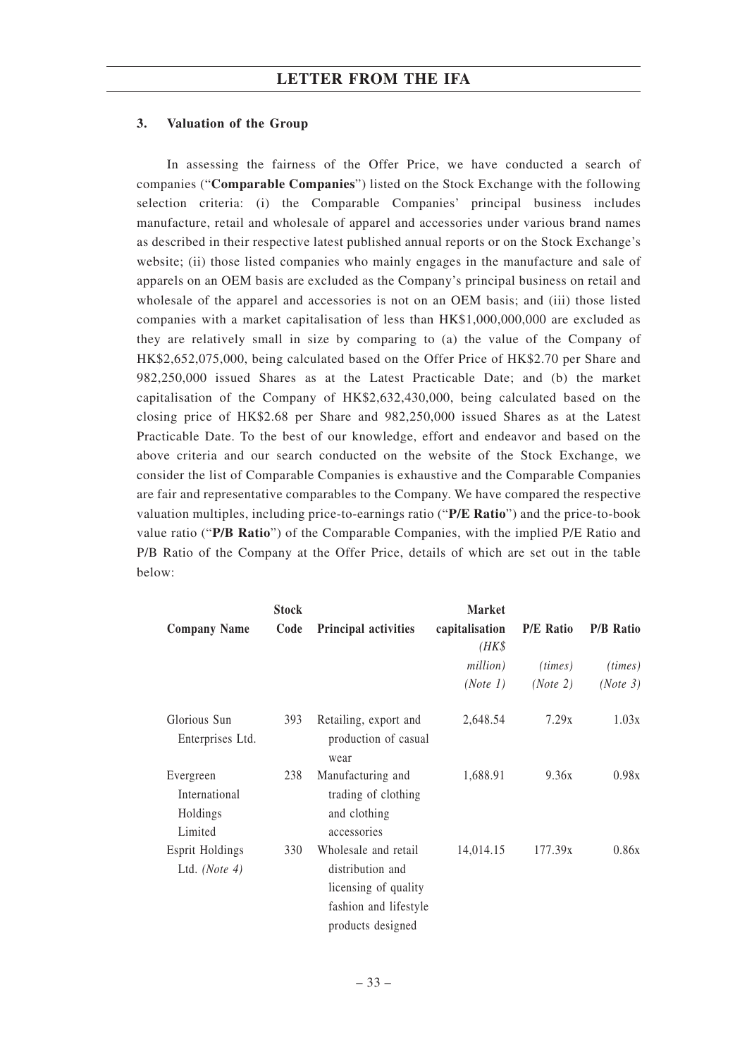### 3. Valuation of the Group

In assessing the fairness of the Offer Price, we have conducted a search of companies ("**Comparable Companies**") listed on the Stock Exchange with the following selection criteria: (i) the Comparable Companies' principal business includes manufacture, retail and wholesale of apparel and accessories under various brand names as described in their respective latest published annual reports or on the Stock Exchange's website; (ii) those listed companies who mainly engages in the manufacture and sale of apparels on an OEM basis are excluded as the Company's principal business on retail and wholesale of the apparel and accessories is not on an OEM basis; and (iii) those listed companies with a market capitalisation of less than HK$1,000,000,000 are excluded as they are relatively small in size by comparing to (a) the value of the Company of HK$2,652,075,000, being calculated based on the Offer Price of HK$2.70 per Share and 982,250,000 issued Shares as at the Latest Practicable Date; and (b) the market capitalisation of the Company of HK$2,632,430,000, being calculated based on the closing price of HK$2.68 per Share and 982,250,000 issued Shares as at the Latest Practicable Date. To the best of our knowledge, effort and endeavor and based on the above criteria and our search conducted on the website of the Stock Exchange, we consider the list of Comparable Companies is exhaustive and the Comparable Companies are fair and representative comparables to the Company. We have compared the respective valuation multiples, including price-to-earnings ratio ("**P/E Ratio**") and the price-to-book value ratio ("**P/B Ratio**") of the Comparable Companies, with the implied P/E Ratio and P/B Ratio of the Company at the Offer Price, details of which are set out in the table below:

| Company Name | Stock Code | Principal activities | Market capitalisation *(HK$ million)* *(Note 1)* | P/E Ratio *(times)* *(Note 2)* | P/B Ratio *(times)* *(Note 3)* |
|---|---|---|---|---|---|
| Glorious Sun Enterprises Ltd. | 393 | Retailing, export and production of casual wear | 2,648.54 | 7.29x | 1.03x |
| Evergreen International Holdings Limited | 238 | Manufacturing and trading of clothing and clothing accessories | 1,688.91 | 9.36x | 0.98x |
| Esprit Holdings Ltd. *(Note 4)* | 330 | Wholesale and retail distribution and licensing of quality fashion and lifestyle products designed | 14,014.15 | 177.39x | 0.86x |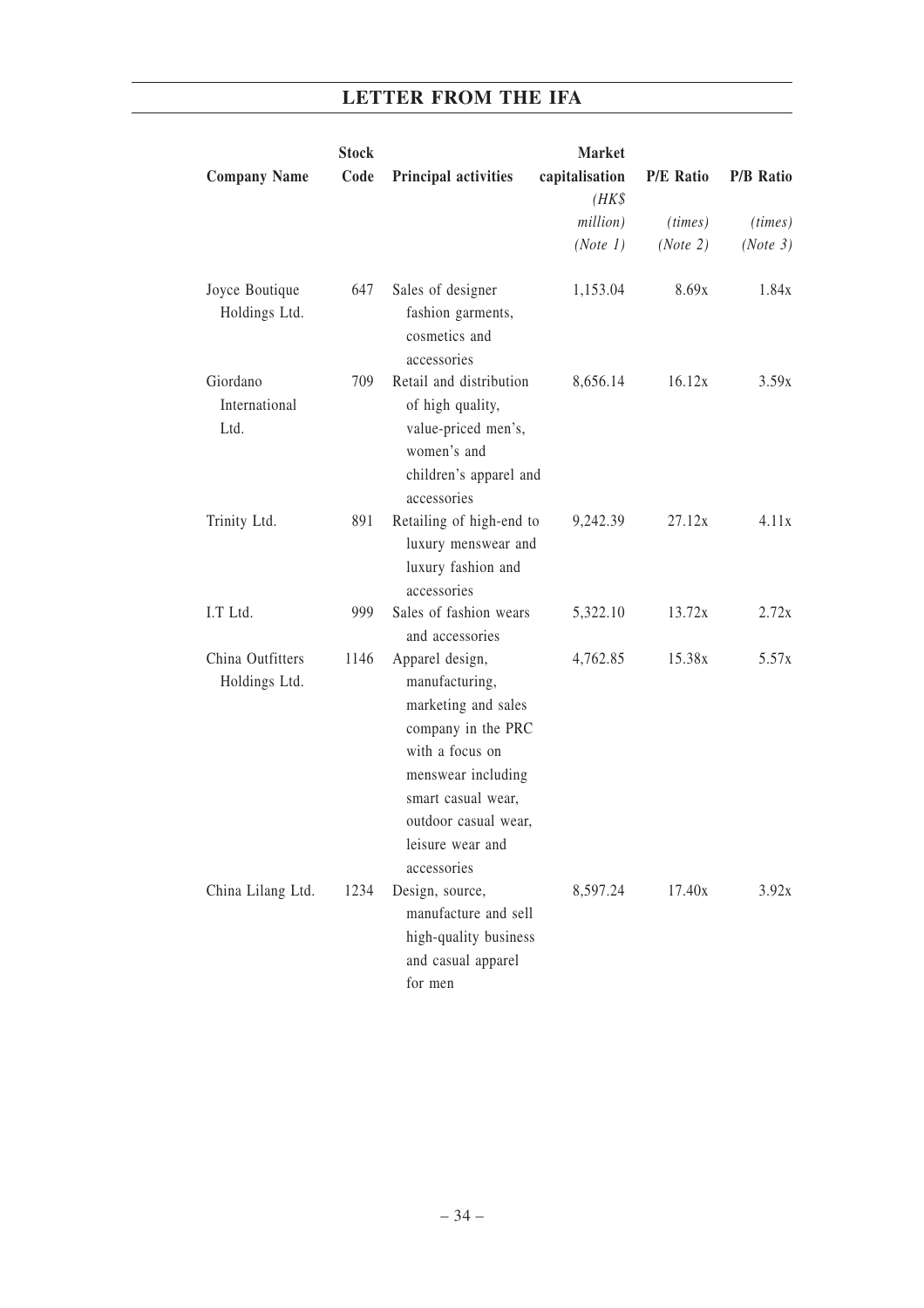| Company Name | Stock Code | Principal activities | Market capitalisation (HK$ million) (Note 1) | P/E Ratio (times) (Note 2) | P/B Ratio (times) (Note 3) |
|---|---|---|---|---|---|
| Joyce Boutique Holdings Ltd. | 647 | Sales of designer fashion garments, cosmetics and accessories | 1,153.04 | 8.69x | 1.84x |
| Giordano International Ltd. | 709 | Retail and distribution of high quality, value-priced men's, women's and children's apparel and accessories | 8,656.14 | 16.12x | 3.59x |
| Trinity Ltd. | 891 | Retailing of high-end to luxury menswear and luxury fashion and accessories | 9,242.39 | 27.12x | 4.11x |
| I.T Ltd. | 999 | Sales of fashion wears and accessories | 5,322.10 | 13.72x | 2.72x |
| China Outfitters Holdings Ltd. | 1146 | Apparel design, manufacturing, marketing and sales company in the PRC with a focus on menswear including smart casual wear, outdoor casual wear, leisure wear and accessories | 4,762.85 | 15.38x | 5.57x |
| China Lilang Ltd. | 1234 | Design, source, manufacture and sell high-quality business and casual apparel for men | 8,597.24 | 17.40x | 3.92x |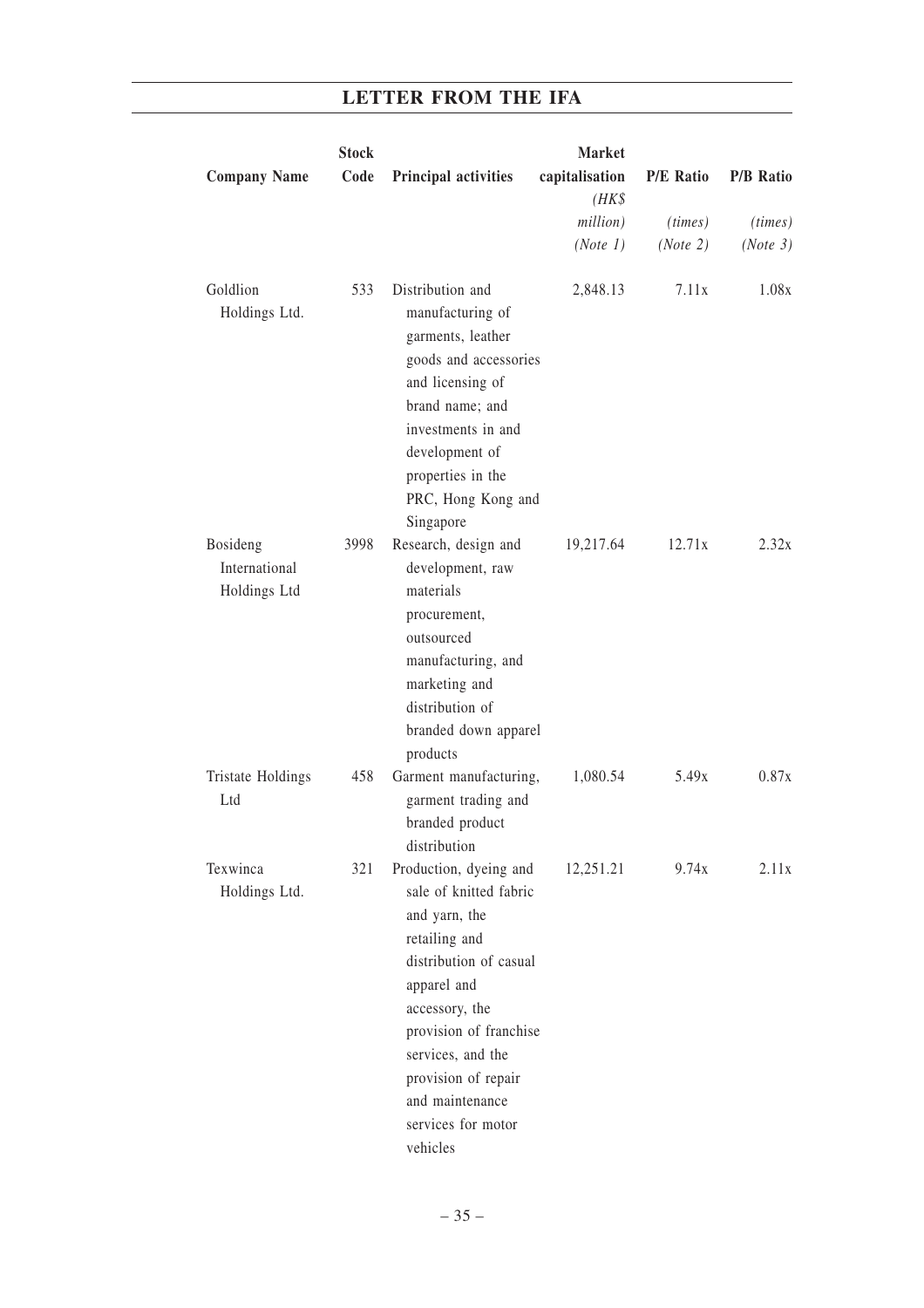| Company Name | Stock Code | Principal activities | Market capitalisation (HK$ million) (Note 1) | P/E Ratio (times) (Note 2) | P/B Ratio (times) (Note 3) |
|---|---|---|---|---|---|
| Goldlion Holdings Ltd. | 533 | Distribution and manufacturing of garments, leather goods and accessories and licensing of brand name; and investments in and development of properties in the PRC, Hong Kong and Singapore | 2,848.13 | 7.11x | 1.08x |
| Bosideng International Holdings Ltd | 3998 | Research, design and development, raw materials procurement, outsourced manufacturing, and marketing and distribution of branded down apparel products | 19,217.64 | 12.71x | 2.32x |
| Tristate Holdings Ltd | 458 | Garment manufacturing, garment trading and branded product distribution | 1,080.54 | 5.49x | 0.87x |
| Texwinca Holdings Ltd. | 321 | Production, dyeing and sale of knitted fabric and yarn, the retailing and distribution of casual apparel and accessory, the provision of franchise services, and the provision of repair and maintenance services for motor vehicles | 12,251.21 | 9.74x | 2.11x |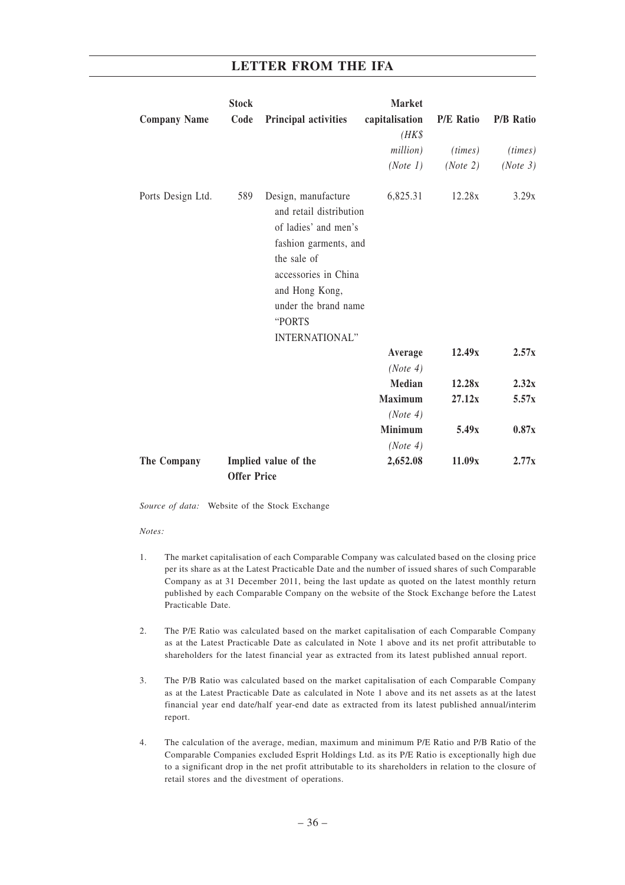| Company Name | Stock Code | Principal activities | Market capitalisation (HK$ million) (Note 1) | P/E Ratio (times) (Note 2) | P/B Ratio (times) (Note 3) |
|---|---|---|---|---|---|
| Ports Design Ltd. | 589 | Design, manufacture and retail distribution of ladies' and men's fashion garments, and the sale of accessories in China and Hong Kong, under the brand name "PORTS INTERNATIONAL" | 6,825.31 | 12.28x | 3.29x |
| | | | **Average** (Note 4) | **12.49x** | **2.57x** |
| | | | **Median** | **12.28x** | **2.32x** |
| | | | **Maximum** (Note 4) | **27.12x** | **5.57x** |
| | | | **Minimum** (Note 4) | **5.49x** | **0.87x** |
| **The Company** | **Implied value of the Offer Price** | | **2,652.08** | **11.09x** | **2.77x** |

*Source of data:* Website of the Stock Exchange

*Notes:*

1. The market capitalisation of each Comparable Company was calculated based on the closing price per its share as at the Latest Practicable Date and the number of issued shares of such Comparable Company as at 31 December 2011, being the last update as quoted on the latest monthly return published by each Comparable Company on the website of the Stock Exchange before the Latest Practicable Date.

2. The P/E Ratio was calculated based on the market capitalisation of each Comparable Company as at the Latest Practicable Date as calculated in Note 1 above and its net profit attributable to shareholders for the latest financial year as extracted from its latest published annual report.

3. The P/B Ratio was calculated based on the market capitalisation of each Comparable Company as at the Latest Practicable Date as calculated in Note 1 above and its net assets as at the latest financial year end date/half year-end date as extracted from its latest published annual/interim report.

4. The calculation of the average, median, maximum and minimum P/E Ratio and P/B Ratio of the Comparable Companies excluded Esprit Holdings Ltd. as its P/E Ratio is exceptionally high due to a significant drop in the net profit attributable to its shareholders in relation to the closure of retail stores and the divestment of operations.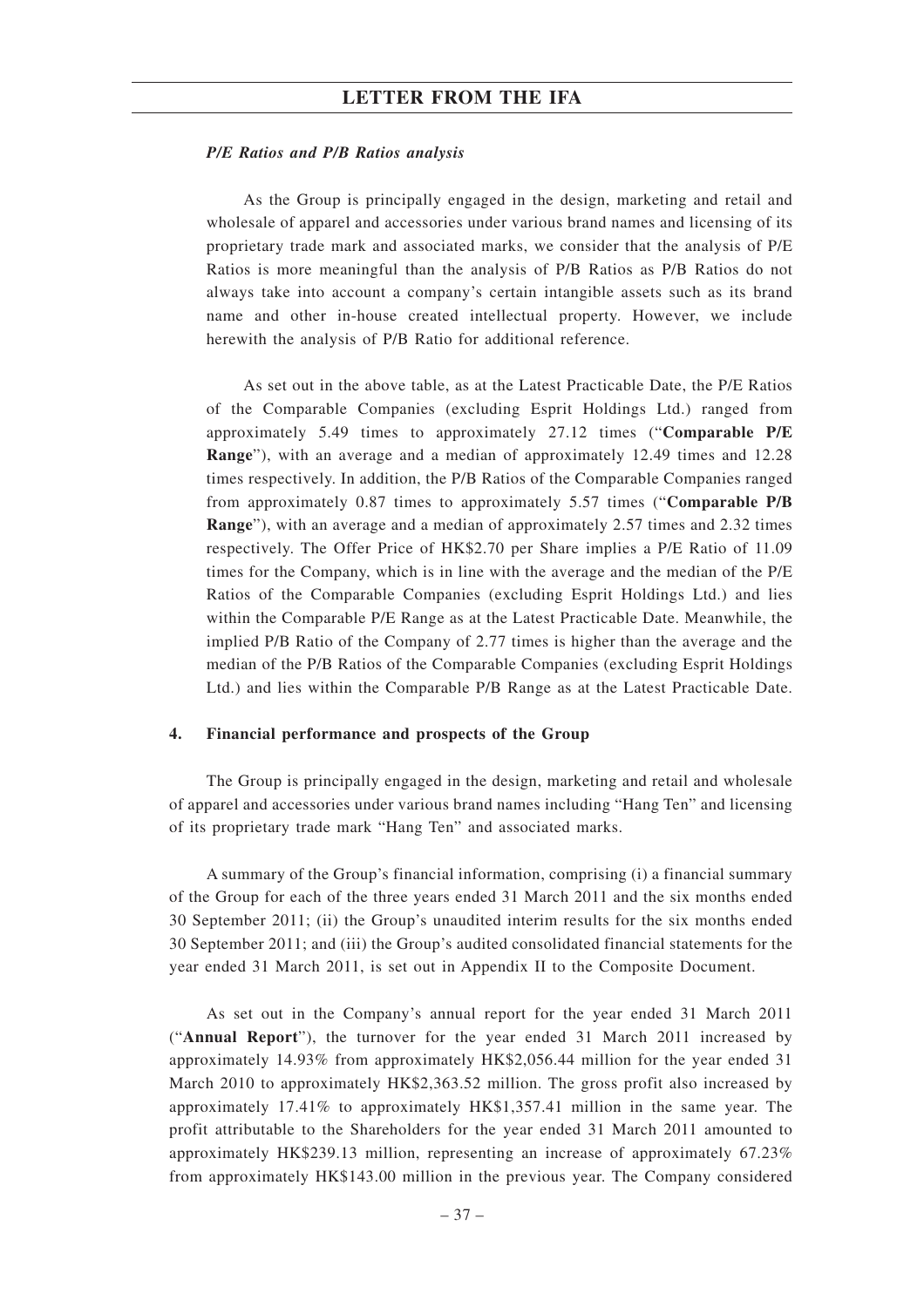### *P/E Ratios and P/B Ratios analysis*

As the Group is principally engaged in the design, marketing and retail and wholesale of apparel and accessories under various brand names and licensing of its proprietary trade mark and associated marks, we consider that the analysis of P/E Ratios is more meaningful than the analysis of P/B Ratios as P/B Ratios do not always take into account a company's certain intangible assets such as its brand name and other in-house created intellectual property. However, we include herewith the analysis of P/B Ratio for additional reference.

As set out in the above table, as at the Latest Practicable Date, the P/E Ratios of the Comparable Companies (excluding Esprit Holdings Ltd.) ranged from approximately 5.49 times to approximately 27.12 times ("**Comparable P/E Range**"), with an average and a median of approximately 12.49 times and 12.28 times respectively. In addition, the P/B Ratios of the Comparable Companies ranged from approximately 0.87 times to approximately 5.57 times ("**Comparable P/B Range**"), with an average and a median of approximately 2.57 times and 2.32 times respectively. The Offer Price of HK$2.70 per Share implies a P/E Ratio of 11.09 times for the Company, which is in line with the average and the median of the P/E Ratios of the Comparable Companies (excluding Esprit Holdings Ltd.) and lies within the Comparable P/E Range as at the Latest Practicable Date. Meanwhile, the implied P/B Ratio of the Company of 2.77 times is higher than the average and the median of the P/B Ratios of the Comparable Companies (excluding Esprit Holdings Ltd.) and lies within the Comparable P/B Range as at the Latest Practicable Date.

## 4. Financial performance and prospects of the Group

The Group is principally engaged in the design, marketing and retail and wholesale of apparel and accessories under various brand names including "Hang Ten" and licensing of its proprietary trade mark "Hang Ten" and associated marks.

A summary of the Group's financial information, comprising (i) a financial summary of the Group for each of the three years ended 31 March 2011 and the six months ended 30 September 2011; (ii) the Group's unaudited interim results for the six months ended 30 September 2011; and (iii) the Group's audited consolidated financial statements for the year ended 31 March 2011, is set out in Appendix II to the Composite Document.

As set out in the Company's annual report for the year ended 31 March 2011 ("**Annual Report**"), the turnover for the year ended 31 March 2011 increased by approximately 14.93% from approximately HK$2,056.44 million for the year ended 31 March 2010 to approximately HK$2,363.52 million. The gross profit also increased by approximately 17.41% to approximately HK$1,357.41 million in the same year. The profit attributable to the Shareholders for the year ended 31 March 2011 amounted to approximately HK$239.13 million, representing an increase of approximately 67.23% from approximately HK$143.00 million in the previous year. The Company considered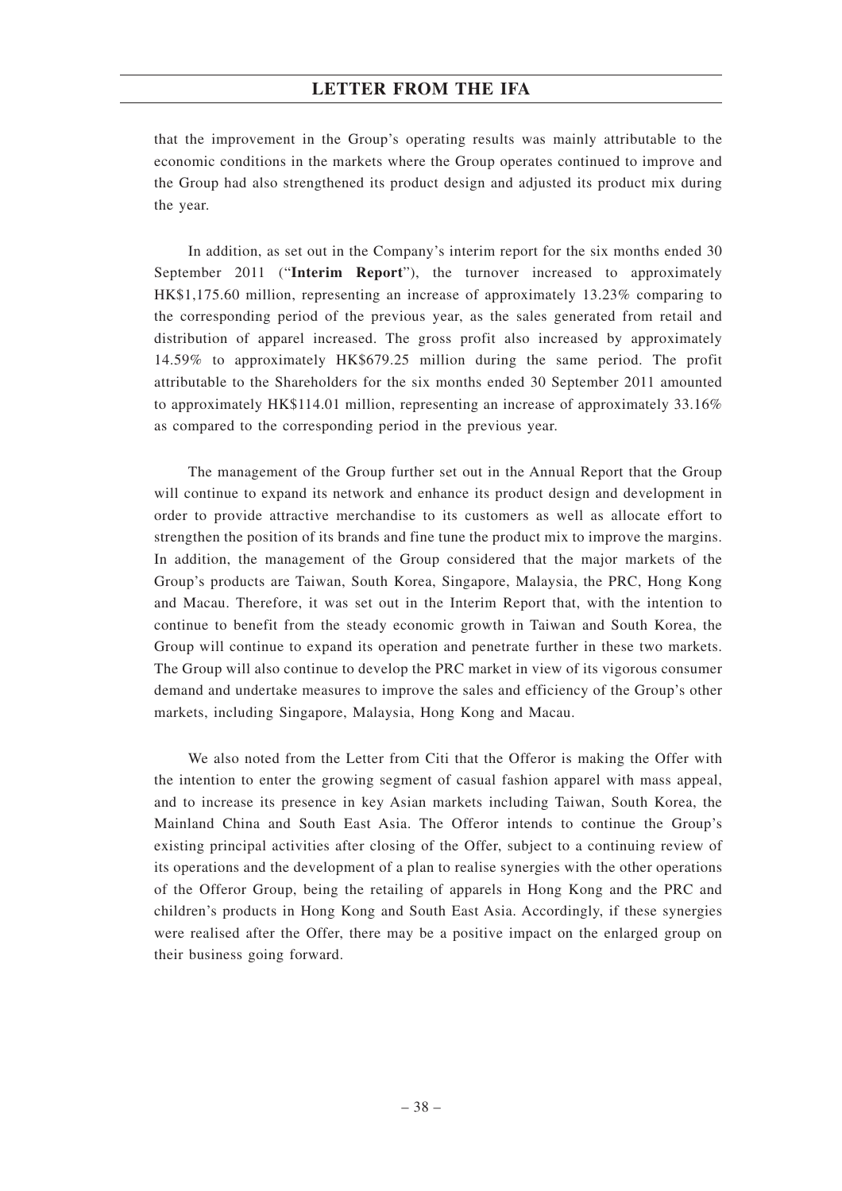that the improvement in the Group's operating results was mainly attributable to the economic conditions in the markets where the Group operates continued to improve and the Group had also strengthened its product design and adjusted its product mix during the year.

In addition, as set out in the Company's interim report for the six months ended 30 September 2011 ("**Interim Report**"), the turnover increased to approximately HK$1,175.60 million, representing an increase of approximately 13.23% comparing to the corresponding period of the previous year, as the sales generated from retail and distribution of apparel increased. The gross profit also increased by approximately 14.59% to approximately HK$679.25 million during the same period. The profit attributable to the Shareholders for the six months ended 30 September 2011 amounted to approximately HK$114.01 million, representing an increase of approximately 33.16% as compared to the corresponding period in the previous year.

The management of the Group further set out in the Annual Report that the Group will continue to expand its network and enhance its product design and development in order to provide attractive merchandise to its customers as well as allocate effort to strengthen the position of its brands and fine tune the product mix to improve the margins. In addition, the management of the Group considered that the major markets of the Group's products are Taiwan, South Korea, Singapore, Malaysia, the PRC, Hong Kong and Macau. Therefore, it was set out in the Interim Report that, with the intention to continue to benefit from the steady economic growth in Taiwan and South Korea, the Group will continue to expand its operation and penetrate further in these two markets. The Group will also continue to develop the PRC market in view of its vigorous consumer demand and undertake measures to improve the sales and efficiency of the Group's other markets, including Singapore, Malaysia, Hong Kong and Macau.

We also noted from the Letter from Citi that the Offeror is making the Offer with the intention to enter the growing segment of casual fashion apparel with mass appeal, and to increase its presence in key Asian markets including Taiwan, South Korea, the Mainland China and South East Asia. The Offeror intends to continue the Group's existing principal activities after closing of the Offer, subject to a continuing review of its operations and the development of a plan to realise synergies with the other operations of the Offeror Group, being the retailing of apparels in Hong Kong and the PRC and children's products in Hong Kong and South East Asia. Accordingly, if these synergies were realised after the Offer, there may be a positive impact on the enlarged group on their business going forward.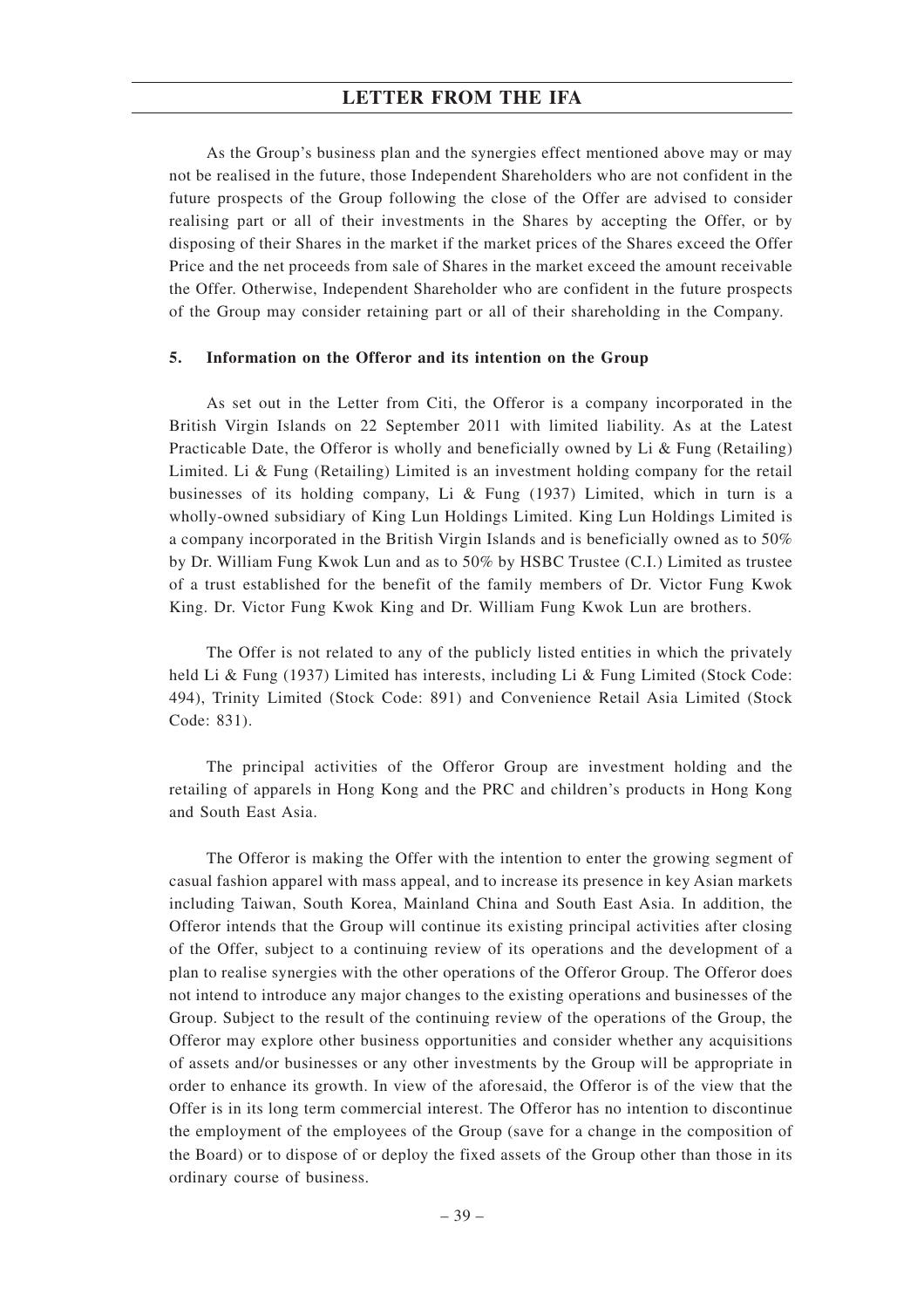As the Group's business plan and the synergies effect mentioned above may or may not be realised in the future, those Independent Shareholders who are not confident in the future prospects of the Group following the close of the Offer are advised to consider realising part or all of their investments in the Shares by accepting the Offer, or by disposing of their Shares in the market if the market prices of the Shares exceed the Offer Price and the net proceeds from sale of Shares in the market exceed the amount receivable the Offer. Otherwise, Independent Shareholder who are confident in the future prospects of the Group may consider retaining part or all of their shareholding in the Company.

**5. Information on the Offeror and its intention on the Group**

As set out in the Letter from Citi, the Offeror is a company incorporated in the British Virgin Islands on 22 September 2011 with limited liability. As at the Latest Practicable Date, the Offeror is wholly and beneficially owned by Li & Fung (Retailing) Limited. Li & Fung (Retailing) Limited is an investment holding company for the retail businesses of its holding company, Li & Fung (1937) Limited, which in turn is a wholly-owned subsidiary of King Lun Holdings Limited. King Lun Holdings Limited is a company incorporated in the British Virgin Islands and is beneficially owned as to 50% by Dr. William Fung Kwok Lun and as to 50% by HSBC Trustee (C.I.) Limited as trustee of a trust established for the benefit of the family members of Dr. Victor Fung Kwok King. Dr. Victor Fung Kwok King and Dr. William Fung Kwok Lun are brothers.

The Offer is not related to any of the publicly listed entities in which the privately held Li & Fung (1937) Limited has interests, including Li & Fung Limited (Stock Code: 494), Trinity Limited (Stock Code: 891) and Convenience Retail Asia Limited (Stock Code: 831).

The principal activities of the Offeror Group are investment holding and the retailing of apparels in Hong Kong and the PRC and children's products in Hong Kong and South East Asia.

The Offeror is making the Offer with the intention to enter the growing segment of casual fashion apparel with mass appeal, and to increase its presence in key Asian markets including Taiwan, South Korea, Mainland China and South East Asia. In addition, the Offeror intends that the Group will continue its existing principal activities after closing of the Offer, subject to a continuing review of its operations and the development of a plan to realise synergies with the other operations of the Offeror Group. The Offeror does not intend to introduce any major changes to the existing operations and businesses of the Group. Subject to the result of the continuing review of the operations of the Group, the Offeror may explore other business opportunities and consider whether any acquisitions of assets and/or businesses or any other investments by the Group will be appropriate in order to enhance its growth. In view of the aforesaid, the Offeror is of the view that the Offer is in its long term commercial interest. The Offeror has no intention to discontinue the employment of the employees of the Group (save for a change in the composition of the Board) or to dispose of or deploy the fixed assets of the Group other than those in its ordinary course of business.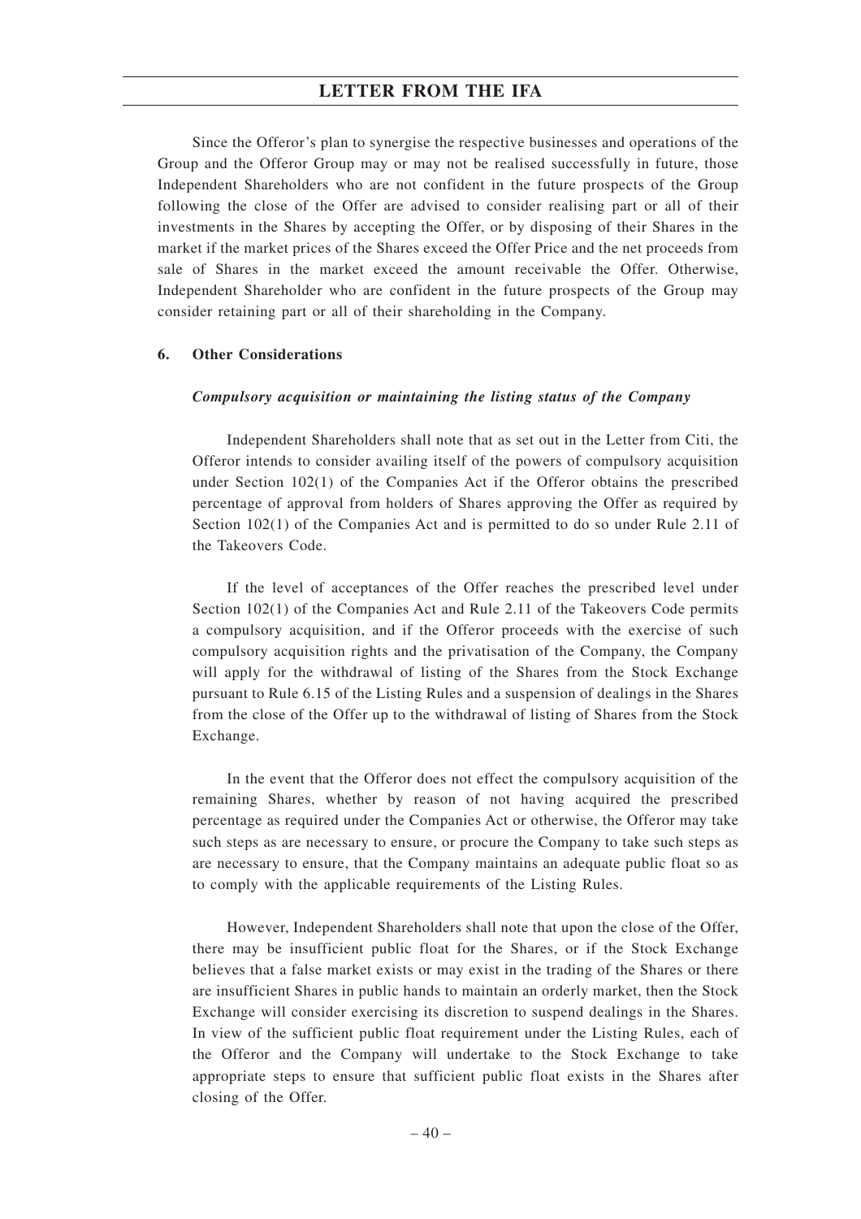Since the Offeror's plan to synergise the respective businesses and operations of the Group and the Offeror Group may or may not be realised successfully in future, those Independent Shareholders who are not confident in the future prospects of the Group following the close of the Offer are advised to consider realising part or all of their investments in the Shares by accepting the Offer, or by disposing of their Shares in the market if the market prices of the Shares exceed the Offer Price and the net proceeds from sale of Shares in the market exceed the amount receivable the Offer. Otherwise, Independent Shareholder who are confident in the future prospects of the Group may consider retaining part or all of their shareholding in the Company.

### 6. Other Considerations

***Compulsory acquisition or maintaining the listing status of the Company***

Independent Shareholders shall note that as set out in the Letter from Citi, the Offeror intends to consider availing itself of the powers of compulsory acquisition under Section 102(1) of the Companies Act if the Offeror obtains the prescribed percentage of approval from holders of Shares approving the Offer as required by Section 102(1) of the Companies Act and is permitted to do so under Rule 2.11 of the Takeovers Code.

If the level of acceptances of the Offer reaches the prescribed level under Section 102(1) of the Companies Act and Rule 2.11 of the Takeovers Code permits a compulsory acquisition, and if the Offeror proceeds with the exercise of such compulsory acquisition rights and the privatisation of the Company, the Company will apply for the withdrawal of listing of the Shares from the Stock Exchange pursuant to Rule 6.15 of the Listing Rules and a suspension of dealings in the Shares from the close of the Offer up to the withdrawal of listing of Shares from the Stock Exchange.

In the event that the Offeror does not effect the compulsory acquisition of the remaining Shares, whether by reason of not having acquired the prescribed percentage as required under the Companies Act or otherwise, the Offeror may take such steps as are necessary to ensure, or procure the Company to take such steps as are necessary to ensure, that the Company maintains an adequate public float so as to comply with the applicable requirements of the Listing Rules.

However, Independent Shareholders shall note that upon the close of the Offer, there may be insufficient public float for the Shares, or if the Stock Exchange believes that a false market exists or may exist in the trading of the Shares or there are insufficient Shares in public hands to maintain an orderly market, then the Stock Exchange will consider exercising its discretion to suspend dealings in the Shares. In view of the sufficient public float requirement under the Listing Rules, each of the Offeror and the Company will undertake to the Stock Exchange to take appropriate steps to ensure that sufficient public float exists in the Shares after closing of the Offer.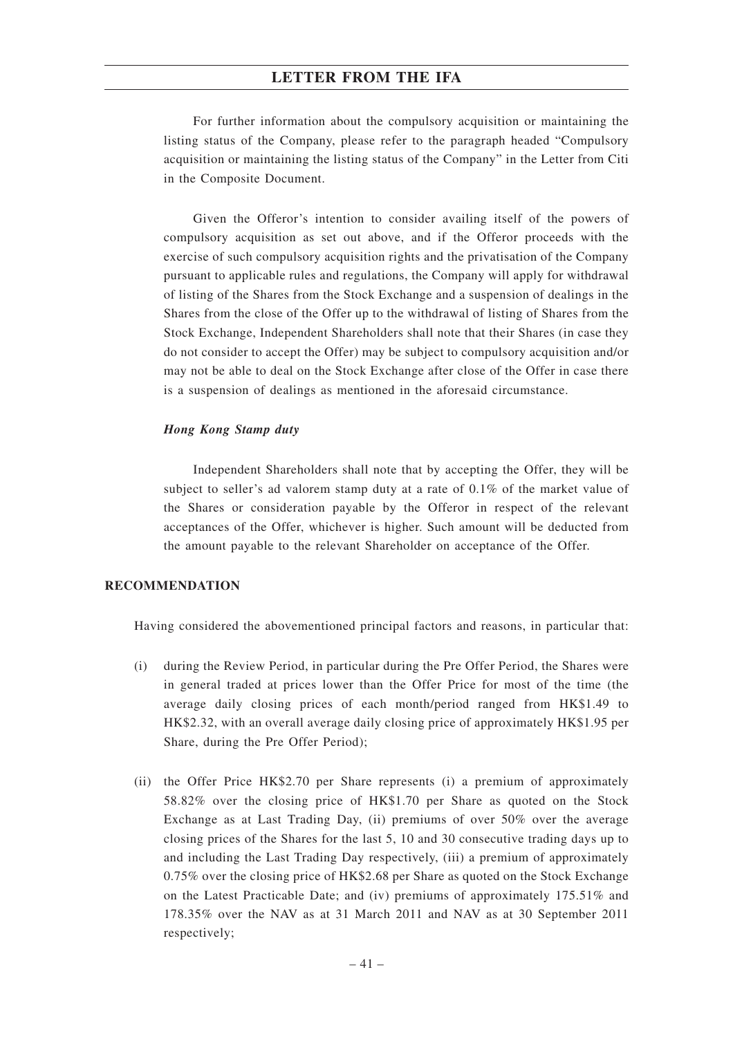For further information about the compulsory acquisition or maintaining the listing status of the Company, please refer to the paragraph headed "Compulsory acquisition or maintaining the listing status of the Company" in the Letter from Citi in the Composite Document.

Given the Offeror's intention to consider availing itself of the powers of compulsory acquisition as set out above, and if the Offeror proceeds with the exercise of such compulsory acquisition rights and the privatisation of the Company pursuant to applicable rules and regulations, the Company will apply for withdrawal of listing of the Shares from the Stock Exchange and a suspension of dealings in the Shares from the close of the Offer up to the withdrawal of listing of Shares from the Stock Exchange, Independent Shareholders shall note that their Shares (in case they do not consider to accept the Offer) may be subject to compulsory acquisition and/or may not be able to deal on the Stock Exchange after close of the Offer in case there is a suspension of dealings as mentioned in the aforesaid circumstance.

***Hong Kong Stamp duty***

Independent Shareholders shall note that by accepting the Offer, they will be subject to seller's ad valorem stamp duty at a rate of 0.1% of the market value of the Shares or consideration payable by the Offeror in respect of the relevant acceptances of the Offer, whichever is higher. Such amount will be deducted from the amount payable to the relevant Shareholder on acceptance of the Offer.

**RECOMMENDATION**

Having considered the abovementioned principal factors and reasons, in particular that:

(i) during the Review Period, in particular during the Pre Offer Period, the Shares were in general traded at prices lower than the Offer Price for most of the time (the average daily closing prices of each month/period ranged from HK$1.49 to HK$2.32, with an overall average daily closing price of approximately HK$1.95 per Share, during the Pre Offer Period);

(ii) the Offer Price HK$2.70 per Share represents (i) a premium of approximately 58.82% over the closing price of HK$1.70 per Share as quoted on the Stock Exchange as at Last Trading Day, (ii) premiums of over 50% over the average closing prices of the Shares for the last 5, 10 and 30 consecutive trading days up to and including the Last Trading Day respectively, (iii) a premium of approximately 0.75% over the closing price of HK$2.68 per Share as quoted on the Stock Exchange on the Latest Practicable Date; and (iv) premiums of approximately 175.51% and 178.35% over the NAV as at 31 March 2011 and NAV as at 30 September 2011 respectively;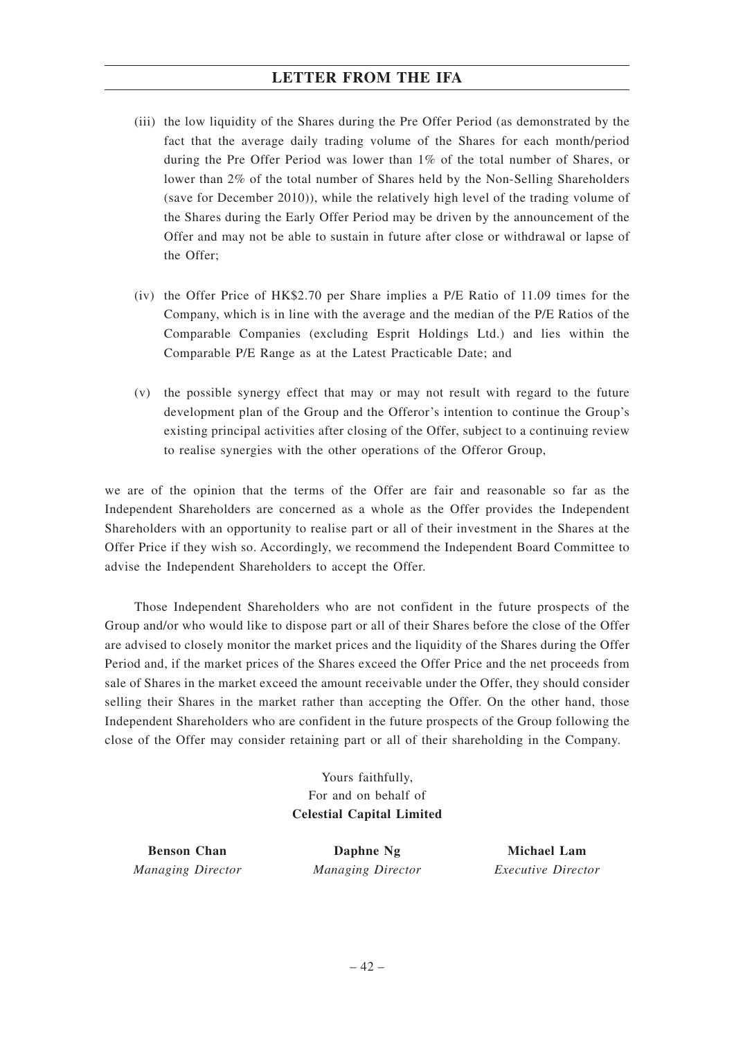(iii) the low liquidity of the Shares during the Pre Offer Period (as demonstrated by the fact that the average daily trading volume of the Shares for each month/period during the Pre Offer Period was lower than 1% of the total number of Shares, or lower than 2% of the total number of Shares held by the Non-Selling Shareholders (save for December 2010)), while the relatively high level of the trading volume of the Shares during the Early Offer Period may be driven by the announcement of the Offer and may not be able to sustain in future after close or withdrawal or lapse of the Offer;

(iv) the Offer Price of HK$2.70 per Share implies a P/E Ratio of 11.09 times for the Company, which is in line with the average and the median of the P/E Ratios of the Comparable Companies (excluding Esprit Holdings Ltd.) and lies within the Comparable P/E Range as at the Latest Practicable Date; and

(v) the possible synergy effect that may or may not result with regard to the future development plan of the Group and the Offeror's intention to continue the Group's existing principal activities after closing of the Offer, subject to a continuing review to realise synergies with the other operations of the Offeror Group,

we are of the opinion that the terms of the Offer are fair and reasonable so far as the Independent Shareholders are concerned as a whole as the Offer provides the Independent Shareholders with an opportunity to realise part or all of their investment in the Shares at the Offer Price if they wish so. Accordingly, we recommend the Independent Board Committee to advise the Independent Shareholders to accept the Offer.

Those Independent Shareholders who are not confident in the future prospects of the Group and/or who would like to dispose part or all of their Shares before the close of the Offer are advised to closely monitor the market prices and the liquidity of the Shares during the Offer Period and, if the market prices of the Shares exceed the Offer Price and the net proceeds from sale of Shares in the market exceed the amount receivable under the Offer, they should consider selling their Shares in the market rather than accepting the Offer. On the other hand, those Independent Shareholders who are confident in the future prospects of the Group following the close of the Offer may consider retaining part or all of their shareholding in the Company.

Yours faithfully,
For and on behalf of
**Celestial Capital Limited**

| **Benson Chan** | **Daphne Ng** | **Michael Lam** |
|---|---|---|
| *Managing Director* | *Managing Director* | *Executive Director* |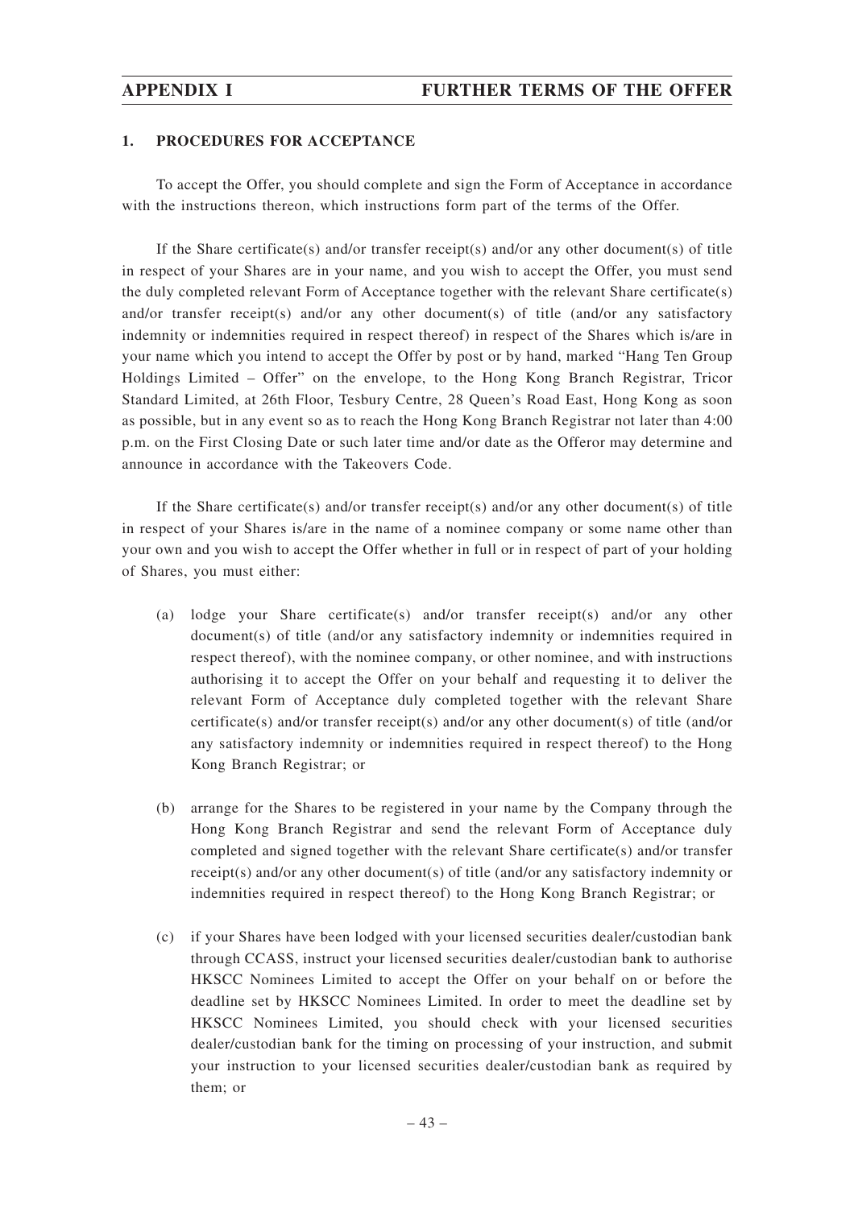## 1. PROCEDURES FOR ACCEPTANCE

To accept the Offer, you should complete and sign the Form of Acceptance in accordance with the instructions thereon, which instructions form part of the terms of the Offer.

If the Share certificate(s) and/or transfer receipt(s) and/or any other document(s) of title in respect of your Shares are in your name, and you wish to accept the Offer, you must send the duly completed relevant Form of Acceptance together with the relevant Share certificate(s) and/or transfer receipt(s) and/or any other document(s) of title (and/or any satisfactory indemnity or indemnities required in respect thereof) in respect of the Shares which is/are in your name which you intend to accept the Offer by post or by hand, marked "Hang Ten Group Holdings Limited – Offer" on the envelope, to the Hong Kong Branch Registrar, Tricor Standard Limited, at 26th Floor, Tesbury Centre, 28 Queen's Road East, Hong Kong as soon as possible, but in any event so as to reach the Hong Kong Branch Registrar not later than 4:00 p.m. on the First Closing Date or such later time and/or date as the Offeror may determine and announce in accordance with the Takeovers Code.

If the Share certificate(s) and/or transfer receipt(s) and/or any other document(s) of title in respect of your Shares is/are in the name of a nominee company or some name other than your own and you wish to accept the Offer whether in full or in respect of part of your holding of Shares, you must either:

(a) lodge your Share certificate(s) and/or transfer receipt(s) and/or any other document(s) of title (and/or any satisfactory indemnity or indemnities required in respect thereof), with the nominee company, or other nominee, and with instructions authorising it to accept the Offer on your behalf and requesting it to deliver the relevant Form of Acceptance duly completed together with the relevant Share certificate(s) and/or transfer receipt(s) and/or any other document(s) of title (and/or any satisfactory indemnity or indemnities required in respect thereof) to the Hong Kong Branch Registrar; or

(b) arrange for the Shares to be registered in your name by the Company through the Hong Kong Branch Registrar and send the relevant Form of Acceptance duly completed and signed together with the relevant Share certificate(s) and/or transfer receipt(s) and/or any other document(s) of title (and/or any satisfactory indemnity or indemnities required in respect thereof) to the Hong Kong Branch Registrar; or

(c) if your Shares have been lodged with your licensed securities dealer/custodian bank through CCASS, instruct your licensed securities dealer/custodian bank to authorise HKSCC Nominees Limited to accept the Offer on your behalf on or before the deadline set by HKSCC Nominees Limited. In order to meet the deadline set by HKSCC Nominees Limited, you should check with your licensed securities dealer/custodian bank for the timing on processing of your instruction, and submit your instruction to your licensed securities dealer/custodian bank as required by them; or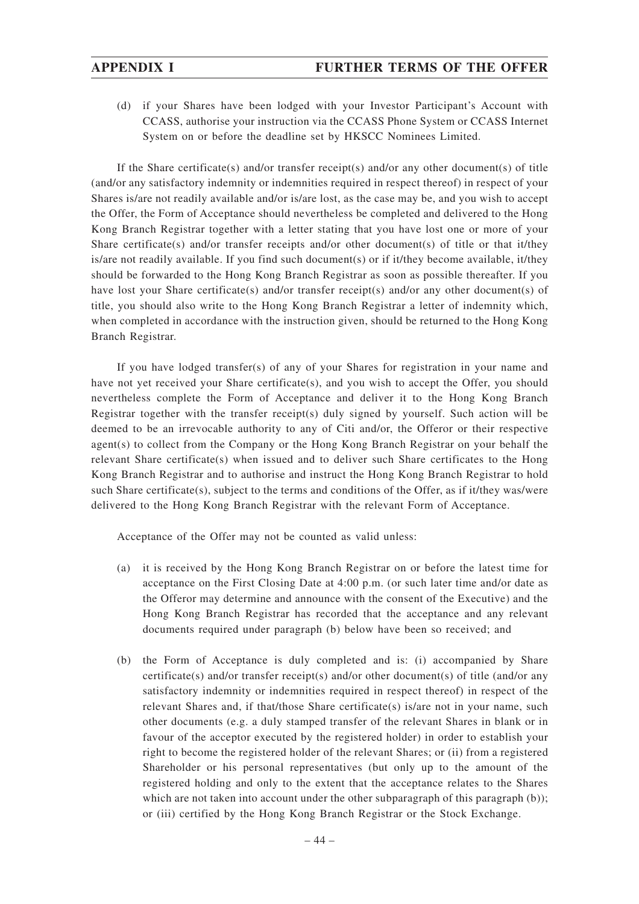(d) if your Shares have been lodged with your Investor Participant's Account with CCASS, authorise your instruction via the CCASS Phone System or CCASS Internet System on or before the deadline set by HKSCC Nominees Limited.

If the Share certificate(s) and/or transfer receipt(s) and/or any other document(s) of title (and/or any satisfactory indemnity or indemnities required in respect thereof) in respect of your Shares is/are not readily available and/or is/are lost, as the case may be, and you wish to accept the Offer, the Form of Acceptance should nevertheless be completed and delivered to the Hong Kong Branch Registrar together with a letter stating that you have lost one or more of your Share certificate(s) and/or transfer receipts and/or other document(s) of title or that it/they is/are not readily available. If you find such document(s) or if it/they become available, it/they should be forwarded to the Hong Kong Branch Registrar as soon as possible thereafter. If you have lost your Share certificate(s) and/or transfer receipt(s) and/or any other document(s) of title, you should also write to the Hong Kong Branch Registrar a letter of indemnity which, when completed in accordance with the instruction given, should be returned to the Hong Kong Branch Registrar.

If you have lodged transfer(s) of any of your Shares for registration in your name and have not yet received your Share certificate(s), and you wish to accept the Offer, you should nevertheless complete the Form of Acceptance and deliver it to the Hong Kong Branch Registrar together with the transfer receipt(s) duly signed by yourself. Such action will be deemed to be an irrevocable authority to any of Citi and/or, the Offeror or their respective agent(s) to collect from the Company or the Hong Kong Branch Registrar on your behalf the relevant Share certificate(s) when issued and to deliver such Share certificates to the Hong Kong Branch Registrar and to authorise and instruct the Hong Kong Branch Registrar to hold such Share certificate(s), subject to the terms and conditions of the Offer, as if it/they was/were delivered to the Hong Kong Branch Registrar with the relevant Form of Acceptance.

Acceptance of the Offer may not be counted as valid unless:

(a) it is received by the Hong Kong Branch Registrar on or before the latest time for acceptance on the First Closing Date at 4:00 p.m. (or such later time and/or date as the Offeror may determine and announce with the consent of the Executive) and the Hong Kong Branch Registrar has recorded that the acceptance and any relevant documents required under paragraph (b) below have been so received; and

(b) the Form of Acceptance is duly completed and is: (i) accompanied by Share certificate(s) and/or transfer receipt(s) and/or other document(s) of title (and/or any satisfactory indemnity or indemnities required in respect thereof) in respect of the relevant Shares and, if that/those Share certificate(s) is/are not in your name, such other documents (e.g. a duly stamped transfer of the relevant Shares in blank or in favour of the acceptor executed by the registered holder) in order to establish your right to become the registered holder of the relevant Shares; or (ii) from a registered Shareholder or his personal representatives (but only up to the amount of the registered holding and only to the extent that the acceptance relates to the Shares which are not taken into account under the other subparagraph of this paragraph (b)); or (iii) certified by the Hong Kong Branch Registrar or the Stock Exchange.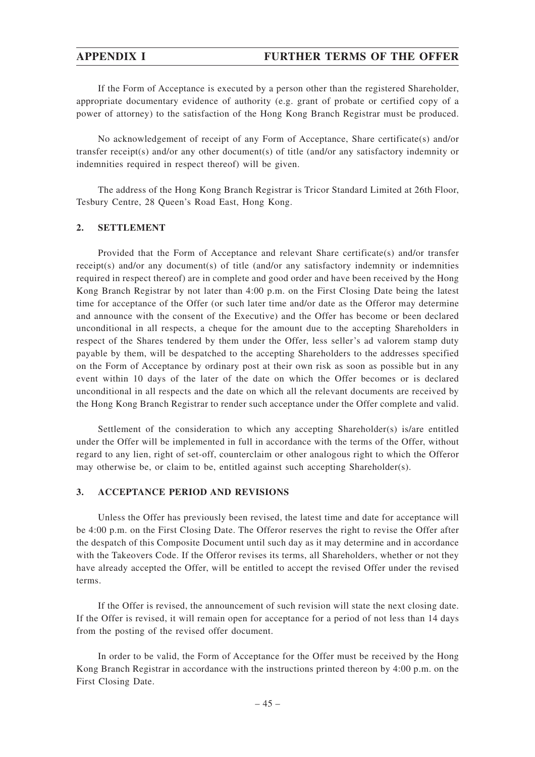If the Form of Acceptance is executed by a person other than the registered Shareholder, appropriate documentary evidence of authority (e.g. grant of probate or certified copy of a power of attorney) to the satisfaction of the Hong Kong Branch Registrar must be produced.

No acknowledgement of receipt of any Form of Acceptance, Share certificate(s) and/or transfer receipt(s) and/or any other document(s) of title (and/or any satisfactory indemnity or indemnities required in respect thereof) will be given.

The address of the Hong Kong Branch Registrar is Tricor Standard Limited at 26th Floor, Tesbury Centre, 28 Queen's Road East, Hong Kong.

## 2. SETTLEMENT

Provided that the Form of Acceptance and relevant Share certificate(s) and/or transfer receipt(s) and/or any document(s) of title (and/or any satisfactory indemnity or indemnities required in respect thereof) are in complete and good order and have been received by the Hong Kong Branch Registrar by not later than 4:00 p.m. on the First Closing Date being the latest time for acceptance of the Offer (or such later time and/or date as the Offeror may determine and announce with the consent of the Executive) and the Offer has become or been declared unconditional in all respects, a cheque for the amount due to the accepting Shareholders in respect of the Shares tendered by them under the Offer, less seller's ad valorem stamp duty payable by them, will be despatched to the accepting Shareholders to the addresses specified on the Form of Acceptance by ordinary post at their own risk as soon as possible but in any event within 10 days of the later of the date on which the Offer becomes or is declared unconditional in all respects and the date on which all the relevant documents are received by the Hong Kong Branch Registrar to render such acceptance under the Offer complete and valid.

Settlement of the consideration to which any accepting Shareholder(s) is/are entitled under the Offer will be implemented in full in accordance with the terms of the Offer, without regard to any lien, right of set-off, counterclaim or other analogous right to which the Offeror may otherwise be, or claim to be, entitled against such accepting Shareholder(s).

## 3. ACCEPTANCE PERIOD AND REVISIONS

Unless the Offer has previously been revised, the latest time and date for acceptance will be 4:00 p.m. on the First Closing Date. The Offeror reserves the right to revise the Offer after the despatch of this Composite Document until such day as it may determine and in accordance with the Takeovers Code. If the Offeror revises its terms, all Shareholders, whether or not they have already accepted the Offer, will be entitled to accept the revised Offer under the revised terms.

If the Offer is revised, the announcement of such revision will state the next closing date. If the Offer is revised, it will remain open for acceptance for a period of not less than 14 days from the posting of the revised offer document.

In order to be valid, the Form of Acceptance for the Offer must be received by the Hong Kong Branch Registrar in accordance with the instructions printed thereon by 4:00 p.m. on the First Closing Date.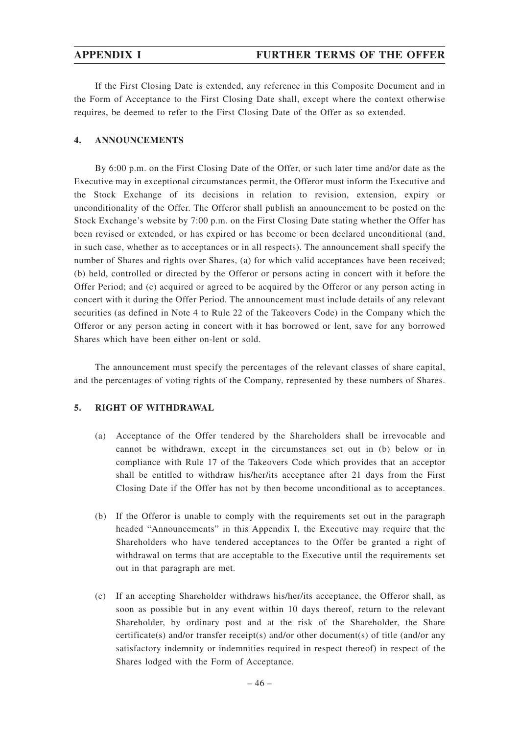If the First Closing Date is extended, any reference in this Composite Document and in the Form of Acceptance to the First Closing Date shall, except where the context otherwise requires, be deemed to refer to the First Closing Date of the Offer as so extended.

## 4. ANNOUNCEMENTS

By 6:00 p.m. on the First Closing Date of the Offer, or such later time and/or date as the Executive may in exceptional circumstances permit, the Offeror must inform the Executive and the Stock Exchange of its decisions in relation to revision, extension, expiry or unconditionality of the Offer. The Offeror shall publish an announcement to be posted on the Stock Exchange's website by 7:00 p.m. on the First Closing Date stating whether the Offer has been revised or extended, or has expired or has become or been declared unconditional (and, in such case, whether as to acceptances or in all respects). The announcement shall specify the number of Shares and rights over Shares, (a) for which valid acceptances have been received; (b) held, controlled or directed by the Offeror or persons acting in concert with it before the Offer Period; and (c) acquired or agreed to be acquired by the Offeror or any person acting in concert with it during the Offer Period. The announcement must include details of any relevant securities (as defined in Note 4 to Rule 22 of the Takeovers Code) in the Company which the Offeror or any person acting in concert with it has borrowed or lent, save for any borrowed Shares which have been either on-lent or sold.

The announcement must specify the percentages of the relevant classes of share capital, and the percentages of voting rights of the Company, represented by these numbers of Shares.

## 5. RIGHT OF WITHDRAWAL

(a) Acceptance of the Offer tendered by the Shareholders shall be irrevocable and cannot be withdrawn, except in the circumstances set out in (b) below or in compliance with Rule 17 of the Takeovers Code which provides that an acceptor shall be entitled to withdraw his/her/its acceptance after 21 days from the First Closing Date if the Offer has not by then become unconditional as to acceptances.

(b) If the Offeror is unable to comply with the requirements set out in the paragraph headed "Announcements" in this Appendix I, the Executive may require that the Shareholders who have tendered acceptances to the Offer be granted a right of withdrawal on terms that are acceptable to the Executive until the requirements set out in that paragraph are met.

(c) If an accepting Shareholder withdraws his/her/its acceptance, the Offeror shall, as soon as possible but in any event within 10 days thereof, return to the relevant Shareholder, by ordinary post and at the risk of the Shareholder, the Share certificate(s) and/or transfer receipt(s) and/or other document(s) of title (and/or any satisfactory indemnity or indemnities required in respect thereof) in respect of the Shares lodged with the Form of Acceptance.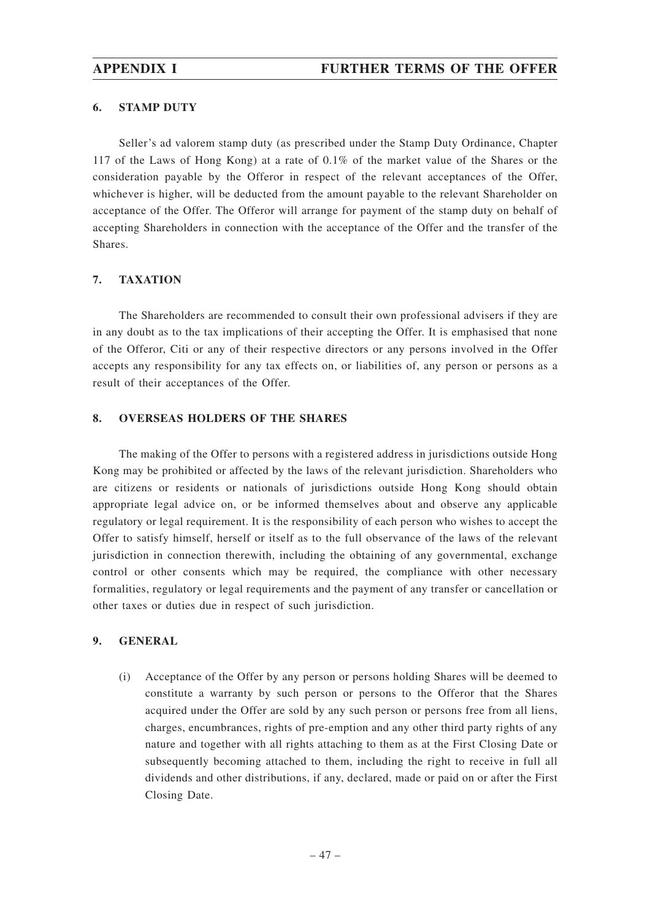### 6. STAMP DUTY

Seller's ad valorem stamp duty (as prescribed under the Stamp Duty Ordinance, Chapter 117 of the Laws of Hong Kong) at a rate of 0.1% of the market value of the Shares or the consideration payable by the Offeror in respect of the relevant acceptances of the Offer, whichever is higher, will be deducted from the amount payable to the relevant Shareholder on acceptance of the Offer. The Offeror will arrange for payment of the stamp duty on behalf of accepting Shareholders in connection with the acceptance of the Offer and the transfer of the Shares.

### 7. TAXATION

The Shareholders are recommended to consult their own professional advisers if they are in any doubt as to the tax implications of their accepting the Offer. It is emphasised that none of the Offeror, Citi or any of their respective directors or any persons involved in the Offer accepts any responsibility for any tax effects on, or liabilities of, any person or persons as a result of their acceptances of the Offer.

### 8. OVERSEAS HOLDERS OF THE SHARES

The making of the Offer to persons with a registered address in jurisdictions outside Hong Kong may be prohibited or affected by the laws of the relevant jurisdiction. Shareholders who are citizens or residents or nationals of jurisdictions outside Hong Kong should obtain appropriate legal advice on, or be informed themselves about and observe any applicable regulatory or legal requirement. It is the responsibility of each person who wishes to accept the Offer to satisfy himself, herself or itself as to the full observance of the laws of the relevant jurisdiction in connection therewith, including the obtaining of any governmental, exchange control or other consents which may be required, the compliance with other necessary formalities, regulatory or legal requirements and the payment of any transfer or cancellation or other taxes or duties due in respect of such jurisdiction.

### 9. GENERAL

(i) Acceptance of the Offer by any person or persons holding Shares will be deemed to constitute a warranty by such person or persons to the Offeror that the Shares acquired under the Offer are sold by any such person or persons free from all liens, charges, encumbrances, rights of pre-emption and any other third party rights of any nature and together with all rights attaching to them as at the First Closing Date or subsequently becoming attached to them, including the right to receive in full all dividends and other distributions, if any, declared, made or paid on or after the First Closing Date.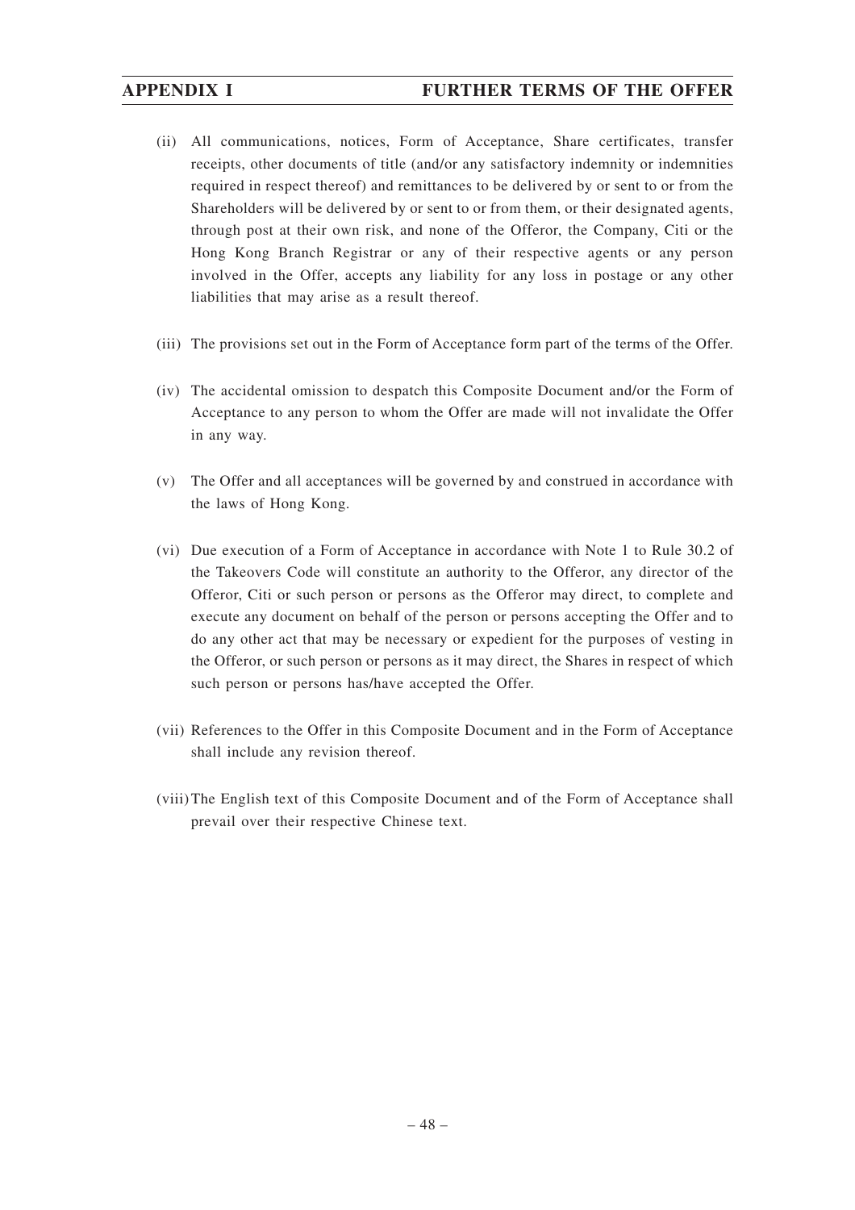(ii) All communications, notices, Form of Acceptance, Share certificates, transfer receipts, other documents of title (and/or any satisfactory indemnity or indemnities required in respect thereof) and remittances to be delivered by or sent to or from the Shareholders will be delivered by or sent to or from them, or their designated agents, through post at their own risk, and none of the Offeror, the Company, Citi or the Hong Kong Branch Registrar or any of their respective agents or any person involved in the Offer, accepts any liability for any loss in postage or any other liabilities that may arise as a result thereof.

(iii) The provisions set out in the Form of Acceptance form part of the terms of the Offer.

(iv) The accidental omission to despatch this Composite Document and/or the Form of Acceptance to any person to whom the Offer are made will not invalidate the Offer in any way.

(v) The Offer and all acceptances will be governed by and construed in accordance with the laws of Hong Kong.

(vi) Due execution of a Form of Acceptance in accordance with Note 1 to Rule 30.2 of the Takeovers Code will constitute an authority to the Offeror, any director of the Offeror, Citi or such person or persons as the Offeror may direct, to complete and execute any document on behalf of the person or persons accepting the Offer and to do any other act that may be necessary or expedient for the purposes of vesting in the Offeror, or such person or persons as it may direct, the Shares in respect of which such person or persons has/have accepted the Offer.

(vii) References to the Offer in this Composite Document and in the Form of Acceptance shall include any revision thereof.

(viii) The English text of this Composite Document and of the Form of Acceptance shall prevail over their respective Chinese text.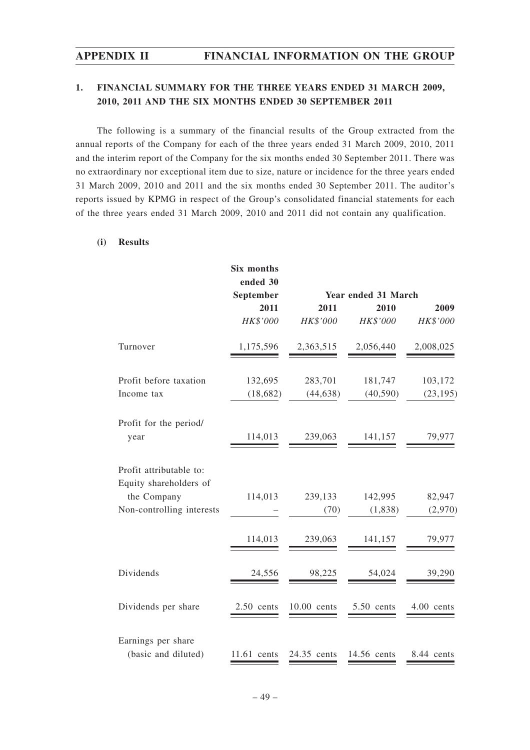## 1. FINANCIAL SUMMARY FOR THE THREE YEARS ENDED 31 MARCH 2009, 2010, 2011 AND THE SIX MONTHS ENDED 30 SEPTEMBER 2011

The following is a summary of the financial results of the Group extracted from the annual reports of the Company for each of the three years ended 31 March 2009, 2010, 2011 and the interim report of the Company for the six months ended 30 September 2011. There was no extraordinary nor exceptional item due to size, nature or incidence for the three years ended 31 March 2009, 2010 and 2011 and the six months ended 30 September 2011. The auditor's reports issued by KPMG in respect of the Group's consolidated financial statements for each of the three years ended 31 March 2009, 2010 and 2011 did not contain any qualification.

### (i) Results

| | Six months ended 30 September | Year ended 31 March | | |
|---|---|---|---|---|
| | **2011** | **2011** | **2010** | **2009** |
| | *HK$'000* | *HK$'000* | *HK$'000* | *HK$'000* |
| Turnover | 1,175,596 | 2,363,515 | 2,056,440 | 2,008,025 |
| Profit before taxation | 132,695 | 283,701 | 181,747 | 103,172 |
| Income tax | (18,682) | (44,638) | (40,590) | (23,195) |
| Profit for the period/ year | 114,013 | 239,063 | 141,157 | 79,977 |
| Profit attributable to: | | | | |
| Equity shareholders of the Company | 114,013 | 239,133 | 142,995 | 82,947 |
| Non-controlling interests | – | (70) | (1,838) | (2,970) |
| | 114,013 | 239,063 | 141,157 | 79,977 |
| Dividends | 24,556 | 98,225 | 54,024 | 39,290 |
| Dividends per share | 2.50 cents | 10.00 cents | 5.50 cents | 4.00 cents |
| Earnings per share (basic and diluted) | 11.61 cents | 24.35 cents | 14.56 cents | 8.44 cents |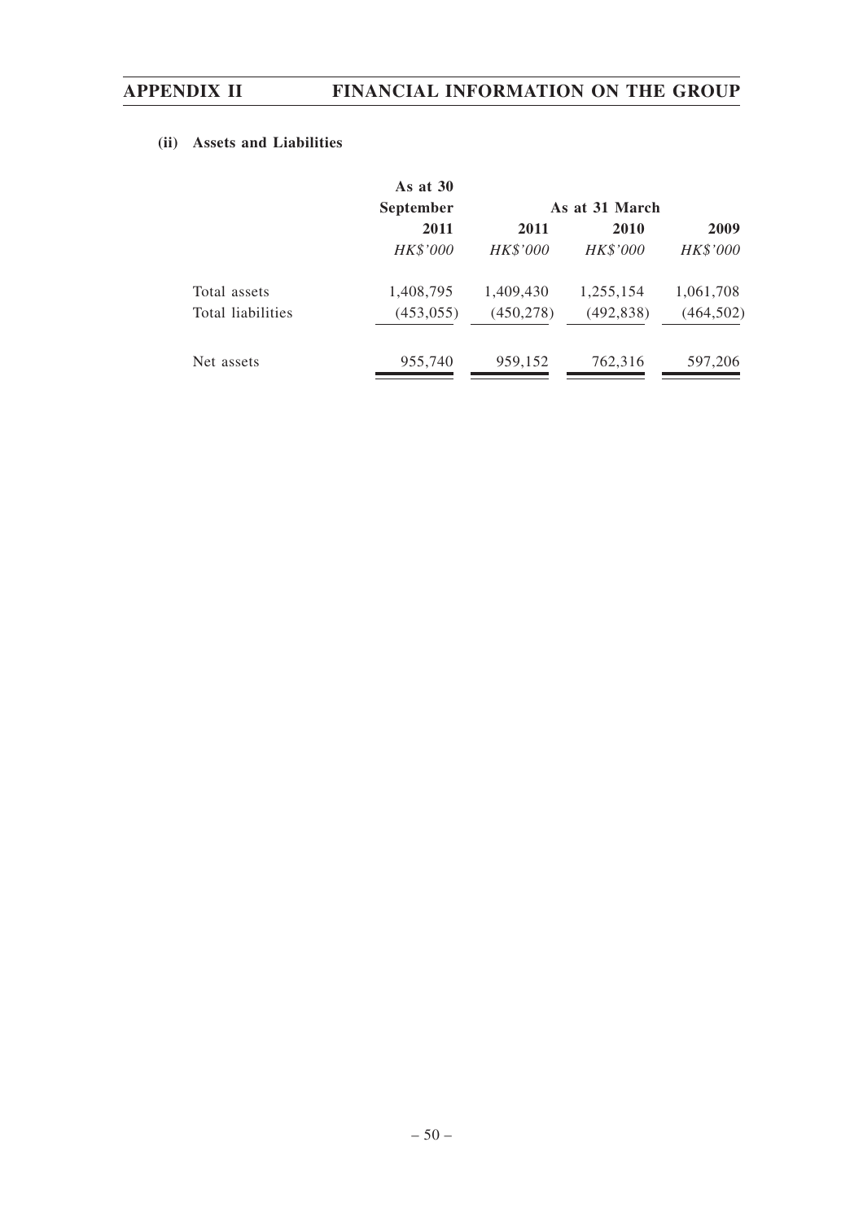**(ii) Assets and Liabilities**

| | As at 30 September | As at 31 March | | |
|---|---|---|---|---|
| | 2011 | 2011 | 2010 | 2009 |
| | *HK$'000* | *HK$'000* | *HK$'000* | *HK$'000* |
| Total assets | 1,408,795 | 1,409,430 | 1,255,154 | 1,061,708 |
| Total liabilities | (453,055) | (450,278) | (492,838) | (464,502) |
| Net assets | 955,740 | 959,152 | 762,316 | 597,206 |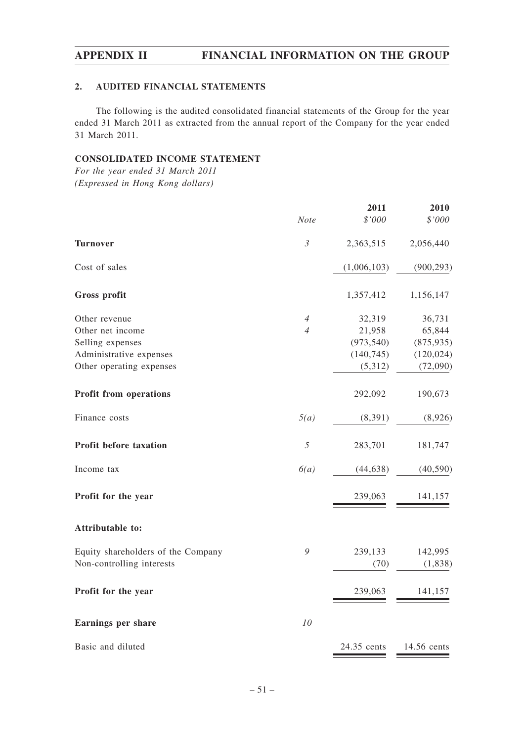## 2. AUDITED FINANCIAL STATEMENTS

The following is the audited consolidated financial statements of the Group for the year ended 31 March 2011 as extracted from the annual report of the Company for the year ended 31 March 2011.

### CONSOLIDATED INCOME STATEMENT

*For the year ended 31 March 2011*
*(Expressed in Hong Kong dollars)*

| | *Note* | **2011** *$'000* | **2010** *$'000* |
|---|---|---|---|
| **Turnover** | *3* | 2,363,515 | 2,056,440 |
| Cost of sales | | (1,006,103) | (900,293) |
| **Gross profit** | | 1,357,412 | 1,156,147 |
| Other revenue | *4* | 32,319 | 36,731 |
| Other net income | *4* | 21,958 | 65,844 |
| Selling expenses | | (973,540) | (875,935) |
| Administrative expenses | | (140,745) | (120,024) |
| Other operating expenses | | (5,312) | (72,090) |
| **Profit from operations** | | 292,092 | 190,673 |
| Finance costs | *5(a)* | (8,391) | (8,926) |
| **Profit before taxation** | *5* | 283,701 | 181,747 |
| Income tax | *6(a)* | (44,638) | (40,590) |
| **Profit for the year** | | 239,063 | 141,157 |
| **Attributable to:** | | | |
| Equity shareholders of the Company | *9* | 239,133 | 142,995 |
| Non-controlling interests | | (70) | (1,838) |
| **Profit for the year** | | 239,063 | 141,157 |
| **Earnings per share** | *10* | | |
| Basic and diluted | | 24.35 cents | 14.56 cents |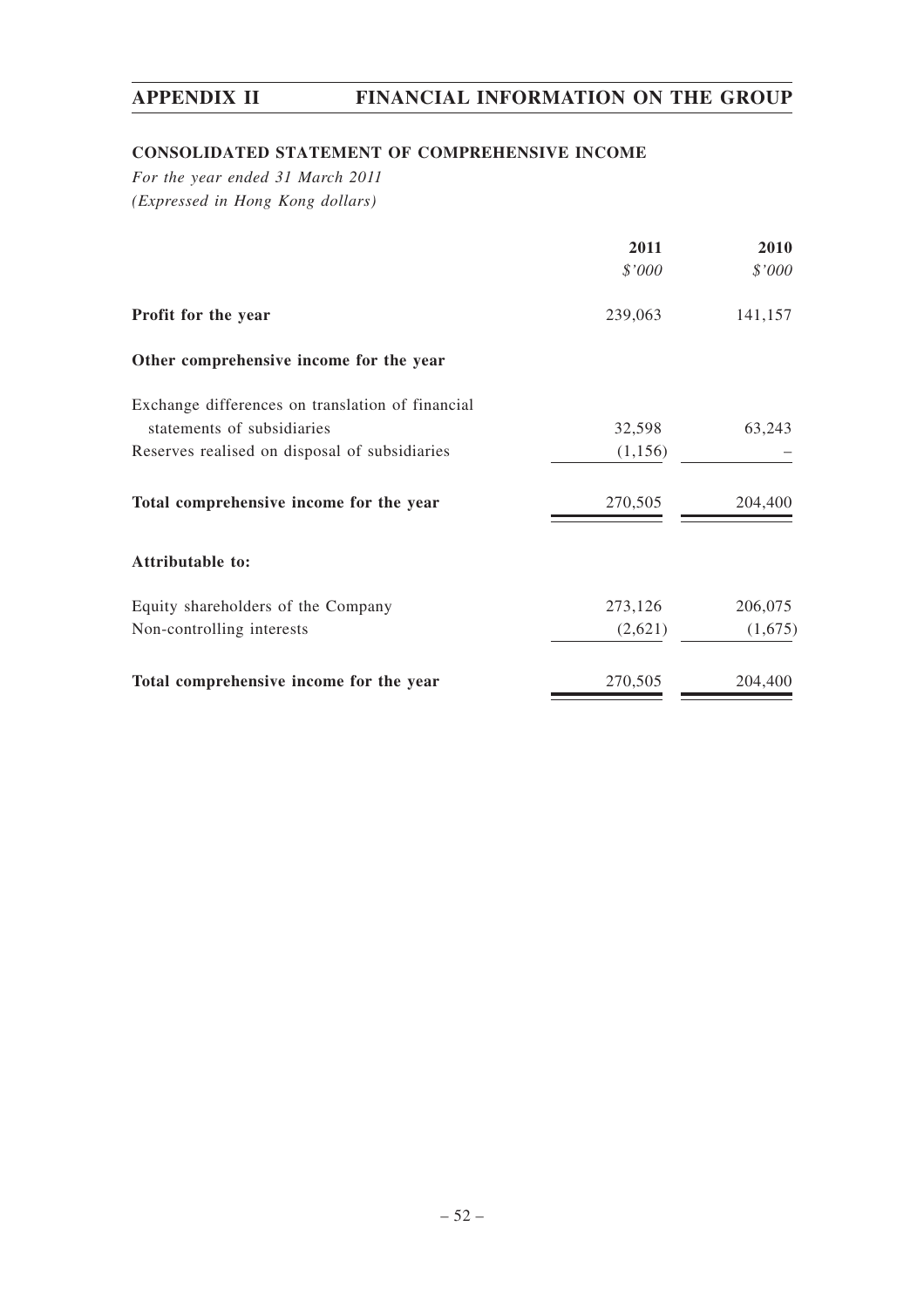## CONSOLIDATED STATEMENT OF COMPREHENSIVE INCOME

*For the year ended 31 March 2011*
*(Expressed in Hong Kong dollars)*

| | 2011 | 2010 |
|---|---|---|
| | *$'000* | *$'000* |
| **Profit for the year** | 239,063 | 141,157 |
| **Other comprehensive income for the year** | | |
| Exchange differences on translation of financial statements of subsidiaries | 32,598 | 63,243 |
| Reserves realised on disposal of subsidiaries | (1,156) | – |
| **Total comprehensive income for the year** | 270,505 | 204,400 |
| **Attributable to:** | | |
| Equity shareholders of the Company | 273,126 | 206,075 |
| Non-controlling interests | (2,621) | (1,675) |
| **Total comprehensive income for the year** | 270,505 | 204,400 |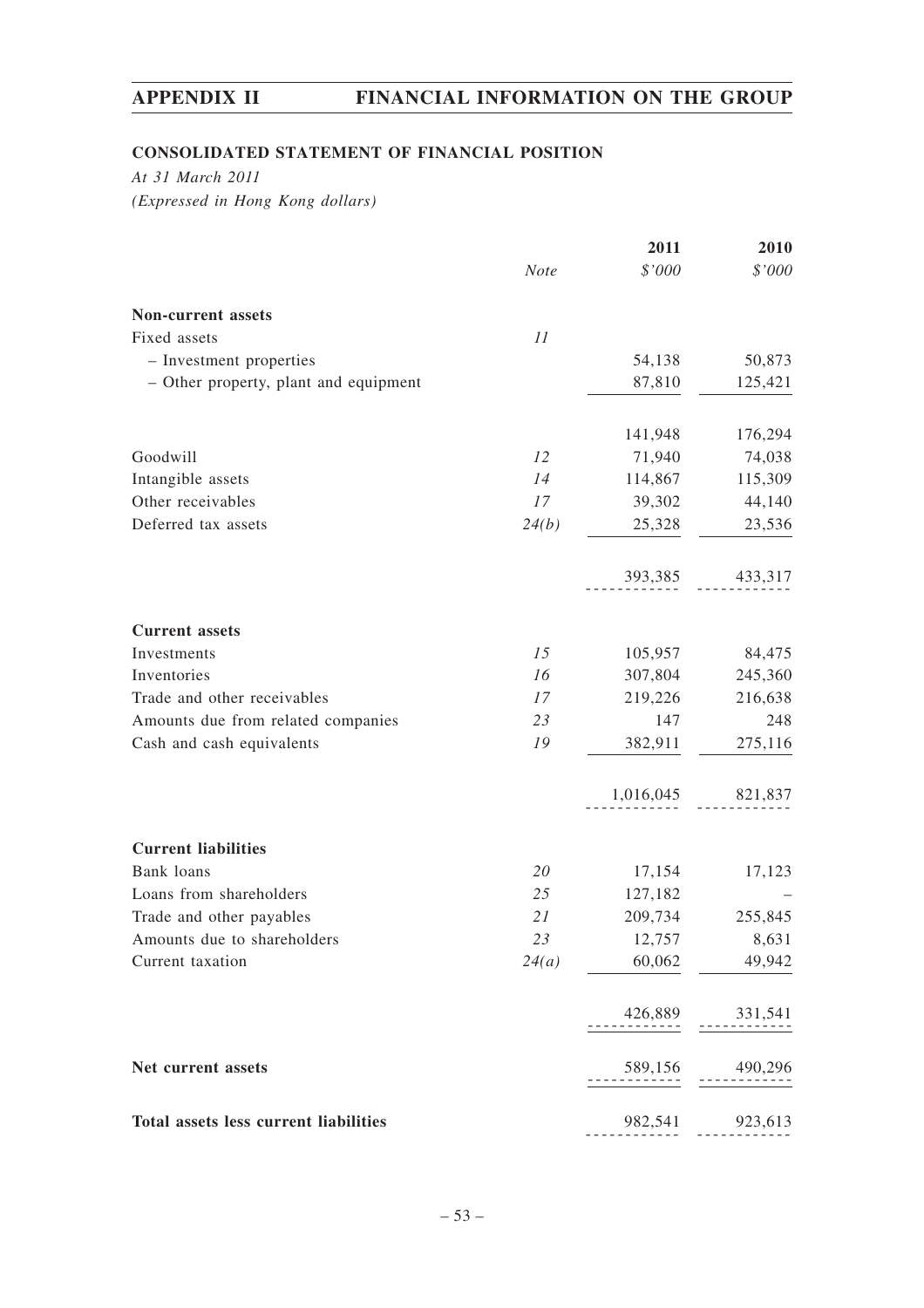## CONSOLIDATED STATEMENT OF FINANCIAL POSITION

*At 31 March 2011*

*(Expressed in Hong Kong dollars)*

| | *Note* | **2011** *$'000* | **2010** *$'000* |
|---|---|---|---|
| **Non-current assets** | | | |
| Fixed assets | *11* | | |
| – Investment properties | | 54,138 | 50,873 |
| – Other property, plant and equipment | | 87,810 | 125,421 |
| | | 141,948 | 176,294 |
| Goodwill | *12* | 71,940 | 74,038 |
| Intangible assets | *14* | 114,867 | 115,309 |
| Other receivables | *17* | 39,302 | 44,140 |
| Deferred tax assets | *24(b)* | 25,328 | 23,536 |
| | | 393,385 | 433,317 |
| **Current assets** | | | |
| Investments | *15* | 105,957 | 84,475 |
| Inventories | *16* | 307,804 | 245,360 |
| Trade and other receivables | *17* | 219,226 | 216,638 |
| Amounts due from related companies | *23* | 147 | 248 |
| Cash and cash equivalents | *19* | 382,911 | 275,116 |
| | | 1,016,045 | 821,837 |
| **Current liabilities** | | | |
| Bank loans | *20* | 17,154 | 17,123 |
| Loans from shareholders | *25* | 127,182 | – |
| Trade and other payables | *21* | 209,734 | 255,845 |
| Amounts due to shareholders | *23* | 12,757 | 8,631 |
| Current taxation | *24(a)* | 60,062 | 49,942 |
| | | 426,889 | 331,541 |
| **Net current assets** | | 589,156 | 490,296 |
| **Total assets less current liabilities** | | 982,541 | 923,613 |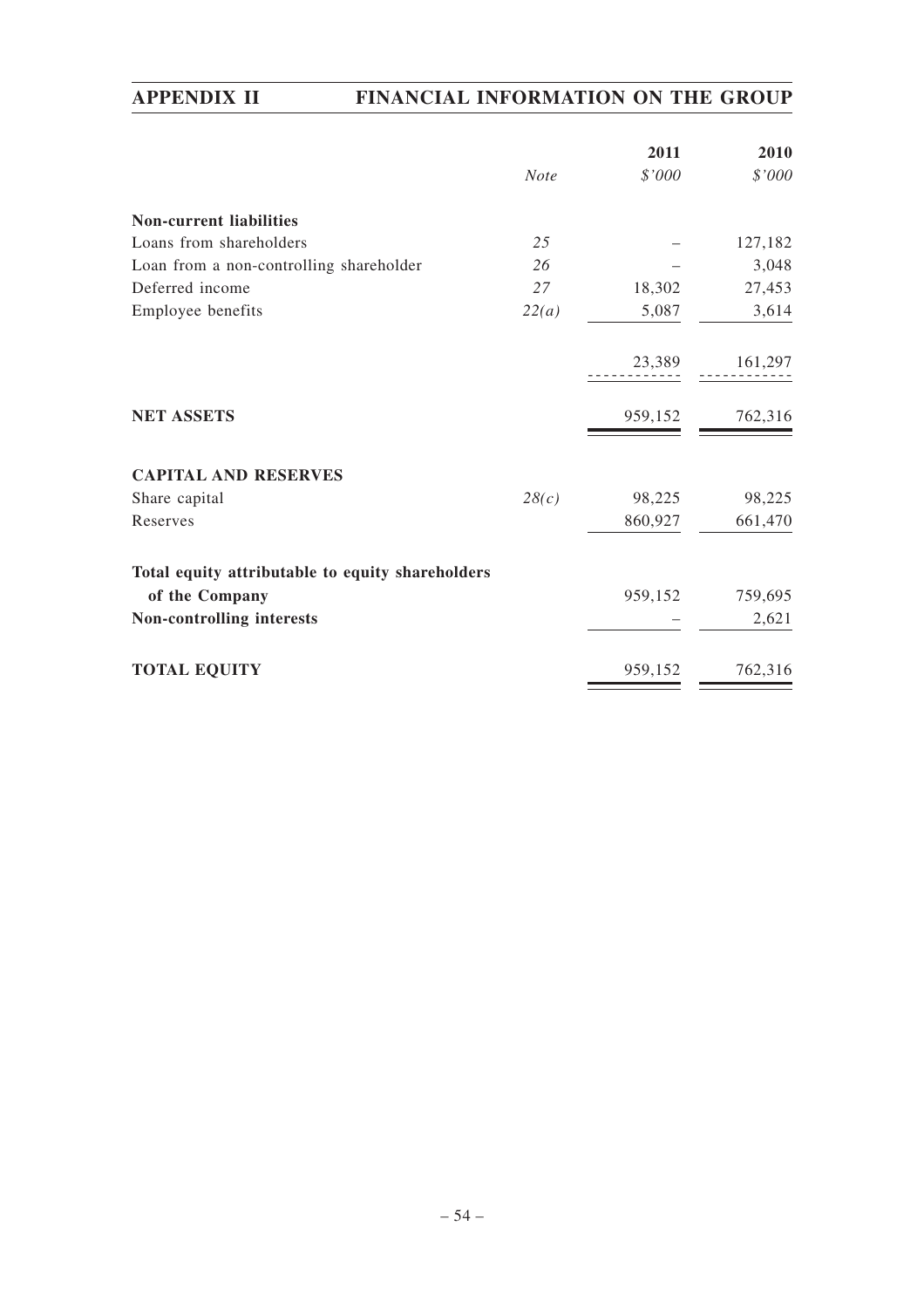| | Note | 2011<br>$'000 | 2010<br>$'000 |
|---|---|---|---|
| **Non-current liabilities** | | | |
| Loans from shareholders | 25 | – | 127,182 |
| Loan from a non-controlling shareholder | 26 | – | 3,048 |
| Deferred income | 27 | 18,302 | 27,453 |
| Employee benefits | 22(a) | 5,087 | 3,614 |
| | | 23,389 | 161,297 |
| **NET ASSETS** | | 959,152 | 762,316 |
| **CAPITAL AND RESERVES** | | | |
| Share capital | 28(c) | 98,225 | 98,225 |
| Reserves | | 860,927 | 661,470 |
| **Total equity attributable to equity shareholders of the Company** | | 959,152 | 759,695 |
| **Non-controlling interests** | | – | 2,621 |
| **TOTAL EQUITY** | | 959,152 | 762,316 |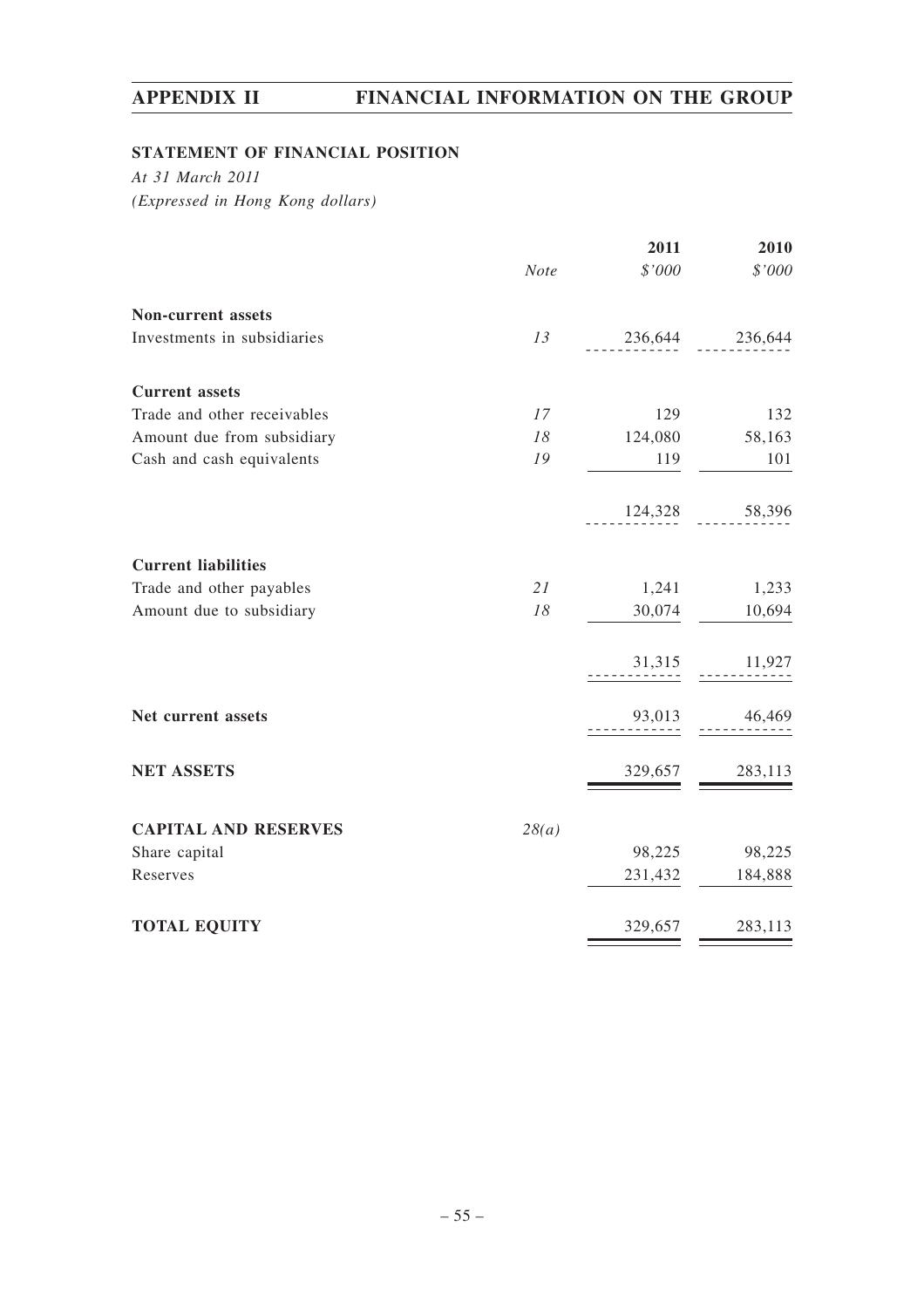## STATEMENT OF FINANCIAL POSITION

*At 31 March 2011*
*(Expressed in Hong Kong dollars)*

| | Note | 2011 $'000 | 2010 $'000 |
|---|---|---|---|
| **Non-current assets** | | | |
| Investments in subsidiaries | 13 | 236,644 | 236,644 |
| **Current assets** | | | |
| Trade and other receivables | 17 | 129 | 132 |
| Amount due from subsidiary | 18 | 124,080 | 58,163 |
| Cash and cash equivalents | 19 | 119 | 101 |
| | | 124,328 | 58,396 |
| **Current liabilities** | | | |
| Trade and other payables | 21 | 1,241 | 1,233 |
| Amount due to subsidiary | 18 | 30,074 | 10,694 |
| | | 31,315 | 11,927 |
| **Net current assets** | | 93,013 | 46,469 |
| **NET ASSETS** | | 329,657 | 283,113 |
| **CAPITAL AND RESERVES** | 28(a) | | |
| Share capital | | 98,225 | 98,225 |
| Reserves | | 231,432 | 184,888 |
| **TOTAL EQUITY** | | 329,657 | 283,113 |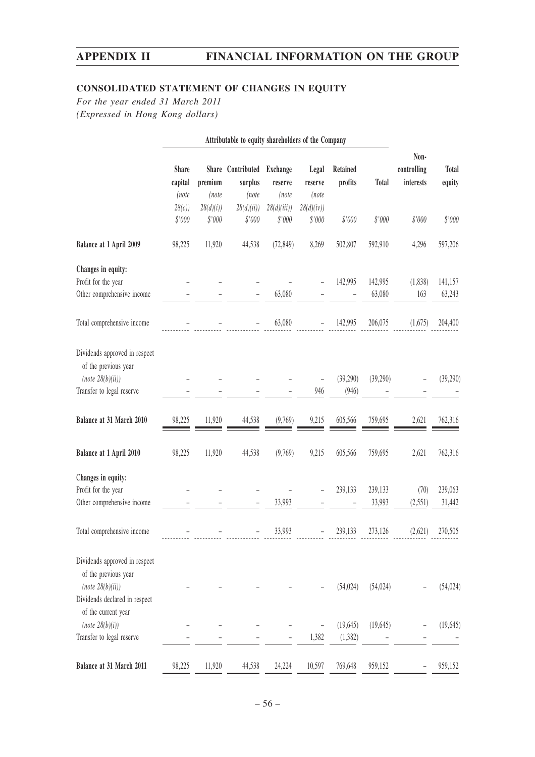## CONSOLIDATED STATEMENT OF CHANGES IN EQUITY

*For the year ended 31 March 2011*
*(Expressed in Hong Kong dollars)*

| | Attributable to equity shareholders of the Company | | | | | | | | |
|---|---|---|---|---|---|---|---|---|---|
| | Share capital (note 28(c)) $'000 | Share premium (note 28(d)(i)) $'000 | Contributed surplus (note 28(d)(ii)) $'000 | Exchange reserve (note 28(d)(iii)) $'000 | Legal reserve (note 28(d)(iv)) $'000 | Retained profits $'000 | Total $'000 | Non-controlling interests $'000 | Total equity $'000 |
| **Balance at 1 April 2009** | 98,225 | 11,920 | 44,538 | (72,849) | 8,269 | 502,807 | 592,910 | 4,296 | 597,206 |
| **Changes in equity:** | | | | | | | | | |
| Profit for the year | – | – | – | – | – | 142,995 | 142,995 | (1,838) | 141,157 |
| Other comprehensive income | – | – | – | 63,080 | – | – | 63,080 | 163 | 63,243 |
| Total comprehensive income | – | – | – | 63,080 | – | 142,995 | 206,075 | (1,675) | 204,400 |
| Dividends approved in respect of the previous year (note 28(b)(ii)) | – | – | – | – | – | (39,290) | (39,290) | – | (39,290) |
| Transfer to legal reserve | – | – | – | – | 946 | (946) | – | – | – |
| **Balance at 31 March 2010** | 98,225 | 11,920 | 44,538 | (9,769) | 9,215 | 605,566 | 759,695 | 2,621 | 762,316 |
| **Balance at 1 April 2010** | 98,225 | 11,920 | 44,538 | (9,769) | 9,215 | 605,566 | 759,695 | 2,621 | 762,316 |
| **Changes in equity:** | | | | | | | | | |
| Profit for the year | – | – | – | – | – | 239,133 | 239,133 | (70) | 239,063 |
| Other comprehensive income | – | – | – | 33,993 | – | – | 33,993 | (2,551) | 31,442 |
| Total comprehensive income | – | – | – | 33,993 | – | 239,133 | 273,126 | (2,621) | 270,505 |
| Dividends approved in respect of the previous year (note 28(b)(ii)) | – | – | – | – | – | (54,024) | (54,024) | – | (54,024) |
| Dividends declared in respect of the current year (note 28(b)(i)) | – | – | – | – | – | (19,645) | (19,645) | – | (19,645) |
| Transfer to legal reserve | – | – | – | – | 1,382 | (1,382) | – | – | – |
| **Balance at 31 March 2011** | 98,225 | 11,920 | 44,538 | 24,224 | 10,597 | 769,648 | 959,152 | – | 959,152 |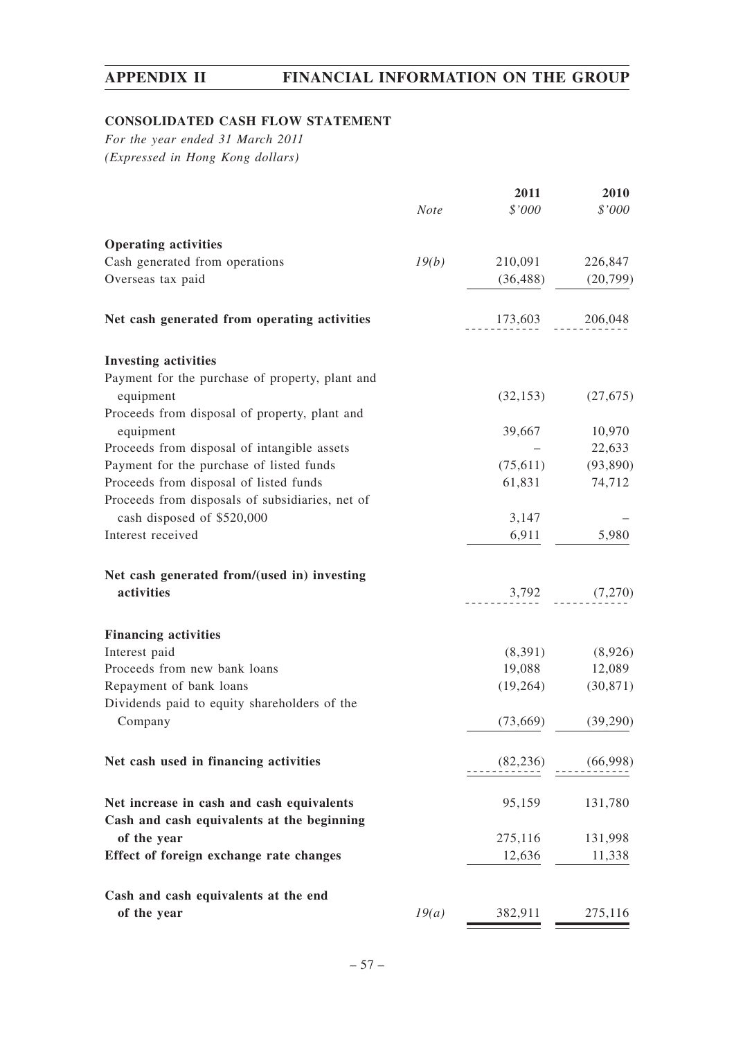## CONSOLIDATED CASH FLOW STATEMENT

*For the year ended 31 March 2011*
*(Expressed in Hong Kong dollars)*

| | *Note* | 2011 *$'000* | 2010 *$'000* |
|---|---|---|---|
| **Operating activities** | | | |
| Cash generated from operations | *19(b)* | 210,091 | 226,847 |
| Overseas tax paid | | (36,488) | (20,799) |
| **Net cash generated from operating activities** | | 173,603 | 206,048 |
| **Investing activities** | | | |
| Payment for the purchase of property, plant and equipment | | (32,153) | (27,675) |
| Proceeds from disposal of property, plant and equipment | | 39,667 | 10,970 |
| Proceeds from disposal of intangible assets | | – | 22,633 |
| Payment for the purchase of listed funds | | (75,611) | (93,890) |
| Proceeds from disposal of listed funds | | 61,831 | 74,712 |
| Proceeds from disposals of subsidiaries, net of cash disposed of $520,000 | | 3,147 | – |
| Interest received | | 6,911 | 5,980 |
| **Net cash generated from/(used in) investing activities** | | 3,792 | (7,270) |
| **Financing activities** | | | |
| Interest paid | | (8,391) | (8,926) |
| Proceeds from new bank loans | | 19,088 | 12,089 |
| Repayment of bank loans | | (19,264) | (30,871) |
| Dividends paid to equity shareholders of the Company | | (73,669) | (39,290) |
| **Net cash used in financing activities** | | (82,236) | (66,998) |
| **Net increase in cash and cash equivalents** | | 95,159 | 131,780 |
| **Cash and cash equivalents at the beginning of the year** | | 275,116 | 131,998 |
| **Effect of foreign exchange rate changes** | | 12,636 | 11,338 |
| **Cash and cash equivalents at the end of the year** | *19(a)* | 382,911 | 275,116 |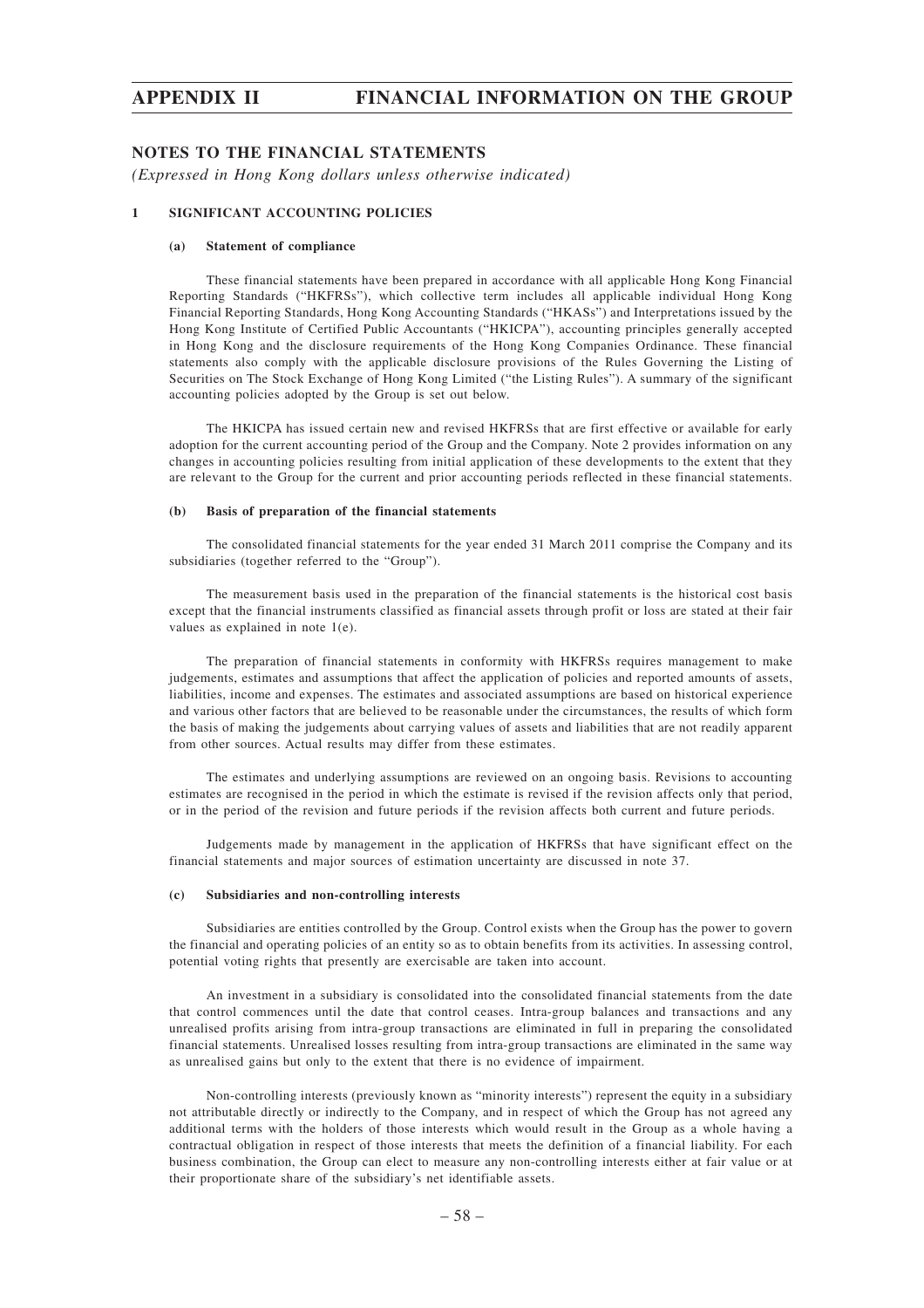## NOTES TO THE FINANCIAL STATEMENTS

*(Expressed in Hong Kong dollars unless otherwise indicated)*

### 1 SIGNIFICANT ACCOUNTING POLICIES

#### (a) Statement of compliance

These financial statements have been prepared in accordance with all applicable Hong Kong Financial Reporting Standards ("HKFRSs"), which collective term includes all applicable individual Hong Kong Financial Reporting Standards, Hong Kong Accounting Standards ("HKASs") and Interpretations issued by the Hong Kong Institute of Certified Public Accountants ("HKICPA"), accounting principles generally accepted in Hong Kong and the disclosure requirements of the Hong Kong Companies Ordinance. These financial statements also comply with the applicable disclosure provisions of the Rules Governing the Listing of Securities on The Stock Exchange of Hong Kong Limited ("the Listing Rules"). A summary of the significant accounting policies adopted by the Group is set out below.

The HKICPA has issued certain new and revised HKFRSs that are first effective or available for early adoption for the current accounting period of the Group and the Company. Note 2 provides information on any changes in accounting policies resulting from initial application of these developments to the extent that they are relevant to the Group for the current and prior accounting periods reflected in these financial statements.

#### (b) Basis of preparation of the financial statements

The consolidated financial statements for the year ended 31 March 2011 comprise the Company and its subsidiaries (together referred to the "Group").

The measurement basis used in the preparation of the financial statements is the historical cost basis except that the financial instruments classified as financial assets through profit or loss are stated at their fair values as explained in note 1(e).

The preparation of financial statements in conformity with HKFRSs requires management to make judgements, estimates and assumptions that affect the application of policies and reported amounts of assets, liabilities, income and expenses. The estimates and associated assumptions are based on historical experience and various other factors that are believed to be reasonable under the circumstances, the results of which form the basis of making the judgements about carrying values of assets and liabilities that are not readily apparent from other sources. Actual results may differ from these estimates.

The estimates and underlying assumptions are reviewed on an ongoing basis. Revisions to accounting estimates are recognised in the period in which the estimate is revised if the revision affects only that period, or in the period of the revision and future periods if the revision affects both current and future periods.

Judgements made by management in the application of HKFRSs that have significant effect on the financial statements and major sources of estimation uncertainty are discussed in note 37.

#### (c) Subsidiaries and non-controlling interests

Subsidiaries are entities controlled by the Group. Control exists when the Group has the power to govern the financial and operating policies of an entity so as to obtain benefits from its activities. In assessing control, potential voting rights that presently are exercisable are taken into account.

An investment in a subsidiary is consolidated into the consolidated financial statements from the date that control commences until the date that control ceases. Intra-group balances and transactions and any unrealised profits arising from intra-group transactions are eliminated in full in preparing the consolidated financial statements. Unrealised losses resulting from intra-group transactions are eliminated in the same way as unrealised gains but only to the extent that there is no evidence of impairment.

Non-controlling interests (previously known as "minority interests") represent the equity in a subsidiary not attributable directly or indirectly to the Company, and in respect of which the Group has not agreed any additional terms with the holders of those interests which would result in the Group as a whole having a contractual obligation in respect of those interests that meets the definition of a financial liability. For each business combination, the Group can elect to measure any non-controlling interests either at fair value or at their proportionate share of the subsidiary's net identifiable assets.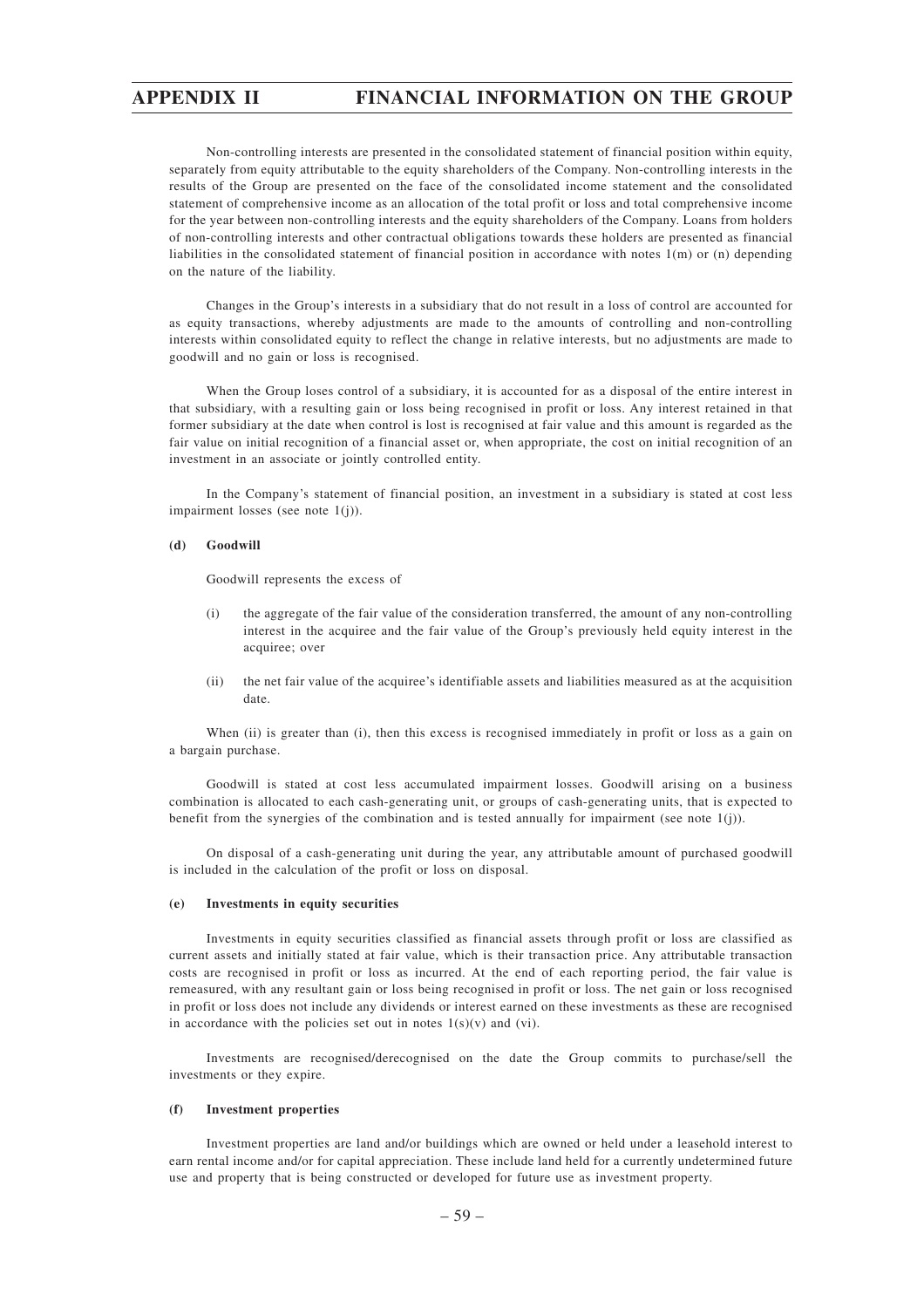Non-controlling interests are presented in the consolidated statement of financial position within equity, separately from equity attributable to the equity shareholders of the Company. Non-controlling interests in the results of the Group are presented on the face of the consolidated income statement and the consolidated statement of comprehensive income as an allocation of the total profit or loss and total comprehensive income for the year between non-controlling interests and the equity shareholders of the Company. Loans from holders of non-controlling interests and other contractual obligations towards these holders are presented as financial liabilities in the consolidated statement of financial position in accordance with notes 1(m) or (n) depending on the nature of the liability.

Changes in the Group's interests in a subsidiary that do not result in a loss of control are accounted for as equity transactions, whereby adjustments are made to the amounts of controlling and non-controlling interests within consolidated equity to reflect the change in relative interests, but no adjustments are made to goodwill and no gain or loss is recognised.

When the Group loses control of a subsidiary, it is accounted for as a disposal of the entire interest in that subsidiary, with a resulting gain or loss being recognised in profit or loss. Any interest retained in that former subsidiary at the date when control is lost is recognised at fair value and this amount is regarded as the fair value on initial recognition of a financial asset or, when appropriate, the cost on initial recognition of an investment in an associate or jointly controlled entity.

In the Company's statement of financial position, an investment in a subsidiary is stated at cost less impairment losses (see note 1(j)).

**(d) Goodwill**

Goodwill represents the excess of

(i) the aggregate of the fair value of the consideration transferred, the amount of any non-controlling interest in the acquiree and the fair value of the Group's previously held equity interest in the acquiree; over

(ii) the net fair value of the acquiree's identifiable assets and liabilities measured as at the acquisition date.

When (ii) is greater than (i), then this excess is recognised immediately in profit or loss as a gain on a bargain purchase.

Goodwill is stated at cost less accumulated impairment losses. Goodwill arising on a business combination is allocated to each cash-generating unit, or groups of cash-generating units, that is expected to benefit from the synergies of the combination and is tested annually for impairment (see note 1(j)).

On disposal of a cash-generating unit during the year, any attributable amount of purchased goodwill is included in the calculation of the profit or loss on disposal.

**(e) Investments in equity securities**

Investments in equity securities classified as financial assets through profit or loss are classified as current assets and initially stated at fair value, which is their transaction price. Any attributable transaction costs are recognised in profit or loss as incurred. At the end of each reporting period, the fair value is remeasured, with any resultant gain or loss being recognised in profit or loss. The net gain or loss recognised in profit or loss does not include any dividends or interest earned on these investments as these are recognised in accordance with the policies set out in notes 1(s)(v) and (vi).

Investments are recognised/derecognised on the date the Group commits to purchase/sell the investments or they expire.

**(f) Investment properties**

Investment properties are land and/or buildings which are owned or held under a leasehold interest to earn rental income and/or for capital appreciation. These include land held for a currently undetermined future use and property that is being constructed or developed for future use as investment property.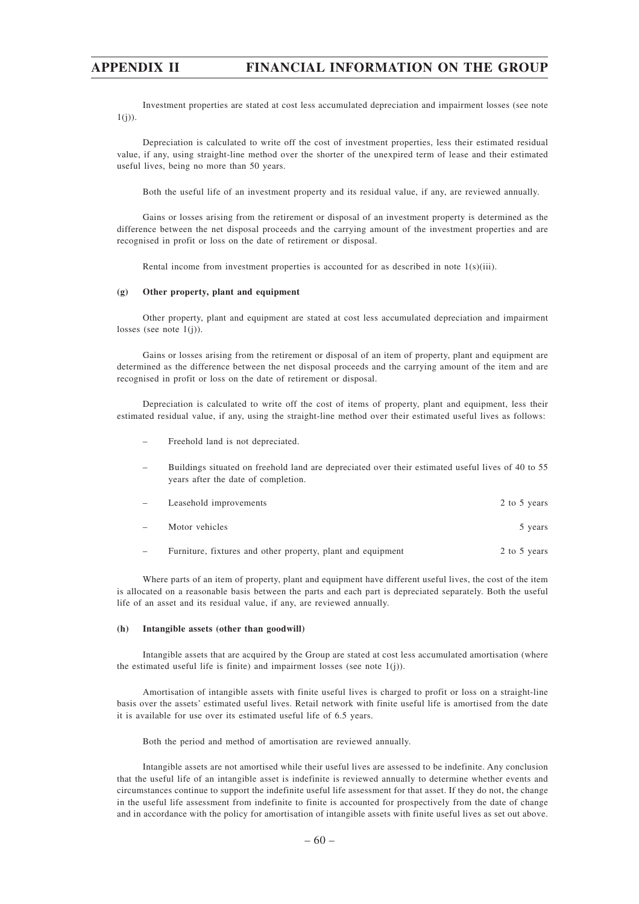Investment properties are stated at cost less accumulated depreciation and impairment losses (see note 1(j)).

Depreciation is calculated to write off the cost of investment properties, less their estimated residual value, if any, using straight-line method over the shorter of the unexpired term of lease and their estimated useful lives, being no more than 50 years.

Both the useful life of an investment property and its residual value, if any, are reviewed annually.

Gains or losses arising from the retirement or disposal of an investment property is determined as the difference between the net disposal proceeds and the carrying amount of the investment properties and are recognised in profit or loss on the date of retirement or disposal.

Rental income from investment properties is accounted for as described in note 1(s)(iii).

### (g) Other property, plant and equipment

Other property, plant and equipment are stated at cost less accumulated depreciation and impairment losses (see note 1(j)).

Gains or losses arising from the retirement or disposal of an item of property, plant and equipment are determined as the difference between the net disposal proceeds and the carrying amount of the item and are recognised in profit or loss on the date of retirement or disposal.

Depreciation is calculated to write off the cost of items of property, plant and equipment, less their estimated residual value, if any, using the straight-line method over their estimated useful lives as follows:

- Freehold land is not depreciated.
- Buildings situated on freehold land are depreciated over their estimated useful lives of 40 to 55 years after the date of completion.
- Leasehold improvements — 2 to 5 years
- Motor vehicles — 5 years
- Furniture, fixtures and other property, plant and equipment — 2 to 5 years

Where parts of an item of property, plant and equipment have different useful lives, the cost of the item is allocated on a reasonable basis between the parts and each part is depreciated separately. Both the useful life of an asset and its residual value, if any, are reviewed annually.

### (h) Intangible assets (other than goodwill)

Intangible assets that are acquired by the Group are stated at cost less accumulated amortisation (where the estimated useful life is finite) and impairment losses (see note 1(j)).

Amortisation of intangible assets with finite useful lives is charged to profit or loss on a straight-line basis over the assets' estimated useful lives. Retail network with finite useful life is amortised from the date it is available for use over its estimated useful life of 6.5 years.

Both the period and method of amortisation are reviewed annually.

Intangible assets are not amortised while their useful lives are assessed to be indefinite. Any conclusion that the useful life of an intangible asset is indefinite is reviewed annually to determine whether events and circumstances continue to support the indefinite useful life assessment for that asset. If they do not, the change in the useful life assessment from indefinite to finite is accounted for prospectively from the date of change and in accordance with the policy for amortisation of intangible assets with finite useful lives as set out above.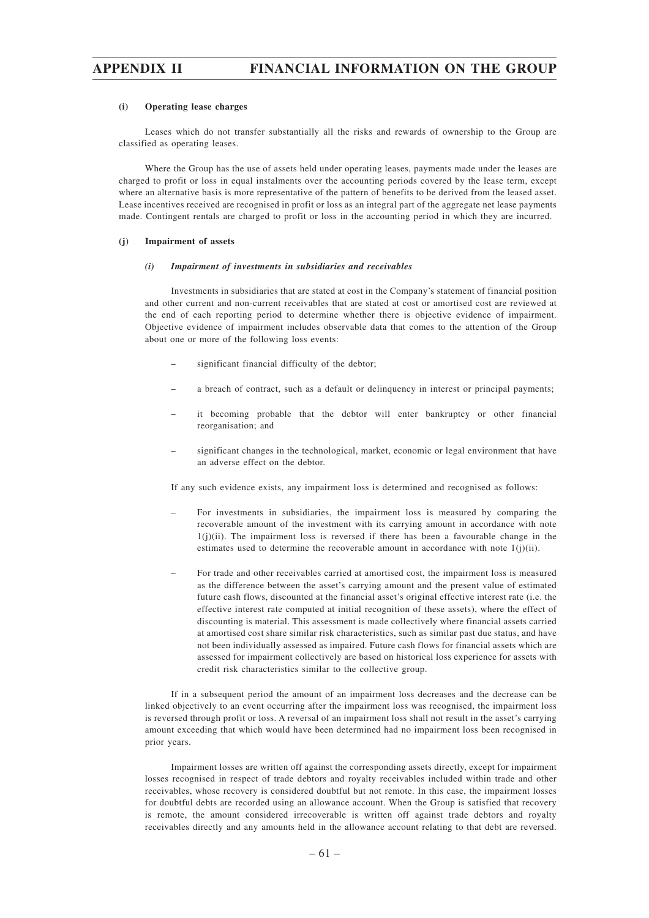#### (i) Operating lease charges

Leases which do not transfer substantially all the risks and rewards of ownership to the Group are classified as operating leases.

Where the Group has the use of assets held under operating leases, payments made under the leases are charged to profit or loss in equal instalments over the accounting periods covered by the lease term, except where an alternative basis is more representative of the pattern of benefits to be derived from the leased asset. Lease incentives received are recognised in profit or loss as an integral part of the aggregate net lease payments made. Contingent rentals are charged to profit or loss in the accounting period in which they are incurred.

#### (j) Impairment of assets

##### *(i) Impairment of investments in subsidiaries and receivables*

Investments in subsidiaries that are stated at cost in the Company's statement of financial position and other current and non-current receivables that are stated at cost or amortised cost are reviewed at the end of each reporting period to determine whether there is objective evidence of impairment. Objective evidence of impairment includes observable data that comes to the attention of the Group about one or more of the following loss events:

- significant financial difficulty of the debtor;
- a breach of contract, such as a default or delinquency in interest or principal payments;
- it becoming probable that the debtor will enter bankruptcy or other financial reorganisation; and
- significant changes in the technological, market, economic or legal environment that have an adverse effect on the debtor.

If any such evidence exists, any impairment loss is determined and recognised as follows:

- For investments in subsidiaries, the impairment loss is measured by comparing the recoverable amount of the investment with its carrying amount in accordance with note 1(j)(ii). The impairment loss is reversed if there has been a favourable change in the estimates used to determine the recoverable amount in accordance with note 1(j)(ii).
- For trade and other receivables carried at amortised cost, the impairment loss is measured as the difference between the asset's carrying amount and the present value of estimated future cash flows, discounted at the financial asset's original effective interest rate (i.e. the effective interest rate computed at initial recognition of these assets), where the effect of discounting is material. This assessment is made collectively where financial assets carried at amortised cost share similar risk characteristics, such as similar past due status, and have not been individually assessed as impaired. Future cash flows for financial assets which are assessed for impairment collectively are based on historical loss experience for assets with credit risk characteristics similar to the collective group.

If in a subsequent period the amount of an impairment loss decreases and the decrease can be linked objectively to an event occurring after the impairment loss was recognised, the impairment loss is reversed through profit or loss. A reversal of an impairment loss shall not result in the asset's carrying amount exceeding that which would have been determined had no impairment loss been recognised in prior years.

Impairment losses are written off against the corresponding assets directly, except for impairment losses recognised in respect of trade debtors and royalty receivables included within trade and other receivables, whose recovery is considered doubtful but not remote. In this case, the impairment losses for doubtful debts are recorded using an allowance account. When the Group is satisfied that recovery is remote, the amount considered irrecoverable is written off against trade debtors and royalty receivables directly and any amounts held in the allowance account relating to that debt are reversed.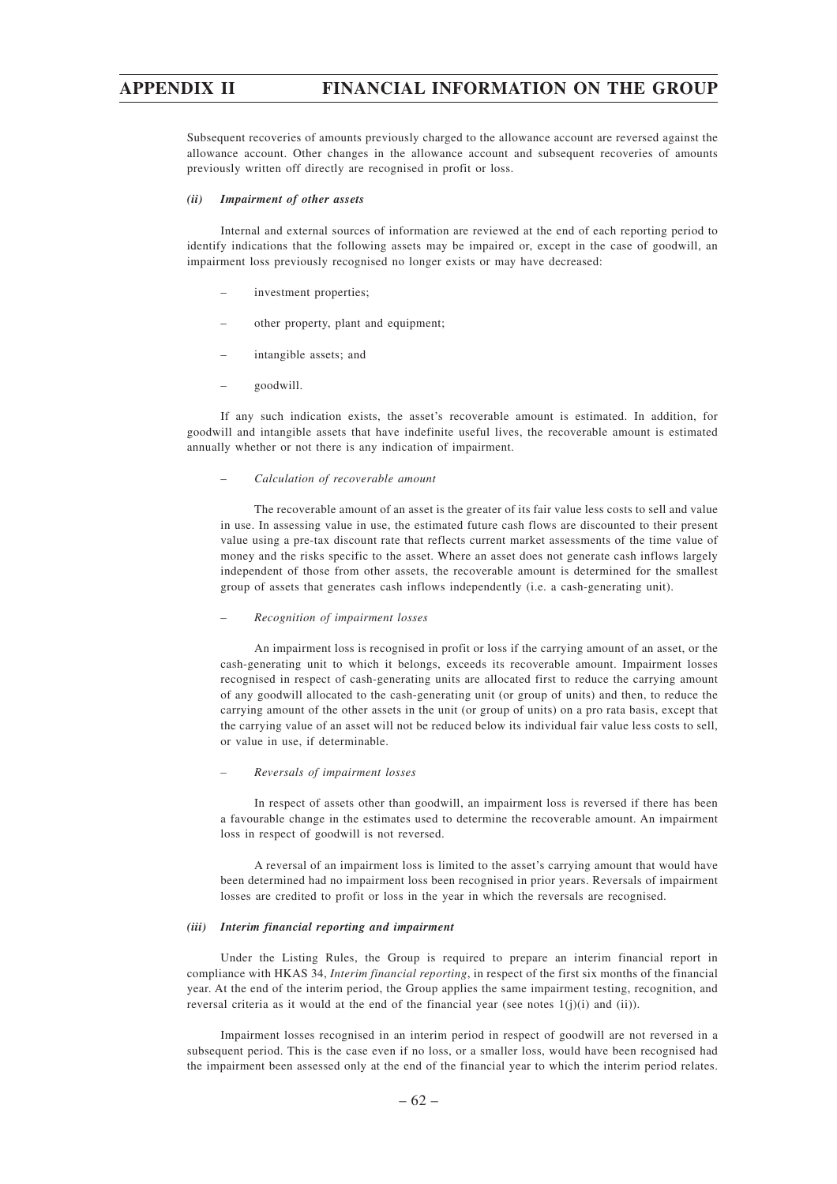Subsequent recoveries of amounts previously charged to the allowance account are reversed against the allowance account. Other changes in the allowance account and subsequent recoveries of amounts previously written off directly are recognised in profit or loss.

#### *(ii) Impairment of other assets*

Internal and external sources of information are reviewed at the end of each reporting period to identify indications that the following assets may be impaired or, except in the case of goodwill, an impairment loss previously recognised no longer exists or may have decreased:

- investment properties;
- other property, plant and equipment;
- intangible assets; and
- goodwill.

If any such indication exists, the asset's recoverable amount is estimated. In addition, for goodwill and intangible assets that have indefinite useful lives, the recoverable amount is estimated annually whether or not there is any indication of impairment.

– *Calculation of recoverable amount*

The recoverable amount of an asset is the greater of its fair value less costs to sell and value in use. In assessing value in use, the estimated future cash flows are discounted to their present value using a pre-tax discount rate that reflects current market assessments of the time value of money and the risks specific to the asset. Where an asset does not generate cash inflows largely independent of those from other assets, the recoverable amount is determined for the smallest group of assets that generates cash inflows independently (i.e. a cash-generating unit).

– *Recognition of impairment losses*

An impairment loss is recognised in profit or loss if the carrying amount of an asset, or the cash-generating unit to which it belongs, exceeds its recoverable amount. Impairment losses recognised in respect of cash-generating units are allocated first to reduce the carrying amount of any goodwill allocated to the cash-generating unit (or group of units) and then, to reduce the carrying amount of the other assets in the unit (or group of units) on a pro rata basis, except that the carrying value of an asset will not be reduced below its individual fair value less costs to sell, or value in use, if determinable.

– *Reversals of impairment losses*

In respect of assets other than goodwill, an impairment loss is reversed if there has been a favourable change in the estimates used to determine the recoverable amount. An impairment loss in respect of goodwill is not reversed.

A reversal of an impairment loss is limited to the asset's carrying amount that would have been determined had no impairment loss been recognised in prior years. Reversals of impairment losses are credited to profit or loss in the year in which the reversals are recognised.

#### *(iii) Interim financial reporting and impairment*

Under the Listing Rules, the Group is required to prepare an interim financial report in compliance with HKAS 34, *Interim financial reporting*, in respect of the first six months of the financial year. At the end of the interim period, the Group applies the same impairment testing, recognition, and reversal criteria as it would at the end of the financial year (see notes 1(j)(i) and (ii)).

Impairment losses recognised in an interim period in respect of goodwill are not reversed in a subsequent period. This is the case even if no loss, or a smaller loss, would have been recognised had the impairment been assessed only at the end of the financial year to which the interim period relates.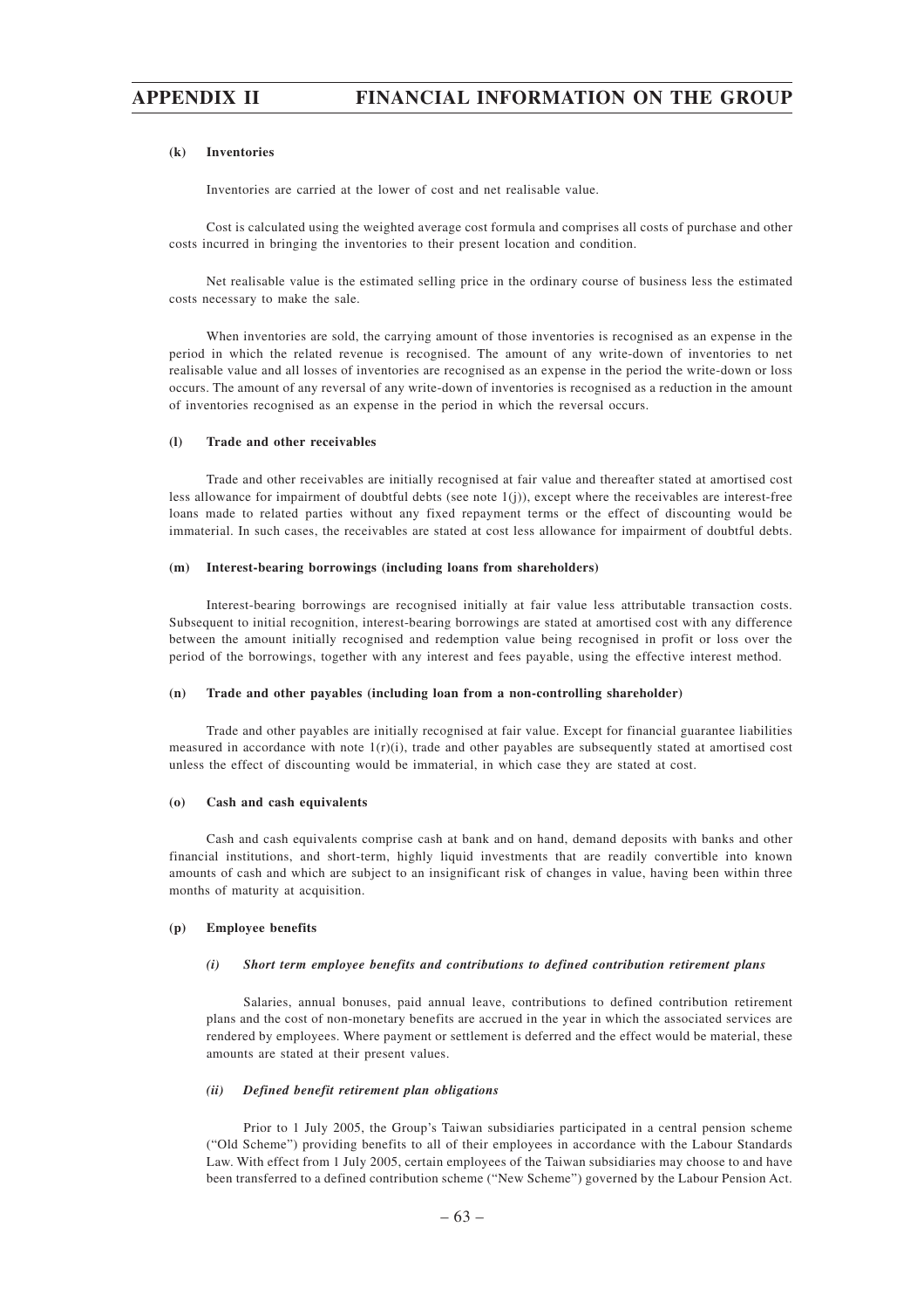#### (k) Inventories

Inventories are carried at the lower of cost and net realisable value.

Cost is calculated using the weighted average cost formula and comprises all costs of purchase and other costs incurred in bringing the inventories to their present location and condition.

Net realisable value is the estimated selling price in the ordinary course of business less the estimated costs necessary to make the sale.

When inventories are sold, the carrying amount of those inventories is recognised as an expense in the period in which the related revenue is recognised. The amount of any write-down of inventories to net realisable value and all losses of inventories are recognised as an expense in the period the write-down or loss occurs. The amount of any reversal of any write-down of inventories is recognised as a reduction in the amount of inventories recognised as an expense in the period in which the reversal occurs.

#### (l) Trade and other receivables

Trade and other receivables are initially recognised at fair value and thereafter stated at amortised cost less allowance for impairment of doubtful debts (see note 1(j)), except where the receivables are interest-free loans made to related parties without any fixed repayment terms or the effect of discounting would be immaterial. In such cases, the receivables are stated at cost less allowance for impairment of doubtful debts.

#### (m) Interest-bearing borrowings (including loans from shareholders)

Interest-bearing borrowings are recognised initially at fair value less attributable transaction costs. Subsequent to initial recognition, interest-bearing borrowings are stated at amortised cost with any difference between the amount initially recognised and redemption value being recognised in profit or loss over the period of the borrowings, together with any interest and fees payable, using the effective interest method.

#### (n) Trade and other payables (including loan from a non-controlling shareholder)

Trade and other payables are initially recognised at fair value. Except for financial guarantee liabilities measured in accordance with note 1(r)(i), trade and other payables are subsequently stated at amortised cost unless the effect of discounting would be immaterial, in which case they are stated at cost.

#### (o) Cash and cash equivalents

Cash and cash equivalents comprise cash at bank and on hand, demand deposits with banks and other financial institutions, and short-term, highly liquid investments that are readily convertible into known amounts of cash and which are subject to an insignificant risk of changes in value, having been within three months of maturity at acquisition.

#### (p) Employee benefits

##### *(i) Short term employee benefits and contributions to defined contribution retirement plans*

Salaries, annual bonuses, paid annual leave, contributions to defined contribution retirement plans and the cost of non-monetary benefits are accrued in the year in which the associated services are rendered by employees. Where payment or settlement is deferred and the effect would be material, these amounts are stated at their present values.

##### *(ii) Defined benefit retirement plan obligations*

Prior to 1 July 2005, the Group's Taiwan subsidiaries participated in a central pension scheme ("Old Scheme") providing benefits to all of their employees in accordance with the Labour Standards Law. With effect from 1 July 2005, certain employees of the Taiwan subsidiaries may choose to and have been transferred to a defined contribution scheme ("New Scheme") governed by the Labour Pension Act.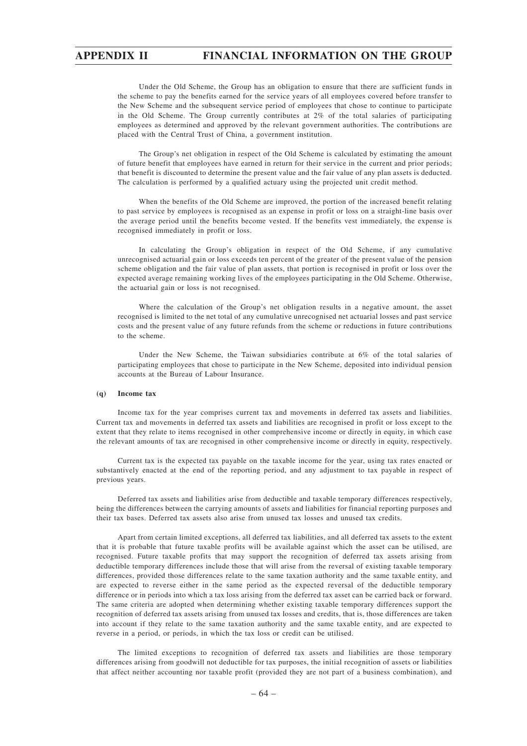Under the Old Scheme, the Group has an obligation to ensure that there are sufficient funds in the scheme to pay the benefits earned for the service years of all employees covered before transfer to the New Scheme and the subsequent service period of employees that chose to continue to participate in the Old Scheme. The Group currently contributes at 2% of the total salaries of participating employees as determined and approved by the relevant government authorities. The contributions are placed with the Central Trust of China, a government institution.

The Group's net obligation in respect of the Old Scheme is calculated by estimating the amount of future benefit that employees have earned in return for their service in the current and prior periods; that benefit is discounted to determine the present value and the fair value of any plan assets is deducted. The calculation is performed by a qualified actuary using the projected unit credit method.

When the benefits of the Old Scheme are improved, the portion of the increased benefit relating to past service by employees is recognised as an expense in profit or loss on a straight-line basis over the average period until the benefits become vested. If the benefits vest immediately, the expense is recognised immediately in profit or loss.

In calculating the Group's obligation in respect of the Old Scheme, if any cumulative unrecognised actuarial gain or loss exceeds ten percent of the greater of the present value of the pension scheme obligation and the fair value of plan assets, that portion is recognised in profit or loss over the expected average remaining working lives of the employees participating in the Old Scheme. Otherwise, the actuarial gain or loss is not recognised.

Where the calculation of the Group's net obligation results in a negative amount, the asset recognised is limited to the net total of any cumulative unrecognised net actuarial losses and past service costs and the present value of any future refunds from the scheme or reductions in future contributions to the scheme.

Under the New Scheme, the Taiwan subsidiaries contribute at 6% of the total salaries of participating employees that chose to participate in the New Scheme, deposited into individual pension accounts at the Bureau of Labour Insurance.

**(q) Income tax**

Income tax for the year comprises current tax and movements in deferred tax assets and liabilities. Current tax and movements in deferred tax assets and liabilities are recognised in profit or loss except to the extent that they relate to items recognised in other comprehensive income or directly in equity, in which case the relevant amounts of tax are recognised in other comprehensive income or directly in equity, respectively.

Current tax is the expected tax payable on the taxable income for the year, using tax rates enacted or substantively enacted at the end of the reporting period, and any adjustment to tax payable in respect of previous years.

Deferred tax assets and liabilities arise from deductible and taxable temporary differences respectively, being the differences between the carrying amounts of assets and liabilities for financial reporting purposes and their tax bases. Deferred tax assets also arise from unused tax losses and unused tax credits.

Apart from certain limited exceptions, all deferred tax liabilities, and all deferred tax assets to the extent that it is probable that future taxable profits will be available against which the asset can be utilised, are recognised. Future taxable profits that may support the recognition of deferred tax assets arising from deductible temporary differences include those that will arise from the reversal of existing taxable temporary differences, provided those differences relate to the same taxation authority and the same taxable entity, and are expected to reverse either in the same period as the expected reversal of the deductible temporary difference or in periods into which a tax loss arising from the deferred tax asset can be carried back or forward. The same criteria are adopted when determining whether existing taxable temporary differences support the recognition of deferred tax assets arising from unused tax losses and credits, that is, those differences are taken into account if they relate to the same taxation authority and the same taxable entity, and are expected to reverse in a period, or periods, in which the tax loss or credit can be utilised.

The limited exceptions to recognition of deferred tax assets and liabilities are those temporary differences arising from goodwill not deductible for tax purposes, the initial recognition of assets or liabilities that affect neither accounting nor taxable profit (provided they are not part of a business combination), and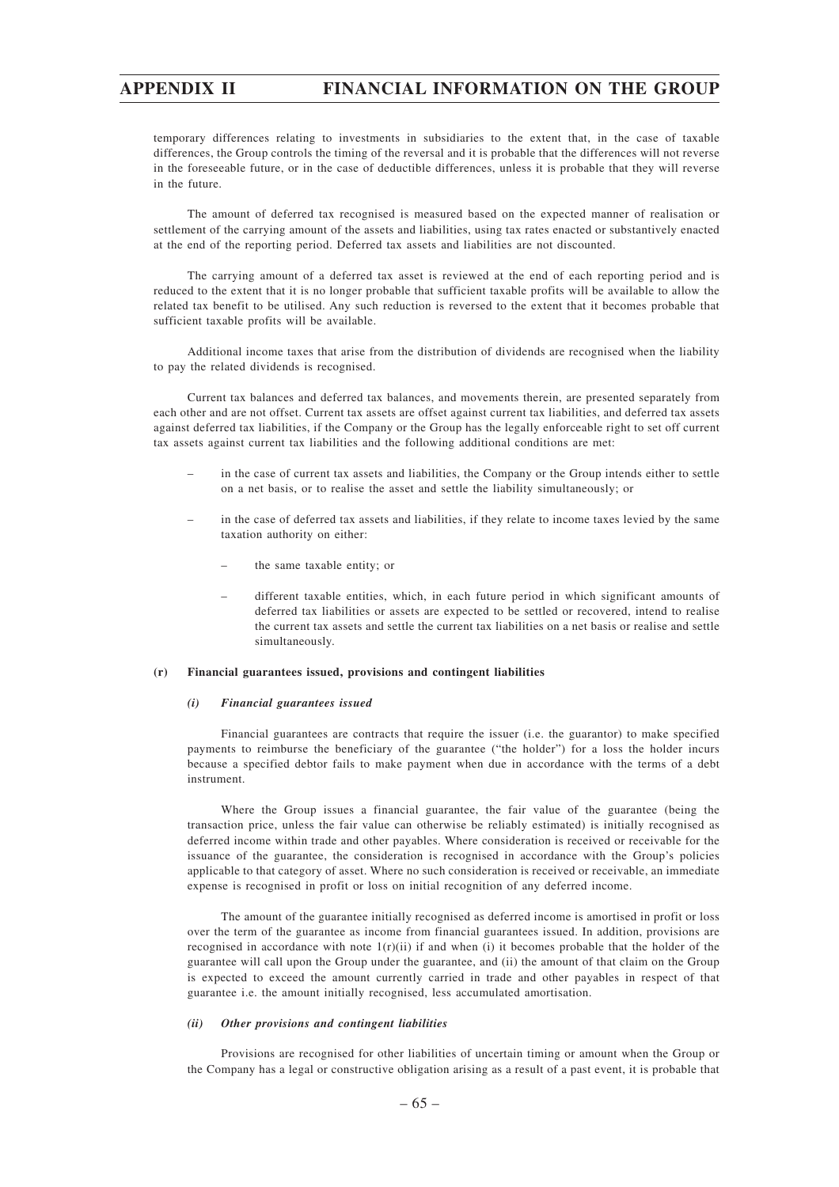temporary differences relating to investments in subsidiaries to the extent that, in the case of taxable differences, the Group controls the timing of the reversal and it is probable that the differences will not reverse in the foreseeable future, or in the case of deductible differences, unless it is probable that they will reverse in the future.

The amount of deferred tax recognised is measured based on the expected manner of realisation or settlement of the carrying amount of the assets and liabilities, using tax rates enacted or substantively enacted at the end of the reporting period. Deferred tax assets and liabilities are not discounted.

The carrying amount of a deferred tax asset is reviewed at the end of each reporting period and is reduced to the extent that it is no longer probable that sufficient taxable profits will be available to allow the related tax benefit to be utilised. Any such reduction is reversed to the extent that it becomes probable that sufficient taxable profits will be available.

Additional income taxes that arise from the distribution of dividends are recognised when the liability to pay the related dividends is recognised.

Current tax balances and deferred tax balances, and movements therein, are presented separately from each other and are not offset. Current tax assets are offset against current tax liabilities, and deferred tax assets against deferred tax liabilities, if the Company or the Group has the legally enforceable right to set off current tax assets against current tax liabilities and the following additional conditions are met:

- in the case of current tax assets and liabilities, the Company or the Group intends either to settle on a net basis, or to realise the asset and settle the liability simultaneously; or
- in the case of deferred tax assets and liabilities, if they relate to income taxes levied by the same taxation authority on either:
  - the same taxable entity; or
  - different taxable entities, which, in each future period in which significant amounts of deferred tax liabilities or assets are expected to be settled or recovered, intend to realise the current tax assets and settle the current tax liabilities on a net basis or realise and settle simultaneously.

**(r) Financial guarantees issued, provisions and contingent liabilities**

***(i) Financial guarantees issued***

Financial guarantees are contracts that require the issuer (i.e. the guarantor) to make specified payments to reimburse the beneficiary of the guarantee ("the holder") for a loss the holder incurs because a specified debtor fails to make payment when due in accordance with the terms of a debt instrument.

Where the Group issues a financial guarantee, the fair value of the guarantee (being the transaction price, unless the fair value can otherwise be reliably estimated) is initially recognised as deferred income within trade and other payables. Where consideration is received or receivable for the issuance of the guarantee, the consideration is recognised in accordance with the Group's policies applicable to that category of asset. Where no such consideration is received or receivable, an immediate expense is recognised in profit or loss on initial recognition of any deferred income.

The amount of the guarantee initially recognised as deferred income is amortised in profit or loss over the term of the guarantee as income from financial guarantees issued. In addition, provisions are recognised in accordance with note 1(r)(ii) if and when (i) it becomes probable that the holder of the guarantee will call upon the Group under the guarantee, and (ii) the amount of that claim on the Group is expected to exceed the amount currently carried in trade and other payables in respect of that guarantee i.e. the amount initially recognised, less accumulated amortisation.

***(ii) Other provisions and contingent liabilities***

Provisions are recognised for other liabilities of uncertain timing or amount when the Group or the Company has a legal or constructive obligation arising as a result of a past event, it is probable that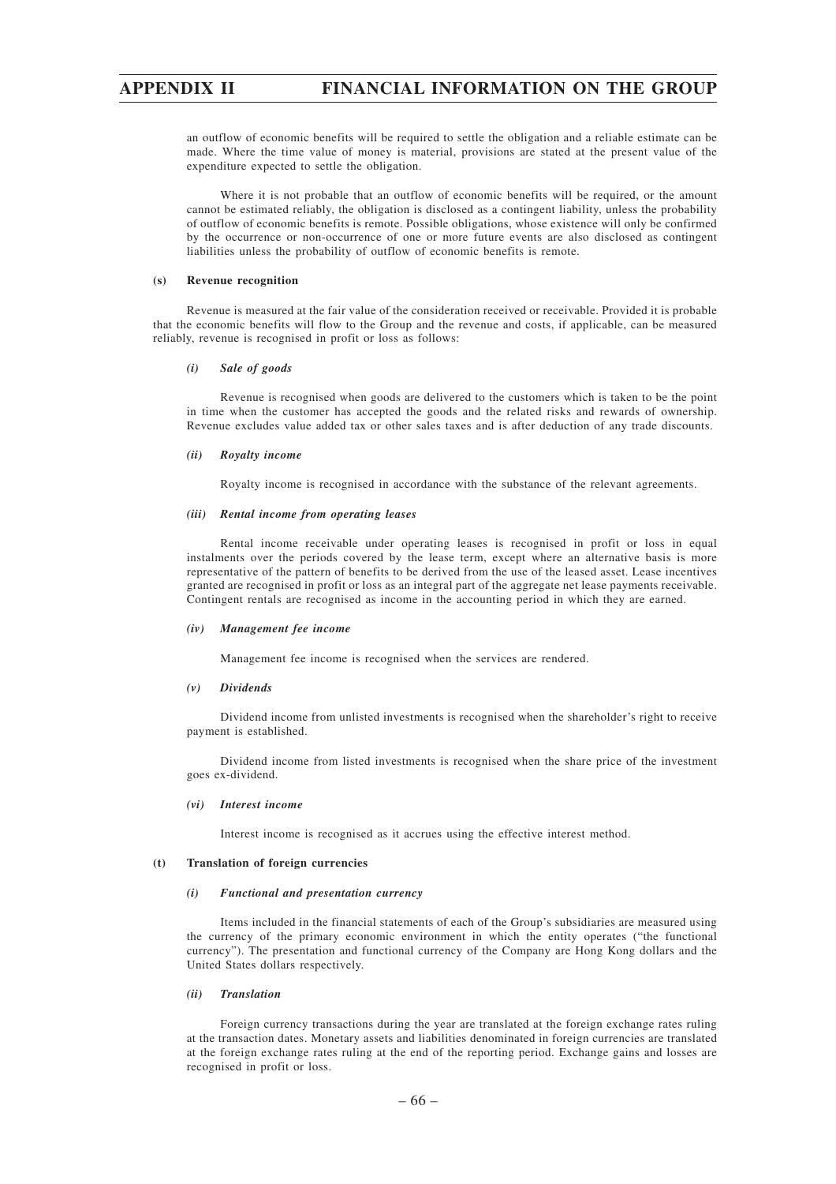an outflow of economic benefits will be required to settle the obligation and a reliable estimate can be made. Where the time value of money is material, provisions are stated at the present value of the expenditure expected to settle the obligation.

Where it is not probable that an outflow of economic benefits will be required, or the amount cannot be estimated reliably, the obligation is disclosed as a contingent liability, unless the probability of outflow of economic benefits is remote. Possible obligations, whose existence will only be confirmed by the occurrence or non-occurrence of one or more future events are also disclosed as contingent liabilities unless the probability of outflow of economic benefits is remote.

**(s) Revenue recognition**

Revenue is measured at the fair value of the consideration received or receivable. Provided it is probable that the economic benefits will flow to the Group and the revenue and costs, if applicable, can be measured reliably, revenue is recognised in profit or loss as follows:

***(i) Sale of goods***

Revenue is recognised when goods are delivered to the customers which is taken to be the point in time when the customer has accepted the goods and the related risks and rewards of ownership. Revenue excludes value added tax or other sales taxes and is after deduction of any trade discounts.

***(ii) Royalty income***

Royalty income is recognised in accordance with the substance of the relevant agreements.

***(iii) Rental income from operating leases***

Rental income receivable under operating leases is recognised in profit or loss in equal instalments over the periods covered by the lease term, except where an alternative basis is more representative of the pattern of benefits to be derived from the use of the leased asset. Lease incentives granted are recognised in profit or loss as an integral part of the aggregate net lease payments receivable. Contingent rentals are recognised as income in the accounting period in which they are earned.

***(iv) Management fee income***

Management fee income is recognised when the services are rendered.

***(v) Dividends***

Dividend income from unlisted investments is recognised when the shareholder's right to receive payment is established.

Dividend income from listed investments is recognised when the share price of the investment goes ex-dividend.

***(vi) Interest income***

Interest income is recognised as it accrues using the effective interest method.

**(t) Translation of foreign currencies**

***(i) Functional and presentation currency***

Items included in the financial statements of each of the Group's subsidiaries are measured using the currency of the primary economic environment in which the entity operates ("the functional currency"). The presentation and functional currency of the Company are Hong Kong dollars and the United States dollars respectively.

***(ii) Translation***

Foreign currency transactions during the year are translated at the foreign exchange rates ruling at the transaction dates. Monetary assets and liabilities denominated in foreign currencies are translated at the foreign exchange rates ruling at the end of the reporting period. Exchange gains and losses are recognised in profit or loss.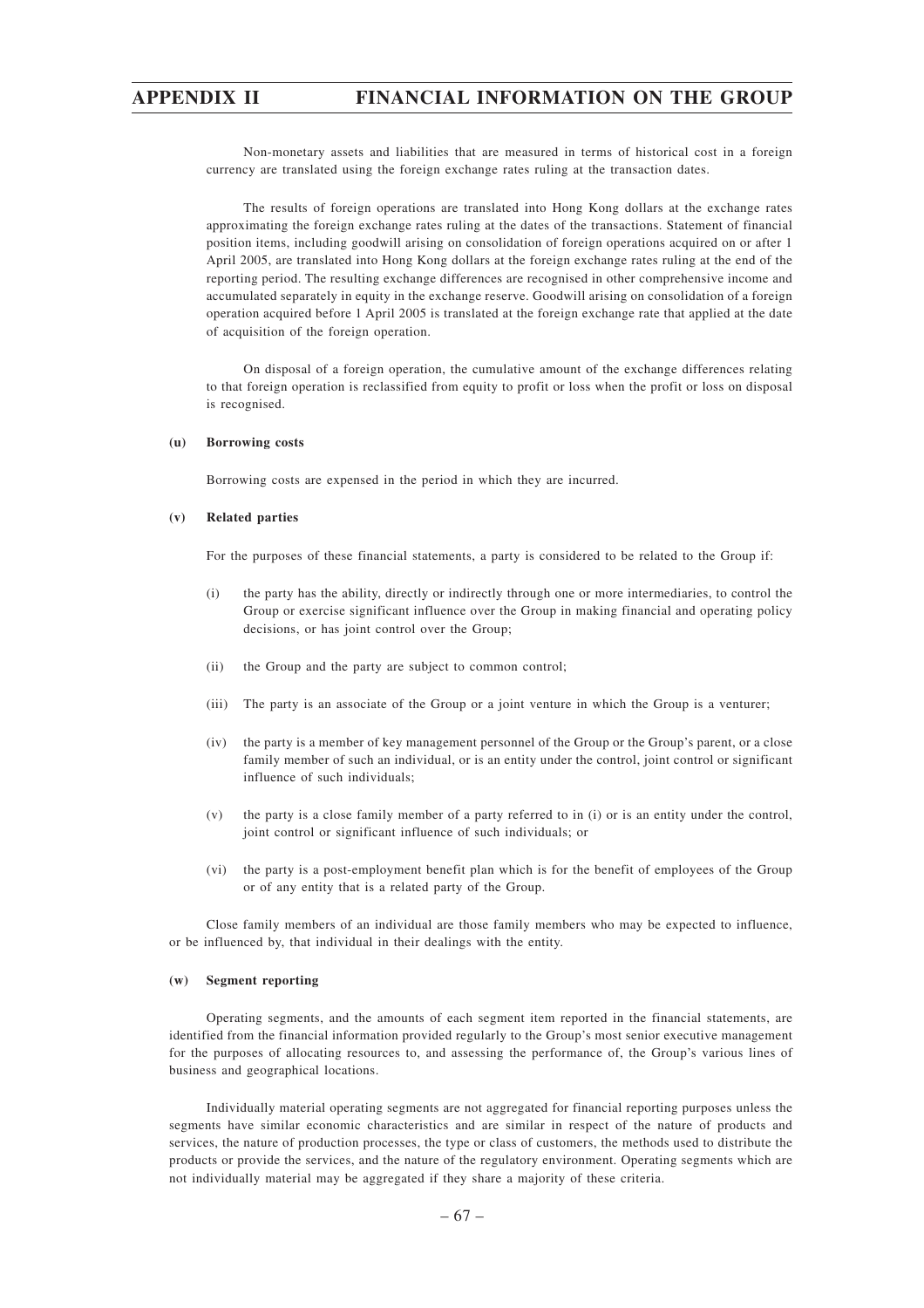Non-monetary assets and liabilities that are measured in terms of historical cost in a foreign currency are translated using the foreign exchange rates ruling at the transaction dates.

The results of foreign operations are translated into Hong Kong dollars at the exchange rates approximating the foreign exchange rates ruling at the dates of the transactions. Statement of financial position items, including goodwill arising on consolidation of foreign operations acquired on or after 1 April 2005, are translated into Hong Kong dollars at the foreign exchange rates ruling at the end of the reporting period. The resulting exchange differences are recognised in other comprehensive income and accumulated separately in equity in the exchange reserve. Goodwill arising on consolidation of a foreign operation acquired before 1 April 2005 is translated at the foreign exchange rate that applied at the date of acquisition of the foreign operation.

On disposal of a foreign operation, the cumulative amount of the exchange differences relating to that foreign operation is reclassified from equity to profit or loss when the profit or loss on disposal is recognised.

**(u) Borrowing costs**

Borrowing costs are expensed in the period in which they are incurred.

**(v) Related parties**

For the purposes of these financial statements, a party is considered to be related to the Group if:

(i) the party has the ability, directly or indirectly through one or more intermediaries, to control the Group or exercise significant influence over the Group in making financial and operating policy decisions, or has joint control over the Group;

(ii) the Group and the party are subject to common control;

(iii) The party is an associate of the Group or a joint venture in which the Group is a venturer;

(iv) the party is a member of key management personnel of the Group or the Group's parent, or a close family member of such an individual, or is an entity under the control, joint control or significant influence of such individuals;

(v) the party is a close family member of a party referred to in (i) or is an entity under the control, joint control or significant influence of such individuals; or

(vi) the party is a post-employment benefit plan which is for the benefit of employees of the Group or of any entity that is a related party of the Group.

Close family members of an individual are those family members who may be expected to influence, or be influenced by, that individual in their dealings with the entity.

**(w) Segment reporting**

Operating segments, and the amounts of each segment item reported in the financial statements, are identified from the financial information provided regularly to the Group's most senior executive management for the purposes of allocating resources to, and assessing the performance of, the Group's various lines of business and geographical locations.

Individually material operating segments are not aggregated for financial reporting purposes unless the segments have similar economic characteristics and are similar in respect of the nature of products and services, the nature of production processes, the type or class of customers, the methods used to distribute the products or provide the services, and the nature of the regulatory environment. Operating segments which are not individually material may be aggregated if they share a majority of these criteria.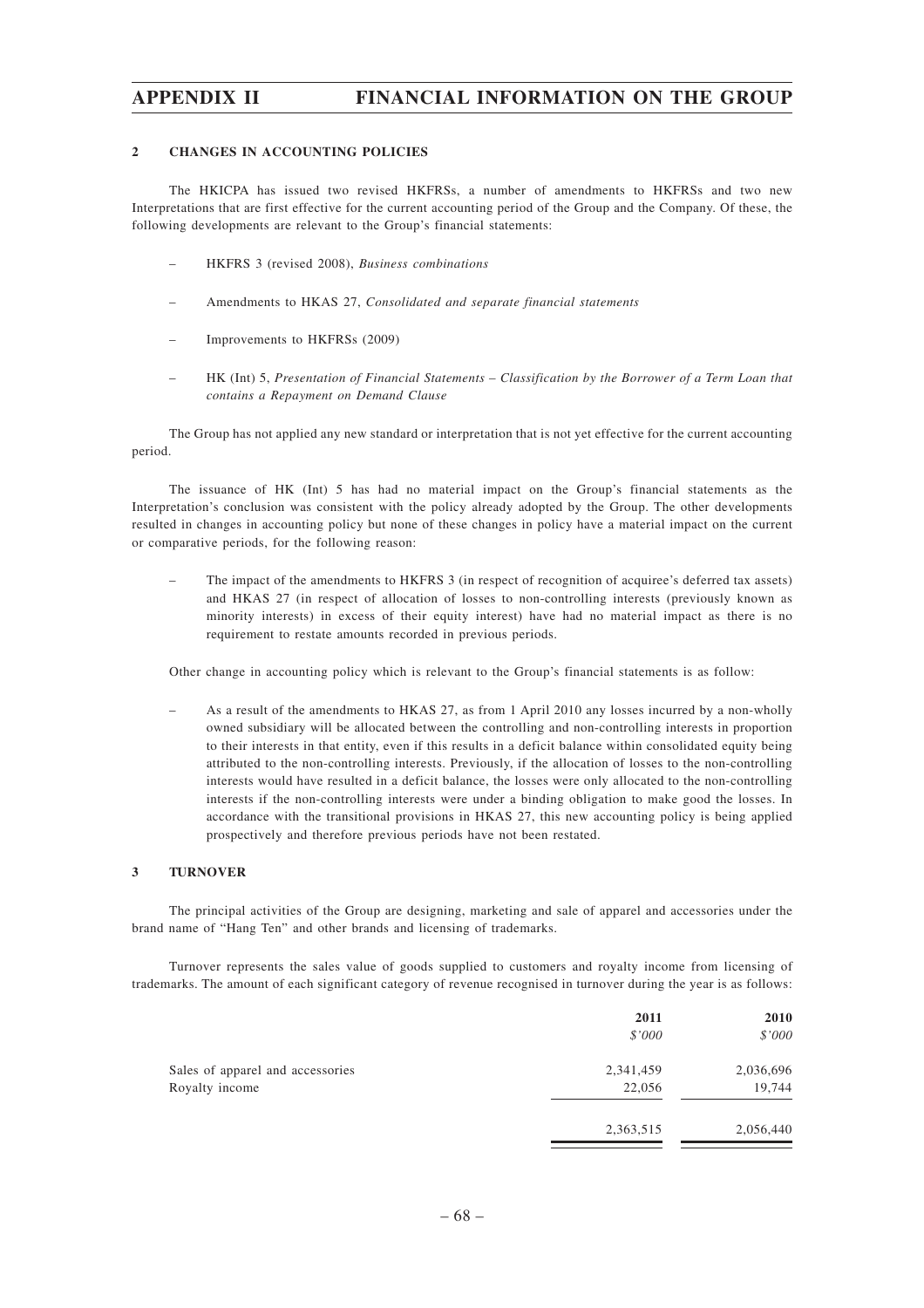## 2 CHANGES IN ACCOUNTING POLICIES

The HKICPA has issued two revised HKFRSs, a number of amendments to HKFRSs and two new Interpretations that are first effective for the current accounting period of the Group and the Company. Of these, the following developments are relevant to the Group's financial statements:

- HKFRS 3 (revised 2008), *Business combinations*
- Amendments to HKAS 27, *Consolidated and separate financial statements*
- Improvements to HKFRSs (2009)
- HK (Int) 5, *Presentation of Financial Statements – Classification by the Borrower of a Term Loan that contains a Repayment on Demand Clause*

The Group has not applied any new standard or interpretation that is not yet effective for the current accounting period.

The issuance of HK (Int) 5 has had no material impact on the Group's financial statements as the Interpretation's conclusion was consistent with the policy already adopted by the Group. The other developments resulted in changes in accounting policy but none of these changes in policy have a material impact on the current or comparative periods, for the following reason:

- The impact of the amendments to HKFRS 3 (in respect of recognition of acquiree's deferred tax assets) and HKAS 27 (in respect of allocation of losses to non-controlling interests (previously known as minority interests) in excess of their equity interest) have had no material impact as there is no requirement to restate amounts recorded in previous periods.

Other change in accounting policy which is relevant to the Group's financial statements is as follow:

- As a result of the amendments to HKAS 27, as from 1 April 2010 any losses incurred by a non-wholly owned subsidiary will be allocated between the controlling and non-controlling interests in proportion to their interests in that entity, even if this results in a deficit balance within consolidated equity being attributed to the non-controlling interests. Previously, if the allocation of losses to the non-controlling interests would have resulted in a deficit balance, the losses were only allocated to the non-controlling interests if the non-controlling interests were under a binding obligation to make good the losses. In accordance with the transitional provisions in HKAS 27, this new accounting policy is being applied prospectively and therefore previous periods have not been restated.

## 3 TURNOVER

The principal activities of the Group are designing, marketing and sale of apparel and accessories under the brand name of "Hang Ten" and other brands and licensing of trademarks.

Turnover represents the sales value of goods supplied to customers and royalty income from licensing of trademarks. The amount of each significant category of revenue recognised in turnover during the year is as follows:

| | **2011** | **2010** |
|---|---|---|
| | *$'000* | *$'000* |
| Sales of apparel and accessories | 2,341,459 | 2,036,696 |
| Royalty income | 22,056 | 19,744 |
| | 2,363,515 | 2,056,440 |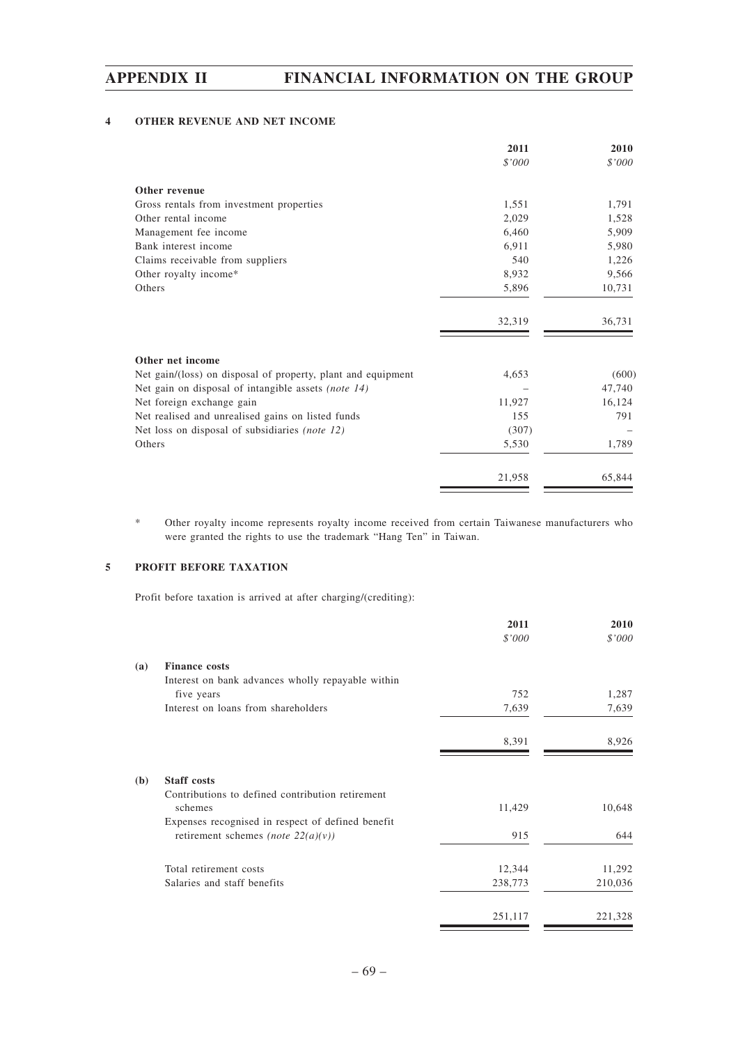## 4 OTHER REVENUE AND NET INCOME

| | 2011 | 2010 |
|---|---|---|
| | *$'000* | *$'000* |
| **Other revenue** | | |
| Gross rentals from investment properties | 1,551 | 1,791 |
| Other rental income | 2,029 | 1,528 |
| Management fee income | 6,460 | 5,909 |
| Bank interest income | 6,911 | 5,980 |
| Claims receivable from suppliers | 540 | 1,226 |
| Other royalty income* | 8,932 | 9,566 |
| Others | 5,896 | 10,731 |
| | 32,319 | 36,731 |
| **Other net income** | | |
| Net gain/(loss) on disposal of property, plant and equipment | 4,653 | (600) |
| Net gain on disposal of intangible assets *(note 14)* | – | 47,740 |
| Net foreign exchange gain | 11,927 | 16,124 |
| Net realised and unrealised gains on listed funds | 155 | 791 |
| Net loss on disposal of subsidiaries *(note 12)* | (307) | – |
| Others | 5,530 | 1,789 |
| | 21,958 | 65,844 |

\* Other royalty income represents royalty income received from certain Taiwanese manufacturers who were granted the rights to use the trademark "Hang Ten" in Taiwan.

## 5 PROFIT BEFORE TAXATION

Profit before taxation is arrived at after charging/(crediting):

| | | 2011 | 2010 |
|---|---|---|---|
| | | *$'000* | *$'000* |
| **(a)** | **Finance costs** | | |
| | Interest on bank advances wholly repayable within five years | 752 | 1,287 |
| | Interest on loans from shareholders | 7,639 | 7,639 |
| | | 8,391 | 8,926 |
| **(b)** | **Staff costs** | | |
| | Contributions to defined contribution retirement schemes | 11,429 | 10,648 |
| | Expenses recognised in respect of defined benefit retirement schemes *(note 22(a)(v))* | 915 | 644 |
| | Total retirement costs | 12,344 | 11,292 |
| | Salaries and staff benefits | 238,773 | 210,036 |
| | | 251,117 | 221,328 |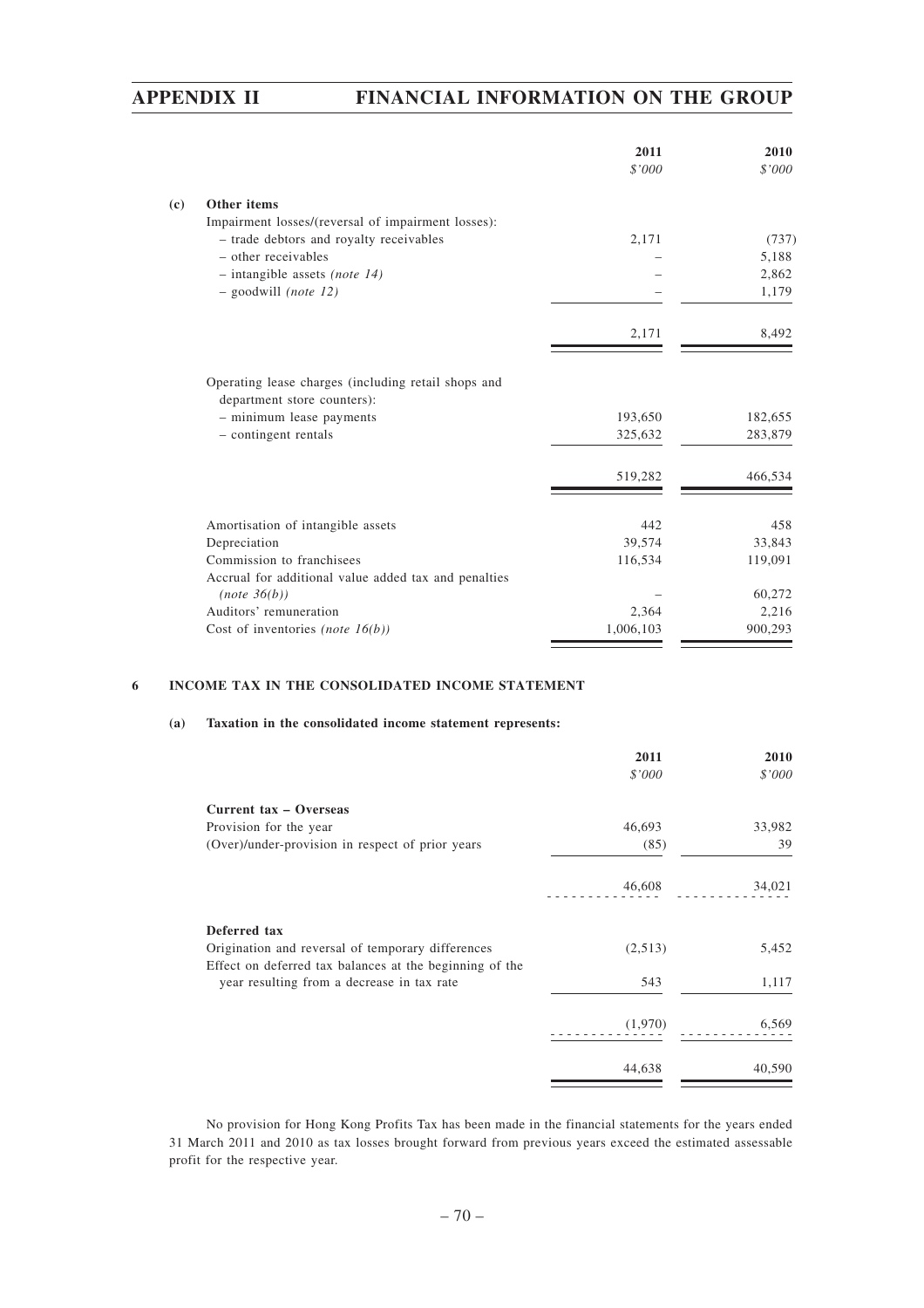| | 2011 | 2010 |
|---|---|---|
| | *$'000* | *$'000* |
| **(c) Other items** | | |
| Impairment losses/(reversal of impairment losses): | | |
| – trade debtors and royalty receivables | 2,171 | (737) |
| – other receivables | – | 5,188 |
| – intangible assets *(note 14)* | – | 2,862 |
| – goodwill *(note 12)* | – | 1,179 |
| | 2,171 | 8,492 |
| Operating lease charges (including retail shops and department store counters): | | |
| – minimum lease payments | 193,650 | 182,655 |
| – contingent rentals | 325,632 | 283,879 |
| | 519,282 | 466,534 |
| Amortisation of intangible assets | 442 | 458 |
| Depreciation | 39,574 | 33,843 |
| Commission to franchisees | 116,534 | 119,091 |
| Accrual for additional value added tax and penalties *(note 36(b))* | – | 60,272 |
| Auditors' remuneration | 2,364 | 2,216 |
| Cost of inventories *(note 16(b))* | 1,006,103 | 900,293 |

## 6 INCOME TAX IN THE CONSOLIDATED INCOME STATEMENT

### (a) Taxation in the consolidated income statement represents:

| | 2011 | 2010 |
|---|---|---|
| | *$'000* | *$'000* |
| **Current tax – Overseas** | | |
| Provision for the year | 46,693 | 33,982 |
| (Over)/under-provision in respect of prior years | (85) | 39 |
| | 46,608 | 34,021 |
| **Deferred tax** | | |
| Origination and reversal of temporary differences | (2,513) | 5,452 |
| Effect on deferred tax balances at the beginning of the year resulting from a decrease in tax rate | 543 | 1,117 |
| | (1,970) | 6,569 |
| | 44,638 | 40,590 |

No provision for Hong Kong Profits Tax has been made in the financial statements for the years ended 31 March 2011 and 2010 as tax losses brought forward from previous years exceed the estimated assessable profit for the respective year.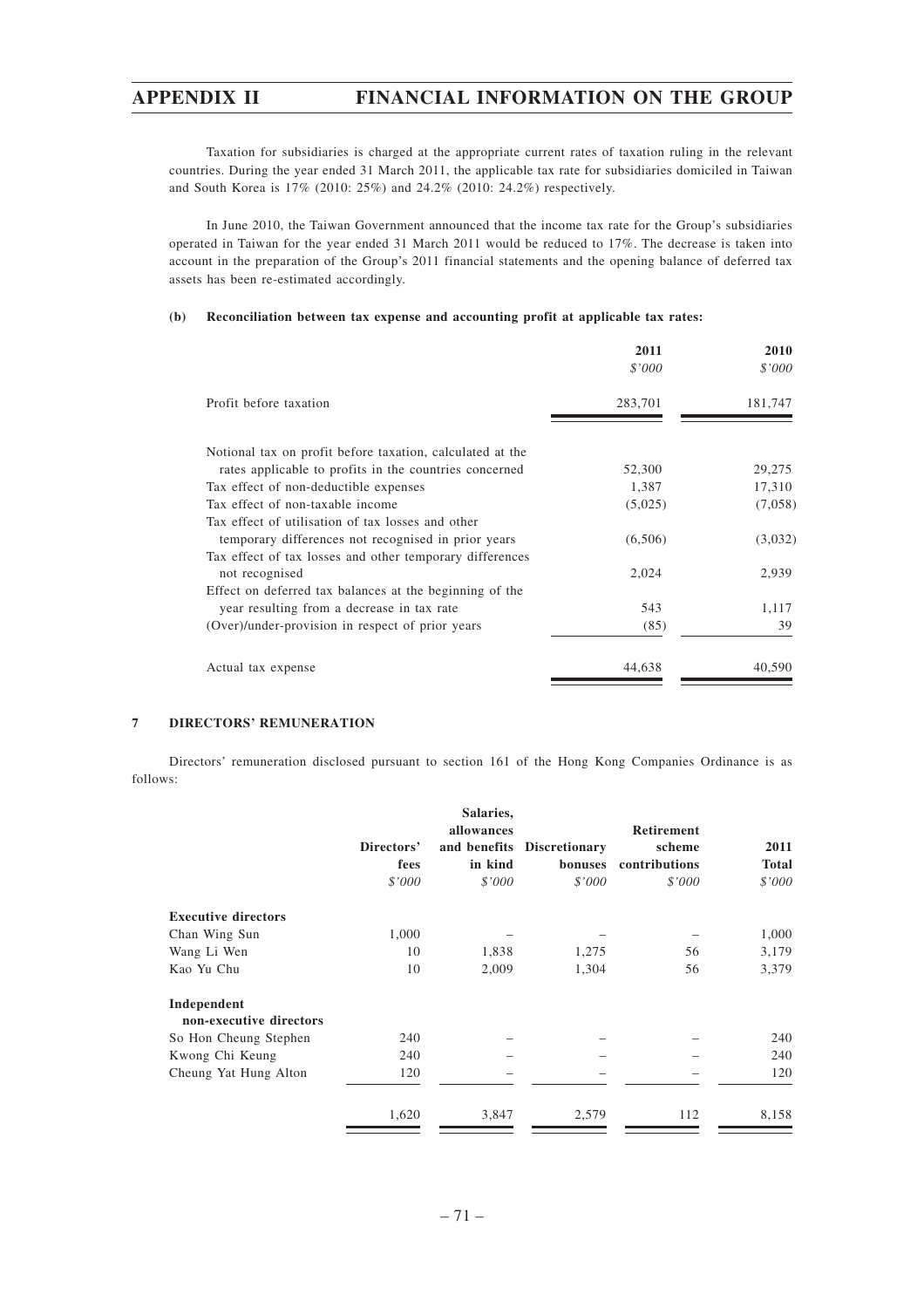Taxation for subsidiaries is charged at the appropriate current rates of taxation ruling in the relevant countries. During the year ended 31 March 2011, the applicable tax rate for subsidiaries domiciled in Taiwan and South Korea is 17% (2010: 25%) and 24.2% (2010: 24.2%) respectively.

In June 2010, the Taiwan Government announced that the income tax rate for the Group's subsidiaries operated in Taiwan for the year ended 31 March 2011 would be reduced to 17%. The decrease is taken into account in the preparation of the Group's 2011 financial statements and the opening balance of deferred tax assets has been re-estimated accordingly.

**(b) Reconciliation between tax expense and accounting profit at applicable tax rates:**

| | 2011 | 2010 |
|---|---|---|
| | *$'000* | *$'000* |
| Profit before taxation | 283,701 | 181,747 |
| Notional tax on profit before taxation, calculated at the rates applicable to profits in the countries concerned | 52,300 | 29,275 |
| Tax effect of non-deductible expenses | 1,387 | 17,310 |
| Tax effect of non-taxable income | (5,025) | (7,058) |
| Tax effect of utilisation of tax losses and other temporary differences not recognised in prior years | (6,506) | (3,032) |
| Tax effect of tax losses and other temporary differences not recognised | 2,024 | 2,939 |
| Effect on deferred tax balances at the beginning of the year resulting from a decrease in tax rate | 543 | 1,117 |
| (Over)/under-provision in respect of prior years | (85) | 39 |
| Actual tax expense | 44,638 | 40,590 |

## 7 DIRECTORS' REMUNERATION

Directors' remuneration disclosed pursuant to section 161 of the Hong Kong Companies Ordinance is as follows:

| | Directors' fees | Salaries, allowances and benefits in kind | Discretionary bonuses | Retirement scheme contributions | 2011 Total |
|---|---|---|---|---|---|
| | *$'000* | *$'000* | *$'000* | *$'000* | *$'000* |
| **Executive directors** | | | | | |
| Chan Wing Sun | 1,000 | – | – | – | 1,000 |
| Wang Li Wen | 10 | 1,838 | 1,275 | 56 | 3,179 |
| Kao Yu Chu | 10 | 2,009 | 1,304 | 56 | 3,379 |
| **Independent non-executive directors** | | | | | |
| So Hon Cheung Stephen | 240 | – | – | – | 240 |
| Kwong Chi Keung | 240 | – | – | – | 240 |
| Cheung Yat Hung Alton | 120 | – | – | – | 120 |
| | 1,620 | 3,847 | 2,579 | 112 | 8,158 |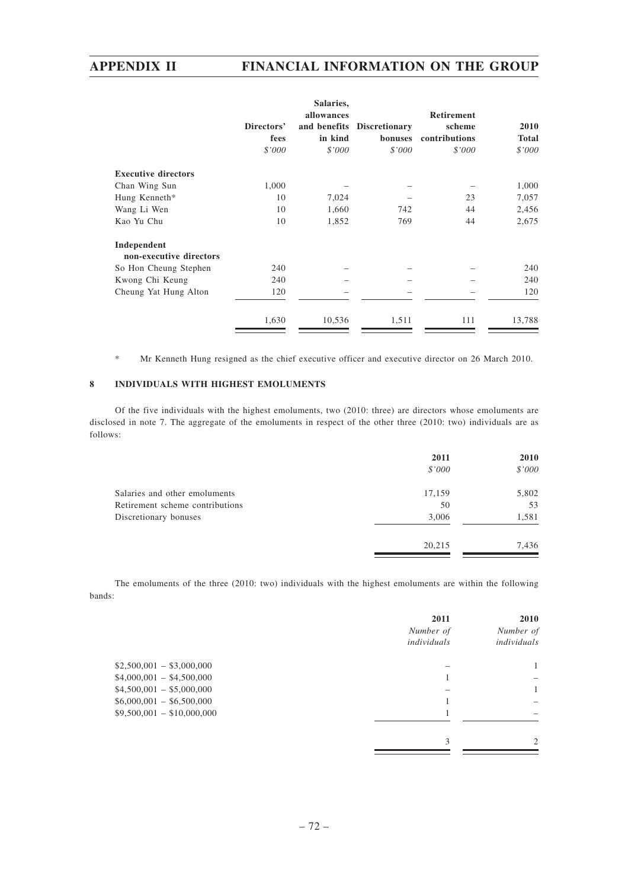| | Directors' fees | Salaries, allowances and benefits in kind | Discretionary bonuses | Retirement scheme contributions | 2010 Total |
|---|---|---|---|---|---|
| | *$'000* | *$'000* | *$'000* | *$'000* | *$'000* |
| **Executive directors** | | | | | |
| Chan Wing Sun | 1,000 | – | – | – | 1,000 |
| Hung Kenneth* | 10 | 7,024 | – | 23 | 7,057 |
| Wang Li Wen | 10 | 1,660 | 742 | 44 | 2,456 |
| Kao Yu Chu | 10 | 1,852 | 769 | 44 | 2,675 |
| **Independent non-executive directors** | | | | | |
| So Hon Cheung Stephen | 240 | – | – | – | 240 |
| Kwong Chi Keung | 240 | – | – | – | 240 |
| Cheung Yat Hung Alton | 120 | – | – | – | 120 |
| | 1,630 | 10,536 | 1,511 | 111 | 13,788 |

\* Mr Kenneth Hung resigned as the chief executive officer and executive director on 26 March 2010.

## 8 INDIVIDUALS WITH HIGHEST EMOLUMENTS

Of the five individuals with the highest emoluments, two (2010: three) are directors whose emoluments are disclosed in note 7. The aggregate of the emoluments in respect of the other three (2010: two) individuals are as follows:

| | 2011 | 2010 |
|---|---|---|
| | *$'000* | *$'000* |
| Salaries and other emoluments | 17,159 | 5,802 |
| Retirement scheme contributions | 50 | 53 |
| Discretionary bonuses | 3,006 | 1,581 |
| | 20,215 | 7,436 |

The emoluments of the three (2010: two) individuals with the highest emoluments are within the following bands:

| | 2011 | 2010 |
|---|---|---|
| | *Number of individuals* | *Number of individuals* |
| $2,500,001 – $3,000,000 | – | 1 |
| $4,000,001 – $4,500,000 | 1 | – |
| $4,500,001 – $5,000,000 | – | 1 |
| $6,000,001 – $6,500,000 | 1 | – |
| $9,500,001 – $10,000,000 | 1 | – |
| | 3 | 2 |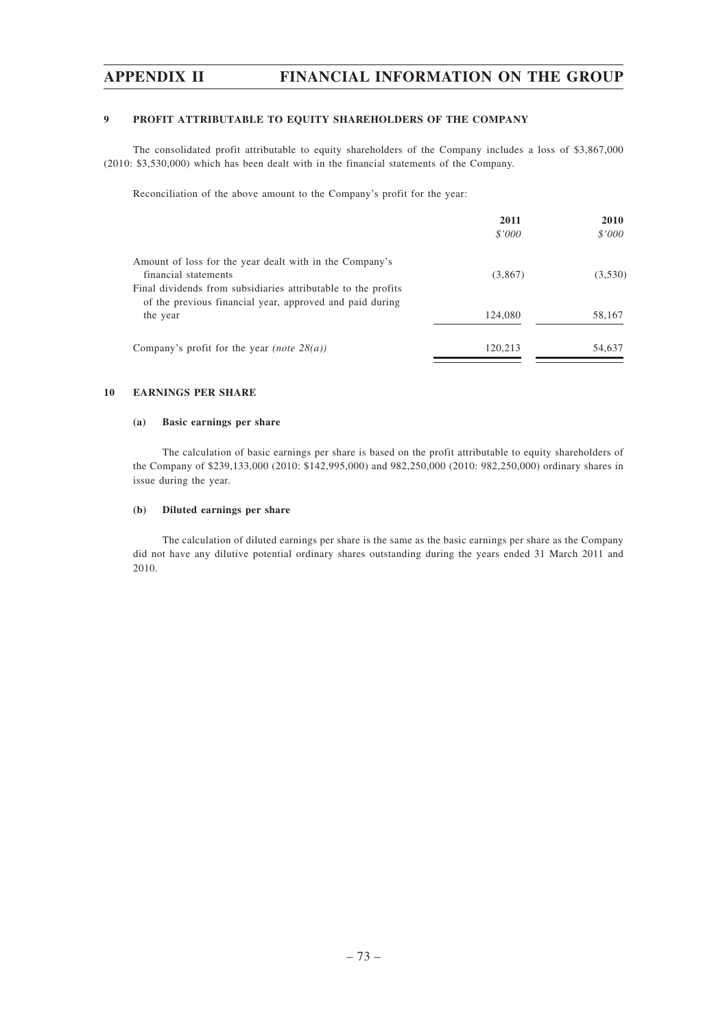## 9 PROFIT ATTRIBUTABLE TO EQUITY SHAREHOLDERS OF THE COMPANY

The consolidated profit attributable to equity shareholders of the Company includes a loss of $3,867,000 (2010: $3,530,000) which has been dealt with in the financial statements of the Company.

Reconciliation of the above amount to the Company's profit for the year:

| | 2011<br>*$'000* | 2010<br>*$'000* |
|---|---|---|
| Amount of loss for the year dealt with in the Company's financial statements | (3,867) | (3,530) |
| Final dividends from subsidiaries attributable to the profits of the previous financial year, approved and paid during the year | 124,080 | 58,167 |
| Company's profit for the year *(note 28(a))* | 120,213 | 54,637 |

## 10 EARNINGS PER SHARE

### (a) Basic earnings per share

The calculation of basic earnings per share is based on the profit attributable to equity shareholders of the Company of $239,133,000 (2010: $142,995,000) and 982,250,000 (2010: 982,250,000) ordinary shares in issue during the year.

### (b) Diluted earnings per share

The calculation of diluted earnings per share is the same as the basic earnings per share as the Company did not have any dilutive potential ordinary shares outstanding during the years ended 31 March 2011 and 2010.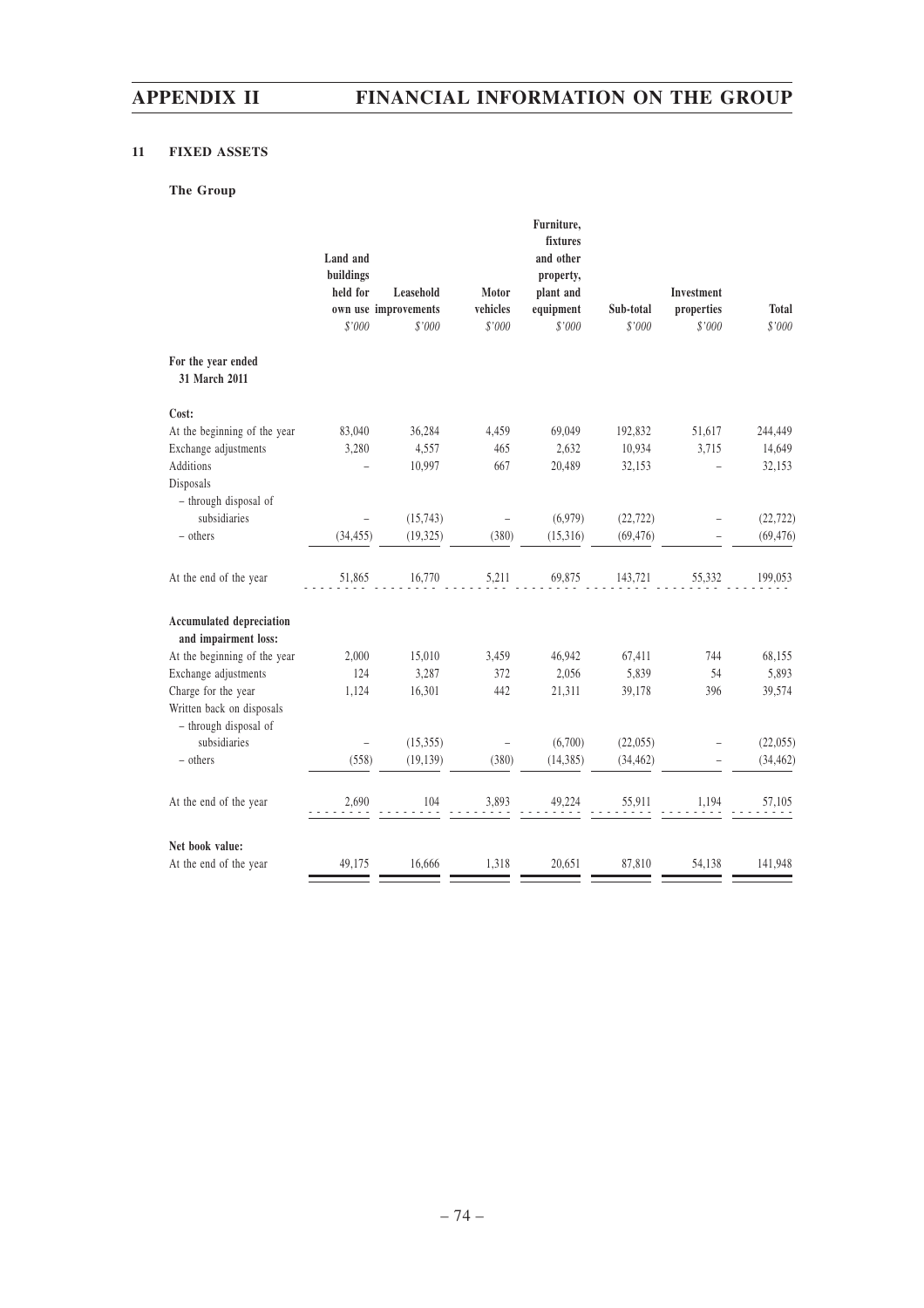## 11 FIXED ASSETS

### The Group

| | Land and buildings held for own use | Leasehold improvements | Motor vehicles | Furniture, fixtures and other property, plant and equipment | Sub-total | Investment properties | Total |
|---|---|---|---|---|---|---|---|
| | *$'000* | *$'000* | *$'000* | *$'000* | *$'000* | *$'000* | *$'000* |
| **For the year ended 31 March 2011** | | | | | | | |
| **Cost:** | | | | | | | |
| At the beginning of the year | 83,040 | 36,284 | 4,459 | 69,049 | 192,832 | 51,617 | 244,449 |
| Exchange adjustments | 3,280 | 4,557 | 465 | 2,632 | 10,934 | 3,715 | 14,649 |
| Additions | – | 10,997 | 667 | 20,489 | 32,153 | – | 32,153 |
| Disposals | | | | | | | |
| – through disposal of subsidiaries | – | (15,743) | – | (6,979) | (22,722) | – | (22,722) |
| – others | (34,455) | (19,325) | (380) | (15,316) | (69,476) | – | (69,476) |
| At the end of the year | 51,865 | 16,770 | 5,211 | 69,875 | 143,721 | 55,332 | 199,053 |
| **Accumulated depreciation and impairment loss:** | | | | | | | |
| At the beginning of the year | 2,000 | 15,010 | 3,459 | 46,942 | 67,411 | 744 | 68,155 |
| Exchange adjustments | 124 | 3,287 | 372 | 2,056 | 5,839 | 54 | 5,893 |
| Charge for the year | 1,124 | 16,301 | 442 | 21,311 | 39,178 | 396 | 39,574 |
| Written back on disposals | | | | | | | |
| – through disposal of subsidiaries | – | (15,355) | – | (6,700) | (22,055) | – | (22,055) |
| – others | (558) | (19,139) | (380) | (14,385) | (34,462) | – | (34,462) |
| At the end of the year | 2,690 | 104 | 3,893 | 49,224 | 55,911 | 1,194 | 57,105 |
| **Net book value:** | | | | | | | |
| At the end of the year | 49,175 | 16,666 | 1,318 | 20,651 | 87,810 | 54,138 | 141,948 |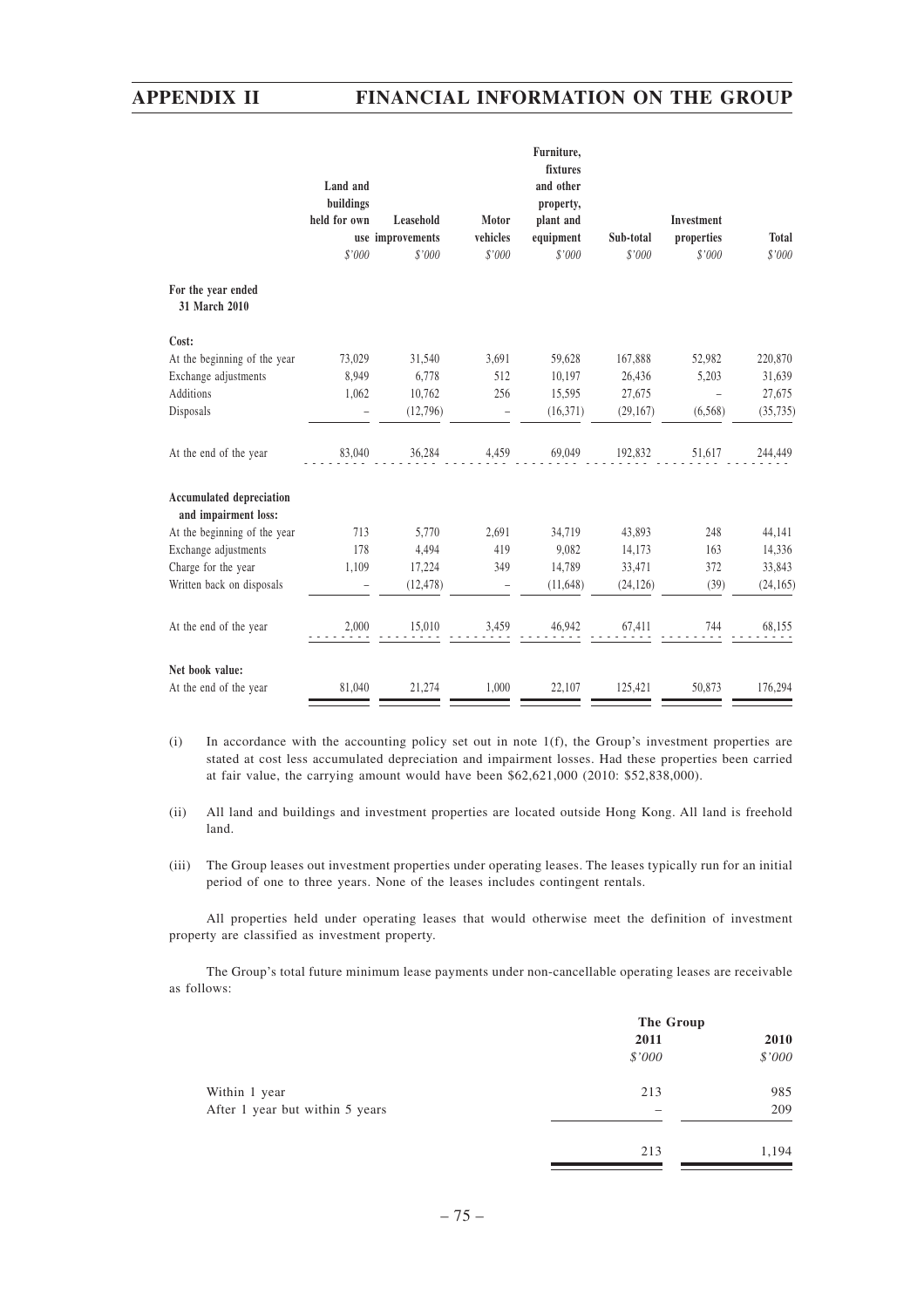| | Land and buildings held for own use | Leasehold improvements | Motor vehicles | Furniture, fixtures and other property, plant and equipment | Sub-total | Investment properties | Total |
|---|---|---|---|---|---|---|---|
| | $'000 | $'000 | $'000 | $'000 | $'000 | $'000 | $'000 |
| **For the year ended 31 March 2010** | | | | | | | |
| **Cost:** | | | | | | | |
| At the beginning of the year | 73,029 | 31,540 | 3,691 | 59,628 | 167,888 | 52,982 | 220,870 |
| Exchange adjustments | 8,949 | 6,778 | 512 | 10,197 | 26,436 | 5,203 | 31,639 |
| Additions | 1,062 | 10,762 | 256 | 15,595 | 27,675 | – | 27,675 |
| Disposals | – | (12,796) | – | (16,371) | (29,167) | (6,568) | (35,735) |
| At the end of the year | 83,040 | 36,284 | 4,459 | 69,049 | 192,832 | 51,617 | 244,449 |
| **Accumulated depreciation and impairment loss:** | | | | | | | |
| At the beginning of the year | 713 | 5,770 | 2,691 | 34,719 | 43,893 | 248 | 44,141 |
| Exchange adjustments | 178 | 4,494 | 419 | 9,082 | 14,173 | 163 | 14,336 |
| Charge for the year | 1,109 | 17,224 | 349 | 14,789 | 33,471 | 372 | 33,843 |
| Written back on disposals | – | (12,478) | – | (11,648) | (24,126) | (39) | (24,165) |
| At the end of the year | 2,000 | 15,010 | 3,459 | 46,942 | 67,411 | 744 | 68,155 |
| **Net book value:** | | | | | | | |
| At the end of the year | 81,040 | 21,274 | 1,000 | 22,107 | 125,421 | 50,873 | 176,294 |

(i) In accordance with the accounting policy set out in note 1(f), the Group's investment properties are stated at cost less accumulated depreciation and impairment losses. Had these properties been carried at fair value, the carrying amount would have been $62,621,000 (2010: $52,838,000).

(ii) All land and buildings and investment properties are located outside Hong Kong. All land is freehold land.

(iii) The Group leases out investment properties under operating leases. The leases typically run for an initial period of one to three years. None of the leases includes contingent rentals.

All properties held under operating leases that would otherwise meet the definition of investment property are classified as investment property.

The Group's total future minimum lease payments under non-cancellable operating leases are receivable as follows:

| | The Group | |
|---|---|---|
| | 2011 | 2010 |
| | $'000 | $'000 |
| Within 1 year | 213 | 985 |
| After 1 year but within 5 years | – | 209 |
| | 213 | 1,194 |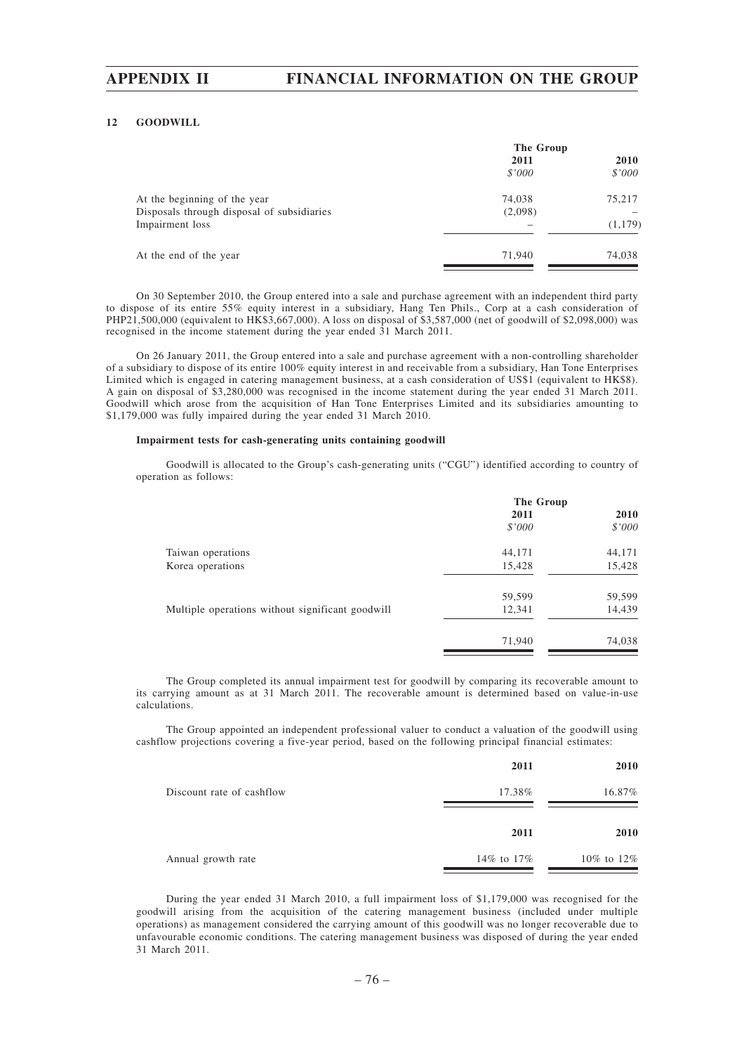## 12 GOODWILL

| | The Group | |
|---|---|---|
| | 2011 | 2010 |
| | *$'000* | *$'000* |
| At the beginning of the year | 74,038 | 75,217 |
| Disposals through disposal of subsidiaries | (2,098) | – |
| Impairment loss | – | (1,179) |
| At the end of the year | 71,940 | 74,038 |

On 30 September 2010, the Group entered into a sale and purchase agreement with an independent third party to dispose of its entire 55% equity interest in a subsidiary, Hang Ten Phils., Corp at a cash consideration of PHP21,500,000 (equivalent to HK$3,667,000). A loss on disposal of $3,587,000 (net of goodwill of $2,098,000) was recognised in the income statement during the year ended 31 March 2011.

On 26 January 2011, the Group entered into a sale and purchase agreement with a non-controlling shareholder of a subsidiary to dispose of its entire 100% equity interest in and receivable from a subsidiary, Han Tone Enterprises Limited which is engaged in catering management business, at a cash consideration of US$1 (equivalent to HK$8). A gain on disposal of $3,280,000 was recognised in the income statement during the year ended 31 March 2011. Goodwill which arose from the acquisition of Han Tone Enterprises Limited and its subsidiaries amounting to $1,179,000 was fully impaired during the year ended 31 March 2010.

**Impairment tests for cash-generating units containing goodwill**

Goodwill is allocated to the Group's cash-generating units ("CGU") identified according to country of operation as follows:

| | The Group | |
|---|---|---|
| | 2011 | 2010 |
| | *$'000* | *$'000* |
| Taiwan operations | 44,171 | 44,171 |
| Korea operations | 15,428 | 15,428 |
| | 59,599 | 59,599 |
| Multiple operations without significant goodwill | 12,341 | 14,439 |
| | 71,940 | 74,038 |

The Group completed its annual impairment test for goodwill by comparing its recoverable amount to its carrying amount as at 31 March 2011. The recoverable amount is determined based on value-in-use calculations.

The Group appointed an independent professional valuer to conduct a valuation of the goodwill using cashflow projections covering a five-year period, based on the following principal financial estimates:

| | 2011 | 2010 |
|---|---|---|
| Discount rate of cashflow | 17.38% | 16.87% |

| | 2011 | 2010 |
|---|---|---|
| Annual growth rate | 14% to 17% | 10% to 12% |

During the year ended 31 March 2010, a full impairment loss of $1,179,000 was recognised for the goodwill arising from the acquisition of the catering management business (included under multiple operations) as management considered the carrying amount of this goodwill was no longer recoverable due to unfavourable economic conditions. The catering management business was disposed of during the year ended 31 March 2011.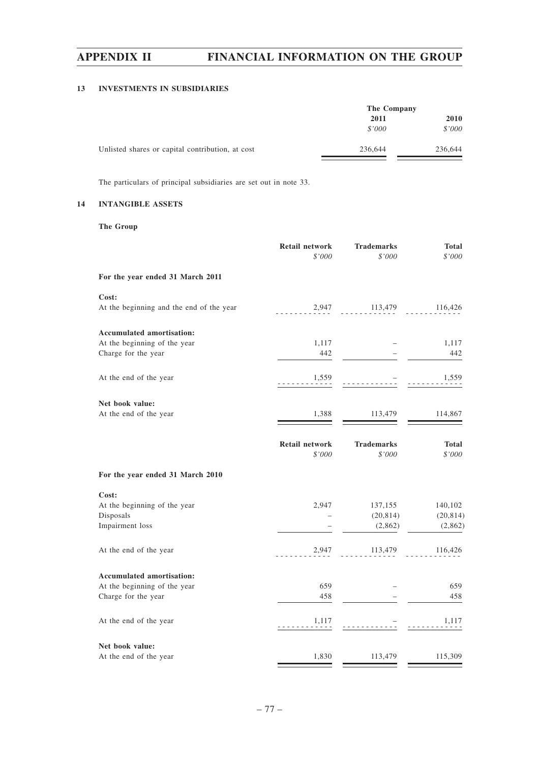### 13 INVESTMENTS IN SUBSIDIARIES

| | The Company | |
|---|---|---|
| | 2011 | 2010 |
| | *$'000* | *$'000* |
| Unlisted shares or capital contribution, at cost | 236,644 | 236,644 |

The particulars of principal subsidiaries are set out in note 33.

### 14 INTANGIBLE ASSETS

**The Group**

| | Retail network | Trademarks | Total |
|---|---|---|---|
| | *$'000* | *$'000* | *$'000* |
| **For the year ended 31 March 2011** | | | |
| **Cost:** | | | |
| At the beginning and the end of the year | 2,947 | 113,479 | 116,426 |
| **Accumulated amortisation:** | | | |
| At the beginning of the year | 1,117 | – | 1,117 |
| Charge for the year | 442 | – | 442 |
| At the end of the year | 1,559 | – | 1,559 |
| **Net book value:** | | | |
| At the end of the year | 1,388 | 113,479 | 114,867 |

| | Retail network | Trademarks | Total |
|---|---|---|---|
| | *$'000* | *$'000* | *$'000* |
| **For the year ended 31 March 2010** | | | |
| **Cost:** | | | |
| At the beginning of the year | 2,947 | 137,155 | 140,102 |
| Disposals | – | (20,814) | (20,814) |
| Impairment loss | – | (2,862) | (2,862) |
| At the end of the year | 2,947 | 113,479 | 116,426 |
| **Accumulated amortisation:** | | | |
| At the beginning of the year | 659 | – | 659 |
| Charge for the year | 458 | – | 458 |
| At the end of the year | 1,117 | – | 1,117 |
| **Net book value:** | | | |
| At the end of the year | 1,830 | 113,479 | 115,309 |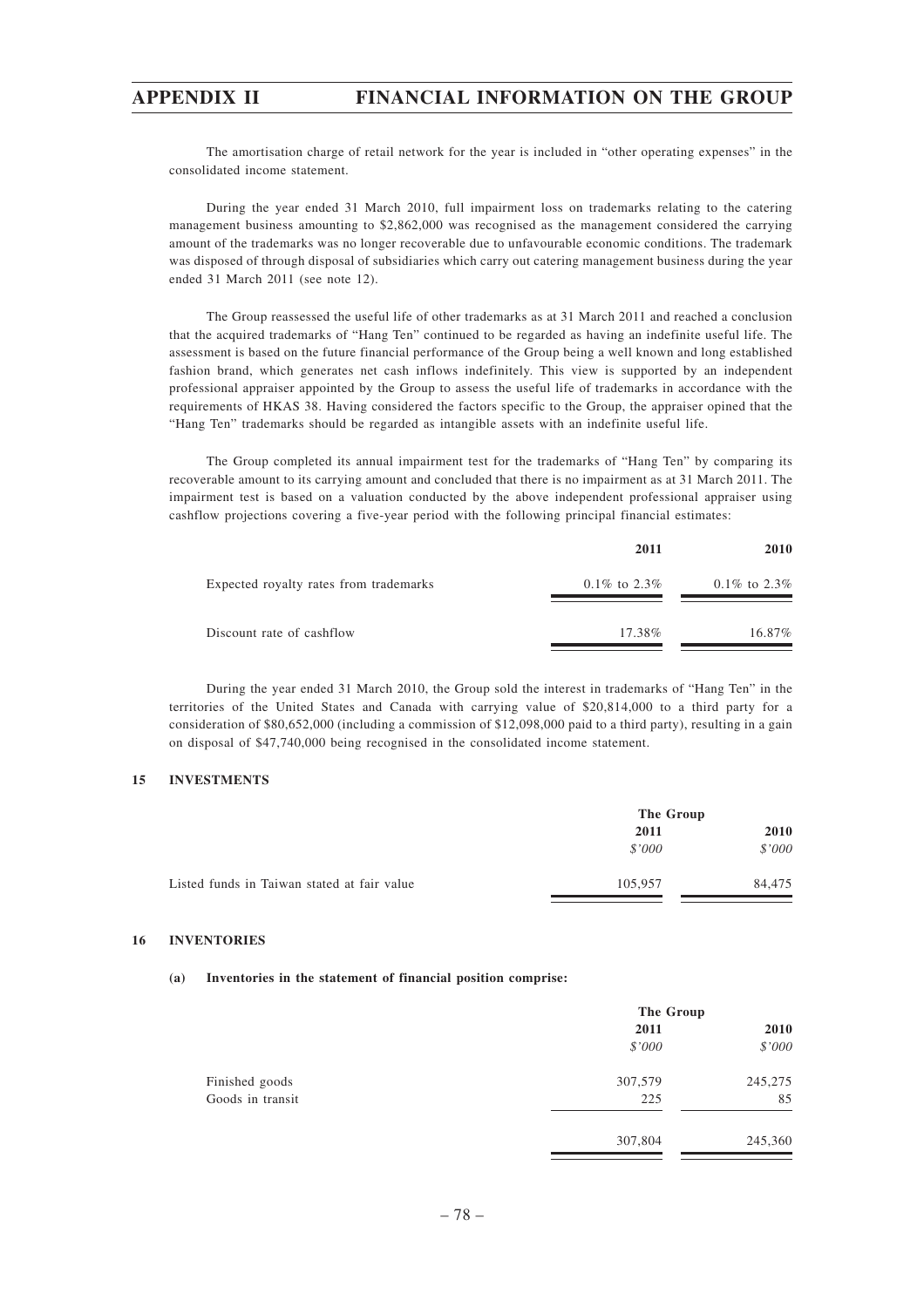The amortisation charge of retail network for the year is included in "other operating expenses" in the consolidated income statement.

During the year ended 31 March 2010, full impairment loss on trademarks relating to the catering management business amounting to $2,862,000 was recognised as the management considered the carrying amount of the trademarks was no longer recoverable due to unfavourable economic conditions. The trademark was disposed of through disposal of subsidiaries which carry out catering management business during the year ended 31 March 2011 (see note 12).

The Group reassessed the useful life of other trademarks as at 31 March 2011 and reached a conclusion that the acquired trademarks of "Hang Ten" continued to be regarded as having an indefinite useful life. The assessment is based on the future financial performance of the Group being a well known and long established fashion brand, which generates net cash inflows indefinitely. This view is supported by an independent professional appraiser appointed by the Group to assess the useful life of trademarks in accordance with the requirements of HKAS 38. Having considered the factors specific to the Group, the appraiser opined that the "Hang Ten" trademarks should be regarded as intangible assets with an indefinite useful life.

The Group completed its annual impairment test for the trademarks of "Hang Ten" by comparing its recoverable amount to its carrying amount and concluded that there is no impairment as at 31 March 2011. The impairment test is based on a valuation conducted by the above independent professional appraiser using cashflow projections covering a five-year period with the following principal financial estimates:

| | **2011** | **2010** |
|---|---|---|
| Expected royalty rates from trademarks | 0.1% to 2.3% | 0.1% to 2.3% |
| Discount rate of cashflow | 17.38% | 16.87% |

During the year ended 31 March 2010, the Group sold the interest in trademarks of "Hang Ten" in the territories of the United States and Canada with carrying value of $20,814,000 to a third party for a consideration of $80,652,000 (including a commission of $12,098,000 paid to a third party), resulting in a gain on disposal of $47,740,000 being recognised in the consolidated income statement.

## 15 INVESTMENTS

| | **The Group** | |
|---|---|---|
| | **2011** | **2010** |
| | *$'000* | *$'000* |
| Listed funds in Taiwan stated at fair value | 105,957 | 84,475 |

## 16 INVENTORIES

**(a) Inventories in the statement of financial position comprise:**

| | **The Group** | |
|---|---|---|
| | **2011** | **2010** |
| | *$'000* | *$'000* |
| Finished goods | 307,579 | 245,275 |
| Goods in transit | 225 | 85 |
| | 307,804 | 245,360 |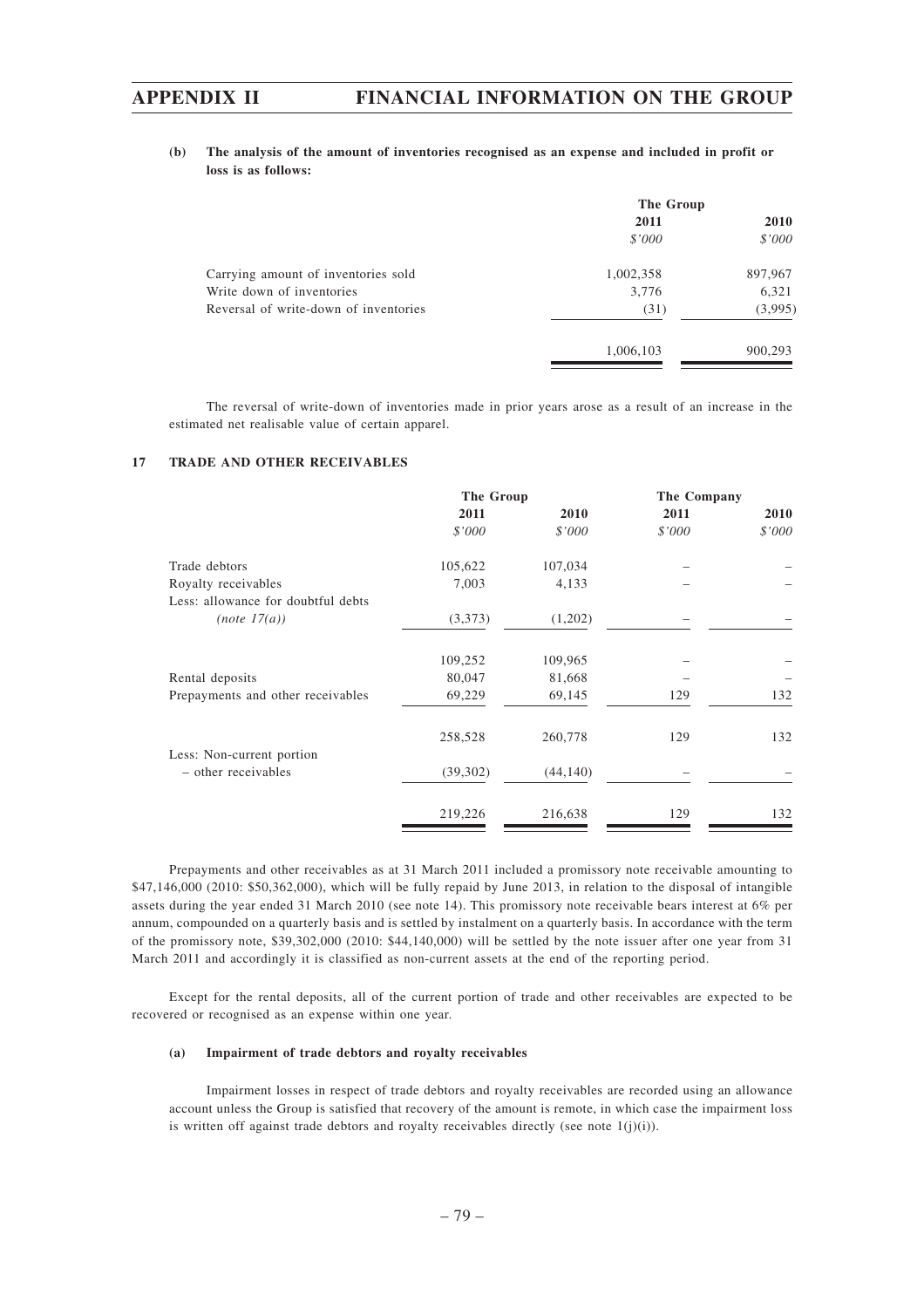**(b) The analysis of the amount of inventories recognised as an expense and included in profit or loss is as follows:**

| | The Group | |
|---|---|---|
| | 2011 | 2010 |
| | *$'000* | *$'000* |
| Carrying amount of inventories sold | 1,002,358 | 897,967 |
| Write down of inventories | 3,776 | 6,321 |
| Reversal of write-down of inventories | (31) | (3,995) |
| | 1,006,103 | 900,293 |

The reversal of write-down of inventories made in prior years arose as a result of an increase in the estimated net realisable value of certain apparel.

## 17 TRADE AND OTHER RECEIVABLES

| | The Group | | The Company | |
|---|---|---|---|---|
| | 2011 | 2010 | 2011 | 2010 |
| | *$'000* | *$'000* | *$'000* | *$'000* |
| Trade debtors | 105,622 | 107,034 | – | – |
| Royalty receivables | 7,003 | 4,133 | – | – |
| Less: allowance for doubtful debts *(note 17(a))* | (3,373) | (1,202) | – | – |
| | 109,252 | 109,965 | – | – |
| Rental deposits | 80,047 | 81,668 | – | – |
| Prepayments and other receivables | 69,229 | 69,145 | 129 | 132 |
| | 258,528 | 260,778 | 129 | 132 |
| Less: Non-current portion – other receivables | (39,302) | (44,140) | – | – |
| | 219,226 | 216,638 | 129 | 132 |

Prepayments and other receivables as at 31 March 2011 included a promissory note receivable amounting to $47,146,000 (2010: $50,362,000), which will be fully repaid by June 2013, in relation to the disposal of intangible assets during the year ended 31 March 2010 (see note 14). This promissory note receivable bears interest at 6% per annum, compounded on a quarterly basis and is settled by instalment on a quarterly basis. In accordance with the term of the promissory note, $39,302,000 (2010: $44,140,000) will be settled by the note issuer after one year from 31 March 2011 and accordingly it is classified as non-current assets at the end of the reporting period.

Except for the rental deposits, all of the current portion of trade and other receivables are expected to be recovered or recognised as an expense within one year.

**(a) Impairment of trade debtors and royalty receivables**

Impairment losses in respect of trade debtors and royalty receivables are recorded using an allowance account unless the Group is satisfied that recovery of the amount is remote, in which case the impairment loss is written off against trade debtors and royalty receivables directly (see note 1(j)(i)).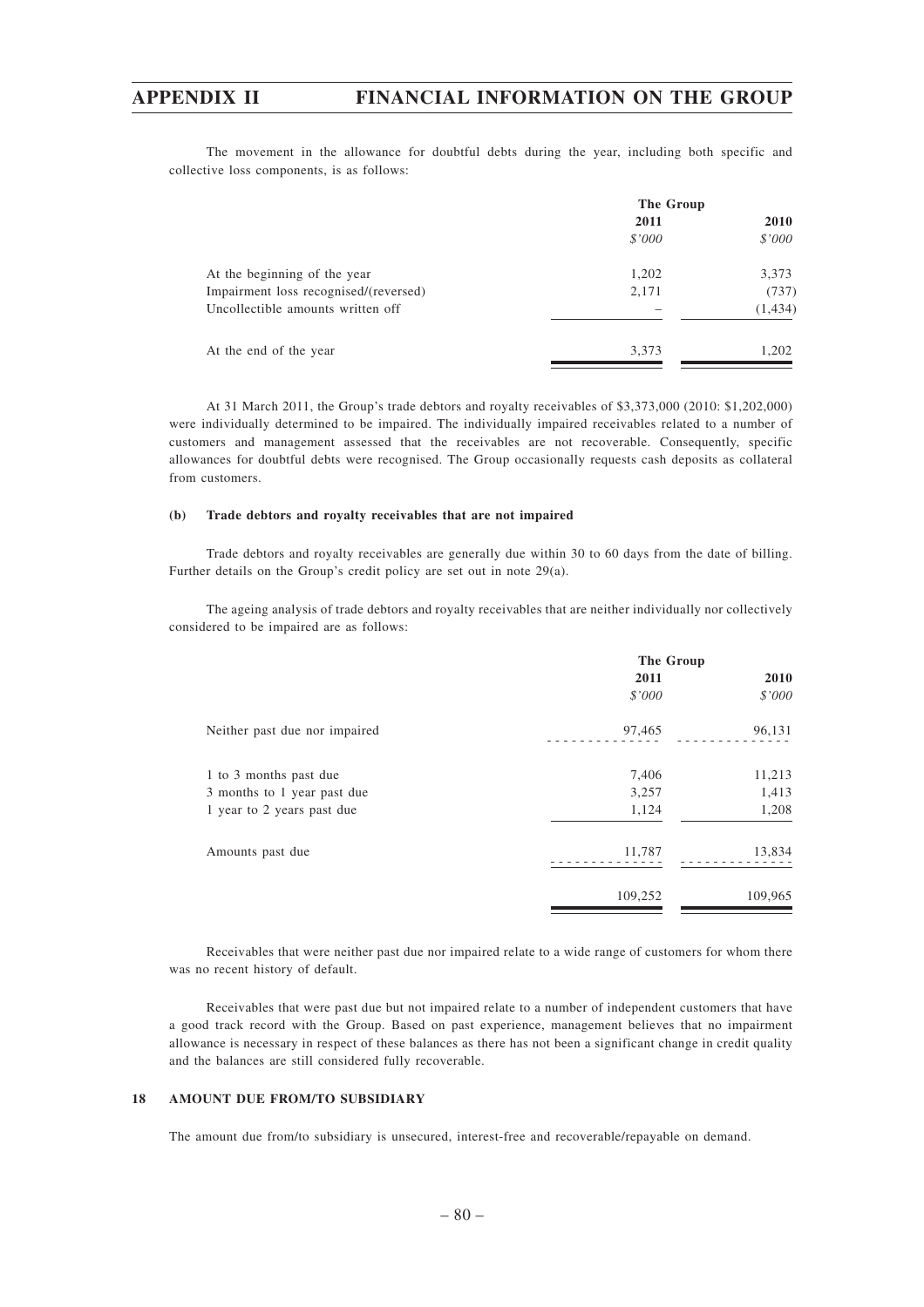The movement in the allowance for doubtful debts during the year, including both specific and collective loss components, is as follows:

| | The Group | |
|---|---|---|
| | 2011 | 2010 |
| | *$'000* | *$'000* |
| At the beginning of the year | 1,202 | 3,373 |
| Impairment loss recognised/(reversed) | 2,171 | (737) |
| Uncollectible amounts written off | – | (1,434) |
| At the end of the year | 3,373 | 1,202 |

At 31 March 2011, the Group's trade debtors and royalty receivables of $3,373,000 (2010: $1,202,000) were individually determined to be impaired. The individually impaired receivables related to a number of customers and management assessed that the receivables are not recoverable. Consequently, specific allowances for doubtful debts were recognised. The Group occasionally requests cash deposits as collateral from customers.

**(b) Trade debtors and royalty receivables that are not impaired**

Trade debtors and royalty receivables are generally due within 30 to 60 days from the date of billing. Further details on the Group's credit policy are set out in note 29(a).

The ageing analysis of trade debtors and royalty receivables that are neither individually nor collectively considered to be impaired are as follows:

| | The Group | |
|---|---|---|
| | 2011 | 2010 |
| | *$'000* | *$'000* |
| Neither past due nor impaired | 97,465 | 96,131 |
| 1 to 3 months past due | 7,406 | 11,213 |
| 3 months to 1 year past due | 3,257 | 1,413 |
| 1 year to 2 years past due | 1,124 | 1,208 |
| Amounts past due | 11,787 | 13,834 |
| | 109,252 | 109,965 |

Receivables that were neither past due nor impaired relate to a wide range of customers for whom there was no recent history of default.

Receivables that were past due but not impaired relate to a number of independent customers that have a good track record with the Group. Based on past experience, management believes that no impairment allowance is necessary in respect of these balances as there has not been a significant change in credit quality and the balances are still considered fully recoverable.

## 18 AMOUNT DUE FROM/TO SUBSIDIARY

The amount due from/to subsidiary is unsecured, interest-free and recoverable/repayable on demand.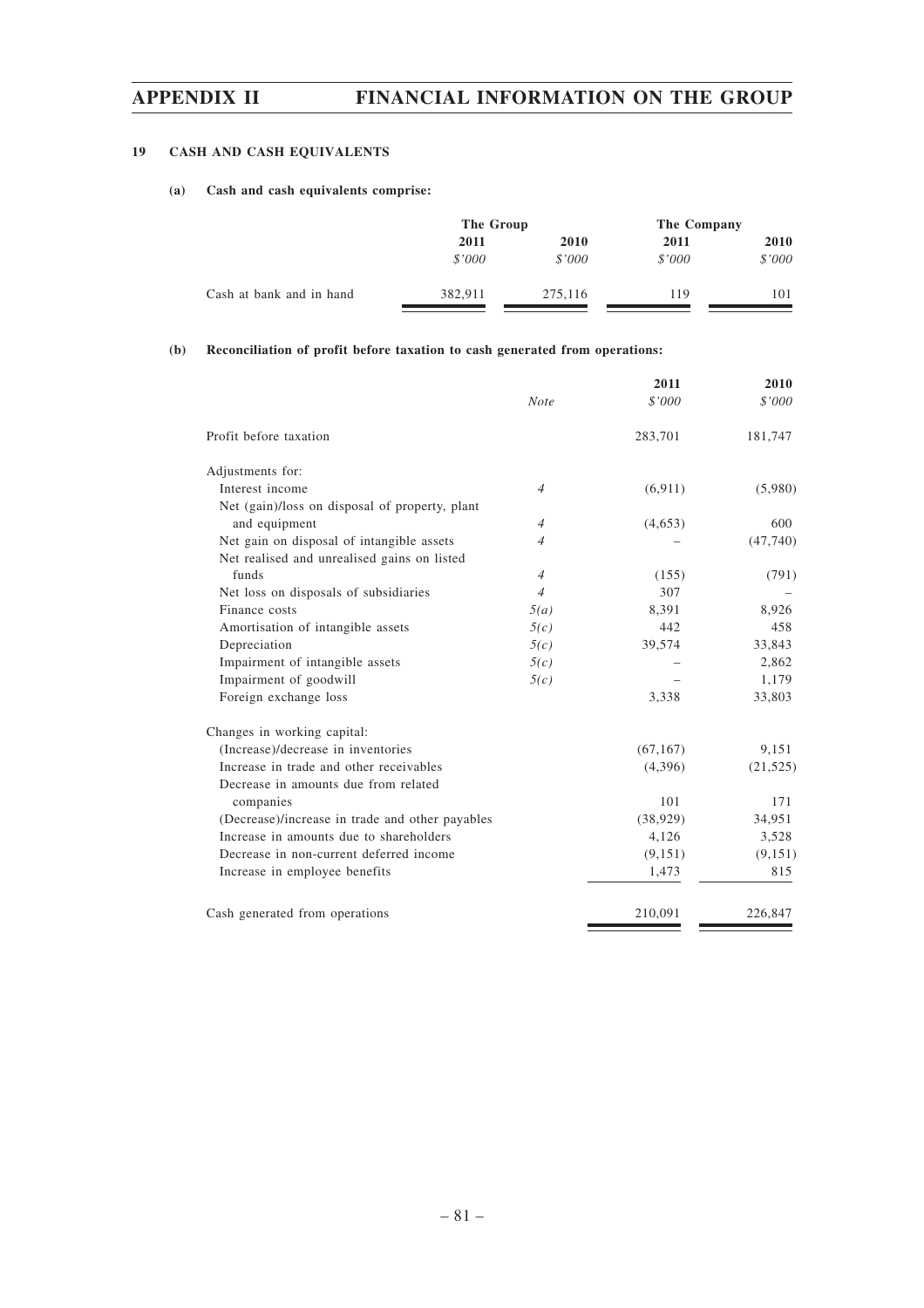## 19 CASH AND CASH EQUIVALENTS

### (a) Cash and cash equivalents comprise:

| | The Group | | The Company | |
|---|---|---|---|---|
| | 2011 | 2010 | 2011 | 2010 |
| | *$'000* | *$'000* | *$'000* | *$'000* |
| Cash at bank and in hand | 382,911 | 275,116 | 119 | 101 |

### (b) Reconciliation of profit before taxation to cash generated from operations:

| | Note | 2011 | 2010 |
|---|---|---|---|
| | | *$'000* | *$'000* |
| Profit before taxation | | 283,701 | 181,747 |
| Adjustments for: | | | |
| Interest income | *4* | (6,911) | (5,980) |
| Net (gain)/loss on disposal of property, plant and equipment | *4* | (4,653) | 600 |
| Net gain on disposal of intangible assets | *4* | – | (47,740) |
| Net realised and unrealised gains on listed funds | *4* | (155) | (791) |
| Net loss on disposals of subsidiaries | *4* | 307 | – |
| Finance costs | *5(a)* | 8,391 | 8,926 |
| Amortisation of intangible assets | *5(c)* | 442 | 458 |
| Depreciation | *5(c)* | 39,574 | 33,843 |
| Impairment of intangible assets | *5(c)* | – | 2,862 |
| Impairment of goodwill | *5(c)* | – | 1,179 |
| Foreign exchange loss | | 3,338 | 33,803 |
| Changes in working capital: | | | |
| (Increase)/decrease in inventories | | (67,167) | 9,151 |
| Increase in trade and other receivables | | (4,396) | (21,525) |
| Decrease in amounts due from related companies | | 101 | 171 |
| (Decrease)/increase in trade and other payables | | (38,929) | 34,951 |
| Increase in amounts due to shareholders | | 4,126 | 3,528 |
| Decrease in non-current deferred income | | (9,151) | (9,151) |
| Increase in employee benefits | | 1,473 | 815 |
| Cash generated from operations | | 210,091 | 226,847 |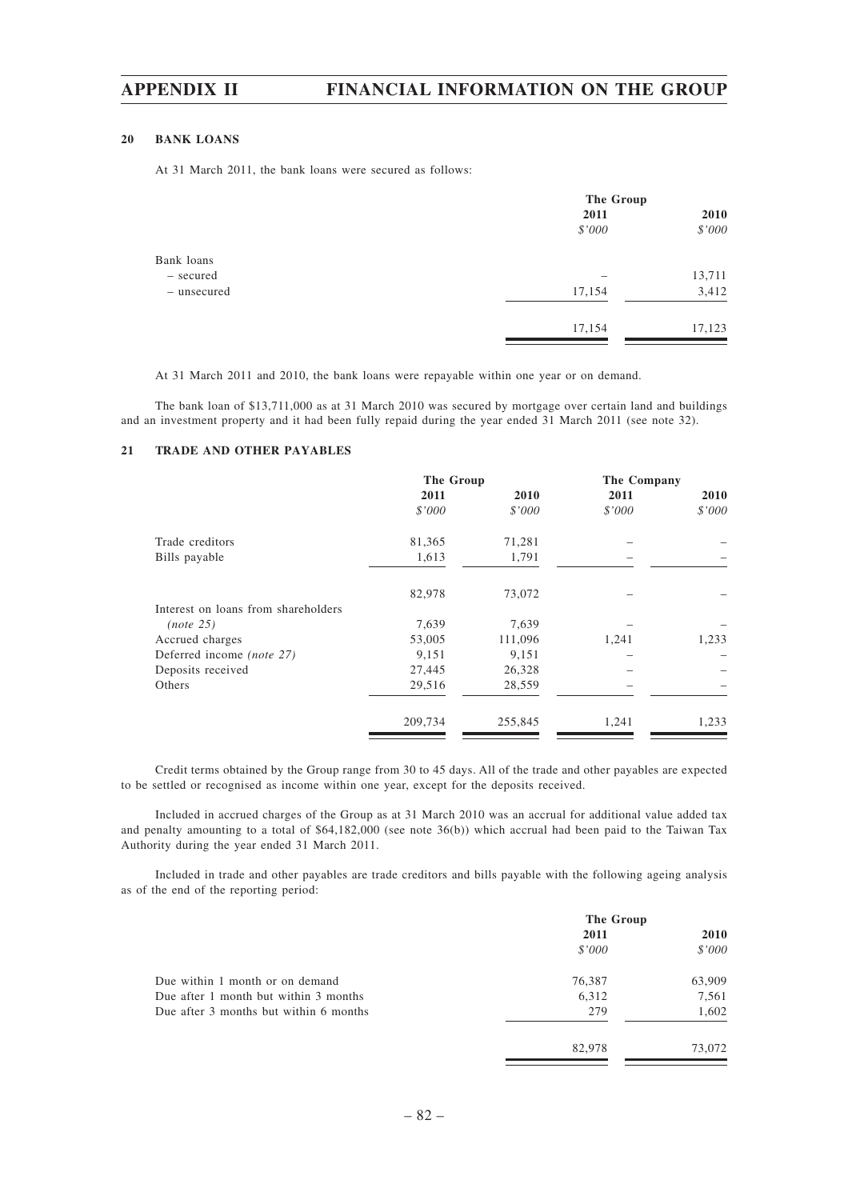## 20 BANK LOANS

At 31 March 2011, the bank loans were secured as follows:

| | The Group | |
|---|---|---|
| | 2011 | 2010 |
| | *$'000* | *$'000* |
| Bank loans | | |
| – secured | – | 13,711 |
| – unsecured | 17,154 | 3,412 |
| | 17,154 | 17,123 |

At 31 March 2011 and 2010, the bank loans were repayable within one year or on demand.

The bank loan of $13,711,000 as at 31 March 2010 was secured by mortgage over certain land and buildings and an investment property and it had been fully repaid during the year ended 31 March 2011 (see note 32).

## 21 TRADE AND OTHER PAYABLES

| | The Group | | The Company | |
|---|---|---|---|---|
| | 2011 | 2010 | 2011 | 2010 |
| | *$'000* | *$'000* | *$'000* | *$'000* |
| Trade creditors | 81,365 | 71,281 | – | – |
| Bills payable | 1,613 | 1,791 | – | – |
| | 82,978 | 73,072 | – | – |
| Interest on loans from shareholders *(note 25)* | 7,639 | 7,639 | – | – |
| Accrued charges | 53,005 | 111,096 | 1,241 | 1,233 |
| Deferred income *(note 27)* | 9,151 | 9,151 | – | – |
| Deposits received | 27,445 | 26,328 | – | – |
| Others | 29,516 | 28,559 | – | – |
| | 209,734 | 255,845 | 1,241 | 1,233 |

Credit terms obtained by the Group range from 30 to 45 days. All of the trade and other payables are expected to be settled or recognised as income within one year, except for the deposits received.

Included in accrued charges of the Group as at 31 March 2010 was an accrual for additional value added tax and penalty amounting to a total of $64,182,000 (see note 36(b)) which accrual had been paid to the Taiwan Tax Authority during the year ended 31 March 2011.

Included in trade and other payables are trade creditors and bills payable with the following ageing analysis as of the end of the reporting period:

| | The Group | |
|---|---|---|
| | 2011 | 2010 |
| | *$'000* | *$'000* |
| Due within 1 month or on demand | 76,387 | 63,909 |
| Due after 1 month but within 3 months | 6,312 | 7,561 |
| Due after 3 months but within 6 months | 279 | 1,602 |
| | 82,978 | 73,072 |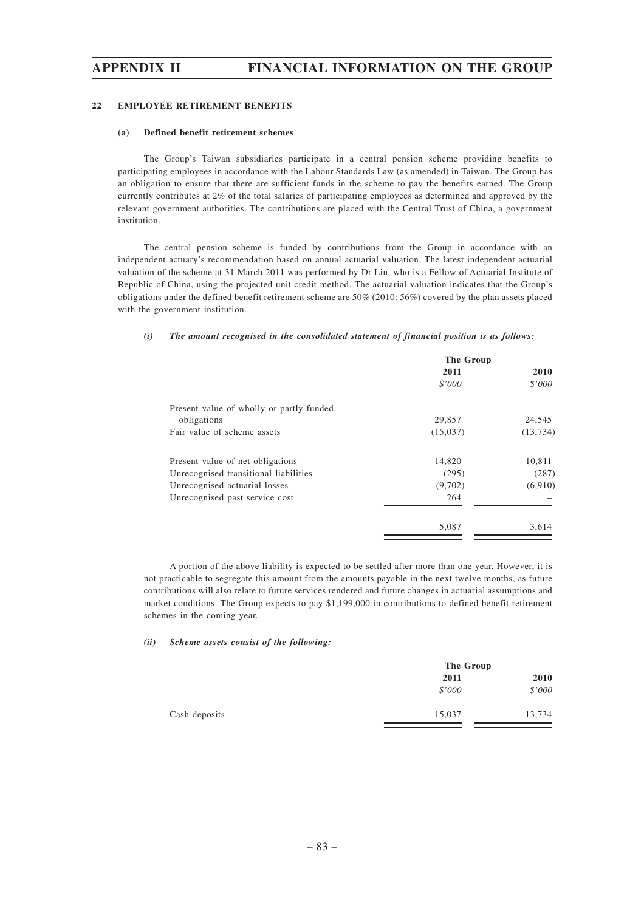### 22 EMPLOYEE RETIREMENT BENEFITS

#### (a) Defined benefit retirement schemes

The Group's Taiwan subsidiaries participate in a central pension scheme providing benefits to participating employees in accordance with the Labour Standards Law (as amended) in Taiwan. The Group has an obligation to ensure that there are sufficient funds in the scheme to pay the benefits earned. The Group currently contributes at 2% of the total salaries of participating employees as determined and approved by the relevant government authorities. The contributions are placed with the Central Trust of China, a government institution.

The central pension scheme is funded by contributions from the Group in accordance with an independent actuary's recommendation based on annual actuarial valuation. The latest independent actuarial valuation of the scheme at 31 March 2011 was performed by Dr Lin, who is a Fellow of Actuarial Institute of Republic of China, using the projected unit credit method. The actuarial valuation indicates that the Group's obligations under the defined benefit retirement scheme are 50% (2010: 56%) covered by the plan assets placed with the government institution.

*(i) The amount recognised in the consolidated statement of financial position is as follows:*

| | The Group | |
|---|---|---|
| | **2011** | **2010** |
| | *$'000* | *$'000* |
| Present value of wholly or partly funded obligations | 29,857 | 24,545 |
| Fair value of scheme assets | (15,037) | (13,734) |
| Present value of net obligations | 14,820 | 10,811 |
| Unrecognised transitional liabilities | (295) | (287) |
| Unrecognised actuarial losses | (9,702) | (6,910) |
| Unrecognised past service cost | 264 | – |
| | 5,087 | 3,614 |

A portion of the above liability is expected to be settled after more than one year. However, it is not practicable to segregate this amount from the amounts payable in the next twelve months, as future contributions will also relate to future services rendered and future changes in actuarial assumptions and market conditions. The Group expects to pay $1,199,000 in contributions to defined benefit retirement schemes in the coming year.

*(ii) Scheme assets consist of the following:*

| | The Group | |
|---|---|---|
| | **2011** | **2010** |
| | *$'000* | *$'000* |
| Cash deposits | 15,037 | 13,734 |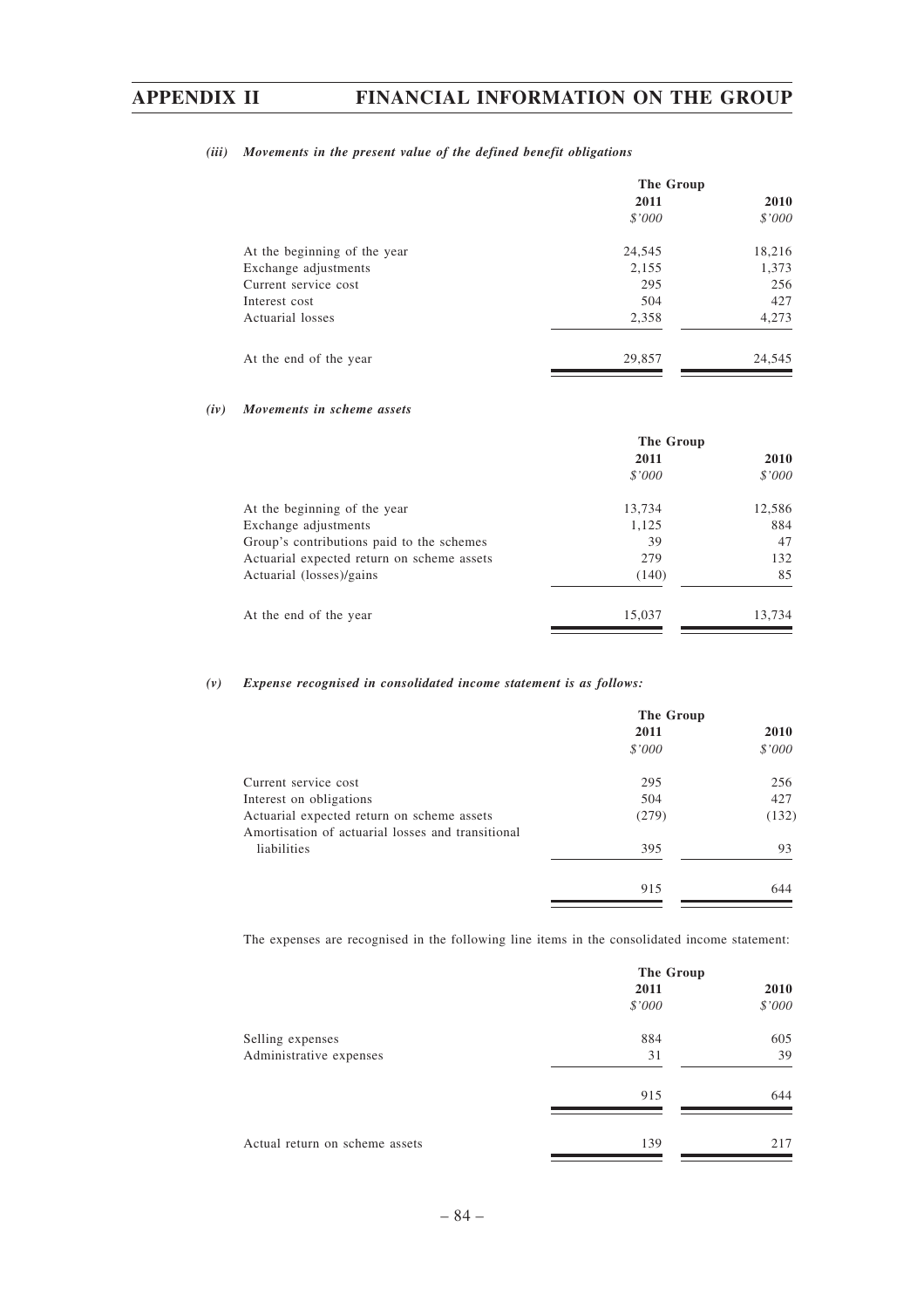#### *(iii) Movements in the present value of the defined benefit obligations*

| | The Group | |
|---|---|---|
| | 2011 | 2010 |
| | *$'000* | *$'000* |
| At the beginning of the year | 24,545 | 18,216 |
| Exchange adjustments | 2,155 | 1,373 |
| Current service cost | 295 | 256 |
| Interest cost | 504 | 427 |
| Actuarial losses | 2,358 | 4,273 |
| At the end of the year | 29,857 | 24,545 |

#### *(iv) Movements in scheme assets*

| | The Group | |
|---|---|---|
| | 2011 | 2010 |
| | *$'000* | *$'000* |
| At the beginning of the year | 13,734 | 12,586 |
| Exchange adjustments | 1,125 | 884 |
| Group's contributions paid to the schemes | 39 | 47 |
| Actuarial expected return on scheme assets | 279 | 132 |
| Actuarial (losses)/gains | (140) | 85 |
| At the end of the year | 15,037 | 13,734 |

#### *(v) Expense recognised in consolidated income statement is as follows:*

| | The Group | |
|---|---|---|
| | 2011 | 2010 |
| | *$'000* | *$'000* |
| Current service cost | 295 | 256 |
| Interest on obligations | 504 | 427 |
| Actuarial expected return on scheme assets | (279) | (132) |
| Amortisation of actuarial losses and transitional liabilities | 395 | 93 |
| | 915 | 644 |

The expenses are recognised in the following line items in the consolidated income statement:

| | The Group | |
|---|---|---|
| | 2011 | 2010 |
| | *$'000* | *$'000* |
| Selling expenses | 884 | 605 |
| Administrative expenses | 31 | 39 |
| | 915 | 644 |
| Actual return on scheme assets | 139 | 217 |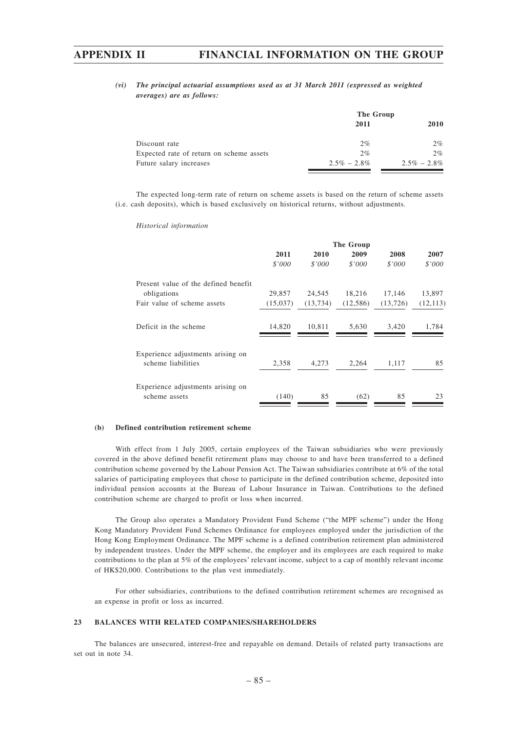*(vi) The principal actuarial assumptions used as at 31 March 2011 (expressed as weighted averages) are as follows:*

| | The Group | |
|---|---|---|
| | **2011** | **2010** |
| Discount rate | 2% | 2% |
| Expected rate of return on scheme assets | 2% | 2% |
| Future salary increases | 2.5% – 2.8% | 2.5% – 2.8% |

The expected long-term rate of return on scheme assets is based on the return of scheme assets (i.e. cash deposits), which is based exclusively on historical returns, without adjustments.

*Historical information*

| | The Group | | | | |
|---|---|---|---|---|---|
| | **2011** | **2010** | **2009** | **2008** | **2007** |
| | *$'000* | *$'000* | *$'000* | *$'000* | *$'000* |
| Present value of the defined benefit obligations | 29,857 | 24,545 | 18,216 | 17,146 | 13,897 |
| Fair value of scheme assets | (15,037) | (13,734) | (12,586) | (13,726) | (12,113) |
| Deficit in the scheme | 14,820 | 10,811 | 5,630 | 3,420 | 1,784 |
| Experience adjustments arising on scheme liabilities | 2,358 | 4,273 | 2,264 | 1,117 | 85 |
| Experience adjustments arising on scheme assets | (140) | 85 | (62) | 85 | 23 |

**(b) Defined contribution retirement scheme**

With effect from 1 July 2005, certain employees of the Taiwan subsidiaries who were previously covered in the above defined benefit retirement plans may choose to and have been transferred to a defined contribution scheme governed by the Labour Pension Act. The Taiwan subsidiaries contribute at 6% of the total salaries of participating employees that chose to participate in the defined contribution scheme, deposited into individual pension accounts at the Bureau of Labour Insurance in Taiwan. Contributions to the defined contribution scheme are charged to profit or loss when incurred.

The Group also operates a Mandatory Provident Fund Scheme ("the MPF scheme") under the Hong Kong Mandatory Provident Fund Schemes Ordinance for employees employed under the jurisdiction of the Hong Kong Employment Ordinance. The MPF scheme is a defined contribution retirement plan administered by independent trustees. Under the MPF scheme, the employer and its employees are each required to make contributions to the plan at 5% of the employees' relevant income, subject to a cap of monthly relevant income of HK$20,000. Contributions to the plan vest immediately.

For other subsidiaries, contributions to the defined contribution retirement schemes are recognised as an expense in profit or loss as incurred.

**23 BALANCES WITH RELATED COMPANIES/SHAREHOLDERS**

The balances are unsecured, interest-free and repayable on demand. Details of related party transactions are set out in note 34.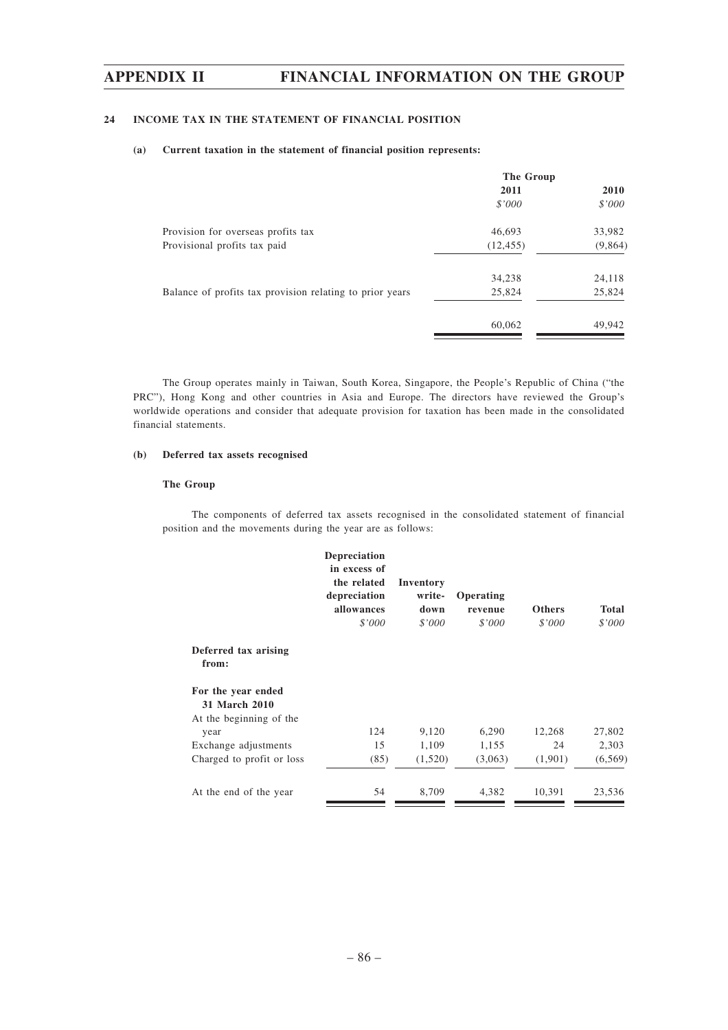### 24 INCOME TAX IN THE STATEMENT OF FINANCIAL POSITION

**(a) Current taxation in the statement of financial position represents:**

| | The Group | |
|---|---|---|
| | **2011** | **2010** |
| | *$'000* | *$'000* |
| Provision for overseas profits tax | 46,693 | 33,982 |
| Provisional profits tax paid | (12,455) | (9,864) |
| | 34,238 | 24,118 |
| Balance of profits tax provision relating to prior years | 25,824 | 25,824 |
| | 60,062 | 49,942 |

The Group operates mainly in Taiwan, South Korea, Singapore, the People's Republic of China ("the PRC"), Hong Kong and other countries in Asia and Europe. The directors have reviewed the Group's worldwide operations and consider that adequate provision for taxation has been made in the consolidated financial statements.

**(b) Deferred tax assets recognised**

**The Group**

The components of deferred tax assets recognised in the consolidated statement of financial position and the movements during the year are as follows:

| | Depreciation in excess of the related depreciation allowances | Inventory write-down | Operating revenue | Others | Total |
|---|---|---|---|---|---|
| | *$'000* | *$'000* | *$'000* | *$'000* | *$'000* |
| **Deferred tax arising from:** | | | | | |
| **For the year ended 31 March 2010** | | | | | |
| At the beginning of the year | 124 | 9,120 | 6,290 | 12,268 | 27,802 |
| Exchange adjustments | 15 | 1,109 | 1,155 | 24 | 2,303 |
| Charged to profit or loss | (85) | (1,520) | (3,063) | (1,901) | (6,569) |
| At the end of the year | 54 | 8,709 | 4,382 | 10,391 | 23,536 |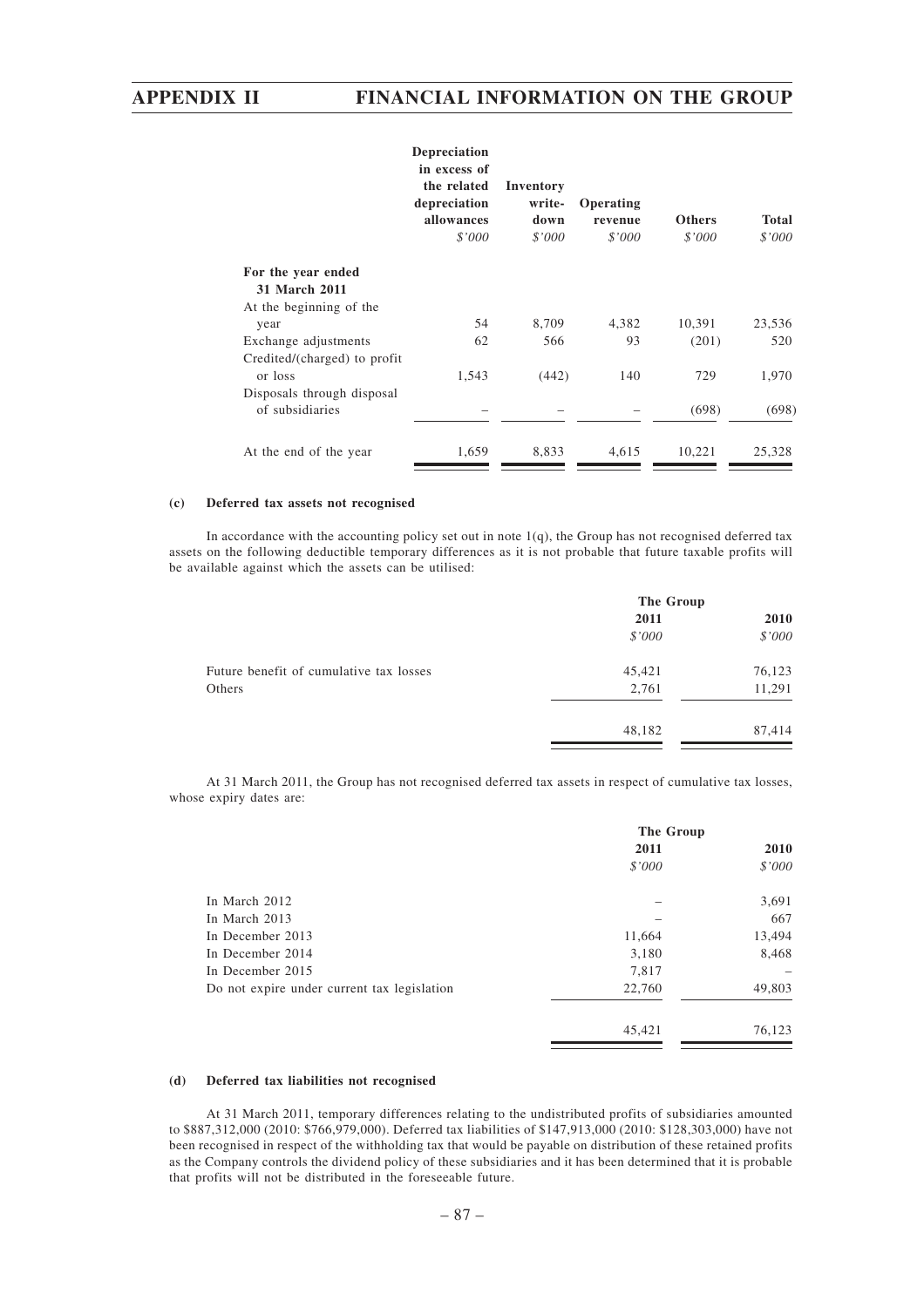| | Depreciation in excess of the related depreciation allowances | Inventory write-down | Operating revenue | Others | Total |
|---|---|---|---|---|---|
| | *$'000* | *$'000* | *$'000* | *$'000* | *$'000* |
| **For the year ended 31 March 2011** | | | | | |
| At the beginning of the year | 54 | 8,709 | 4,382 | 10,391 | 23,536 |
| Exchange adjustments | 62 | 566 | 93 | (201) | 520 |
| Credited/(charged) to profit or loss | 1,543 | (442) | 140 | 729 | 1,970 |
| Disposals through disposal of subsidiaries | – | – | – | (698) | (698) |
| At the end of the year | 1,659 | 8,833 | 4,615 | 10,221 | 25,328 |

**(c) Deferred tax assets not recognised**

In accordance with the accounting policy set out in note 1(q), the Group has not recognised deferred tax assets on the following deductible temporary differences as it is not probable that future taxable profits will be available against which the assets can be utilised:

| | The Group | |
|---|---|---|
| | 2011 | 2010 |
| | *$'000* | *$'000* |
| Future benefit of cumulative tax losses | 45,421 | 76,123 |
| Others | 2,761 | 11,291 |
| | 48,182 | 87,414 |

At 31 March 2011, the Group has not recognised deferred tax assets in respect of cumulative tax losses, whose expiry dates are:

| | The Group | |
|---|---|---|
| | 2011 | 2010 |
| | *$'000* | *$'000* |
| In March 2012 | – | 3,691 |
| In March 2013 | – | 667 |
| In December 2013 | 11,664 | 13,494 |
| In December 2014 | 3,180 | 8,468 |
| In December 2015 | 7,817 | – |
| Do not expire under current tax legislation | 22,760 | 49,803 |
| | 45,421 | 76,123 |

**(d) Deferred tax liabilities not recognised**

At 31 March 2011, temporary differences relating to the undistributed profits of subsidiaries amounted to $887,312,000 (2010: $766,979,000). Deferred tax liabilities of $147,913,000 (2010: $128,303,000) have not been recognised in respect of the withholding tax that would be payable on distribution of these retained profits as the Company controls the dividend policy of these subsidiaries and it has been determined that it is probable that profits will not be distributed in the foreseeable future.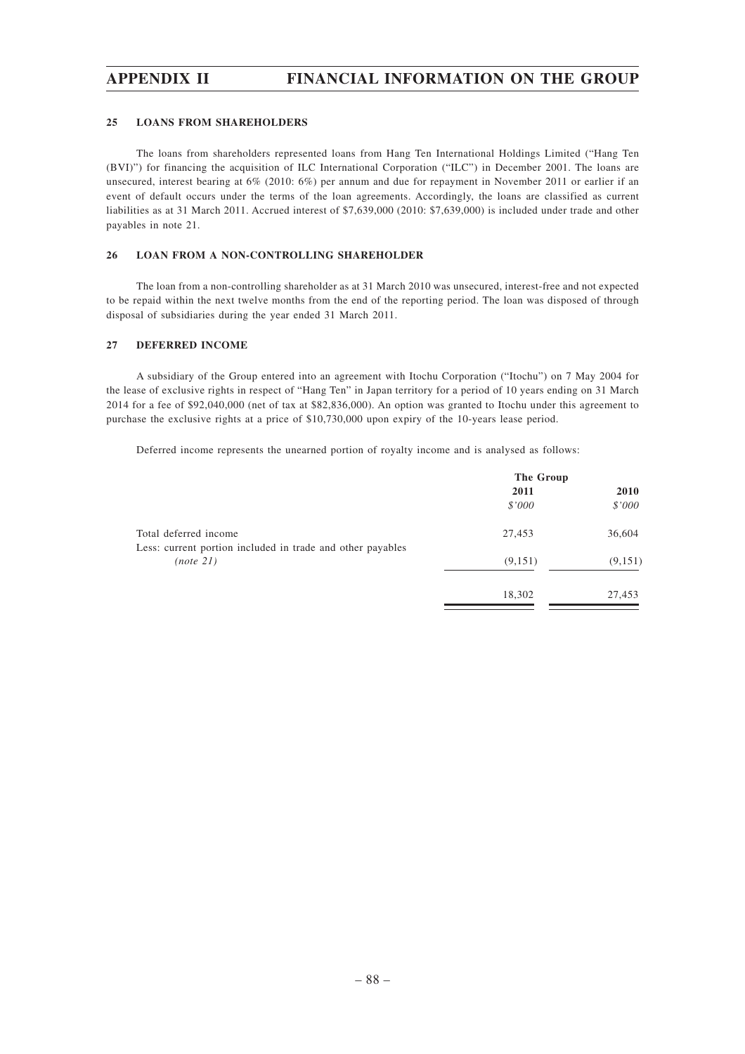### 25 LOANS FROM SHAREHOLDERS

The loans from shareholders represented loans from Hang Ten International Holdings Limited ("Hang Ten (BVI)") for financing the acquisition of ILC International Corporation ("ILC") in December 2001. The loans are unsecured, interest bearing at 6% (2010: 6%) per annum and due for repayment in November 2011 or earlier if an event of default occurs under the terms of the loan agreements. Accordingly, the loans are classified as current liabilities as at 31 March 2011. Accrued interest of $7,639,000 (2010: $7,639,000) is included under trade and other payables in note 21.

### 26 LOAN FROM A NON-CONTROLLING SHAREHOLDER

The loan from a non-controlling shareholder as at 31 March 2010 was unsecured, interest-free and not expected to be repaid within the next twelve months from the end of the reporting period. The loan was disposed of through disposal of subsidiaries during the year ended 31 March 2011.

### 27 DEFERRED INCOME

A subsidiary of the Group entered into an agreement with Itochu Corporation ("Itochu") on 7 May 2004 for the lease of exclusive rights in respect of "Hang Ten" in Japan territory for a period of 10 years ending on 31 March 2014 for a fee of $92,040,000 (net of tax at $82,836,000). An option was granted to Itochu under this agreement to purchase the exclusive rights at a price of $10,730,000 upon expiry of the 10-years lease period.

Deferred income represents the unearned portion of royalty income and is analysed as follows:

| | The Group | |
|---|---|---|
| | 2011 | 2010 |
| | *$'000* | *$'000* |
| Total deferred income | 27,453 | 36,604 |
| Less: current portion included in trade and other payables *(note 21)* | (9,151) | (9,151) |
| | 18,302 | 27,453 |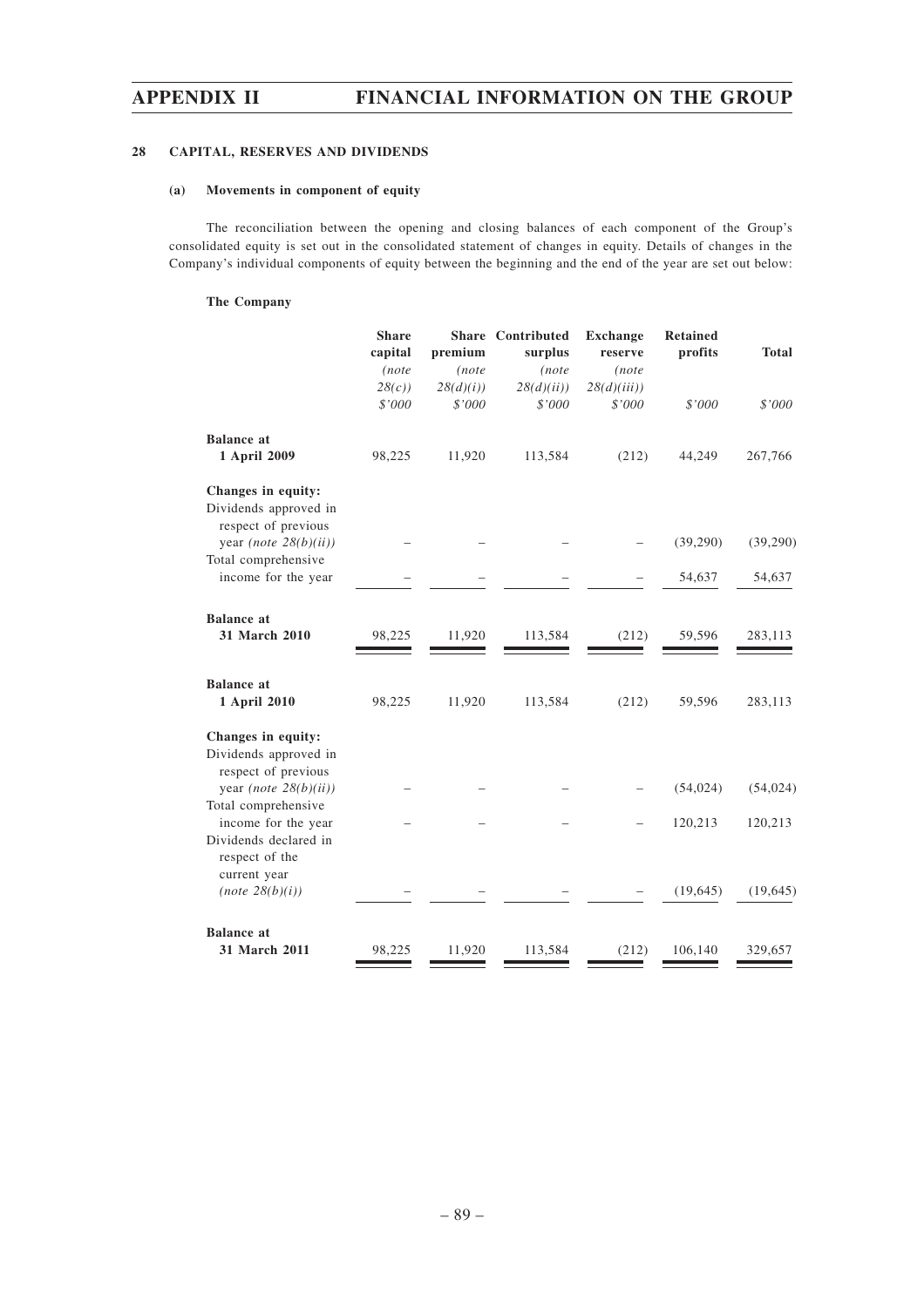## 28 CAPITAL, RESERVES AND DIVIDENDS

### (a) Movements in component of equity

The reconciliation between the opening and closing balances of each component of the Group's consolidated equity is set out in the consolidated statement of changes in equity. Details of changes in the Company's individual components of equity between the beginning and the end of the year are set out below:

**The Company**

| | Share capital *(note 28(c))* $'000 | Share premium *(note 28(d)(i))* $'000 | Contributed surplus *(note 28(d)(ii))* $'000 | Exchange reserve *(note 28(d)(iii))* $'000 | Retained profits $'000 | Total $'000 |
|---|---|---|---|---|---|---|
| **Balance at 1 April 2009** | 98,225 | 11,920 | 113,584 | (212) | 44,249 | 267,766 |
| **Changes in equity:** | | | | | | |
| Dividends approved in respect of previous year *(note 28(b)(ii))* | – | – | – | – | (39,290) | (39,290) |
| Total comprehensive income for the year | – | – | – | – | 54,637 | 54,637 |
| **Balance at 31 March 2010** | 98,225 | 11,920 | 113,584 | (212) | 59,596 | 283,113 |
| **Balance at 1 April 2010** | 98,225 | 11,920 | 113,584 | (212) | 59,596 | 283,113 |
| **Changes in equity:** | | | | | | |
| Dividends approved in respect of previous year *(note 28(b)(ii))* | – | – | – | – | (54,024) | (54,024) |
| Total comprehensive income for the year | – | – | – | – | 120,213 | 120,213 |
| Dividends declared in respect of the current year *(note 28(b)(i))* | – | – | – | – | (19,645) | (19,645) |
| **Balance at 31 March 2011** | 98,225 | 11,920 | 113,584 | (212) | 106,140 | 329,657 |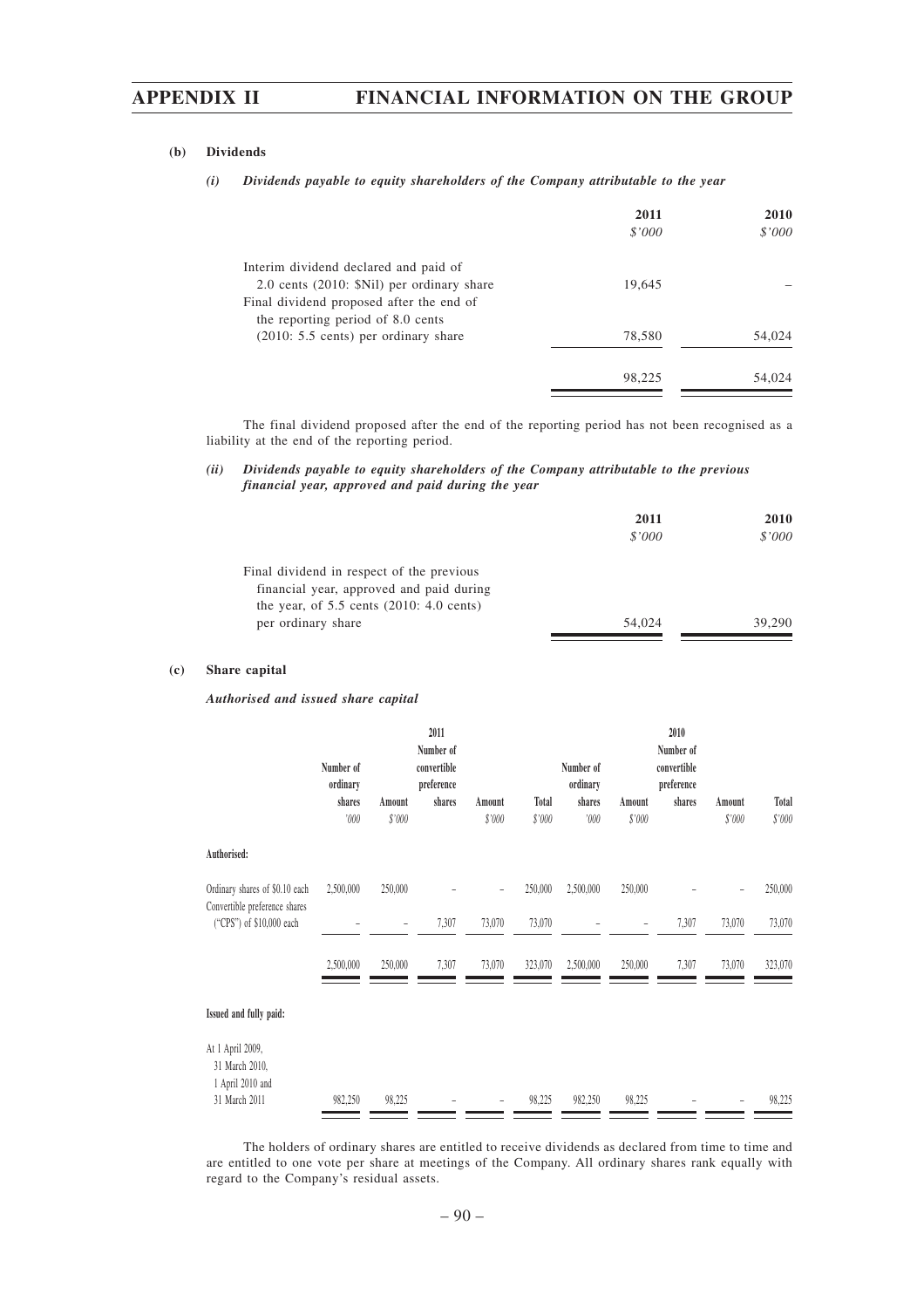**(b) Dividends**

***(i) Dividends payable to equity shareholders of the Company attributable to the year***

| | 2011 | 2010 |
|---|---|---|
| | $'000 | $'000 |
| Interim dividend declared and paid of 2.0 cents (2010: $Nil) per ordinary share | 19,645 | – |
| Final dividend proposed after the end of the reporting period of 8.0 cents (2010: 5.5 cents) per ordinary share | 78,580 | 54,024 |
| | 98,225 | 54,024 |

The final dividend proposed after the end of the reporting period has not been recognised as a liability at the end of the reporting period.

***(ii) Dividends payable to equity shareholders of the Company attributable to the previous financial year, approved and paid during the year***

| | 2011 | 2010 |
|---|---|---|
| | $'000 | $'000 |
| Final dividend in respect of the previous financial year, approved and paid during the year, of 5.5 cents (2010: 4.0 cents) per ordinary share | 54,024 | 39,290 |

**(c) Share capital**

***Authorised and issued share capital***

| | 2011 | | | | | 2010 | | | | |
|---|---|---|---|---|---|---|---|---|---|---|
| | Number of ordinary shares | Amount | Number of convertible preference shares | Amount | Total | Number of ordinary shares | Amount | Number of convertible preference shares | Amount | Total |
| | '000 | $'000 | | $'000 | $'000 | '000 | $'000 | | $'000 | $'000 |
| **Authorised:** | | | | | | | | | | |
| Ordinary shares of $0.10 each | 2,500,000 | 250,000 | – | – | 250,000 | 2,500,000 | 250,000 | – | – | 250,000 |
| Convertible preference shares ("CPS") of $10,000 each | – | – | 7,307 | 73,070 | 73,070 | – | – | 7,307 | 73,070 | 73,070 |
| | 2,500,000 | 250,000 | 7,307 | 73,070 | 323,070 | 2,500,000 | 250,000 | 7,307 | 73,070 | 323,070 |
| **Issued and fully paid:** | | | | | | | | | | |
| At 1 April 2009, 31 March 2010, 1 April 2010 and 31 March 2011 | 982,250 | 98,225 | – | – | 98,225 | 982,250 | 98,225 | – | – | 98,225 |

The holders of ordinary shares are entitled to receive dividends as declared from time to time and are entitled to one vote per share at meetings of the Company. All ordinary shares rank equally with regard to the Company's residual assets.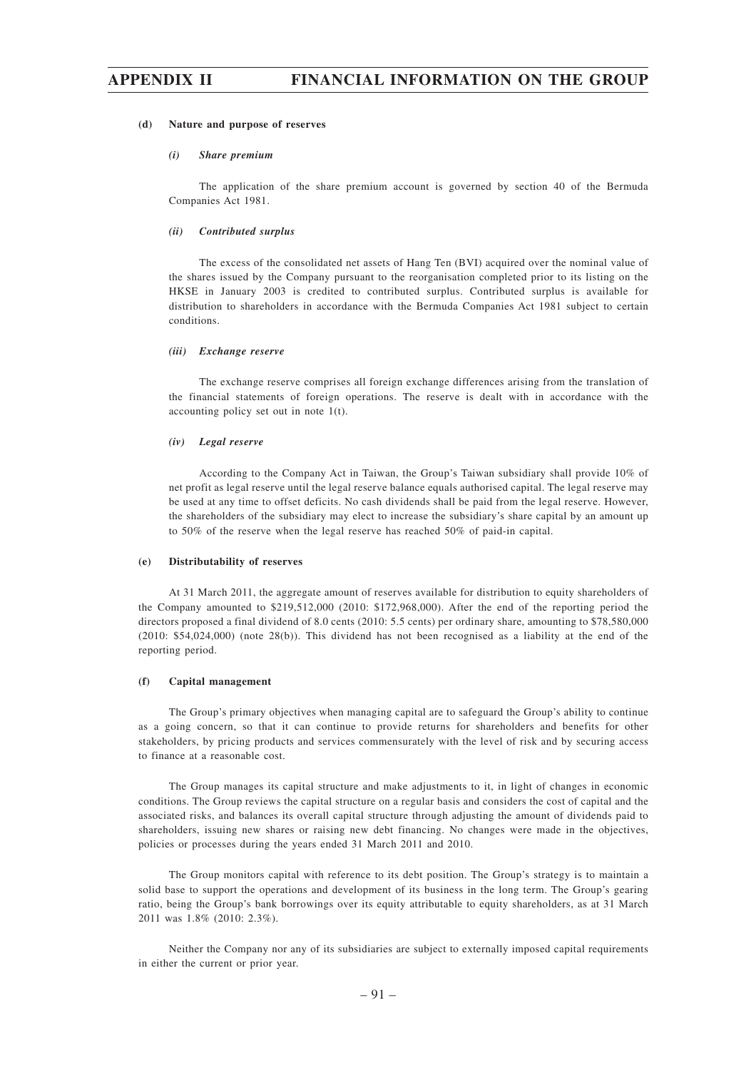**(d) Nature and purpose of reserves**

*(i) Share premium*

The application of the share premium account is governed by section 40 of the Bermuda Companies Act 1981.

*(ii) Contributed surplus*

The excess of the consolidated net assets of Hang Ten (BVI) acquired over the nominal value of the shares issued by the Company pursuant to the reorganisation completed prior to its listing on the HKSE in January 2003 is credited to contributed surplus. Contributed surplus is available for distribution to shareholders in accordance with the Bermuda Companies Act 1981 subject to certain conditions.

*(iii) Exchange reserve*

The exchange reserve comprises all foreign exchange differences arising from the translation of the financial statements of foreign operations. The reserve is dealt with in accordance with the accounting policy set out in note 1(t).

*(iv) Legal reserve*

According to the Company Act in Taiwan, the Group's Taiwan subsidiary shall provide 10% of net profit as legal reserve until the legal reserve balance equals authorised capital. The legal reserve may be used at any time to offset deficits. No cash dividends shall be paid from the legal reserve. However, the shareholders of the subsidiary may elect to increase the subsidiary's share capital by an amount up to 50% of the reserve when the legal reserve has reached 50% of paid-in capital.

**(e) Distributability of reserves**

At 31 March 2011, the aggregate amount of reserves available for distribution to equity shareholders of the Company amounted to $219,512,000 (2010: $172,968,000). After the end of the reporting period the directors proposed a final dividend of 8.0 cents (2010: 5.5 cents) per ordinary share, amounting to $78,580,000 (2010: $54,024,000) (note 28(b)). This dividend has not been recognised as a liability at the end of the reporting period.

**(f) Capital management**

The Group's primary objectives when managing capital are to safeguard the Group's ability to continue as a going concern, so that it can continue to provide returns for shareholders and benefits for other stakeholders, by pricing products and services commensurately with the level of risk and by securing access to finance at a reasonable cost.

The Group manages its capital structure and make adjustments to it, in light of changes in economic conditions. The Group reviews the capital structure on a regular basis and considers the cost of capital and the associated risks, and balances its overall capital structure through adjusting the amount of dividends paid to shareholders, issuing new shares or raising new debt financing. No changes were made in the objectives, policies or processes during the years ended 31 March 2011 and 2010.

The Group monitors capital with reference to its debt position. The Group's strategy is to maintain a solid base to support the operations and development of its business in the long term. The Group's gearing ratio, being the Group's bank borrowings over its equity attributable to equity shareholders, as at 31 March 2011 was 1.8% (2010: 2.3%).

Neither the Company nor any of its subsidiaries are subject to externally imposed capital requirements in either the current or prior year.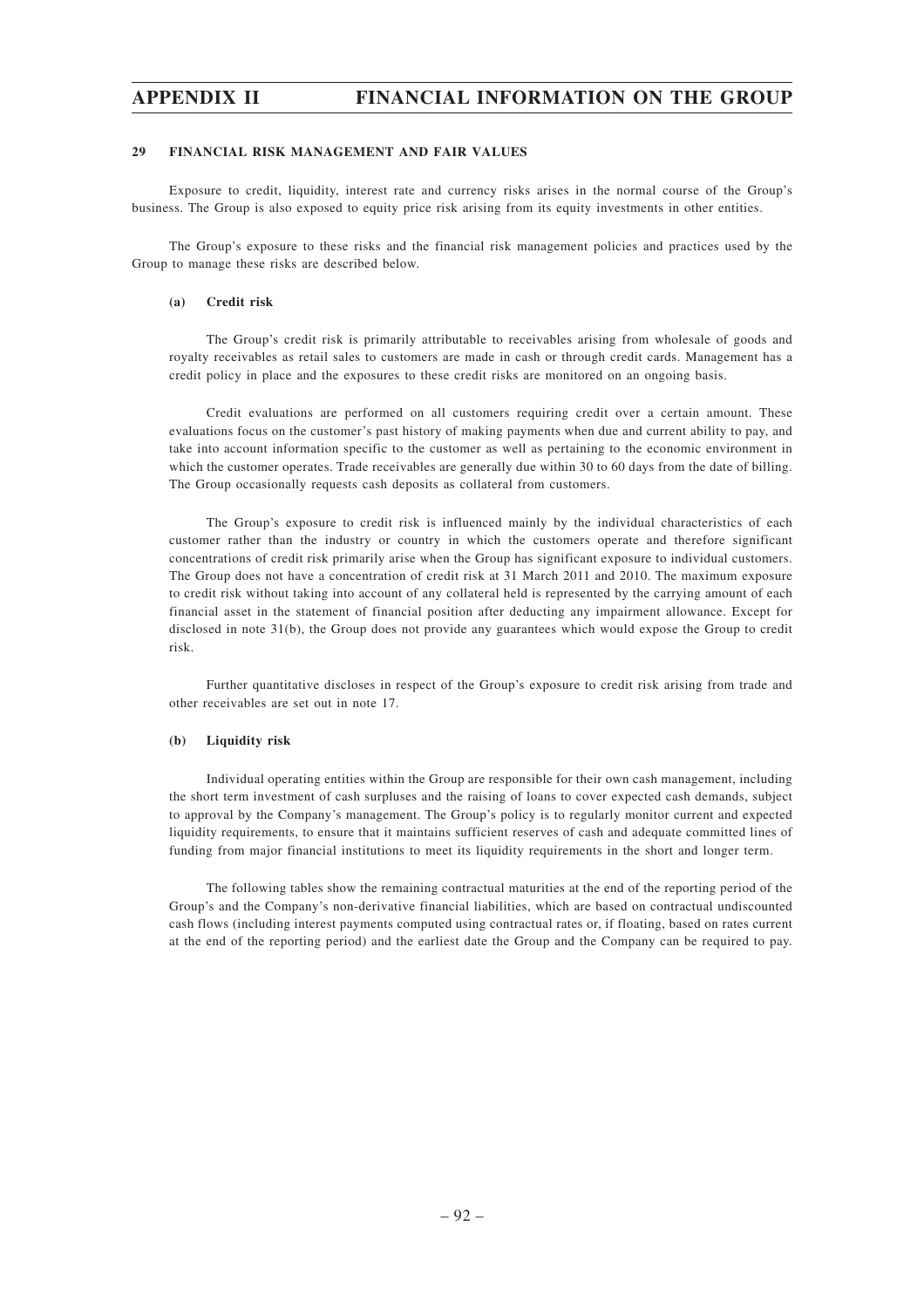## 29 FINANCIAL RISK MANAGEMENT AND FAIR VALUES

Exposure to credit, liquidity, interest rate and currency risks arises in the normal course of the Group's business. The Group is also exposed to equity price risk arising from its equity investments in other entities.

The Group's exposure to these risks and the financial risk management policies and practices used by the Group to manage these risks are described below.

### (a) Credit risk

The Group's credit risk is primarily attributable to receivables arising from wholesale of goods and royalty receivables as retail sales to customers are made in cash or through credit cards. Management has a credit policy in place and the exposures to these credit risks are monitored on an ongoing basis.

Credit evaluations are performed on all customers requiring credit over a certain amount. These evaluations focus on the customer's past history of making payments when due and current ability to pay, and take into account information specific to the customer as well as pertaining to the economic environment in which the customer operates. Trade receivables are generally due within 30 to 60 days from the date of billing. The Group occasionally requests cash deposits as collateral from customers.

The Group's exposure to credit risk is influenced mainly by the individual characteristics of each customer rather than the industry or country in which the customers operate and therefore significant concentrations of credit risk primarily arise when the Group has significant exposure to individual customers. The Group does not have a concentration of credit risk at 31 March 2011 and 2010. The maximum exposure to credit risk without taking into account of any collateral held is represented by the carrying amount of each financial asset in the statement of financial position after deducting any impairment allowance. Except for disclosed in note 31(b), the Group does not provide any guarantees which would expose the Group to credit risk.

Further quantitative discloses in respect of the Group's exposure to credit risk arising from trade and other receivables are set out in note 17.

### (b) Liquidity risk

Individual operating entities within the Group are responsible for their own cash management, including the short term investment of cash surpluses and the raising of loans to cover expected cash demands, subject to approval by the Company's management. The Group's policy is to regularly monitor current and expected liquidity requirements, to ensure that it maintains sufficient reserves of cash and adequate committed lines of funding from major financial institutions to meet its liquidity requirements in the short and longer term.

The following tables show the remaining contractual maturities at the end of the reporting period of the Group's and the Company's non-derivative financial liabilities, which are based on contractual undiscounted cash flows (including interest payments computed using contractual rates or, if floating, based on rates current at the end of the reporting period) and the earliest date the Group and the Company can be required to pay.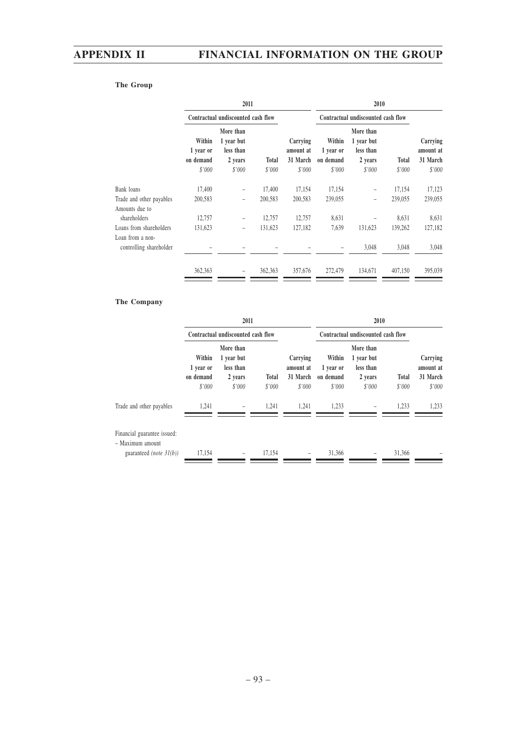### The Group

| | 2011 | | | | 2010 | | | |
|---|---|---|---|---|---|---|---|---|
| | Contractual undiscounted cash flow | | | | Contractual undiscounted cash flow | | | |
| | Within 1 year or on demand | More than 1 year but less than 2 years | Total | Carrying amount at 31 March | Within 1 year or on demand | More than 1 year but less than 2 years | Total | Carrying amount at 31 March |
| | $'000 | $'000 | $'000 | $'000 | $'000 | $'000 | $'000 | $'000 |
| Bank loans | 17,400 | – | 17,400 | 17,154 | 17,154 | – | 17,154 | 17,123 |
| Trade and other payables | 200,583 | – | 200,583 | 200,583 | 239,055 | – | 239,055 | 239,055 |
| Amounts due to shareholders | 12,757 | – | 12,757 | 12,757 | 8,631 | – | 8,631 | 8,631 |
| Loans from shareholders | 131,623 | – | 131,623 | 127,182 | 7,639 | 131,623 | 139,262 | 127,182 |
| Loan from a non-controlling shareholder | – | – | – | – | – | 3,048 | 3,048 | 3,048 |
| | 362,363 | – | 362,363 | 357,676 | 272,479 | 134,671 | 407,150 | 395,039 |

### The Company

| | 2011 | | | | 2010 | | | |
|---|---|---|---|---|---|---|---|---|
| | Contractual undiscounted cash flow | | | | Contractual undiscounted cash flow | | | |
| | Within 1 year or on demand | More than 1 year but less than 2 years | Total | Carrying amount at 31 March | Within 1 year or on demand | More than 1 year but less than 2 years | Total | Carrying amount at 31 March |
| | $'000 | $'000 | $'000 | $'000 | $'000 | $'000 | $'000 | $'000 |
| Trade and other payables | 1,241 | – | 1,241 | 1,241 | 1,233 | – | 1,233 | 1,233 |
| Financial guarantee issued: – Maximum amount guaranteed *(note 31(b))* | 17,154 | – | 17,154 | – | 31,366 | – | 31,366 | – |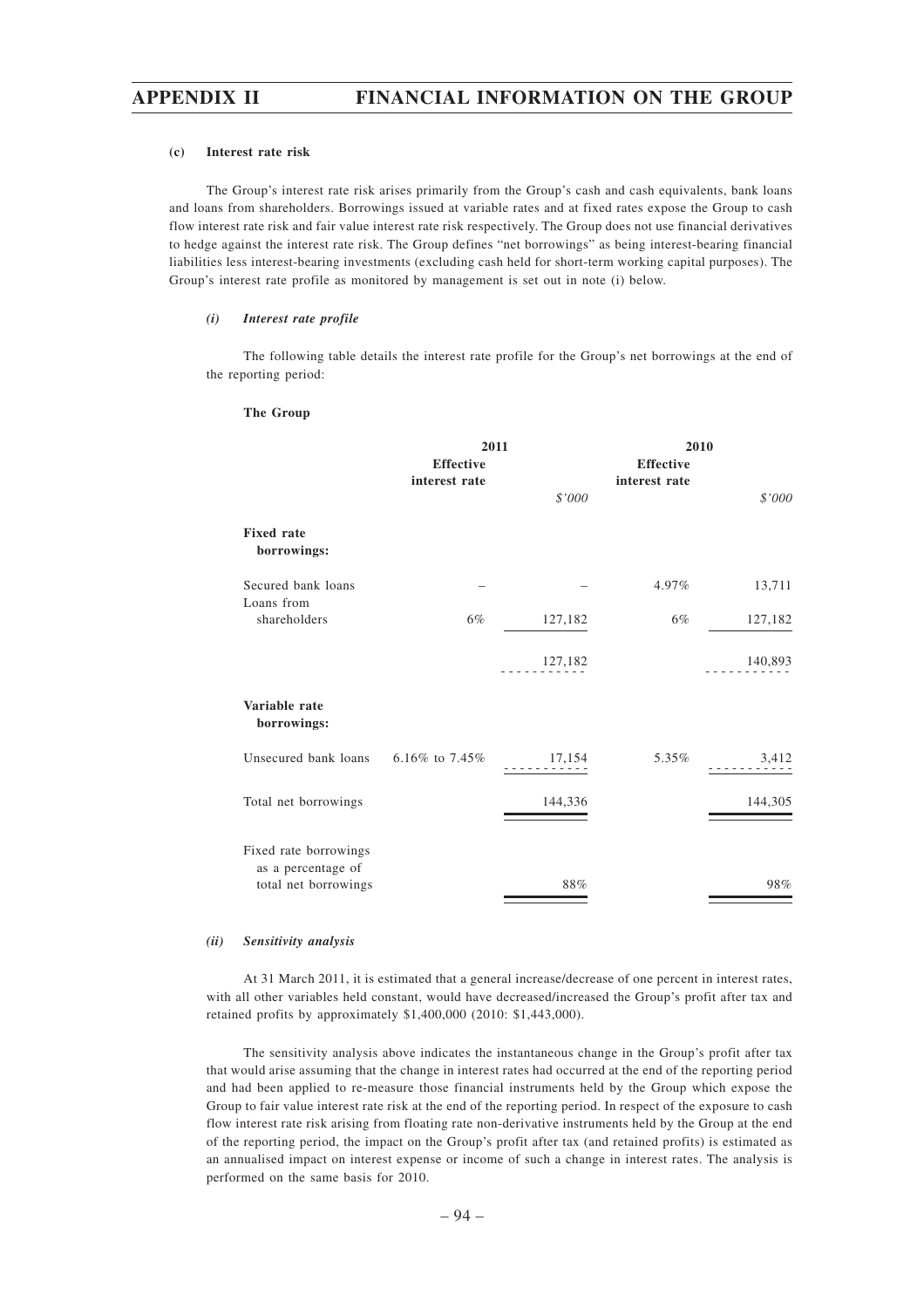#### (c) Interest rate risk

The Group's interest rate risk arises primarily from the Group's cash and cash equivalents, bank loans and loans from shareholders. Borrowings issued at variable rates and at fixed rates expose the Group to cash flow interest rate risk and fair value interest rate risk respectively. The Group does not use financial derivatives to hedge against the interest rate risk. The Group defines "net borrowings" as being interest-bearing financial liabilities less interest-bearing investments (excluding cash held for short-term working capital purposes). The Group's interest rate profile as monitored by management is set out in note (i) below.

##### *(i) Interest rate profile*

The following table details the interest rate profile for the Group's net borrowings at the end of the reporting period:

**The Group**

| | 2011 | | 2010 | |
|---|---|---|---|---|
| | **Effective interest rate** | *$'000* | **Effective interest rate** | *$'000* |
| **Fixed rate borrowings:** | | | | |
| Secured bank loans | – | – | 4.97% | 13,711 |
| Loans from shareholders | 6% | 127,182 | 6% | 127,182 |
| | | 127,182 | | 140,893 |
| **Variable rate borrowings:** | | | | |
| Unsecured bank loans | 6.16% to 7.45% | 17,154 | 5.35% | 3,412 |
| Total net borrowings | | 144,336 | | 144,305 |
| Fixed rate borrowings as a percentage of total net borrowings | | 88% | | 98% |

##### *(ii) Sensitivity analysis*

At 31 March 2011, it is estimated that a general increase/decrease of one percent in interest rates, with all other variables held constant, would have decreased/increased the Group's profit after tax and retained profits by approximately $1,400,000 (2010: $1,443,000).

The sensitivity analysis above indicates the instantaneous change in the Group's profit after tax that would arise assuming that the change in interest rates had occurred at the end of the reporting period and had been applied to re-measure those financial instruments held by the Group which expose the Group to fair value interest rate risk at the end of the reporting period. In respect of the exposure to cash flow interest rate risk arising from floating rate non-derivative instruments held by the Group at the end of the reporting period, the impact on the Group's profit after tax (and retained profits) is estimated as an annualised impact on interest expense or income of such a change in interest rates. The analysis is performed on the same basis for 2010.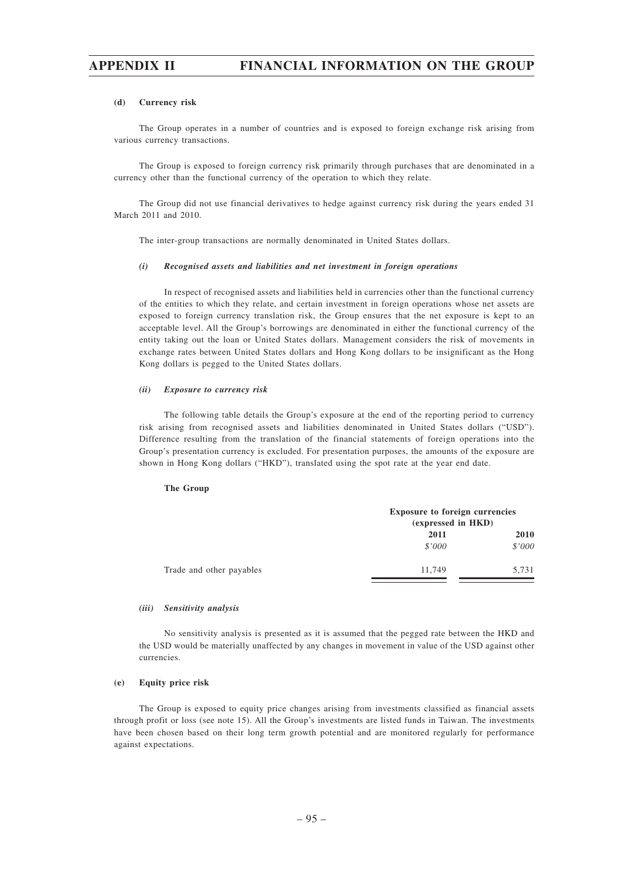#### (d) Currency risk

The Group operates in a number of countries and is exposed to foreign exchange risk arising from various currency transactions.

The Group is exposed to foreign currency risk primarily through purchases that are denominated in a currency other than the functional currency of the operation to which they relate.

The Group did not use financial derivatives to hedge against currency risk during the years ended 31 March 2011 and 2010.

The inter-group transactions are normally denominated in United States dollars.

##### *(i) Recognised assets and liabilities and net investment in foreign operations*

In respect of recognised assets and liabilities held in currencies other than the functional currency of the entities to which they relate, and certain investment in foreign operations whose net assets are exposed to foreign currency translation risk, the Group ensures that the net exposure is kept to an acceptable level. All the Group's borrowings are denominated in either the functional currency of the entity taking out the loan or United States dollars. Management considers the risk of movements in exchange rates between United States dollars and Hong Kong dollars to be insignificant as the Hong Kong dollars is pegged to the United States dollars.

##### *(ii) Exposure to currency risk*

The following table details the Group's exposure at the end of the reporting period to currency risk arising from recognised assets and liabilities denominated in United States dollars ("USD"). Difference resulting from the translation of the financial statements of foreign operations into the Group's presentation currency is excluded. For presentation purposes, the amounts of the exposure are shown in Hong Kong dollars ("HKD"), translated using the spot rate at the year end date.

**The Group**

| | Exposure to foreign currencies (expressed in HKD) | |
|---|---|---|
| | **2011** | **2010** |
| | *$'000* | *$'000* |
| Trade and other payables | 11,749 | 5,731 |

##### *(iii) Sensitivity analysis*

No sensitivity analysis is presented as it is assumed that the pegged rate between the HKD and the USD would be materially unaffected by any changes in movement in value of the USD against other currencies.

#### (e) Equity price risk

The Group is exposed to equity price changes arising from investments classified as financial assets through profit or loss (see note 15). All the Group's investments are listed funds in Taiwan. The investments have been chosen based on their long term growth potential and are monitored regularly for performance against expectations.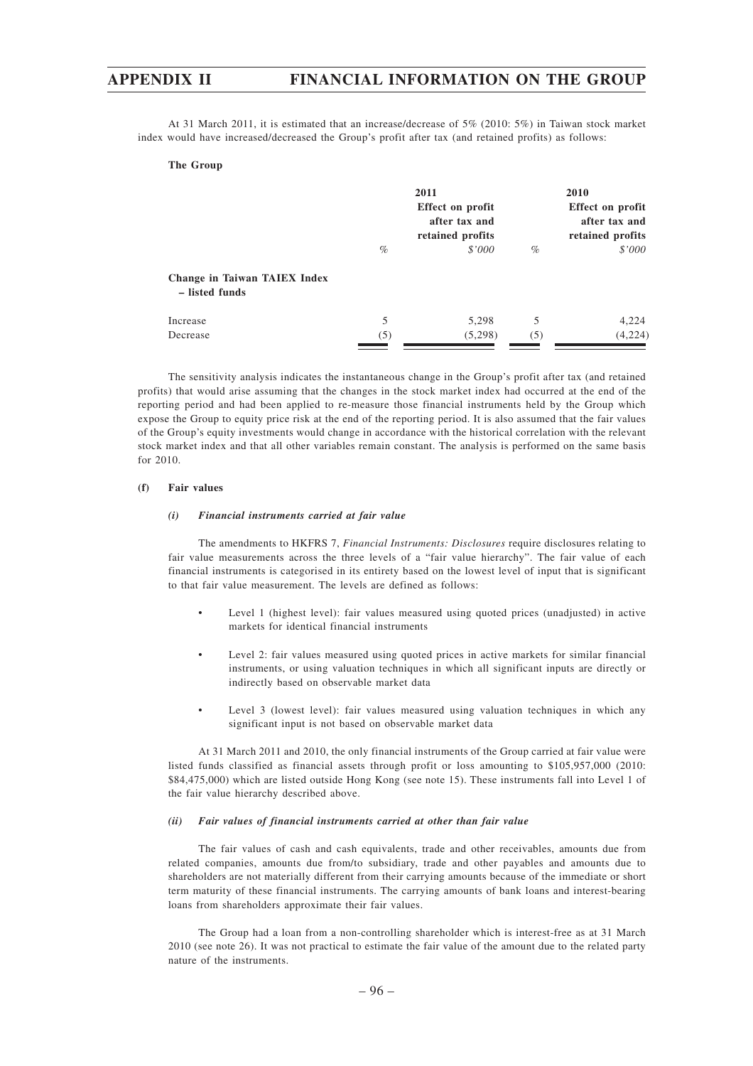At 31 March 2011, it is estimated that an increase/decrease of 5% (2010: 5%) in Taiwan stock market index would have increased/decreased the Group's profit after tax (and retained profits) as follows:

**The Group**

| | 2011 | | 2010 | |
|---|---|---|---|---|
| | | Effect on profit after tax and retained profits | | Effect on profit after tax and retained profits |
| | % | $'000 | % | $'000 |
| **Change in Taiwan TAIEX Index – listed funds** | | | | |
| Increase | 5 | 5,298 | 5 | 4,224 |
| Decrease | (5) | (5,298) | (5) | (4,224) |

The sensitivity analysis indicates the instantaneous change in the Group's profit after tax (and retained profits) that would arise assuming that the changes in the stock market index had occurred at the end of the reporting period and had been applied to re-measure those financial instruments held by the Group which expose the Group to equity price risk at the end of the reporting period. It is also assumed that the fair values of the Group's equity investments would change in accordance with the historical correlation with the relevant stock market index and that all other variables remain constant. The analysis is performed on the same basis for 2010.

**(f) Fair values**

***(i) Financial instruments carried at fair value***

The amendments to HKFRS 7, *Financial Instruments: Disclosures* require disclosures relating to fair value measurements across the three levels of a "fair value hierarchy". The fair value of each financial instruments is categorised in its entirety based on the lowest level of input that is significant to that fair value measurement. The levels are defined as follows:

- Level 1 (highest level): fair values measured using quoted prices (unadjusted) in active markets for identical financial instruments
- Level 2: fair values measured using quoted prices in active markets for similar financial instruments, or using valuation techniques in which all significant inputs are directly or indirectly based on observable market data
- Level 3 (lowest level): fair values measured using valuation techniques in which any significant input is not based on observable market data

At 31 March 2011 and 2010, the only financial instruments of the Group carried at fair value were listed funds classified as financial assets through profit or loss amounting to $105,957,000 (2010: $84,475,000) which are listed outside Hong Kong (see note 15). These instruments fall into Level 1 of the fair value hierarchy described above.

***(ii) Fair values of financial instruments carried at other than fair value***

The fair values of cash and cash equivalents, trade and other receivables, amounts due from related companies, amounts due from/to subsidiary, trade and other payables and amounts due to shareholders are not materially different from their carrying amounts because of the immediate or short term maturity of these financial instruments. The carrying amounts of bank loans and interest-bearing loans from shareholders approximate their fair values.

The Group had a loan from a non-controlling shareholder which is interest-free as at 31 March 2010 (see note 26). It was not practical to estimate the fair value of the amount due to the related party nature of the instruments.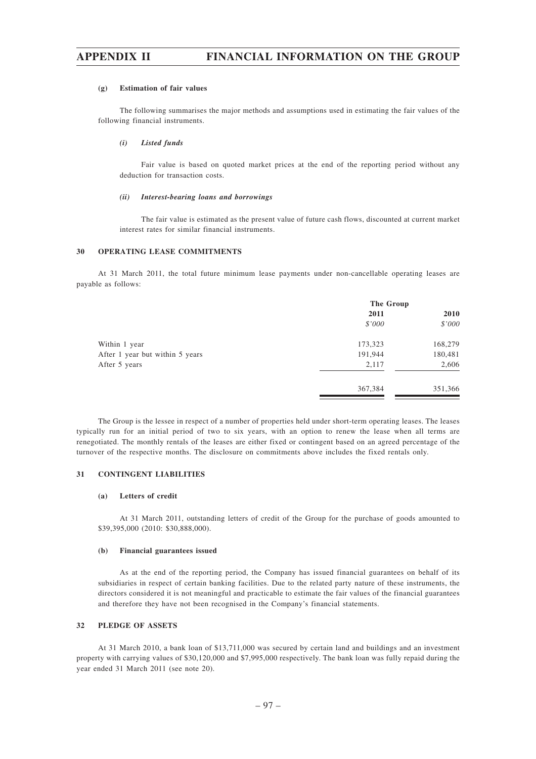#### (g) Estimation of fair values

The following summarises the major methods and assumptions used in estimating the fair values of the following financial instruments.

##### *(i) Listed funds*

Fair value is based on quoted market prices at the end of the reporting period without any deduction for transaction costs.

##### *(ii) Interest-bearing loans and borrowings*

The fair value is estimated as the present value of future cash flows, discounted at current market interest rates for similar financial instruments.

### 30 OPERATING LEASE COMMITMENTS

At 31 March 2011, the total future minimum lease payments under non-cancellable operating leases are payable as follows:

| | The Group | |
|---|---|---|
| | 2011 | 2010 |
| | *$'000* | *$'000* |
| Within 1 year | 173,323 | 168,279 |
| After 1 year but within 5 years | 191,944 | 180,481 |
| After 5 years | 2,117 | 2,606 |
| | 367,384 | 351,366 |

The Group is the lessee in respect of a number of properties held under short-term operating leases. The leases typically run for an initial period of two to six years, with an option to renew the lease when all terms are renegotiated. The monthly rentals of the leases are either fixed or contingent based on an agreed percentage of the turnover of the respective months. The disclosure on commitments above includes the fixed rentals only.

### 31 CONTINGENT LIABILITIES

#### (a) Letters of credit

At 31 March 2011, outstanding letters of credit of the Group for the purchase of goods amounted to $39,395,000 (2010: $30,888,000).

#### (b) Financial guarantees issued

As at the end of the reporting period, the Company has issued financial guarantees on behalf of its subsidiaries in respect of certain banking facilities. Due to the related party nature of these instruments, the directors considered it is not meaningful and practicable to estimate the fair values of the financial guarantees and therefore they have not been recognised in the Company's financial statements.

### 32 PLEDGE OF ASSETS

At 31 March 2010, a bank loan of $13,711,000 was secured by certain land and buildings and an investment property with carrying values of $30,120,000 and $7,995,000 respectively. The bank loan was fully repaid during the year ended 31 March 2011 (see note 20).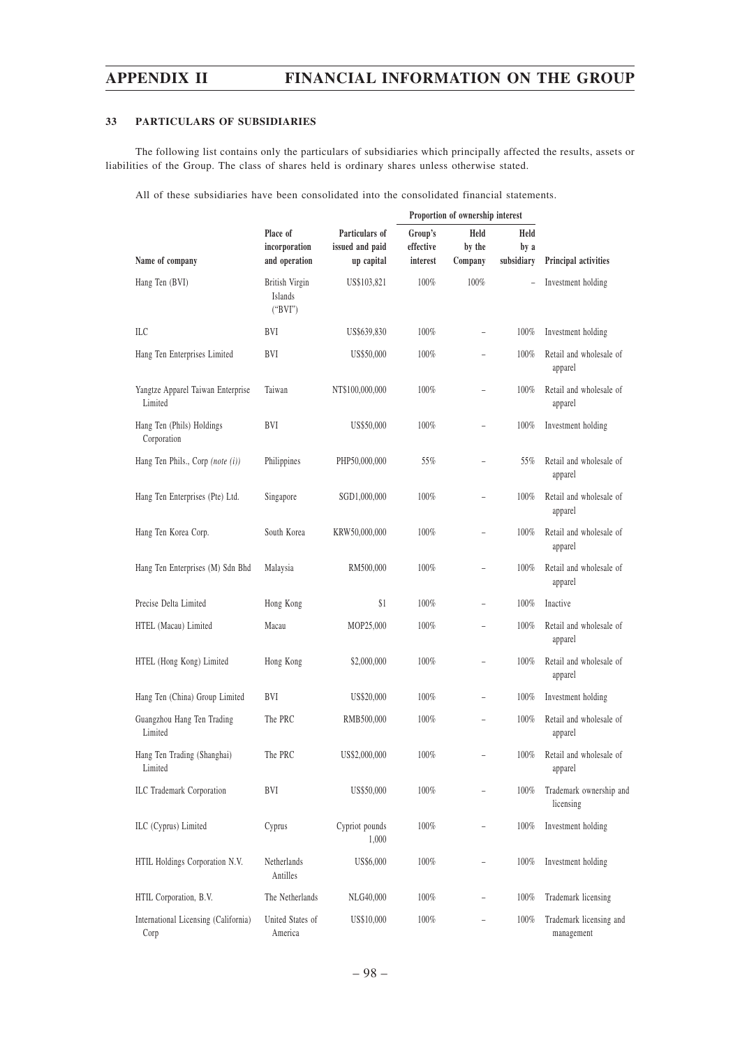### 33 PARTICULARS OF SUBSIDIARIES

The following list contains only the particulars of subsidiaries which principally affected the results, assets or liabilities of the Group. The class of shares held is ordinary shares unless otherwise stated.

All of these subsidiaries have been consolidated into the consolidated financial statements.

| Name of company | Place of incorporation and operation | Particulars of issued and paid up capital | Proportion of ownership interest | | | Principal activities |
|---|---|---|---|---|---|---|
| | | | Group's effective interest | Held by the Company | Held by a subsidiary | |
| Hang Ten (BVI) | British Virgin Islands ("BVI") | US$103,821 | 100% | 100% | – | Investment holding |
| ILC | BVI | US$639,830 | 100% | – | 100% | Investment holding |
| Hang Ten Enterprises Limited | BVI | US$50,000 | 100% | – | 100% | Retail and wholesale of apparel |
| Yangtze Apparel Taiwan Enterprise Limited | Taiwan | NT$100,000,000 | 100% | – | 100% | Retail and wholesale of apparel |
| Hang Ten (Phils) Holdings Corporation | BVI | US$50,000 | 100% | – | 100% | Investment holding |
| Hang Ten Phils., Corp *(note (i))* | Philippines | PHP50,000,000 | 55% | – | 55% | Retail and wholesale of apparel |
| Hang Ten Enterprises (Pte) Ltd. | Singapore | SGD1,000,000 | 100% | – | 100% | Retail and wholesale of apparel |
| Hang Ten Korea Corp. | South Korea | KRW50,000,000 | 100% | – | 100% | Retail and wholesale of apparel |
| Hang Ten Enterprises (M) Sdn Bhd | Malaysia | RM500,000 | 100% | – | 100% | Retail and wholesale of apparel |
| Precise Delta Limited | Hong Kong | $1 | 100% | – | 100% | Inactive |
| HTEL (Macau) Limited | Macau | MOP25,000 | 100% | – | 100% | Retail and wholesale of apparel |
| HTEL (Hong Kong) Limited | Hong Kong | $2,000,000 | 100% | – | 100% | Retail and wholesale of apparel |
| Hang Ten (China) Group Limited | BVI | US$20,000 | 100% | – | 100% | Investment holding |
| Guangzhou Hang Ten Trading Limited | The PRC | RMB500,000 | 100% | – | 100% | Retail and wholesale of apparel |
| Hang Ten Trading (Shanghai) Limited | The PRC | US$2,000,000 | 100% | – | 100% | Retail and wholesale of apparel |
| ILC Trademark Corporation | BVI | US$50,000 | 100% | – | 100% | Trademark ownership and licensing |
| ILC (Cyprus) Limited | Cyprus | Cypriot pounds 1,000 | 100% | – | 100% | Investment holding |
| HTIL Holdings Corporation N.V. | Netherlands Antilles | US$6,000 | 100% | – | 100% | Investment holding |
| HTIL Corporation, B.V. | The Netherlands | NLG40,000 | 100% | – | 100% | Trademark licensing |
| International Licensing (California) Corp | United States of America | US$10,000 | 100% | – | 100% | Trademark licensing and management |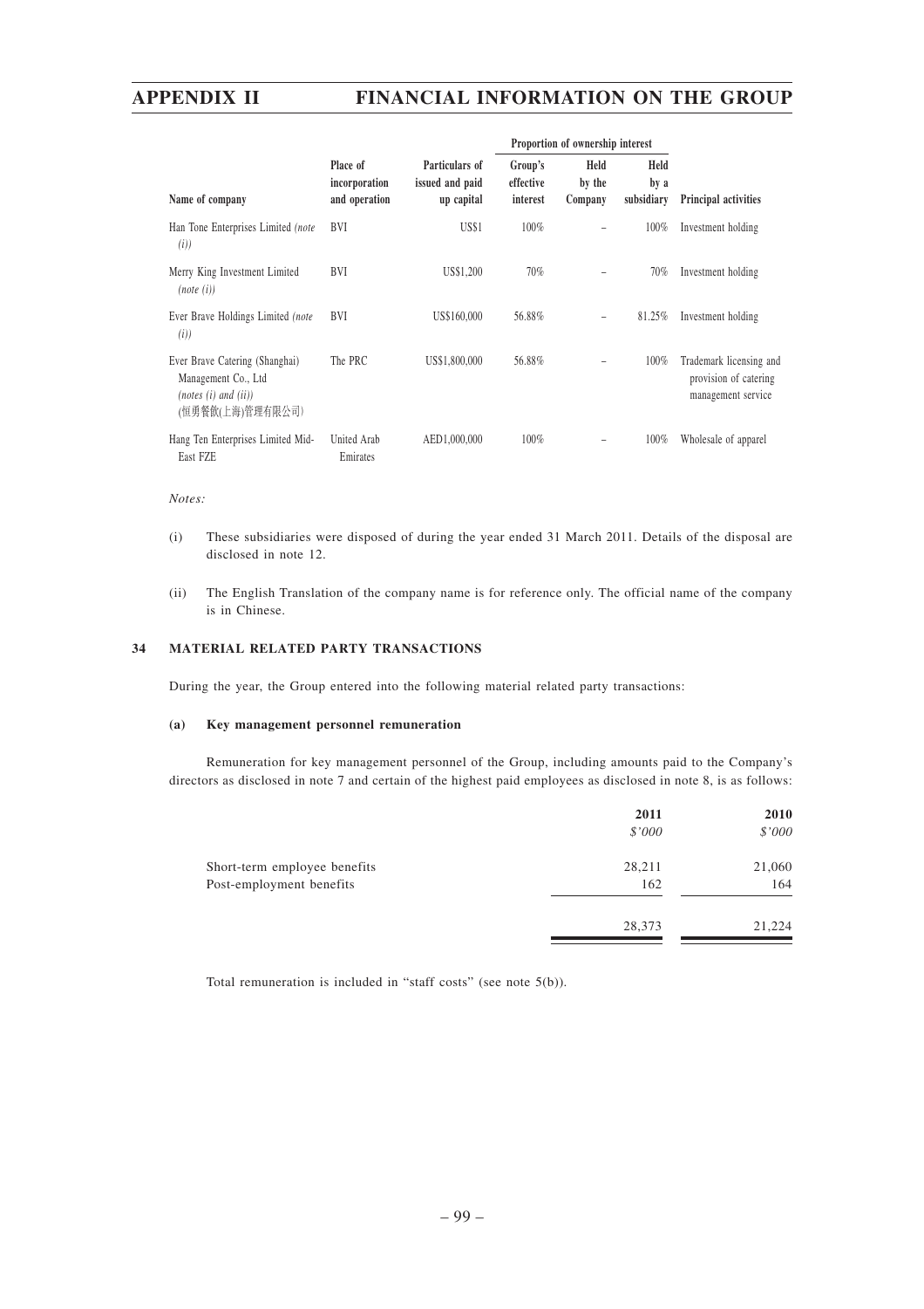| Name of company | Place of incorporation and operation | Particulars of issued and paid up capital | Proportion of ownership interest | | | Principal activities |
|---|---|---|---|---|---|---|
| | | | Group's effective interest | Held by the Company | Held by a subsidiary | |
| Han Tone Enterprises Limited *(note (i))* | BVI | US$1 | 100% | – | 100% | Investment holding |
| Merry King Investment Limited *(note (i))* | BVI | US$1,200 | 70% | – | 70% | Investment holding |
| Ever Brave Holdings Limited *(note (i))* | BVI | US$160,000 | 56.88% | – | 81.25% | Investment holding |
| Ever Brave Catering (Shanghai) Management Co., Ltd *(notes (i) and (ii))* (恒勇餐飲(上海)管理有限公司) | The PRC | US$1,800,000 | 56.88% | – | 100% | Trademark licensing and provision of catering management service |
| Hang Ten Enterprises Limited Mid-East FZE | United Arab Emirates | AED1,000,000 | 100% | – | 100% | Wholesale of apparel |

*Notes:*

(i) These subsidiaries were disposed of during the year ended 31 March 2011. Details of the disposal are disclosed in note 12.

(ii) The English Translation of the company name is for reference only. The official name of the company is in Chinese.

## 34 MATERIAL RELATED PARTY TRANSACTIONS

During the year, the Group entered into the following material related party transactions:

### (a) Key management personnel remuneration

Remuneration for key management personnel of the Group, including amounts paid to the Company's directors as disclosed in note 7 and certain of the highest paid employees as disclosed in note 8, is as follows:

| | 2011 | 2010 |
|---|---|---|
| | *$'000* | *$'000* |
| Short-term employee benefits | 28,211 | 21,060 |
| Post-employment benefits | 162 | 164 |
| | 28,373 | 21,224 |

Total remuneration is included in "staff costs" (see note 5(b)).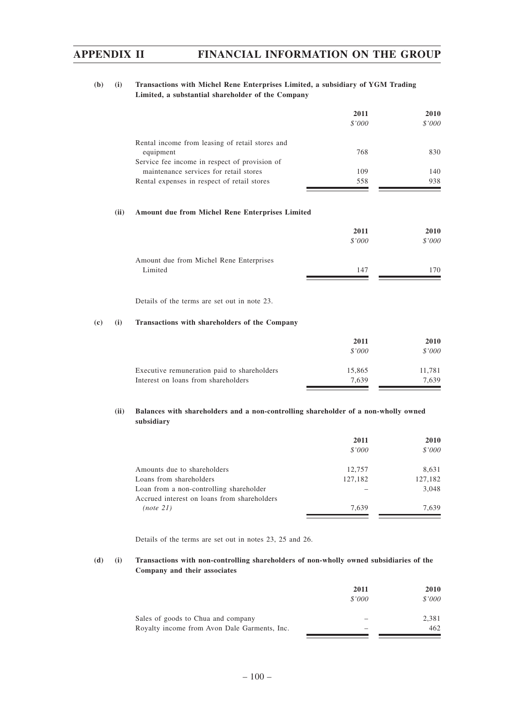**(b) (i) Transactions with Michel Rene Enterprises Limited, a subsidiary of YGM Trading Limited, a substantial shareholder of the Company**

| | 2011 | 2010 |
|---|---|---|
| | *$'000* | *$'000* |
| Rental income from leasing of retail stores and equipment | 768 | 830 |
| Service fee income in respect of provision of maintenance services for retail stores | 109 | 140 |
| Rental expenses in respect of retail stores | 558 | 938 |

**(ii) Amount due from Michel Rene Enterprises Limited**

| | 2011 | 2010 |
|---|---|---|
| | *$'000* | *$'000* |
| Amount due from Michel Rene Enterprises Limited | 147 | 170 |

Details of the terms are set out in note 23.

**(c) (i) Transactions with shareholders of the Company**

| | 2011 | 2010 |
|---|---|---|
| | *$'000* | *$'000* |
| Executive remuneration paid to shareholders | 15,865 | 11,781 |
| Interest on loans from shareholders | 7,639 | 7,639 |

**(ii) Balances with shareholders and a non-controlling shareholder of a non-wholly owned subsidiary**

| | 2011 | 2010 |
|---|---|---|
| | *$'000* | *$'000* |
| Amounts due to shareholders | 12,757 | 8,631 |
| Loans from shareholders | 127,182 | 127,182 |
| Loan from a non-controlling shareholder | – | 3,048 |
| Accrued interest on loans from shareholders *(note 21)* | 7,639 | 7,639 |

Details of the terms are set out in notes 23, 25 and 26.

**(d) (i) Transactions with non-controlling shareholders of non-wholly owned subsidiaries of the Company and their associates**

| | 2011 | 2010 |
|---|---|---|
| | *$'000* | *$'000* |
| Sales of goods to Chua and company | – | 2,381 |
| Royalty income from Avon Dale Garments, Inc. | – | 462 |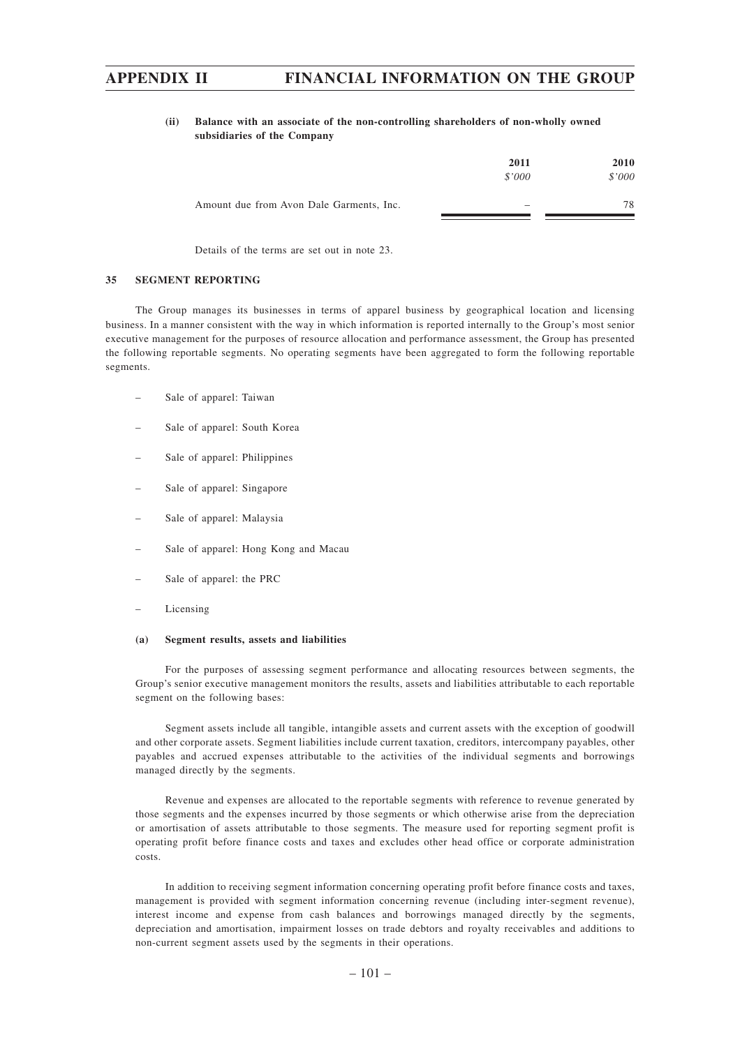**(ii) Balance with an associate of the non-controlling shareholders of non-wholly owned subsidiaries of the Company**

| | 2011 | 2010 |
|---|---|---|
| | *$'000* | *$'000* |
| Amount due from Avon Dale Garments, Inc. | – | 78 |

Details of the terms are set out in note 23.

## 35 SEGMENT REPORTING

The Group manages its businesses in terms of apparel business by geographical location and licensing business. In a manner consistent with the way in which information is reported internally to the Group's most senior executive management for the purposes of resource allocation and performance assessment, the Group has presented the following reportable segments. No operating segments have been aggregated to form the following reportable segments.

- Sale of apparel: Taiwan
- Sale of apparel: South Korea
- Sale of apparel: Philippines
- Sale of apparel: Singapore
- Sale of apparel: Malaysia
- Sale of apparel: Hong Kong and Macau
- Sale of apparel: the PRC
- Licensing

**(a) Segment results, assets and liabilities**

For the purposes of assessing segment performance and allocating resources between segments, the Group's senior executive management monitors the results, assets and liabilities attributable to each reportable segment on the following bases:

Segment assets include all tangible, intangible assets and current assets with the exception of goodwill and other corporate assets. Segment liabilities include current taxation, creditors, intercompany payables, other payables and accrued expenses attributable to the activities of the individual segments and borrowings managed directly by the segments.

Revenue and expenses are allocated to the reportable segments with reference to revenue generated by those segments and the expenses incurred by those segments or which otherwise arise from the depreciation or amortisation of assets attributable to those segments. The measure used for reporting segment profit is operating profit before finance costs and taxes and excludes other head office or corporate administration costs.

In addition to receiving segment information concerning operating profit before finance costs and taxes, management is provided with segment information concerning revenue (including inter-segment revenue), interest income and expense from cash balances and borrowings managed directly by the segments, depreciation and amortisation, impairment losses on trade debtors and royalty receivables and additions to non-current segment assets used by the segments in their operations.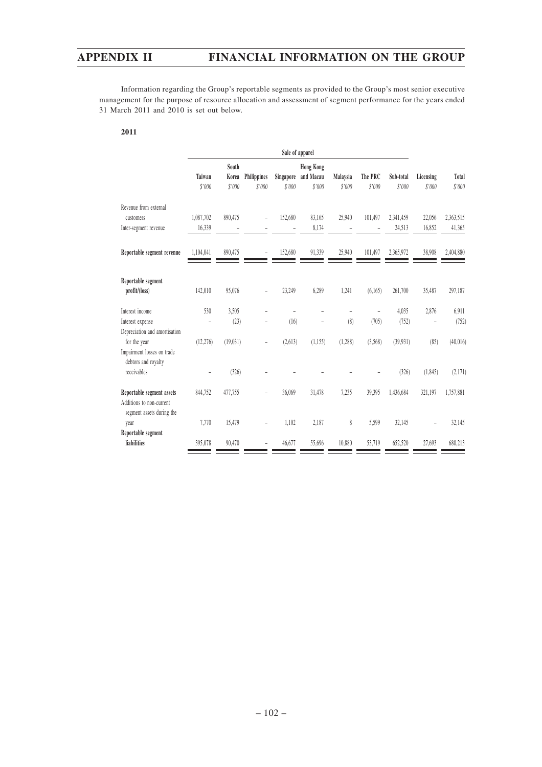Information regarding the Group's reportable segments as provided to the Group's most senior executive management for the purpose of resource allocation and assessment of segment performance for the years ended 31 March 2011 and 2010 is set out below.

**2011**

| | Sale of apparel | | | | | | | | | |
|---|---|---|---|---|---|---|---|---|---|---|
| | Taiwan | South Korea | Philippines | Singapore | Hong Kong and Macau | Malaysia | The PRC | Sub-total | Licensing | Total |
| | $'000 | $'000 | $'000 | $'000 | $'000 | $'000 | $'000 | $'000 | $'000 | $'000 |
| Revenue from external customers | 1,087,702 | 890,475 | – | 152,680 | 83,165 | 25,940 | 101,497 | 2,341,459 | 22,056 | 2,363,515 |
| Inter-segment revenue | 16,339 | – | – | – | 8,174 | – | – | 24,513 | 16,852 | 41,365 |
| **Reportable segment revenue** | 1,104,041 | 890,475 | – | 152,680 | 91,339 | 25,940 | 101,497 | 2,365,972 | 38,908 | 2,404,880 |
| **Reportable segment profit/(loss)** | 142,010 | 95,076 | – | 23,249 | 6,289 | 1,241 | (6,165) | 261,700 | 35,487 | 297,187 |
| Interest income | 530 | 3,505 | – | – | – | – | – | 4,035 | 2,876 | 6,911 |
| Interest expense | – | (23) | – | (16) | – | (8) | (705) | (752) | – | (752) |
| Depreciation and amortisation for the year | (12,276) | (19,031) | – | (2,613) | (1,155) | (1,288) | (3,568) | (39,931) | (85) | (40,016) |
| Impairment losses on trade debtors and royalty receivables | – | (326) | – | – | – | – | – | (326) | (1,845) | (2,171) |
| **Reportable segment assets** | 844,752 | 477,755 | – | 36,069 | 31,478 | 7,235 | 39,395 | 1,436,684 | 321,197 | 1,757,881 |
| Additions to non-current segment assets during the year | 7,770 | 15,479 | – | 1,102 | 2,187 | 8 | 5,599 | 32,145 | – | 32,145 |
| **Reportable segment liabilities** | 395,078 | 90,470 | – | 46,677 | 55,696 | 10,880 | 53,719 | 652,520 | 27,693 | 680,213 |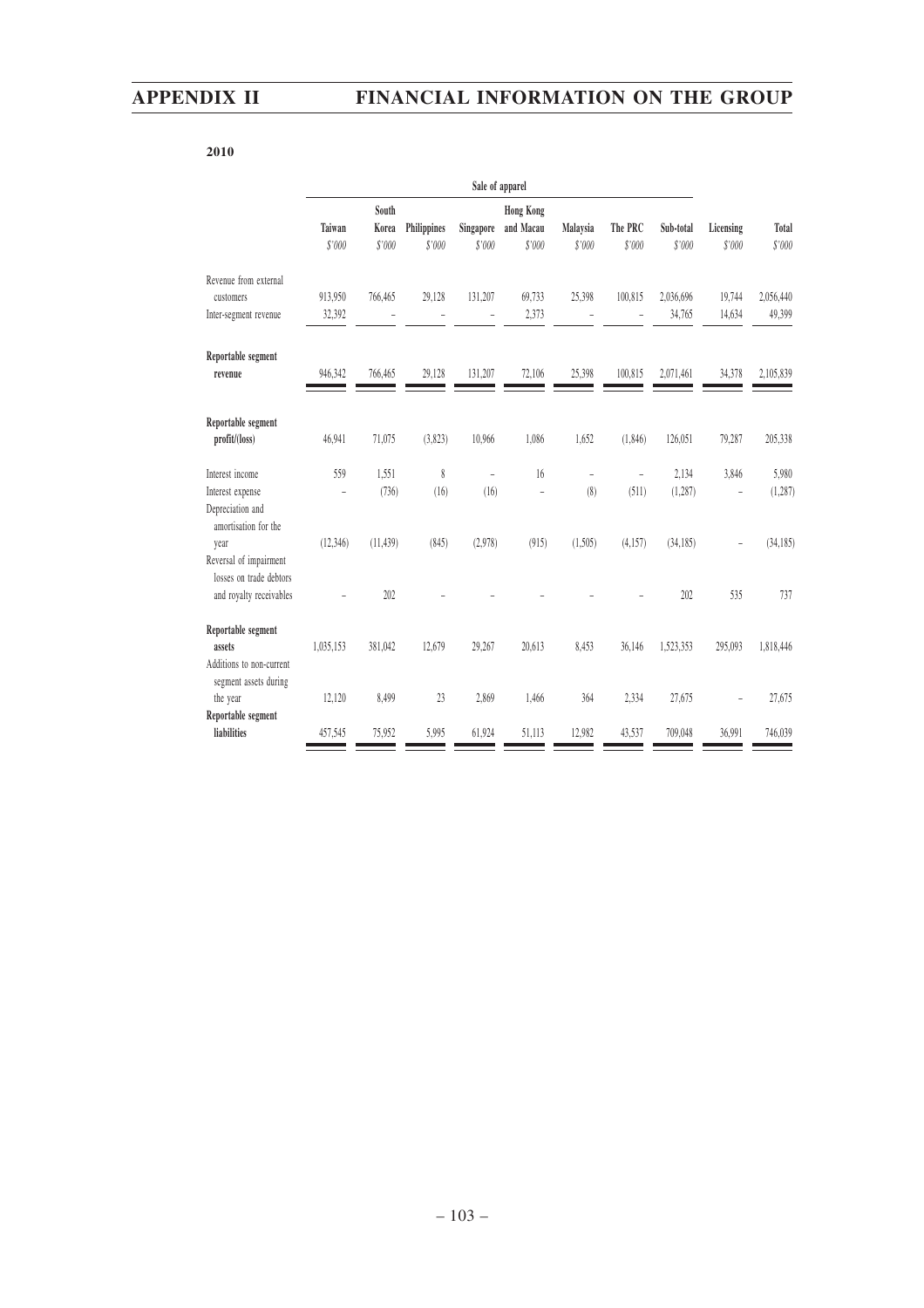**2010**

| | Sale of apparel | | | | | | | | | |
|---|---|---|---|---|---|---|---|---|---|---|
| | Taiwan | South Korea | Philippines | Singapore | Hong Kong and Macau | Malaysia | The PRC | Sub-total | Licensing | Total |
| | $'000 | $'000 | $'000 | $'000 | $'000 | $'000 | $'000 | $'000 | $'000 | $'000 |
| Revenue from external customers | 913,950 | 766,465 | 29,128 | 131,207 | 69,733 | 25,398 | 100,815 | 2,036,696 | 19,744 | 2,056,440 |
| Inter-segment revenue | 32,392 | – | – | – | 2,373 | – | – | 34,765 | 14,634 | 49,399 |
| **Reportable segment revenue** | 946,342 | 766,465 | 29,128 | 131,207 | 72,106 | 25,398 | 100,815 | 2,071,461 | 34,378 | 2,105,839 |
| **Reportable segment profit/(loss)** | 46,941 | 71,075 | (3,823) | 10,966 | 1,086 | 1,652 | (1,846) | 126,051 | 79,287 | 205,338 |
| Interest income | 559 | 1,551 | 8 | – | 16 | – | – | 2,134 | 3,846 | 5,980 |
| Interest expense | – | (736) | (16) | (16) | – | (8) | (511) | (1,287) | – | (1,287) |
| Depreciation and amortisation for the year | (12,346) | (11,439) | (845) | (2,978) | (915) | (1,505) | (4,157) | (34,185) | – | (34,185) |
| Reversal of impairment losses on trade debtors and royalty receivables | – | 202 | – | – | – | – | – | 202 | 535 | 737 |
| **Reportable segment assets** | 1,035,153 | 381,042 | 12,679 | 29,267 | 20,613 | 8,453 | 36,146 | 1,523,353 | 295,093 | 1,818,446 |
| Additions to non-current segment assets during the year | 12,120 | 8,499 | 23 | 2,869 | 1,466 | 364 | 2,334 | 27,675 | – | 27,675 |
| **Reportable segment liabilities** | 457,545 | 75,952 | 5,995 | 61,924 | 51,113 | 12,982 | 43,537 | 709,048 | 36,991 | 746,039 |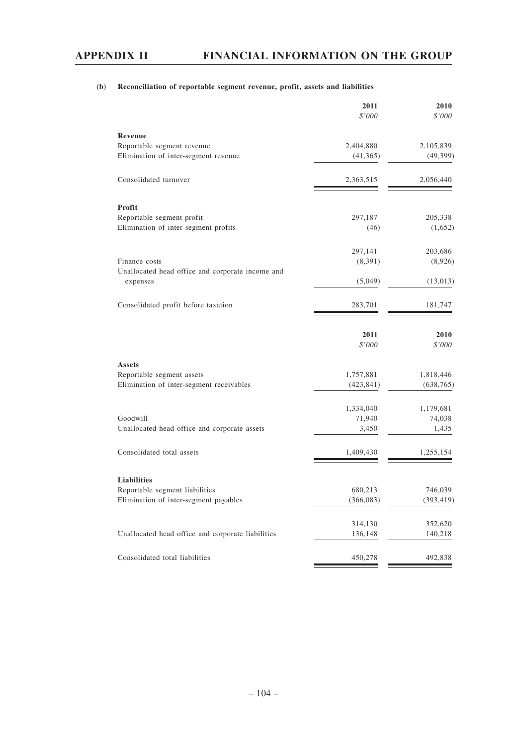**(b) Reconciliation of reportable segment revenue, profit, assets and liabilities**

| | 2011 | 2010 |
|---|---|---|
| | *$'000* | *$'000* |
| **Revenue** | | |
| Reportable segment revenue | 2,404,880 | 2,105,839 |
| Elimination of inter-segment revenue | (41,365) | (49,399) |
| Consolidated turnover | 2,363,515 | 2,056,440 |
| **Profit** | | |
| Reportable segment profit | 297,187 | 205,338 |
| Elimination of inter-segment profits | (46) | (1,652) |
| | 297,141 | 203,686 |
| Finance costs | (8,391) | (8,926) |
| Unallocated head office and corporate income and expenses | (5,049) | (13,013) |
| Consolidated profit before taxation | 283,701 | 181,747 |

| | 2011 | 2010 |
|---|---|---|
| | *$'000* | *$'000* |
| **Assets** | | |
| Reportable segment assets | 1,757,881 | 1,818,446 |
| Elimination of inter-segment receivables | (423,841) | (638,765) |
| | 1,334,040 | 1,179,681 |
| Goodwill | 71,940 | 74,038 |
| Unallocated head office and corporate assets | 3,450 | 1,435 |
| Consolidated total assets | 1,409,430 | 1,255,154 |
| **Liabilities** | | |
| Reportable segment liabilities | 680,213 | 746,039 |
| Elimination of inter-segment payables | (366,083) | (393,419) |
| | 314,130 | 352,620 |
| Unallocated head office and corporate liabilities | 136,148 | 140,218 |
| Consolidated total liabilities | 450,278 | 492,838 |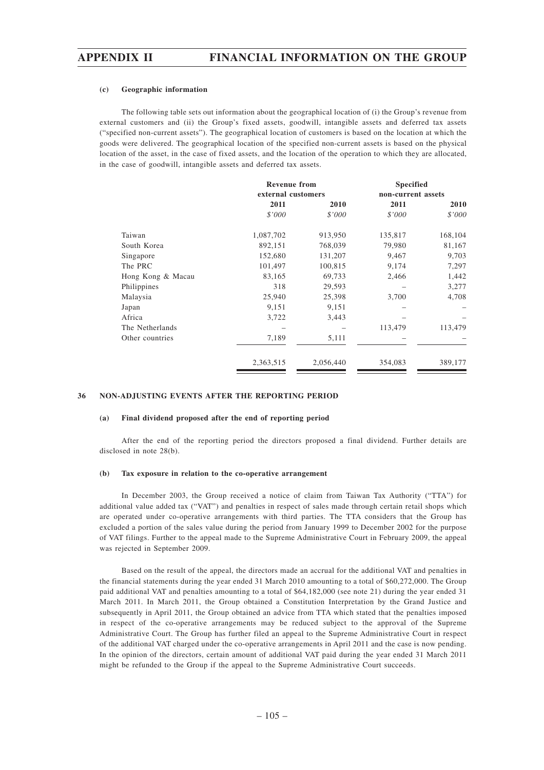#### (c) Geographic information

The following table sets out information about the geographical location of (i) the Group's revenue from external customers and (ii) the Group's fixed assets, goodwill, intangible assets and deferred tax assets ("specified non-current assets"). The geographical location of customers is based on the location at which the goods were delivered. The geographical location of the specified non-current assets is based on the physical location of the asset, in the case of fixed assets, and the location of the operation to which they are allocated, in the case of goodwill, intangible assets and deferred tax assets.

| | Revenue from external customers | | Specified non-current assets | |
|---|---|---|---|---|
| | 2011 | 2010 | 2011 | 2010 |
| | *$'000* | *$'000* | *$'000* | *$'000* |
| Taiwan | 1,087,702 | 913,950 | 135,817 | 168,104 |
| South Korea | 892,151 | 768,039 | 79,980 | 81,167 |
| Singapore | 152,680 | 131,207 | 9,467 | 9,703 |
| The PRC | 101,497 | 100,815 | 9,174 | 7,297 |
| Hong Kong & Macau | 83,165 | 69,733 | 2,466 | 1,442 |
| Philippines | 318 | 29,593 | – | 3,277 |
| Malaysia | 25,940 | 25,398 | 3,700 | 4,708 |
| Japan | 9,151 | 9,151 | – | – |
| Africa | 3,722 | 3,443 | – | – |
| The Netherlands | – | – | 113,479 | 113,479 |
| Other countries | 7,189 | 5,111 | – | – |
| | 2,363,515 | 2,056,440 | 354,083 | 389,177 |

## 36 NON-ADJUSTING EVENTS AFTER THE REPORTING PERIOD

#### (a) Final dividend proposed after the end of reporting period

After the end of the reporting period the directors proposed a final dividend. Further details are disclosed in note 28(b).

#### (b) Tax exposure in relation to the co-operative arrangement

In December 2003, the Group received a notice of claim from Taiwan Tax Authority ("TTA") for additional value added tax ("VAT") and penalties in respect of sales made through certain retail shops which are operated under co-operative arrangements with third parties. The TTA considers that the Group has excluded a portion of the sales value during the period from January 1999 to December 2002 for the purpose of VAT filings. Further to the appeal made to the Supreme Administrative Court in February 2009, the appeal was rejected in September 2009.

Based on the result of the appeal, the directors made an accrual for the additional VAT and penalties in the financial statements during the year ended 31 March 2010 amounting to a total of $60,272,000. The Group paid additional VAT and penalties amounting to a total of $64,182,000 (see note 21) during the year ended 31 March 2011. In March 2011, the Group obtained a Constitution Interpretation by the Grand Justice and subsequently in April 2011, the Group obtained an advice from TTA which stated that the penalties imposed in respect of the co-operative arrangements may be reduced subject to the approval of the Supreme Administrative Court. The Group has further filed an appeal to the Supreme Administrative Court in respect of the additional VAT charged under the co-operative arrangements in April 2011 and the case is now pending. In the opinion of the directors, certain amount of additional VAT paid during the year ended 31 March 2011 might be refunded to the Group if the appeal to the Supreme Administrative Court succeeds.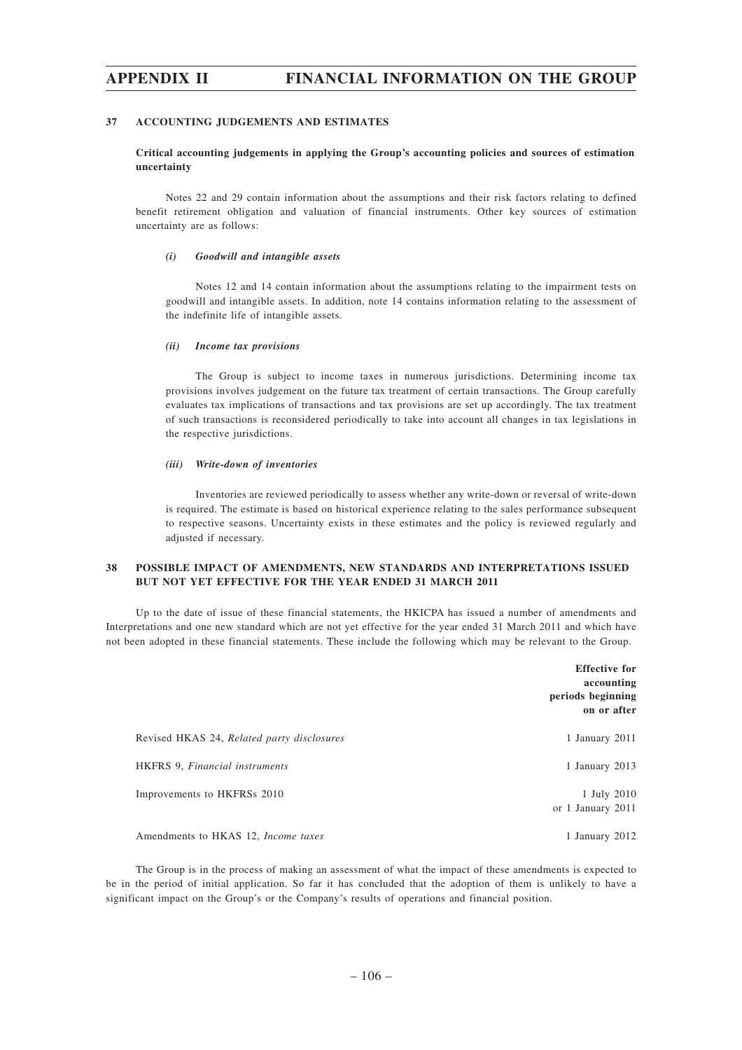## 37 ACCOUNTING JUDGEMENTS AND ESTIMATES

**Critical accounting judgements in applying the Group's accounting policies and sources of estimation uncertainty**

Notes 22 and 29 contain information about the assumptions and their risk factors relating to defined benefit retirement obligation and valuation of financial instruments. Other key sources of estimation uncertainty are as follows:

***(i) Goodwill and intangible assets***

Notes 12 and 14 contain information about the assumptions relating to the impairment tests on goodwill and intangible assets. In addition, note 14 contains information relating to the assessment of the indefinite life of intangible assets.

***(ii) Income tax provisions***

The Group is subject to income taxes in numerous jurisdictions. Determining income tax provisions involves judgement on the future tax treatment of certain transactions. The Group carefully evaluates tax implications of transactions and tax provisions are set up accordingly. The tax treatment of such transactions is reconsidered periodically to take into account all changes in tax legislations in the respective jurisdictions.

***(iii) Write-down of inventories***

Inventories are reviewed periodically to assess whether any write-down or reversal of write-down is required. The estimate is based on historical experience relating to the sales performance subsequent to respective seasons. Uncertainty exists in these estimates and the policy is reviewed regularly and adjusted if necessary.

## 38 POSSIBLE IMPACT OF AMENDMENTS, NEW STANDARDS AND INTERPRETATIONS ISSUED BUT NOT YET EFFECTIVE FOR THE YEAR ENDED 31 MARCH 2011

Up to the date of issue of these financial statements, the HKICPA has issued a number of amendments and Interpretations and one new standard which are not yet effective for the year ended 31 March 2011 and which have not been adopted in these financial statements. These include the following which may be relevant to the Group.

| | **Effective for accounting periods beginning on or after** |
|---|---|
| Revised HKAS 24, *Related party disclosures* | 1 January 2011 |
| HKFRS 9, *Financial instruments* | 1 January 2013 |
| Improvements to HKFRSs 2010 | 1 July 2010 or 1 January 2011 |
| Amendments to HKAS 12, *Income taxes* | 1 January 2012 |

The Group is in the process of making an assessment of what the impact of these amendments is expected to be in the period of initial application. So far it has concluded that the adoption of them is unlikely to have a significant impact on the Group's or the Company's results of operations and financial position.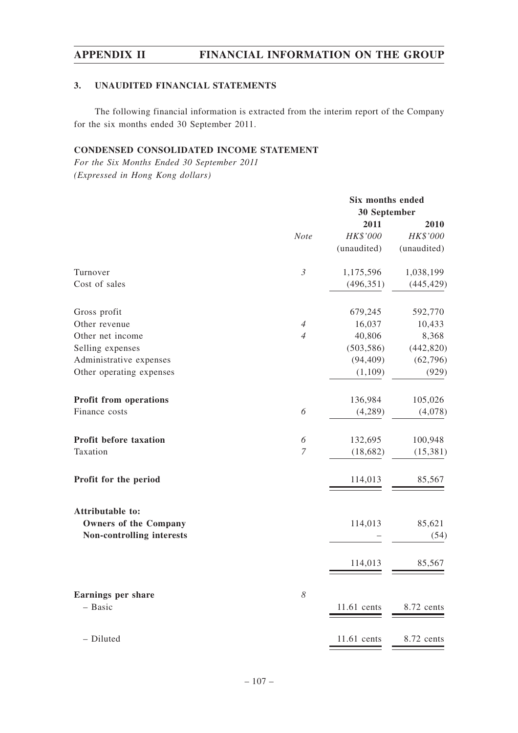### 3. UNAUDITED FINANCIAL STATEMENTS

The following financial information is extracted from the interim report of the Company for the six months ended 30 September 2011.

**CONDENSED CONSOLIDATED INCOME STATEMENT**

*For the Six Months Ended 30 September 2011*
*(Expressed in Hong Kong dollars)*

| | | Six months ended 30 September | |
|---|---|---|---|
| | | 2011 | 2010 |
| | *Note* | *HK$'000* | *HK$'000* |
| | | (unaudited) | (unaudited) |
| Turnover | *3* | 1,175,596 | 1,038,199 |
| Cost of sales | | (496,351) | (445,429) |
| Gross profit | | 679,245 | 592,770 |
| Other revenue | *4* | 16,037 | 10,433 |
| Other net income | *4* | 40,806 | 8,368 |
| Selling expenses | | (503,586) | (442,820) |
| Administrative expenses | | (94,409) | (62,796) |
| Other operating expenses | | (1,109) | (929) |
| **Profit from operations** | | 136,984 | 105,026 |
| Finance costs | *6* | (4,289) | (4,078) |
| **Profit before taxation** | *6* | 132,695 | 100,948 |
| Taxation | *7* | (18,682) | (15,381) |
| **Profit for the period** | | 114,013 | 85,567 |
| **Attributable to:** | | | |
| **Owners of the Company** | | 114,013 | 85,621 |
| **Non-controlling interests** | | – | (54) |
| | | 114,013 | 85,567 |
| **Earnings per share** | *8* | | |
| – Basic | | 11.61 cents | 8.72 cents |
| – Diluted | | 11.61 cents | 8.72 cents |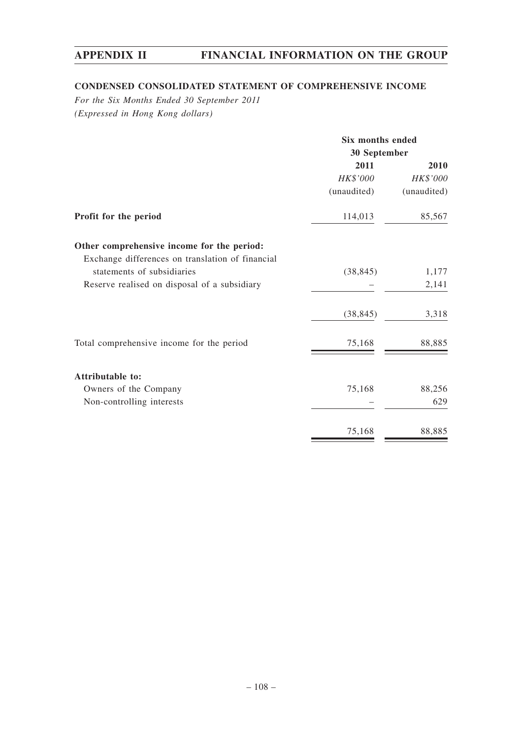## CONDENSED CONSOLIDATED STATEMENT OF COMPREHENSIVE INCOME

*For the Six Months Ended 30 September 2011*
*(Expressed in Hong Kong dollars)*

| | Six months ended 30 September | |
|---|---|---|
| | 2011 | 2010 |
| | *HK$'000* | *HK$'000* |
| | (unaudited) | (unaudited) |
| **Profit for the period** | 114,013 | 85,567 |
| **Other comprehensive income for the period:** | | |
| Exchange differences on translation of financial statements of subsidiaries | (38,845) | 1,177 |
| Reserve realised on disposal of a subsidiary | – | 2,141 |
| | (38,845) | 3,318 |
| Total comprehensive income for the period | 75,168 | 88,885 |
| **Attributable to:** | | |
| Owners of the Company | 75,168 | 88,256 |
| Non-controlling interests | – | 629 |
| | 75,168 | 88,885 |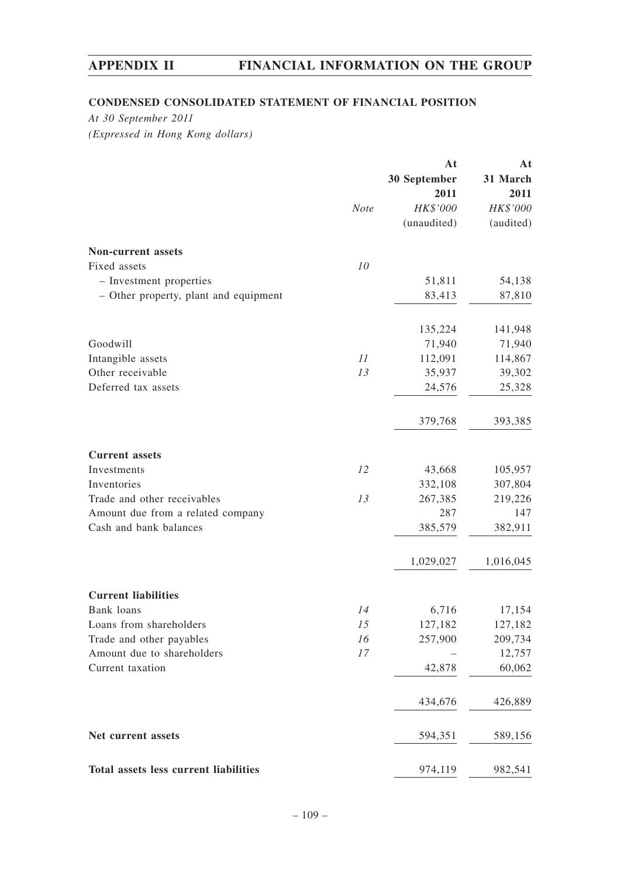# APPENDIX II FINANCIAL INFORMATION ON THE GROUP

## CONDENSED CONSOLIDATED STATEMENT OF FINANCIAL POSITION

*At 30 September 2011*

*(Expressed in Hong Kong dollars)*

| | Note | At 30 September 2011 | At 31 March 2011 |
|---|---|---|---|
| | | *HK$'000* | *HK$'000* |
| | | (unaudited) | (audited) |
| **Non-current assets** | | | |
| Fixed assets | 10 | | |
| – Investment properties | | 51,811 | 54,138 |
| – Other property, plant and equipment | | 83,413 | 87,810 |
| | | 135,224 | 141,948 |
| Goodwill | | 71,940 | 71,940 |
| Intangible assets | 11 | 112,091 | 114,867 |
| Other receivable | 13 | 35,937 | 39,302 |
| Deferred tax assets | | 24,576 | 25,328 |
| | | 379,768 | 393,385 |
| **Current assets** | | | |
| Investments | 12 | 43,668 | 105,957 |
| Inventories | | 332,108 | 307,804 |
| Trade and other receivables | 13 | 267,385 | 219,226 |
| Amount due from a related company | | 287 | 147 |
| Cash and bank balances | | 385,579 | 382,911 |
| | | 1,029,027 | 1,016,045 |
| **Current liabilities** | | | |
| Bank loans | 14 | 6,716 | 17,154 |
| Loans from shareholders | 15 | 127,182 | 127,182 |
| Trade and other payables | 16 | 257,900 | 209,734 |
| Amount due to shareholders | 17 | – | 12,757 |
| Current taxation | | 42,878 | 60,062 |
| | | 434,676 | 426,889 |
| **Net current assets** | | 594,351 | 589,156 |
| **Total assets less current liabilities** | | 974,119 | 982,541 |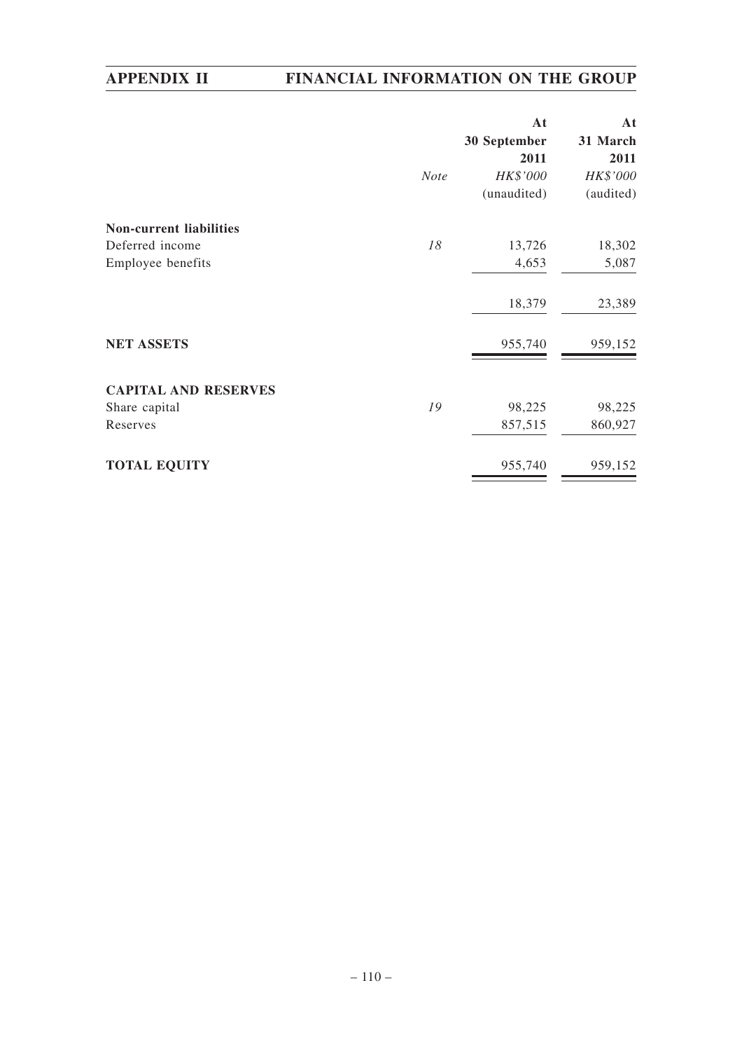| | Note | At 30 September 2011 HK$'000 (unaudited) | At 31 March 2011 HK$'000 (audited) |
|---|---|---|---|
| **Non-current liabilities** | | | |
| Deferred income | 18 | 13,726 | 18,302 |
| Employee benefits | | 4,653 | 5,087 |
| | | 18,379 | 23,389 |
| **NET ASSETS** | | 955,740 | 959,152 |
| **CAPITAL AND RESERVES** | | | |
| Share capital | 19 | 98,225 | 98,225 |
| Reserves | | 857,515 | 860,927 |
| **TOTAL EQUITY** | | 955,740 | 959,152 |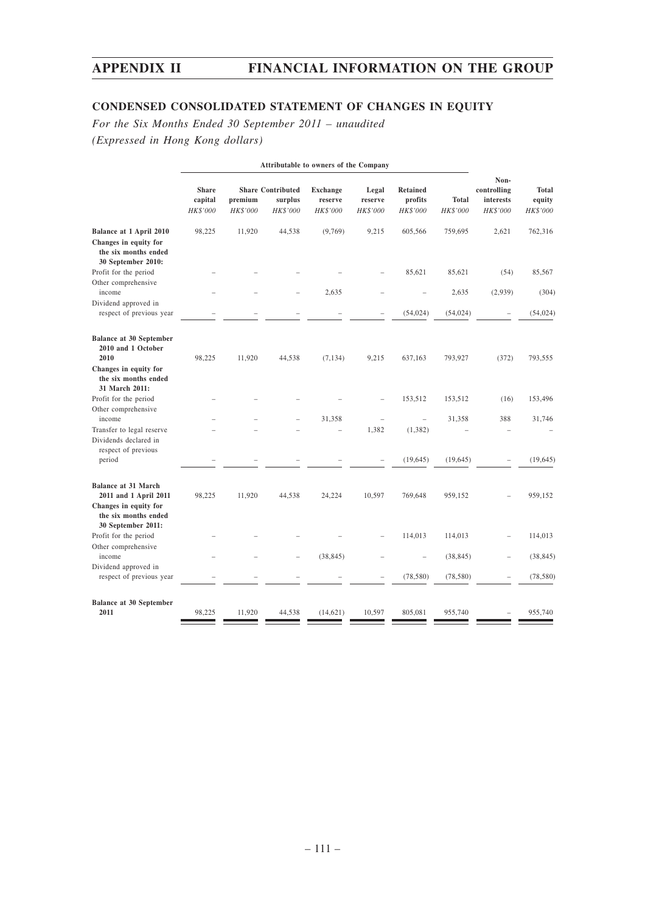## CONDENSED CONSOLIDATED STATEMENT OF CHANGES IN EQUITY

*For the Six Months Ended 30 September 2011 – unaudited*
*(Expressed in Hong Kong dollars)*

| | Attributable to owners of the Company | | | | | | | | |
|---|---|---|---|---|---|---|---|---|---|
| | Share capital *HK$'000* | Share premium *HK$'000* | Contributed surplus *HK$'000* | Exchange reserve *HK$'000* | Legal reserve *HK$'000* | Retained profits *HK$'000* | Total *HK$'000* | Non-controlling interests *HK$'000* | Total equity *HK$'000* |
| **Balance at 1 April 2010** | 98,225 | 11,920 | 44,538 | (9,769) | 9,215 | 605,566 | 759,695 | 2,621 | 762,316 |
| **Changes in equity for the six months ended 30 September 2010:** | | | | | | | | | |
| Profit for the period | – | – | – | – | – | 85,621 | 85,621 | (54) | 85,567 |
| Other comprehensive income | – | – | – | 2,635 | – | – | 2,635 | (2,939) | (304) |
| Dividend approved in respect of previous year | – | – | – | – | – | (54,024) | (54,024) | – | (54,024) |
| **Balance at 30 September 2010 and 1 October 2010** | 98,225 | 11,920 | 44,538 | (7,134) | 9,215 | 637,163 | 793,927 | (372) | 793,555 |
| **Changes in equity for the six months ended 31 March 2011:** | | | | | | | | | |
| Profit for the period | – | – | – | – | – | 153,512 | 153,512 | (16) | 153,496 |
| Other comprehensive income | – | – | – | 31,358 | – | – | 31,358 | 388 | 31,746 |
| Transfer to legal reserve | – | – | – | – | 1,382 | (1,382) | – | – | – |
| Dividends declared in respect of previous period | – | – | – | – | – | (19,645) | (19,645) | – | (19,645) |
| **Balance at 31 March 2011 and 1 April 2011** | 98,225 | 11,920 | 44,538 | 24,224 | 10,597 | 769,648 | 959,152 | – | 959,152 |
| **Changes in equity for the six months ended 30 September 2011:** | | | | | | | | | |
| Profit for the period | – | – | – | – | – | 114,013 | 114,013 | – | 114,013 |
| Other comprehensive income | – | – | – | (38,845) | – | – | (38,845) | – | (38,845) |
| Dividend approved in respect of previous year | – | – | – | – | – | (78,580) | (78,580) | – | (78,580) |
| **Balance at 30 September 2011** | 98,225 | 11,920 | 44,538 | (14,621) | 10,597 | 805,081 | 955,740 | – | 955,740 |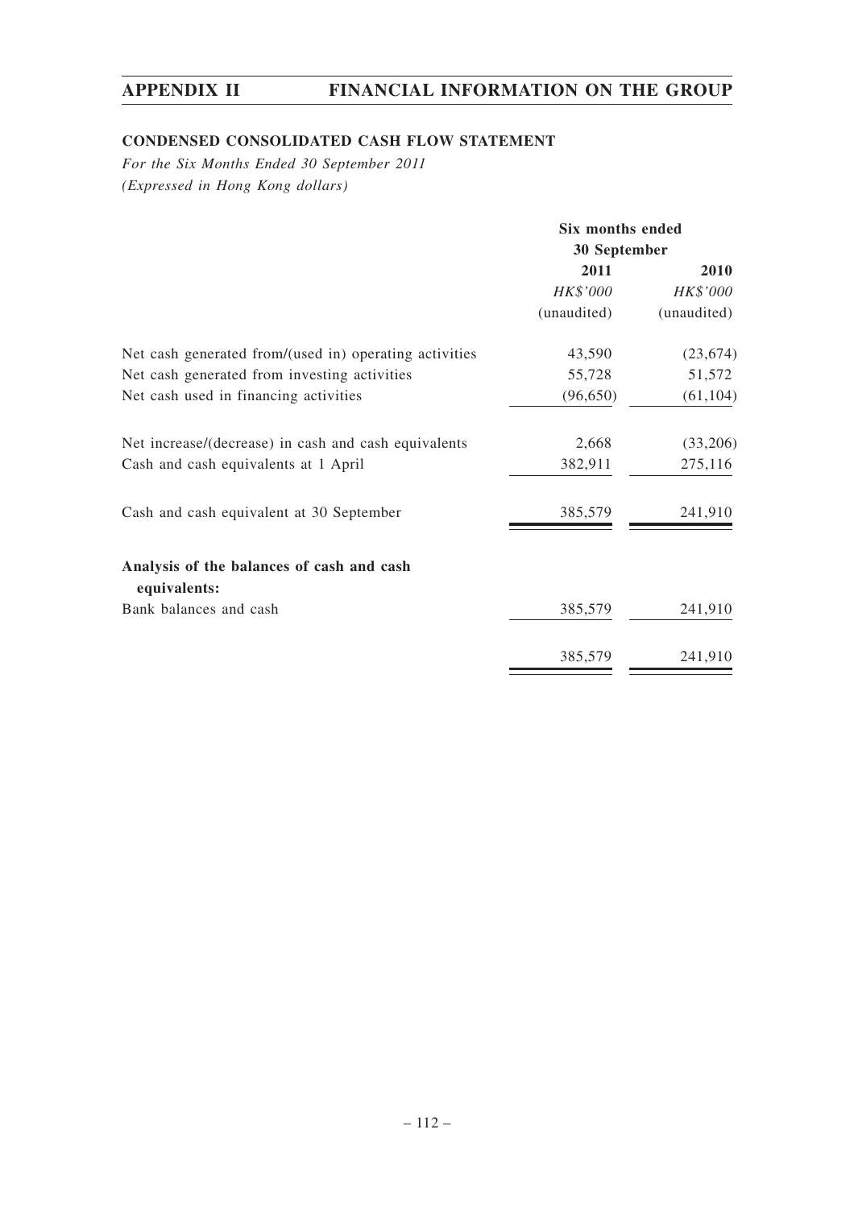## CONDENSED CONSOLIDATED CASH FLOW STATEMENT

*For the Six Months Ended 30 September 2011*
*(Expressed in Hong Kong dollars)*

| | Six months ended 30 September | |
|---|---|---|
| | 2011 | 2010 |
| | *HK$'000* | *HK$'000* |
| | (unaudited) | (unaudited) |
| Net cash generated from/(used in) operating activities | 43,590 | (23,674) |
| Net cash generated from investing activities | 55,728 | 51,572 |
| Net cash used in financing activities | (96,650) | (61,104) |
| Net increase/(decrease) in cash and cash equivalents | 2,668 | (33,206) |
| Cash and cash equivalents at 1 April | 382,911 | 275,116 |
| Cash and cash equivalent at 30 September | 385,579 | 241,910 |
| **Analysis of the balances of cash and cash equivalents:** | | |
| Bank balances and cash | 385,579 | 241,910 |
| | 385,579 | 241,910 |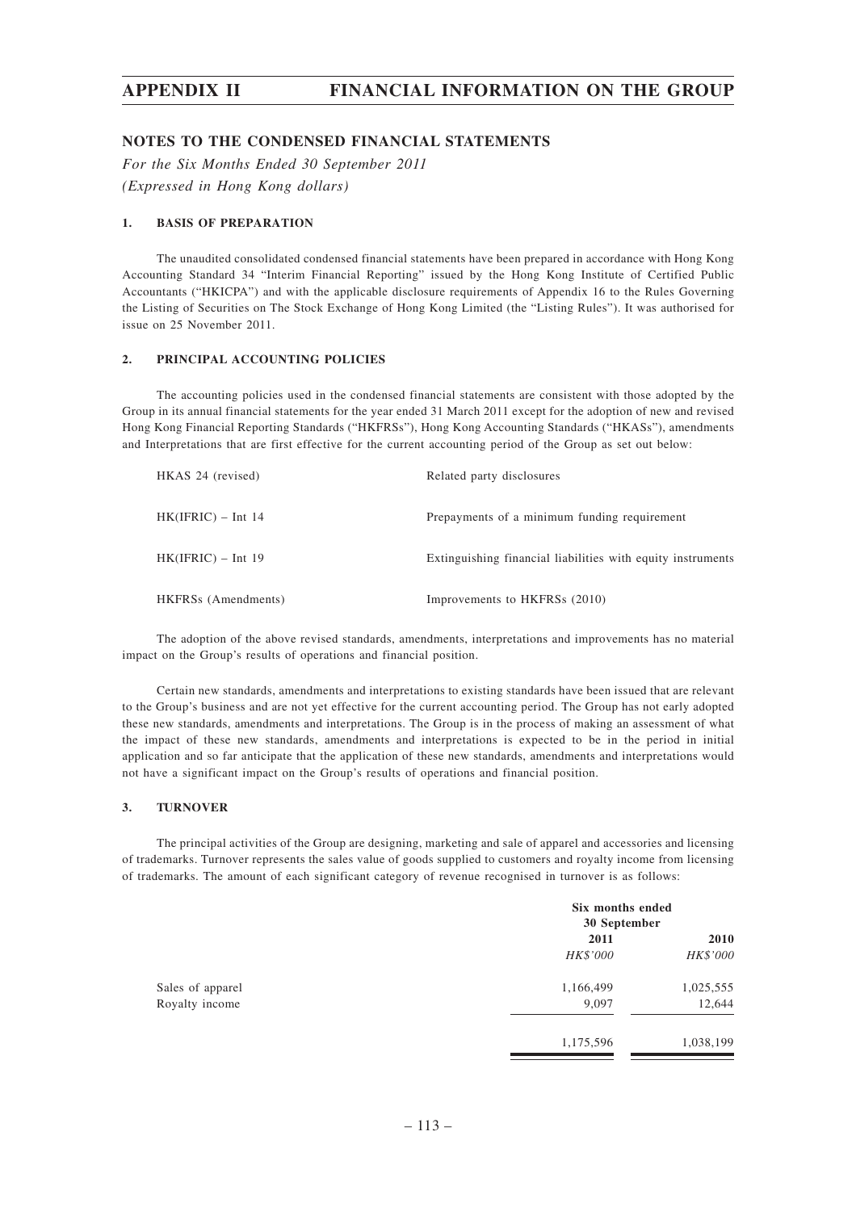## NOTES TO THE CONDENSED FINANCIAL STATEMENTS

*For the Six Months Ended 30 September 2011*
*(Expressed in Hong Kong dollars)*

### 1. BASIS OF PREPARATION

The unaudited consolidated condensed financial statements have been prepared in accordance with Hong Kong Accounting Standard 34 "Interim Financial Reporting" issued by the Hong Kong Institute of Certified Public Accountants ("HKICPA") and with the applicable disclosure requirements of Appendix 16 to the Rules Governing the Listing of Securities on The Stock Exchange of Hong Kong Limited (the "Listing Rules"). It was authorised for issue on 25 November 2011.

### 2. PRINCIPAL ACCOUNTING POLICIES

The accounting policies used in the condensed financial statements are consistent with those adopted by the Group in its annual financial statements for the year ended 31 March 2011 except for the adoption of new and revised Hong Kong Financial Reporting Standards ("HKFRSs"), Hong Kong Accounting Standards ("HKASs"), amendments and Interpretations that are first effective for the current accounting period of the Group as set out below:

| | |
|---|---|
| HKAS 24 (revised) | Related party disclosures |
| HK(IFRIC) – Int 14 | Prepayments of a minimum funding requirement |
| HK(IFRIC) – Int 19 | Extinguishing financial liabilities with equity instruments |
| HKFRSs (Amendments) | Improvements to HKFRSs (2010) |

The adoption of the above revised standards, amendments, interpretations and improvements has no material impact on the Group's results of operations and financial position.

Certain new standards, amendments and interpretations to existing standards have been issued that are relevant to the Group's business and are not yet effective for the current accounting period. The Group has not early adopted these new standards, amendments and interpretations. The Group is in the process of making an assessment of what the impact of these new standards, amendments and interpretations is expected to be in the period in initial application and so far anticipate that the application of these new standards, amendments and interpretations would not have a significant impact on the Group's results of operations and financial position.

### 3. TURNOVER

The principal activities of the Group are designing, marketing and sale of apparel and accessories and licensing of trademarks. Turnover represents the sales value of goods supplied to customers and royalty income from licensing of trademarks. The amount of each significant category of revenue recognised in turnover is as follows:

| | Six months ended 30 September | |
|---|---|---|
| | 2011 | 2010 |
| | *HK$'000* | *HK$'000* |
| Sales of apparel | 1,166,499 | 1,025,555 |
| Royalty income | 9,097 | 12,644 |
| | 1,175,596 | 1,038,199 |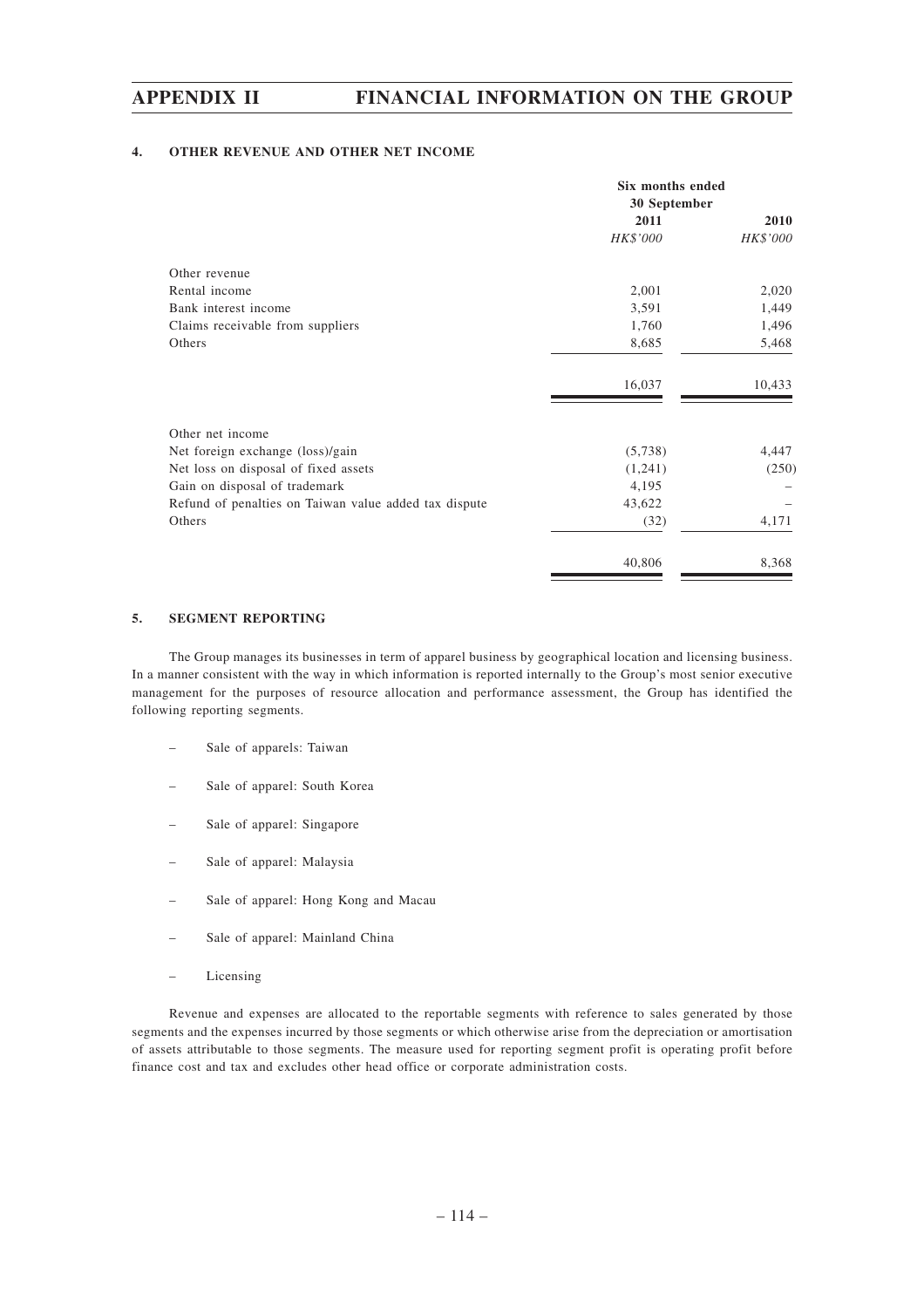### 4. OTHER REVENUE AND OTHER NET INCOME

| | Six months ended 30 September | |
|---|---|---|
| | 2011 | 2010 |
| | *HK$'000* | *HK$'000* |
| Other revenue | | |
| Rental income | 2,001 | 2,020 |
| Bank interest income | 3,591 | 1,449 |
| Claims receivable from suppliers | 1,760 | 1,496 |
| Others | 8,685 | 5,468 |
| | 16,037 | 10,433 |
| Other net income | | |
| Net foreign exchange (loss)/gain | (5,738) | 4,447 |
| Net loss on disposal of fixed assets | (1,241) | (250) |
| Gain on disposal of trademark | 4,195 | – |
| Refund of penalties on Taiwan value added tax dispute | 43,622 | – |
| Others | (32) | 4,171 |
| | 40,806 | 8,368 |

### 5. SEGMENT REPORTING

The Group manages its businesses in term of apparel business by geographical location and licensing business. In a manner consistent with the way in which information is reported internally to the Group's most senior executive management for the purposes of resource allocation and performance assessment, the Group has identified the following reporting segments.

- Sale of apparels: Taiwan
- Sale of apparel: South Korea
- Sale of apparel: Singapore
- Sale of apparel: Malaysia
- Sale of apparel: Hong Kong and Macau
- Sale of apparel: Mainland China
- Licensing

Revenue and expenses are allocated to the reportable segments with reference to sales generated by those segments and the expenses incurred by those segments or which otherwise arise from the depreciation or amortisation of assets attributable to those segments. The measure used for reporting segment profit is operating profit before finance cost and tax and excludes other head office or corporate administration costs.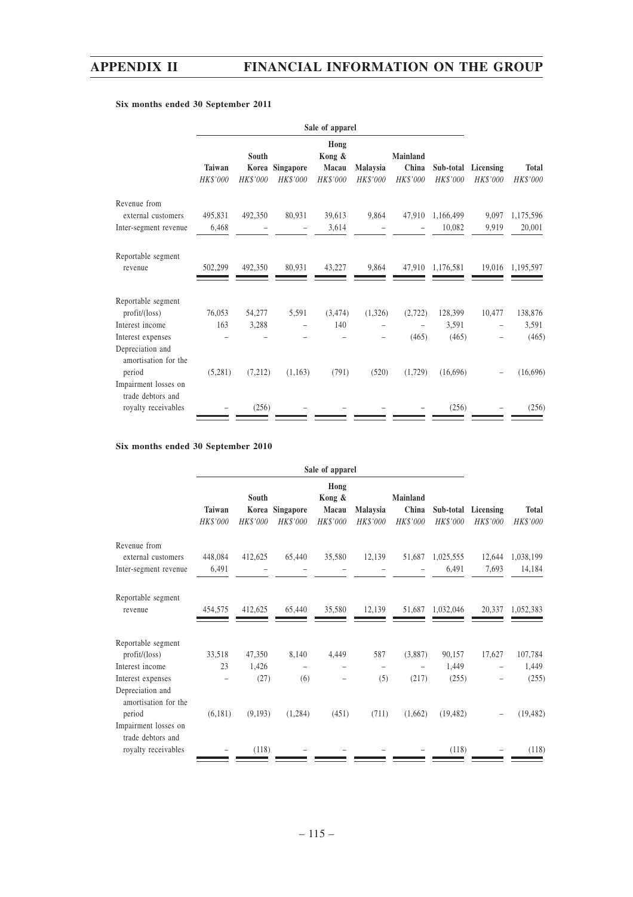**Six months ended 30 September 2011**

| | Sale of apparel | | | | | | | | |
|---|---|---|---|---|---|---|---|---|---|
| | Taiwan | South Korea | Singapore | Hong Kong & Macau | Malaysia | Mainland China | Sub-total | Licensing | Total |
| | *HK$'000* | *HK$'000* | *HK$'000* | *HK$'000* | *HK$'000* | *HK$'000* | *HK$'000* | *HK$'000* | *HK$'000* |
| Revenue from external customers | 495,831 | 492,350 | 80,931 | 39,613 | 9,864 | 47,910 | 1,166,499 | 9,097 | 1,175,596 |
| Inter-segment revenue | 6,468 | – | – | 3,614 | – | – | 10,082 | 9,919 | 20,001 |
| Reportable segment revenue | 502,299 | 492,350 | 80,931 | 43,227 | 9,864 | 47,910 | 1,176,581 | 19,016 | 1,195,597 |
| Reportable segment profit/(loss) | 76,053 | 54,277 | 5,591 | (3,474) | (1,326) | (2,722) | 128,399 | 10,477 | 138,876 |
| Interest income | 163 | 3,288 | – | 140 | – | – | 3,591 | – | 3,591 |
| Interest expenses | – | – | – | – | – | (465) | (465) | – | (465) |
| Depreciation and amortisation for the period | (5,281) | (7,212) | (1,163) | (791) | (520) | (1,729) | (16,696) | – | (16,696) |
| Impairment losses on trade debtors and royalty receivables | – | (256) | – | – | – | – | (256) | – | (256) |

**Six months ended 30 September 2010**

| | Sale of apparel | | | | | | | | |
|---|---|---|---|---|---|---|---|---|---|
| | Taiwan | South Korea | Singapore | Hong Kong & Macau | Malaysia | Mainland China | Sub-total | Licensing | Total |
| | *HK$'000* | *HK$'000* | *HK$'000* | *HK$'000* | *HK$'000* | *HK$'000* | *HK$'000* | *HK$'000* | *HK$'000* |
| Revenue from external customers | 448,084 | 412,625 | 65,440 | 35,580 | 12,139 | 51,687 | 1,025,555 | 12,644 | 1,038,199 |
| Inter-segment revenue | 6,491 | – | – | – | – | – | 6,491 | 7,693 | 14,184 |
| Reportable segment revenue | 454,575 | 412,625 | 65,440 | 35,580 | 12,139 | 51,687 | 1,032,046 | 20,337 | 1,052,383 |
| Reportable segment profit/(loss) | 33,518 | 47,350 | 8,140 | 4,449 | 587 | (3,887) | 90,157 | 17,627 | 107,784 |
| Interest income | 23 | 1,426 | – | – | – | – | 1,449 | – | 1,449 |
| Interest expenses | – | (27) | (6) | – | (5) | (217) | (255) | – | (255) |
| Depreciation and amortisation for the period | (6,181) | (9,193) | (1,284) | (451) | (711) | (1,662) | (19,482) | – | (19,482) |
| Impairment losses on trade debtors and royalty receivables | – | (118) | – | – | – | – | (118) | – | (118) |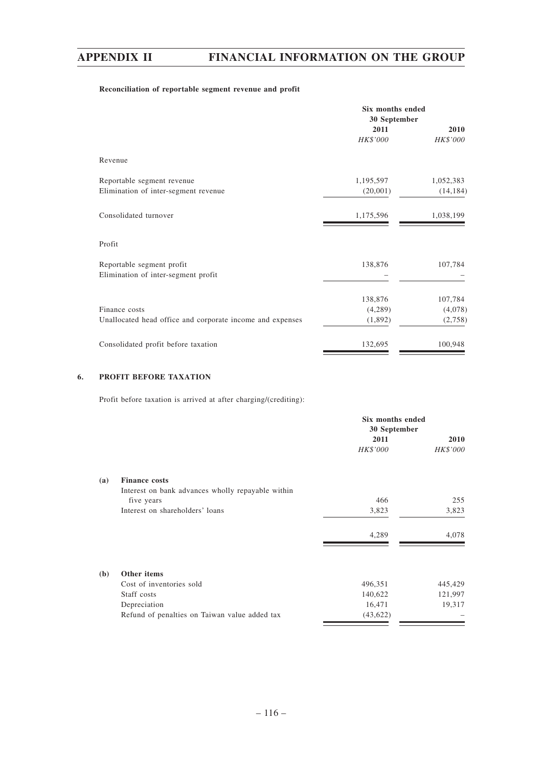**Reconciliation of reportable segment revenue and profit**

| | Six months ended 30 September | |
|---|---|---|
| | 2011 | 2010 |
| | *HK$'000* | *HK$'000* |
| Revenue | | |
| Reportable segment revenue | 1,195,597 | 1,052,383 |
| Elimination of inter-segment revenue | (20,001) | (14,184) |
| Consolidated turnover | 1,175,596 | 1,038,199 |
| Profit | | |
| Reportable segment profit | 138,876 | 107,784 |
| Elimination of inter-segment profit | – | – |
| | 138,876 | 107,784 |
| Finance costs | (4,289) | (4,078) |
| Unallocated head office and corporate income and expenses | (1,892) | (2,758) |
| Consolidated profit before taxation | 132,695 | 100,948 |

## 6. PROFIT BEFORE TAXATION

Profit before taxation is arrived at after charging/(crediting):

| | | Six months ended 30 September | |
|---|---|---|---|
| | | 2011 | 2010 |
| | | *HK$'000* | *HK$'000* |
| **(a)** | **Finance costs** | | |
| | Interest on bank advances wholly repayable within five years | 466 | 255 |
| | Interest on shareholders' loans | 3,823 | 3,823 |
| | | 4,289 | 4,078 |
| **(b)** | **Other items** | | |
| | Cost of inventories sold | 496,351 | 445,429 |
| | Staff costs | 140,622 | 121,997 |
| | Depreciation | 16,471 | 19,317 |
| | Refund of penalties on Taiwan value added tax | (43,622) | – |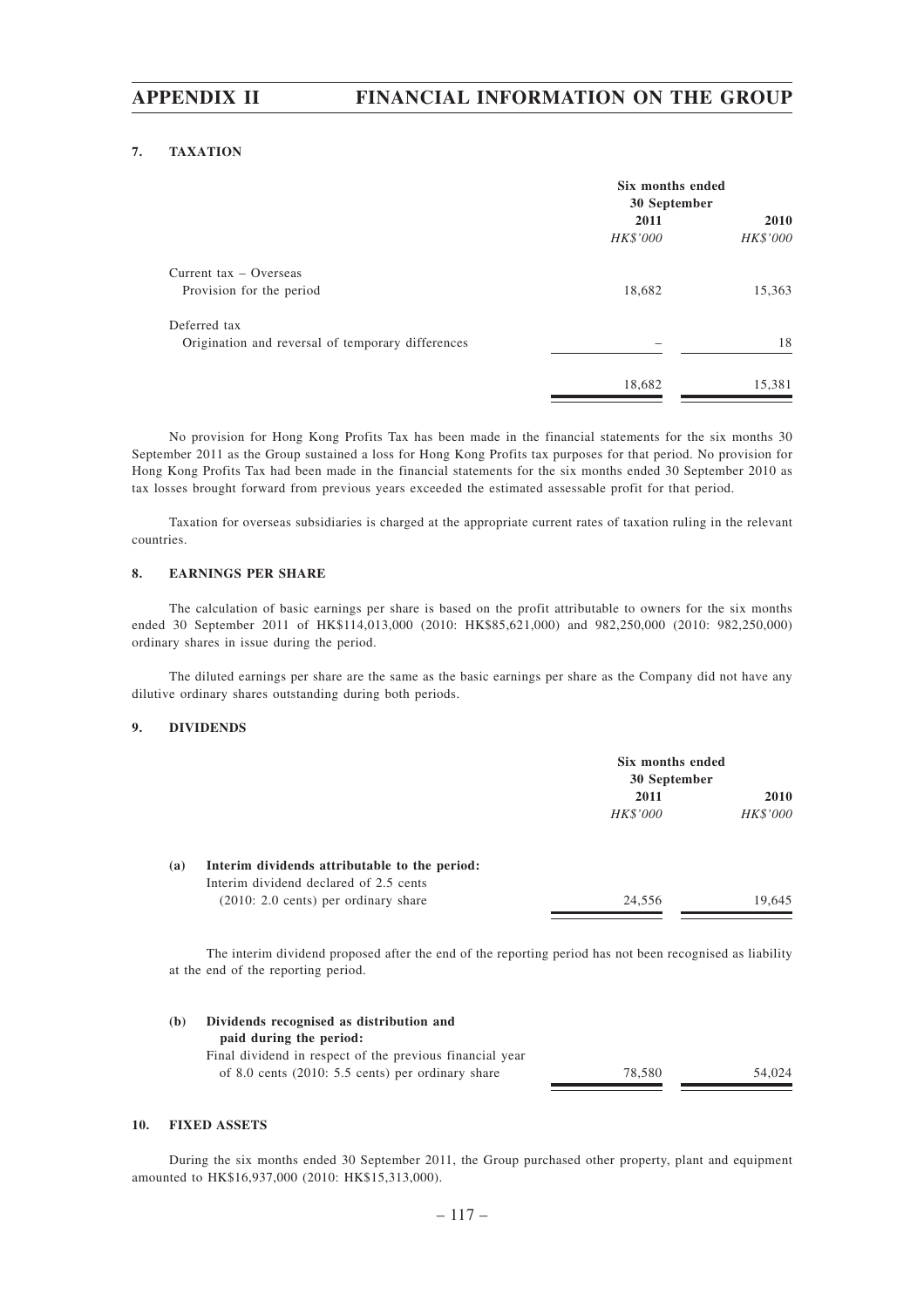### 7. TAXATION

| | Six months ended 30 September | |
|---|---|---|
| | 2011 | 2010 |
| | *HK$'000* | *HK$'000* |
| Current tax – Overseas | | |
| Provision for the period | 18,682 | 15,363 |
| Deferred tax | | |
| Origination and reversal of temporary differences | – | 18 |
| | 18,682 | 15,381 |

No provision for Hong Kong Profits Tax has been made in the financial statements for the six months 30 September 2011 as the Group sustained a loss for Hong Kong Profits tax purposes for that period. No provision for Hong Kong Profits Tax had been made in the financial statements for the six months ended 30 September 2010 as tax losses brought forward from previous years exceeded the estimated assessable profit for that period.

Taxation for overseas subsidiaries is charged at the appropriate current rates of taxation ruling in the relevant countries.

### 8. EARNINGS PER SHARE

The calculation of basic earnings per share is based on the profit attributable to owners for the six months ended 30 September 2011 of HK$114,013,000 (2010: HK$85,621,000) and 982,250,000 (2010: 982,250,000) ordinary shares in issue during the period.

The diluted earnings per share are the same as the basic earnings per share as the Company did not have any dilutive ordinary shares outstanding during both periods.

### 9. DIVIDENDS

| | Six months ended 30 September | |
|---|---|---|
| | 2011 | 2010 |
| | *HK$'000* | *HK$'000* |
| **(a) Interim dividends attributable to the period:** | | |
| Interim dividend declared of 2.5 cents (2010: 2.0 cents) per ordinary share | 24,556 | 19,645 |

The interim dividend proposed after the end of the reporting period has not been recognised as liability at the end of the reporting period.

| | 2011 | 2010 |
|---|---|---|
| **(b) Dividends recognised as distribution and paid during the period:** | | |
| Final dividend in respect of the previous financial year of 8.0 cents (2010: 5.5 cents) per ordinary share | 78,580 | 54,024 |

### 10. FIXED ASSETS

During the six months ended 30 September 2011, the Group purchased other property, plant and equipment amounted to HK$16,937,000 (2010: HK$15,313,000).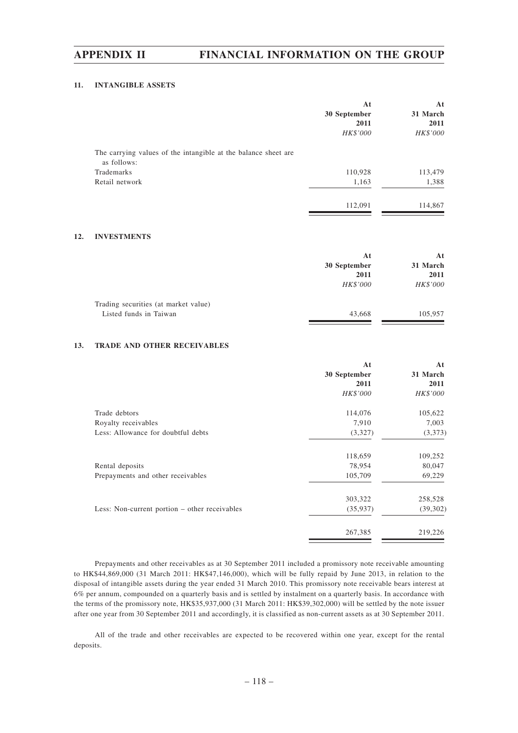### 11. INTANGIBLE ASSETS

| | At 30 September 2011 *HK\$'000* | At 31 March 2011 *HK\$'000* |
|---|---|---|
| The carrying values of the intangible at the balance sheet are as follows: | | |
| Trademarks | 110,928 | 113,479 |
| Retail network | 1,163 | 1,388 |
| | 112,091 | 114,867 |

### 12. INVESTMENTS

| | At 30 September 2011 *HK\$'000* | At 31 March 2011 *HK\$'000* |
|---|---|---|
| Trading securities (at market value) | | |
| Listed funds in Taiwan | 43,668 | 105,957 |

### 13. TRADE AND OTHER RECEIVABLES

| | At 30 September 2011 *HK\$'000* | At 31 March 2011 *HK\$'000* |
|---|---|---|
| Trade debtors | 114,076 | 105,622 |
| Royalty receivables | 7,910 | 7,003 |
| Less: Allowance for doubtful debts | (3,327) | (3,373) |
| | 118,659 | 109,252 |
| Rental deposits | 78,954 | 80,047 |
| Prepayments and other receivables | 105,709 | 69,229 |
| | 303,322 | 258,528 |
| Less: Non-current portion – other receivables | (35,937) | (39,302) |
| | 267,385 | 219,226 |

Prepayments and other receivables as at 30 September 2011 included a promissory note receivable amounting to HK\$44,869,000 (31 March 2011: HK\$47,146,000), which will be fully repaid by June 2013, in relation to the disposal of intangible assets during the year ended 31 March 2010. This promissory note receivable bears interest at 6% per annum, compounded on a quarterly basis and is settled by instalment on a quarterly basis. In accordance with the terms of the promissory note, HK\$35,937,000 (31 March 2011: HK\$39,302,000) will be settled by the note issuer after one year from 30 September 2011 and accordingly, it is classified as non-current assets as at 30 September 2011.

All of the trade and other receivables are expected to be recovered within one year, except for the rental deposits.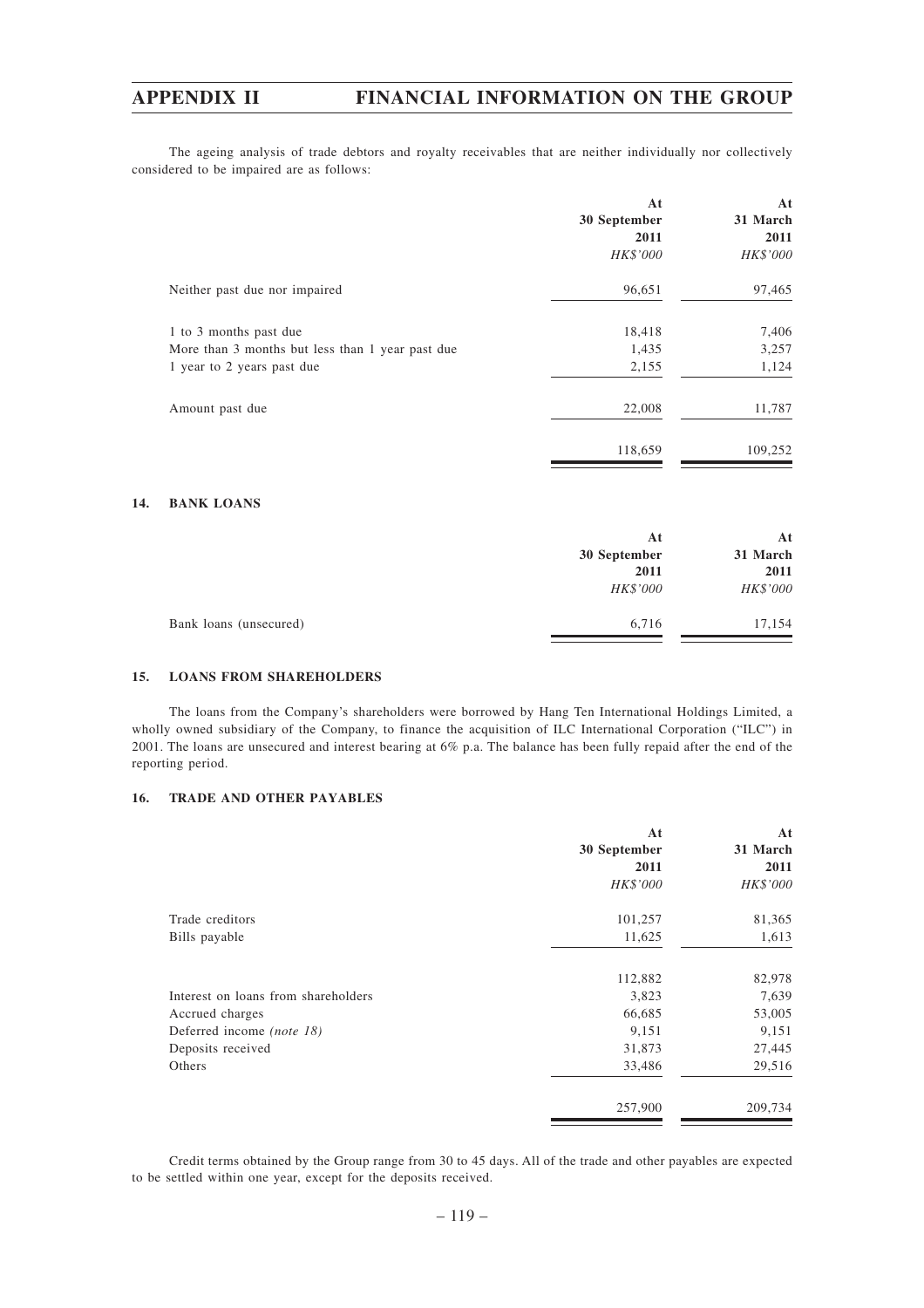The ageing analysis of trade debtors and royalty receivables that are neither individually nor collectively considered to be impaired are as follows:

| | At 30 September 2011 *HK$'000* | At 31 March 2011 *HK$'000* |
|---|---|---|
| Neither past due nor impaired | 96,651 | 97,465 |
| 1 to 3 months past due | 18,418 | 7,406 |
| More than 3 months but less than 1 year past due | 1,435 | 3,257 |
| 1 year to 2 years past due | 2,155 | 1,124 |
| Amount past due | 22,008 | 11,787 |
| | 118,659 | 109,252 |

## 14. BANK LOANS

| | At 30 September 2011 *HK$'000* | At 31 March 2011 *HK$'000* |
|---|---|---|
| Bank loans (unsecured) | 6,716 | 17,154 |

## 15. LOANS FROM SHAREHOLDERS

The loans from the Company's shareholders were borrowed by Hang Ten International Holdings Limited, a wholly owned subsidiary of the Company, to finance the acquisition of ILC International Corporation ("ILC") in 2001. The loans are unsecured and interest bearing at 6% p.a. The balance has been fully repaid after the end of the reporting period.

## 16. TRADE AND OTHER PAYABLES

| | At 30 September 2011 *HK$'000* | At 31 March 2011 *HK$'000* |
|---|---|---|
| Trade creditors | 101,257 | 81,365 |
| Bills payable | 11,625 | 1,613 |
| | 112,882 | 82,978 |
| Interest on loans from shareholders | 3,823 | 7,639 |
| Accrued charges | 66,685 | 53,005 |
| Deferred income *(note 18)* | 9,151 | 9,151 |
| Deposits received | 31,873 | 27,445 |
| Others | 33,486 | 29,516 |
| | 257,900 | 209,734 |

Credit terms obtained by the Group range from 30 to 45 days. All of the trade and other payables are expected to be settled within one year, except for the deposits received.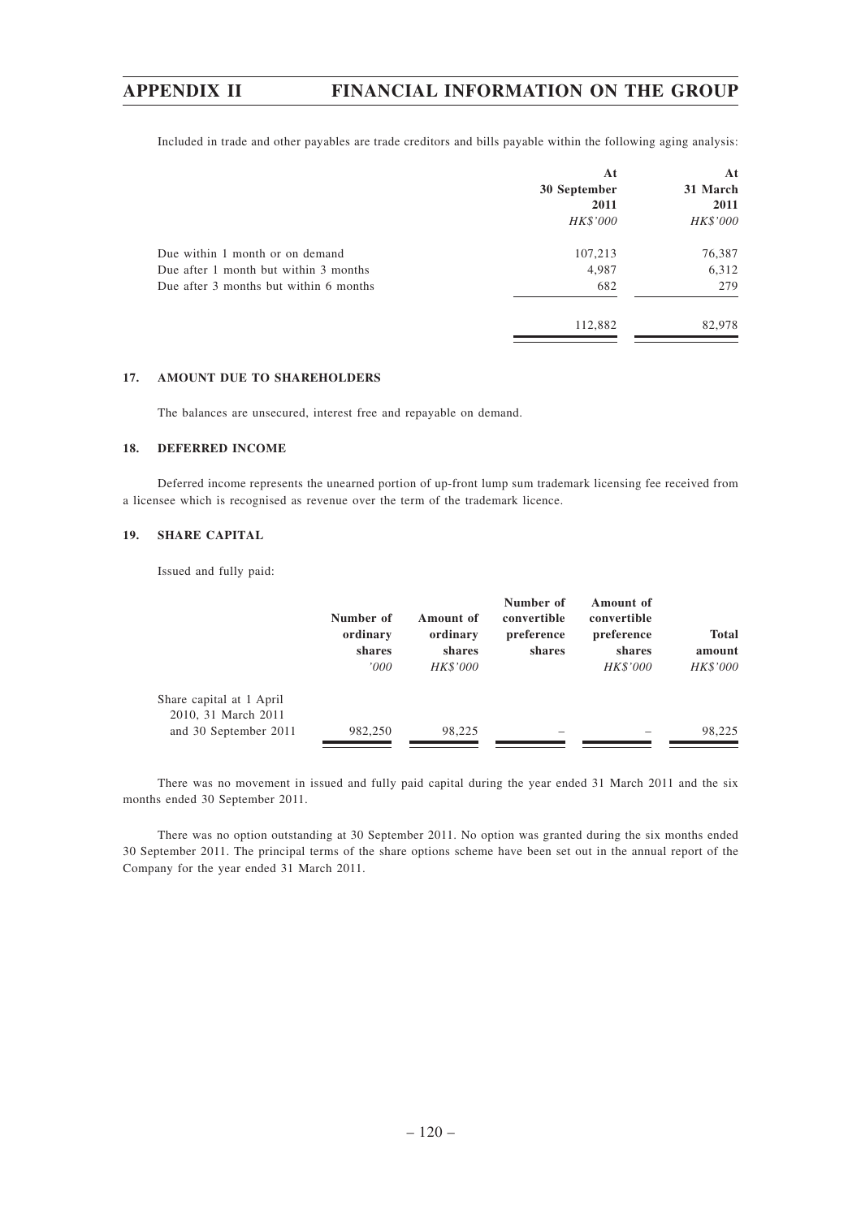Included in trade and other payables are trade creditors and bills payable within the following aging analysis:

| | At 30 September 2011 *HK$'000* | At 31 March 2011 *HK$'000* |
|---|---|---|
| Due within 1 month or on demand | 107,213 | 76,387 |
| Due after 1 month but within 3 months | 4,987 | 6,312 |
| Due after 3 months but within 6 months | 682 | 279 |
| | 112,882 | 82,978 |

### 17. AMOUNT DUE TO SHAREHOLDERS

The balances are unsecured, interest free and repayable on demand.

### 18. DEFERRED INCOME

Deferred income represents the unearned portion of up-front lump sum trademark licensing fee received from a licensee which is recognised as revenue over the term of the trademark licence.

### 19. SHARE CAPITAL

Issued and fully paid:

| | Number of ordinary shares *'000* | Amount of ordinary shares *HK$'000* | Number of convertible preference shares | Amount of convertible preference shares *HK$'000* | Total amount *HK$'000* |
|---|---|---|---|---|---|
| Share capital at 1 April 2010, 31 March 2011 and 30 September 2011 | 982,250 | 98,225 | – | – | 98,225 |

There was no movement in issued and fully paid capital during the year ended 31 March 2011 and the six months ended 30 September 2011.

There was no option outstanding at 30 September 2011. No option was granted during the six months ended 30 September 2011. The principal terms of the share options scheme have been set out in the annual report of the Company for the year ended 31 March 2011.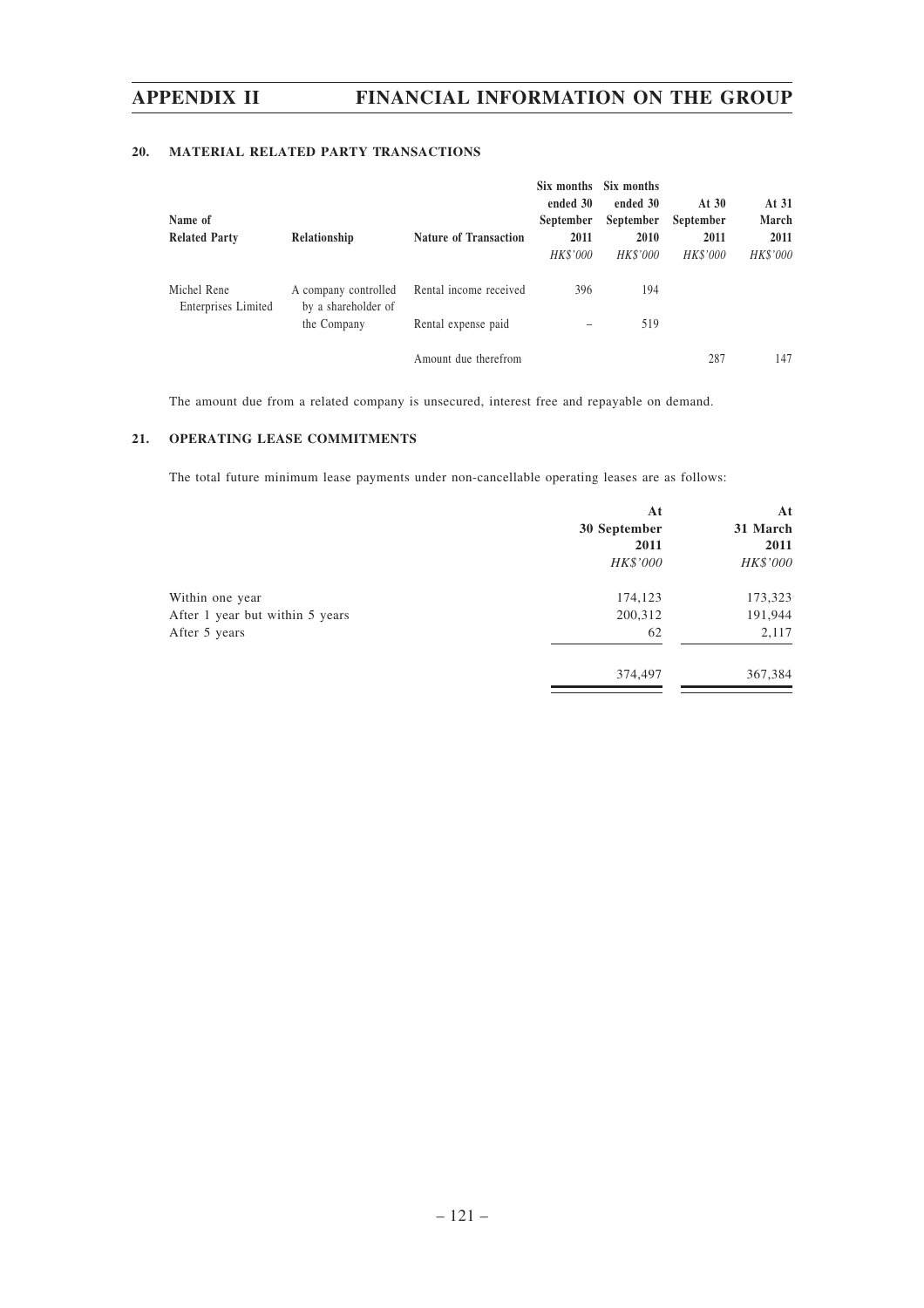## 20. MATERIAL RELATED PARTY TRANSACTIONS

| Name of Related Party | Relationship | Nature of Transaction | Six months ended 30 September 2011 *HK$'000* | Six months ended 30 September 2010 *HK$'000* | At 30 September 2011 *HK$'000* | At 31 March 2011 *HK$'000* |
|---|---|---|---|---|---|---|
| Michel Rene Enterprises Limited | A company controlled by a shareholder of the Company | Rental income received | 396 | 194 | | |
| | | Rental expense paid | – | 519 | | |
| | | Amount due therefrom | | | 287 | 147 |

The amount due from a related company is unsecured, interest free and repayable on demand.

## 21. OPERATING LEASE COMMITMENTS

The total future minimum lease payments under non-cancellable operating leases are as follows:

| | At 30 September 2011 *HK$'000* | At 31 March 2011 *HK$'000* |
|---|---|---|
| Within one year | 174,123 | 173,323 |
| After 1 year but within 5 years | 200,312 | 191,944 |
| After 5 years | 62 | 2,117 |
| | 374,497 | 367,384 |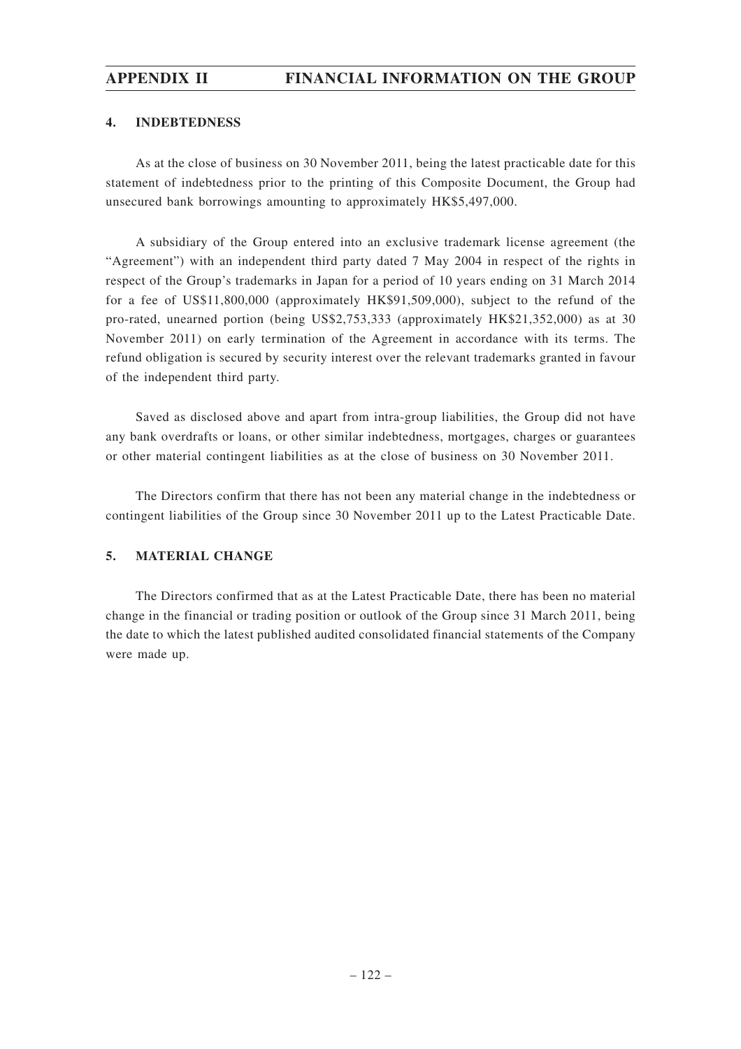## 4. INDEBTEDNESS

As at the close of business on 30 November 2011, being the latest practicable date for this statement of indebtedness prior to the printing of this Composite Document, the Group had unsecured bank borrowings amounting to approximately HK$5,497,000.

A subsidiary of the Group entered into an exclusive trademark license agreement (the "Agreement") with an independent third party dated 7 May 2004 in respect of the rights in respect of the Group's trademarks in Japan for a period of 10 years ending on 31 March 2014 for a fee of US$11,800,000 (approximately HK$91,509,000), subject to the refund of the pro-rated, unearned portion (being US$2,753,333 (approximately HK$21,352,000) as at 30 November 2011) on early termination of the Agreement in accordance with its terms. The refund obligation is secured by security interest over the relevant trademarks granted in favour of the independent third party.

Saved as disclosed above and apart from intra-group liabilities, the Group did not have any bank overdrafts or loans, or other similar indebtedness, mortgages, charges or guarantees or other material contingent liabilities as at the close of business on 30 November 2011.

The Directors confirm that there has not been any material change in the indebtedness or contingent liabilities of the Group since 30 November 2011 up to the Latest Practicable Date.

## 5. MATERIAL CHANGE

The Directors confirmed that as at the Latest Practicable Date, there has been no material change in the financial or trading position or outlook of the Group since 31 March 2011, being the date to which the latest published audited consolidated financial statements of the Company were made up.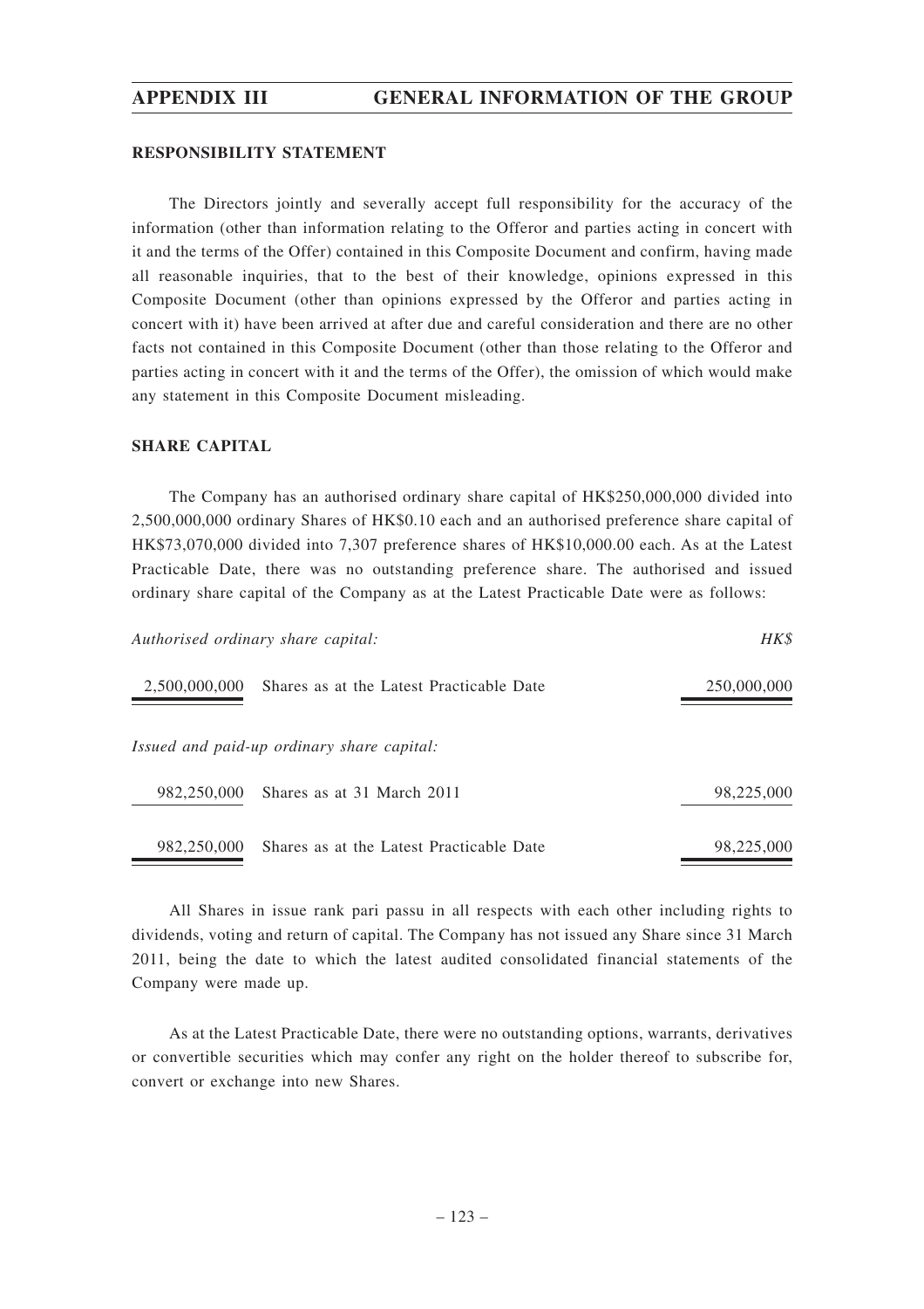## RESPONSIBILITY STATEMENT

The Directors jointly and severally accept full responsibility for the accuracy of the information (other than information relating to the Offeror and parties acting in concert with it and the terms of the Offer) contained in this Composite Document and confirm, having made all reasonable inquiries, that to the best of their knowledge, opinions expressed in this Composite Document (other than opinions expressed by the Offeror and parties acting in concert with it) have been arrived at after due and careful consideration and there are no other facts not contained in this Composite Document (other than those relating to the Offeror and parties acting in concert with it and the terms of the Offer), the omission of which would make any statement in this Composite Document misleading.

## SHARE CAPITAL

The Company has an authorised ordinary share capital of HK$250,000,000 divided into 2,500,000,000 ordinary Shares of HK$0.10 each and an authorised preference share capital of HK$73,070,000 divided into 7,307 preference shares of HK$10,000.00 each. As at the Latest Practicable Date, there was no outstanding preference share. The authorised and issued ordinary share capital of the Company as at the Latest Practicable Date were as follows:

| *Authorised ordinary share capital:* | | *HK$* |
|---|---|---|
| 2,500,000,000 | Shares as at the Latest Practicable Date | 250,000,000 |
| *Issued and paid-up ordinary share capital:* | | |
| 982,250,000 | Shares as at 31 March 2011 | 98,225,000 |
| 982,250,000 | Shares as at the Latest Practicable Date | 98,225,000 |

All Shares in issue rank pari passu in all respects with each other including rights to dividends, voting and return of capital. The Company has not issued any Share since 31 March 2011, being the date to which the latest audited consolidated financial statements of the Company were made up.

As at the Latest Practicable Date, there were no outstanding options, warrants, derivatives or convertible securities which may confer any right on the holder thereof to subscribe for, convert or exchange into new Shares.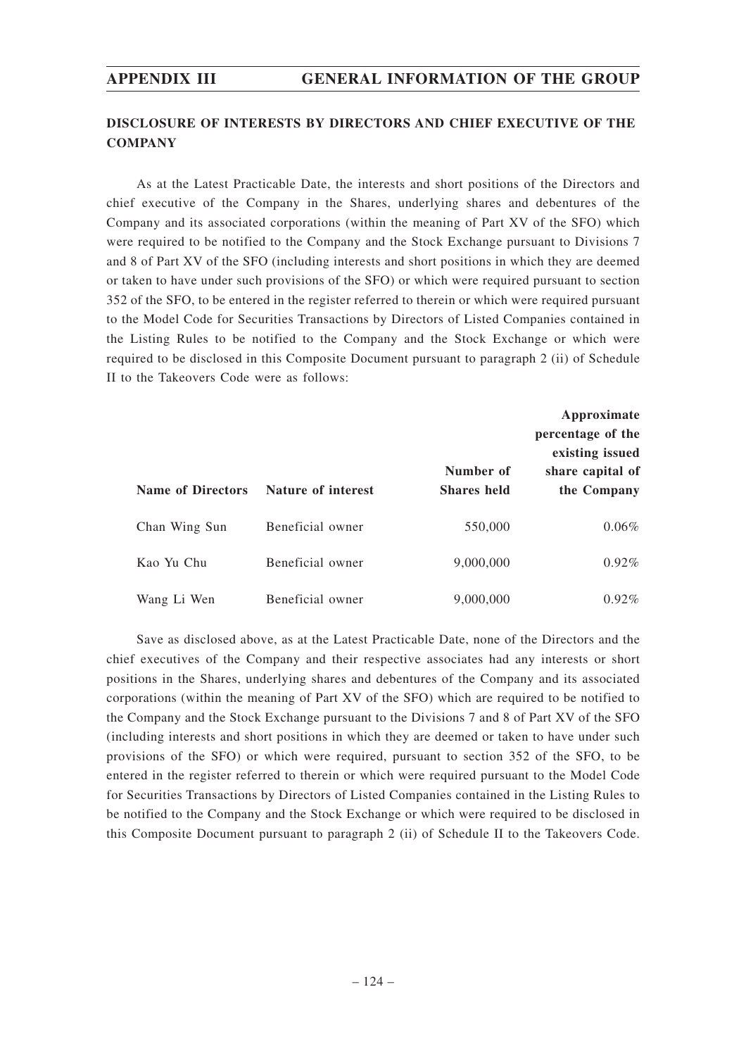## DISCLOSURE OF INTERESTS BY DIRECTORS AND CHIEF EXECUTIVE OF THE COMPANY

As at the Latest Practicable Date, the interests and short positions of the Directors and chief executive of the Company in the Shares, underlying shares and debentures of the Company and its associated corporations (within the meaning of Part XV of the SFO) which were required to be notified to the Company and the Stock Exchange pursuant to Divisions 7 and 8 of Part XV of the SFO (including interests and short positions in which they are deemed or taken to have under such provisions of the SFO) or which were required pursuant to section 352 of the SFO, to be entered in the register referred to therein or which were required pursuant to the Model Code for Securities Transactions by Directors of Listed Companies contained in the Listing Rules to be notified to the Company and the Stock Exchange or which were required to be disclosed in this Composite Document pursuant to paragraph 2 (ii) of Schedule II to the Takeovers Code were as follows:

| Name of Directors | Nature of interest | Number of Shares held | Approximate percentage of the existing issued share capital of the Company |
|---|---|---|---|
| Chan Wing Sun | Beneficial owner | 550,000 | 0.06% |
| Kao Yu Chu | Beneficial owner | 9,000,000 | 0.92% |
| Wang Li Wen | Beneficial owner | 9,000,000 | 0.92% |

Save as disclosed above, as at the Latest Practicable Date, none of the Directors and the chief executives of the Company and their respective associates had any interests or short positions in the Shares, underlying shares and debentures of the Company and its associated corporations (within the meaning of Part XV of the SFO) which are required to be notified to the Company and the Stock Exchange pursuant to the Divisions 7 and 8 of Part XV of the SFO (including interests and short positions in which they are deemed or taken to have under such provisions of the SFO) or which were required, pursuant to section 352 of the SFO, to be entered in the register referred to therein or which were required pursuant to the Model Code for Securities Transactions by Directors of Listed Companies contained in the Listing Rules to be notified to the Company and the Stock Exchange or which were required to be disclosed in this Composite Document pursuant to paragraph 2 (ii) of Schedule II to the Takeovers Code.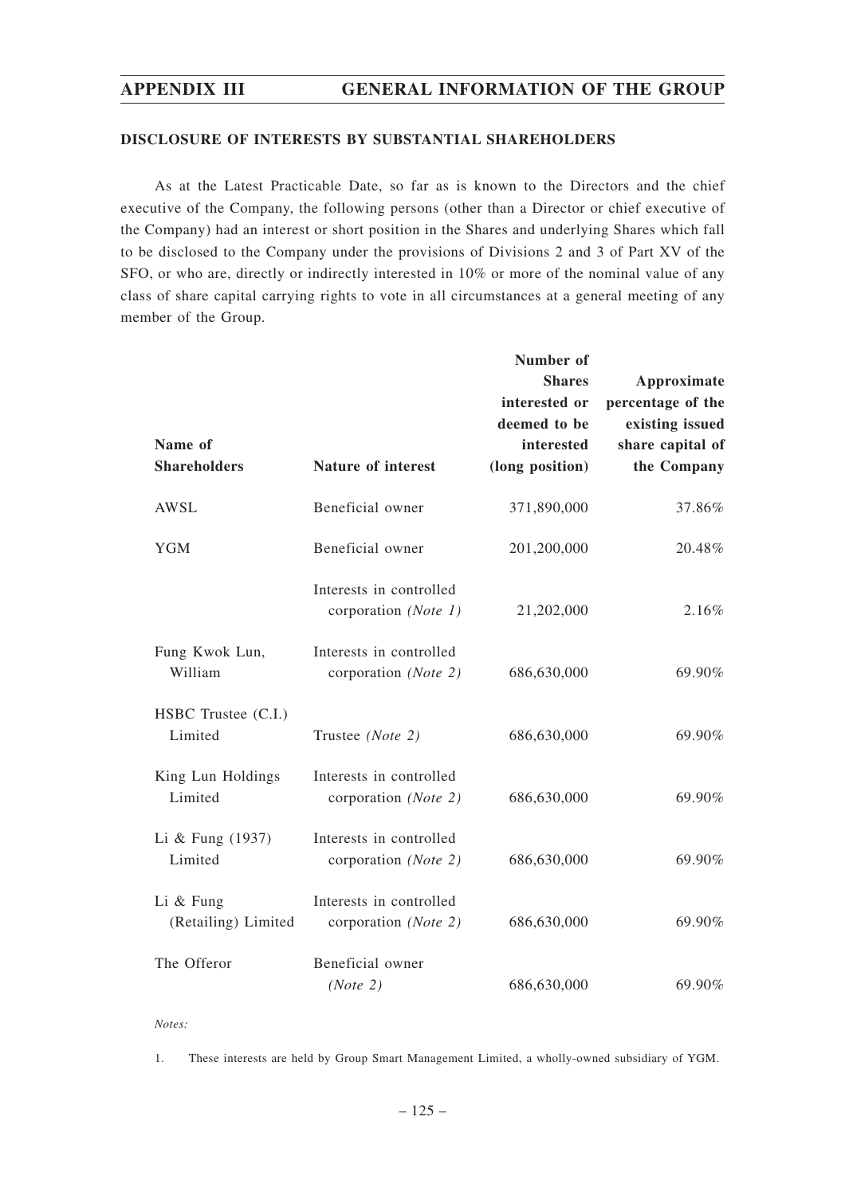### DISCLOSURE OF INTERESTS BY SUBSTANTIAL SHAREHOLDERS

As at the Latest Practicable Date, so far as is known to the Directors and the chief executive of the Company, the following persons (other than a Director or chief executive of the Company) had an interest or short position in the Shares and underlying Shares which fall to be disclosed to the Company under the provisions of Divisions 2 and 3 of Part XV of the SFO, or who are, directly or indirectly interested in 10% or more of the nominal value of any class of share capital carrying rights to vote in all circumstances at a general meeting of any member of the Group.

| Name of Shareholders | Nature of interest | Number of Shares interested or deemed to be interested (long position) | Approximate percentage of the existing issued share capital of the Company |
|---|---|---|---|
| AWSL | Beneficial owner | 371,890,000 | 37.86% |
| YGM | Beneficial owner | 201,200,000 | 20.48% |
| | Interests in controlled corporation *(Note 1)* | 21,202,000 | 2.16% |
| Fung Kwok Lun, William | Interests in controlled corporation *(Note 2)* | 686,630,000 | 69.90% |
| HSBC Trustee (C.I.) Limited | Trustee *(Note 2)* | 686,630,000 | 69.90% |
| King Lun Holdings Limited | Interests in controlled corporation *(Note 2)* | 686,630,000 | 69.90% |
| Li & Fung (1937) Limited | Interests in controlled corporation *(Note 2)* | 686,630,000 | 69.90% |
| Li & Fung (Retailing) Limited | Interests in controlled corporation *(Note 2)* | 686,630,000 | 69.90% |
| The Offeror | Beneficial owner *(Note 2)* | 686,630,000 | 69.90% |

*Notes:*

1. These interests are held by Group Smart Management Limited, a wholly-owned subsidiary of YGM.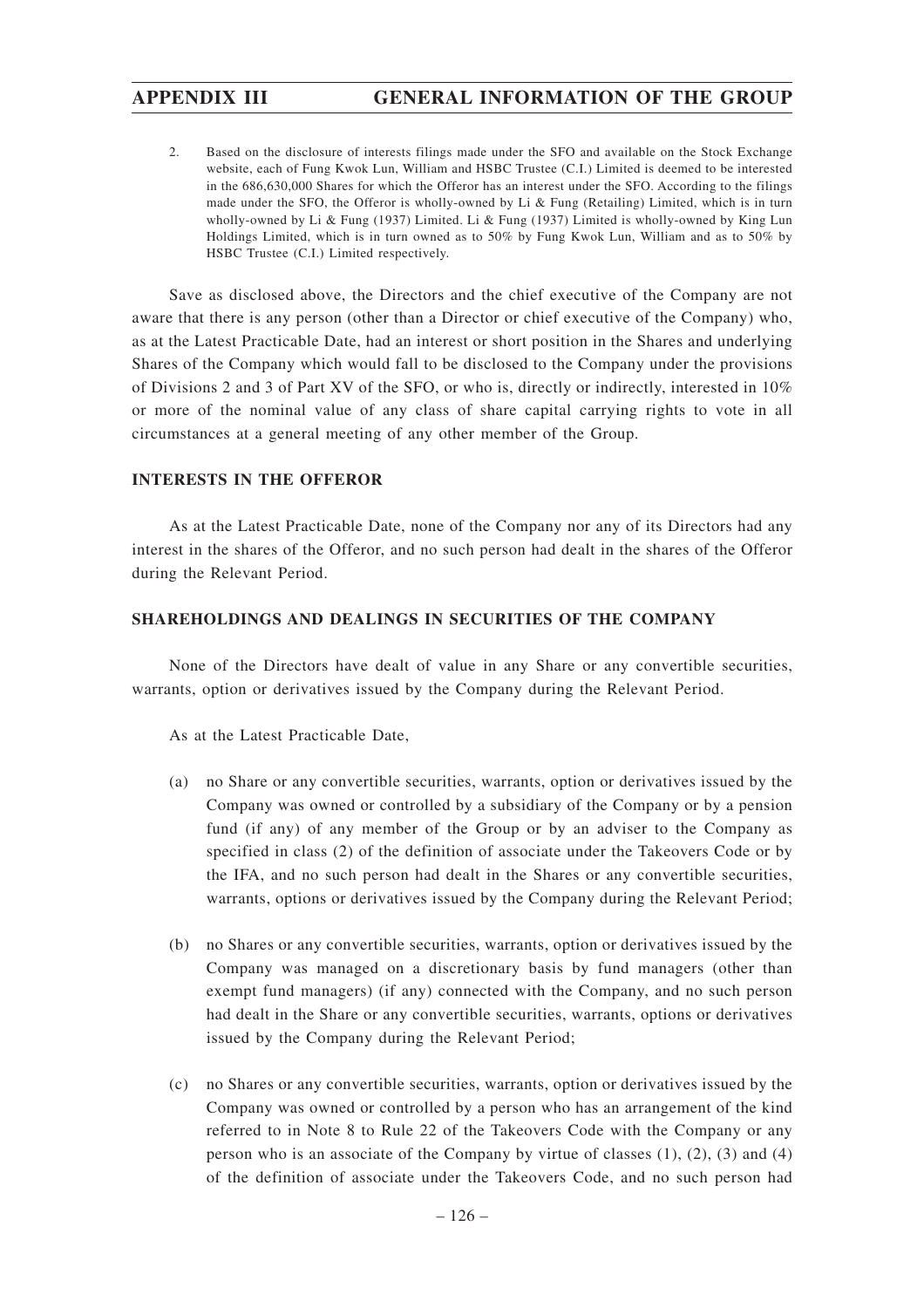2. Based on the disclosure of interests filings made under the SFO and available on the Stock Exchange website, each of Fung Kwok Lun, William and HSBC Trustee (C.I.) Limited is deemed to be interested in the 686,630,000 Shares for which the Offeror has an interest under the SFO. According to the filings made under the SFO, the Offeror is wholly-owned by Li & Fung (Retailing) Limited, which is in turn wholly-owned by Li & Fung (1937) Limited. Li & Fung (1937) Limited is wholly-owned by King Lun Holdings Limited, which is in turn owned as to 50% by Fung Kwok Lun, William and as to 50% by HSBC Trustee (C.I.) Limited respectively.

Save as disclosed above, the Directors and the chief executive of the Company are not aware that there is any person (other than a Director or chief executive of the Company) who, as at the Latest Practicable Date, had an interest or short position in the Shares and underlying Shares of the Company which would fall to be disclosed to the Company under the provisions of Divisions 2 and 3 of Part XV of the SFO, or who is, directly or indirectly, interested in 10% or more of the nominal value of any class of share capital carrying rights to vote in all circumstances at a general meeting of any other member of the Group.

## INTERESTS IN THE OFFEROR

As at the Latest Practicable Date, none of the Company nor any of its Directors had any interest in the shares of the Offeror, and no such person had dealt in the shares of the Offeror during the Relevant Period.

## SHAREHOLDINGS AND DEALINGS IN SECURITIES OF THE COMPANY

None of the Directors have dealt of value in any Share or any convertible securities, warrants, option or derivatives issued by the Company during the Relevant Period.

As at the Latest Practicable Date,

(a) no Share or any convertible securities, warrants, option or derivatives issued by the Company was owned or controlled by a subsidiary of the Company or by a pension fund (if any) of any member of the Group or by an adviser to the Company as specified in class (2) of the definition of associate under the Takeovers Code or by the IFA, and no such person had dealt in the Shares or any convertible securities, warrants, options or derivatives issued by the Company during the Relevant Period;

(b) no Shares or any convertible securities, warrants, option or derivatives issued by the Company was managed on a discretionary basis by fund managers (other than exempt fund managers) (if any) connected with the Company, and no such person had dealt in the Share or any convertible securities, warrants, options or derivatives issued by the Company during the Relevant Period;

(c) no Shares or any convertible securities, warrants, option or derivatives issued by the Company was owned or controlled by a person who has an arrangement of the kind referred to in Note 8 to Rule 22 of the Takeovers Code with the Company or any person who is an associate of the Company by virtue of classes (1), (2), (3) and (4) of the definition of associate under the Takeovers Code, and no such person had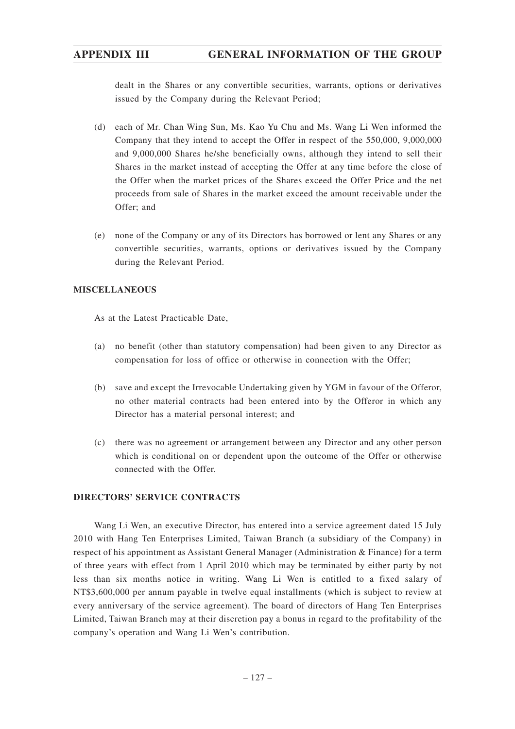dealt in the Shares or any convertible securities, warrants, options or derivatives issued by the Company during the Relevant Period;

(d) each of Mr. Chan Wing Sun, Ms. Kao Yu Chu and Ms. Wang Li Wen informed the Company that they intend to accept the Offer in respect of the 550,000, 9,000,000 and 9,000,000 Shares he/she beneficially owns, although they intend to sell their Shares in the market instead of accepting the Offer at any time before the close of the Offer when the market prices of the Shares exceed the Offer Price and the net proceeds from sale of Shares in the market exceed the amount receivable under the Offer; and

(e) none of the Company or any of its Directors has borrowed or lent any Shares or any convertible securities, warrants, options or derivatives issued by the Company during the Relevant Period.

## MISCELLANEOUS

As at the Latest Practicable Date,

(a) no benefit (other than statutory compensation) had been given to any Director as compensation for loss of office or otherwise in connection with the Offer;

(b) save and except the Irrevocable Undertaking given by YGM in favour of the Offeror, no other material contracts had been entered into by the Offeror in which any Director has a material personal interest; and

(c) there was no agreement or arrangement between any Director and any other person which is conditional on or dependent upon the outcome of the Offer or otherwise connected with the Offer.

## DIRECTORS' SERVICE CONTRACTS

Wang Li Wen, an executive Director, has entered into a service agreement dated 15 July 2010 with Hang Ten Enterprises Limited, Taiwan Branch (a subsidiary of the Company) in respect of his appointment as Assistant General Manager (Administration & Finance) for a term of three years with effect from 1 April 2010 which may be terminated by either party by not less than six months notice in writing. Wang Li Wen is entitled to a fixed salary of NT$3,600,000 per annum payable in twelve equal installments (which is subject to review at every anniversary of the service agreement). The board of directors of Hang Ten Enterprises Limited, Taiwan Branch may at their discretion pay a bonus in regard to the profitability of the company's operation and Wang Li Wen's contribution.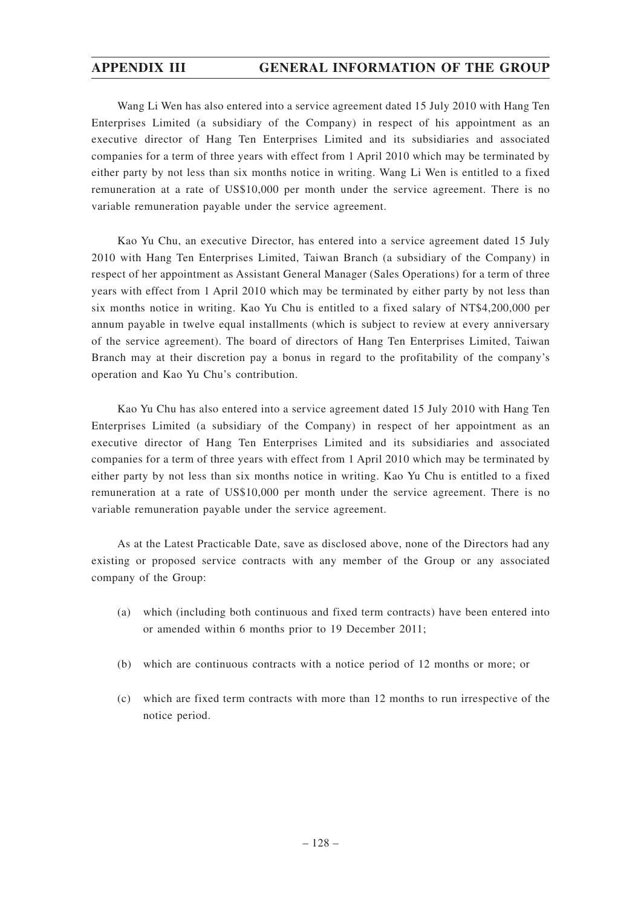Wang Li Wen has also entered into a service agreement dated 15 July 2010 with Hang Ten Enterprises Limited (a subsidiary of the Company) in respect of his appointment as an executive director of Hang Ten Enterprises Limited and its subsidiaries and associated companies for a term of three years with effect from 1 April 2010 which may be terminated by either party by not less than six months notice in writing. Wang Li Wen is entitled to a fixed remuneration at a rate of US$10,000 per month under the service agreement. There is no variable remuneration payable under the service agreement.

Kao Yu Chu, an executive Director, has entered into a service agreement dated 15 July 2010 with Hang Ten Enterprises Limited, Taiwan Branch (a subsidiary of the Company) in respect of her appointment as Assistant General Manager (Sales Operations) for a term of three years with effect from 1 April 2010 which may be terminated by either party by not less than six months notice in writing. Kao Yu Chu is entitled to a fixed salary of NT$4,200,000 per annum payable in twelve equal installments (which is subject to review at every anniversary of the service agreement). The board of directors of Hang Ten Enterprises Limited, Taiwan Branch may at their discretion pay a bonus in regard to the profitability of the company's operation and Kao Yu Chu's contribution.

Kao Yu Chu has also entered into a service agreement dated 15 July 2010 with Hang Ten Enterprises Limited (a subsidiary of the Company) in respect of her appointment as an executive director of Hang Ten Enterprises Limited and its subsidiaries and associated companies for a term of three years with effect from 1 April 2010 which may be terminated by either party by not less than six months notice in writing. Kao Yu Chu is entitled to a fixed remuneration at a rate of US$10,000 per month under the service agreement. There is no variable remuneration payable under the service agreement.

As at the Latest Practicable Date, save as disclosed above, none of the Directors had any existing or proposed service contracts with any member of the Group or any associated company of the Group:

(a) which (including both continuous and fixed term contracts) have been entered into or amended within 6 months prior to 19 December 2011;

(b) which are continuous contracts with a notice period of 12 months or more; or

(c) which are fixed term contracts with more than 12 months to run irrespective of the notice period.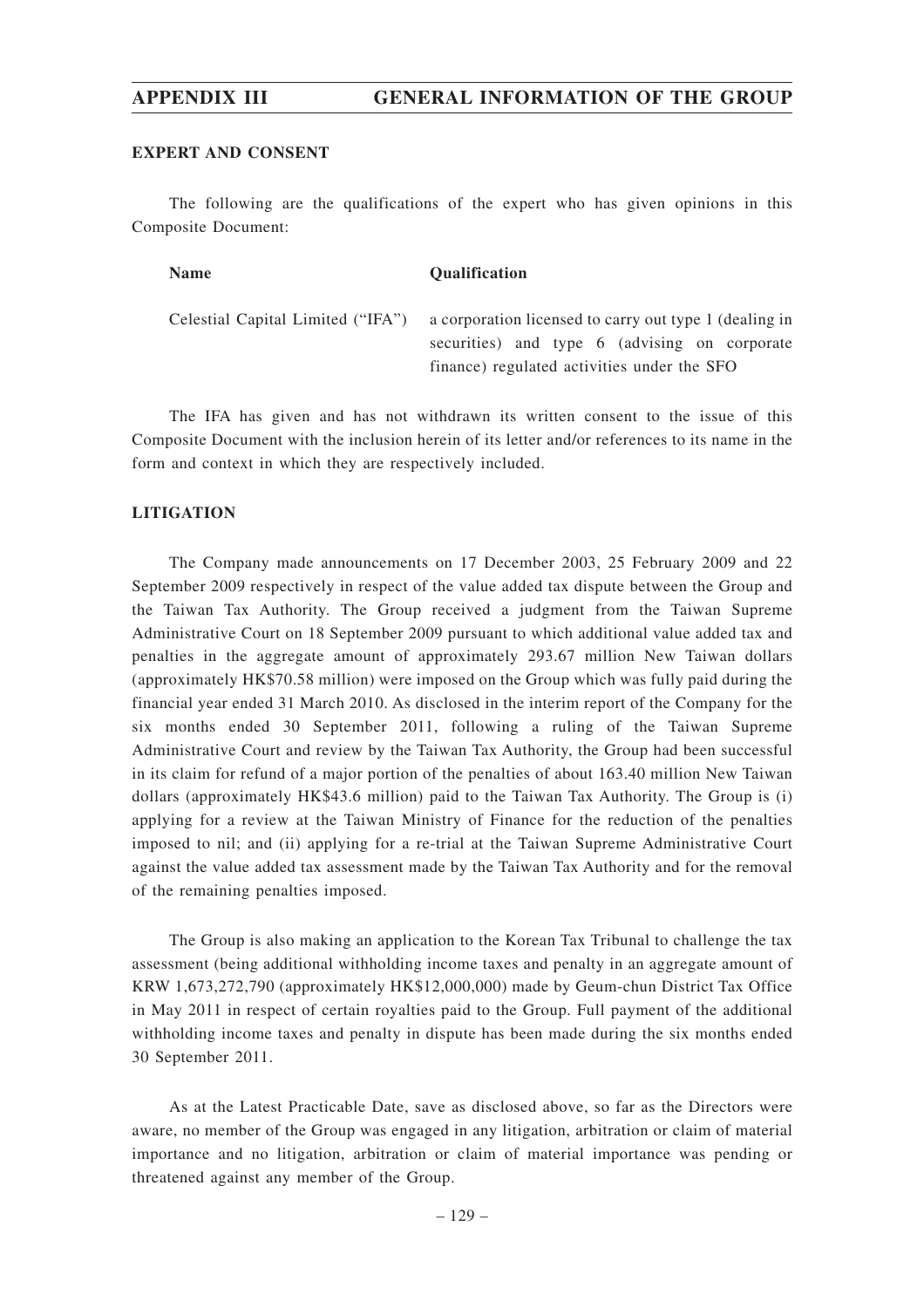**EXPERT AND CONSENT**

The following are the qualifications of the expert who has given opinions in this Composite Document:

| Name | Qualification |
| --- | --- |
| Celestial Capital Limited ("IFA") | a corporation licensed to carry out type 1 (dealing in securities) and type 6 (advising on corporate finance) regulated activities under the SFO |

The IFA has given and has not withdrawn its written consent to the issue of this Composite Document with the inclusion herein of its letter and/or references to its name in the form and context in which they are respectively included.

**LITIGATION**

The Company made announcements on 17 December 2003, 25 February 2009 and 22 September 2009 respectively in respect of the value added tax dispute between the Group and the Taiwan Tax Authority. The Group received a judgment from the Taiwan Supreme Administrative Court on 18 September 2009 pursuant to which additional value added tax and penalties in the aggregate amount of approximately 293.67 million New Taiwan dollars (approximately HK$70.58 million) were imposed on the Group which was fully paid during the financial year ended 31 March 2010. As disclosed in the interim report of the Company for the six months ended 30 September 2011, following a ruling of the Taiwan Supreme Administrative Court and review by the Taiwan Tax Authority, the Group had been successful in its claim for refund of a major portion of the penalties of about 163.40 million New Taiwan dollars (approximately HK$43.6 million) paid to the Taiwan Tax Authority. The Group is (i) applying for a review at the Taiwan Ministry of Finance for the reduction of the penalties imposed to nil; and (ii) applying for a re-trial at the Taiwan Supreme Administrative Court against the value added tax assessment made by the Taiwan Tax Authority and for the removal of the remaining penalties imposed.

The Group is also making an application to the Korean Tax Tribunal to challenge the tax assessment (being additional withholding income taxes and penalty in an aggregate amount of KRW 1,673,272,790 (approximately HK$12,000,000) made by Geum-chun District Tax Office in May 2011 in respect of certain royalties paid to the Group. Full payment of the additional withholding income taxes and penalty in dispute has been made during the six months ended 30 September 2011.

As at the Latest Practicable Date, save as disclosed above, so far as the Directors were aware, no member of the Group was engaged in any litigation, arbitration or claim of material importance and no litigation, arbitration or claim of material importance was pending or threatened against any member of the Group.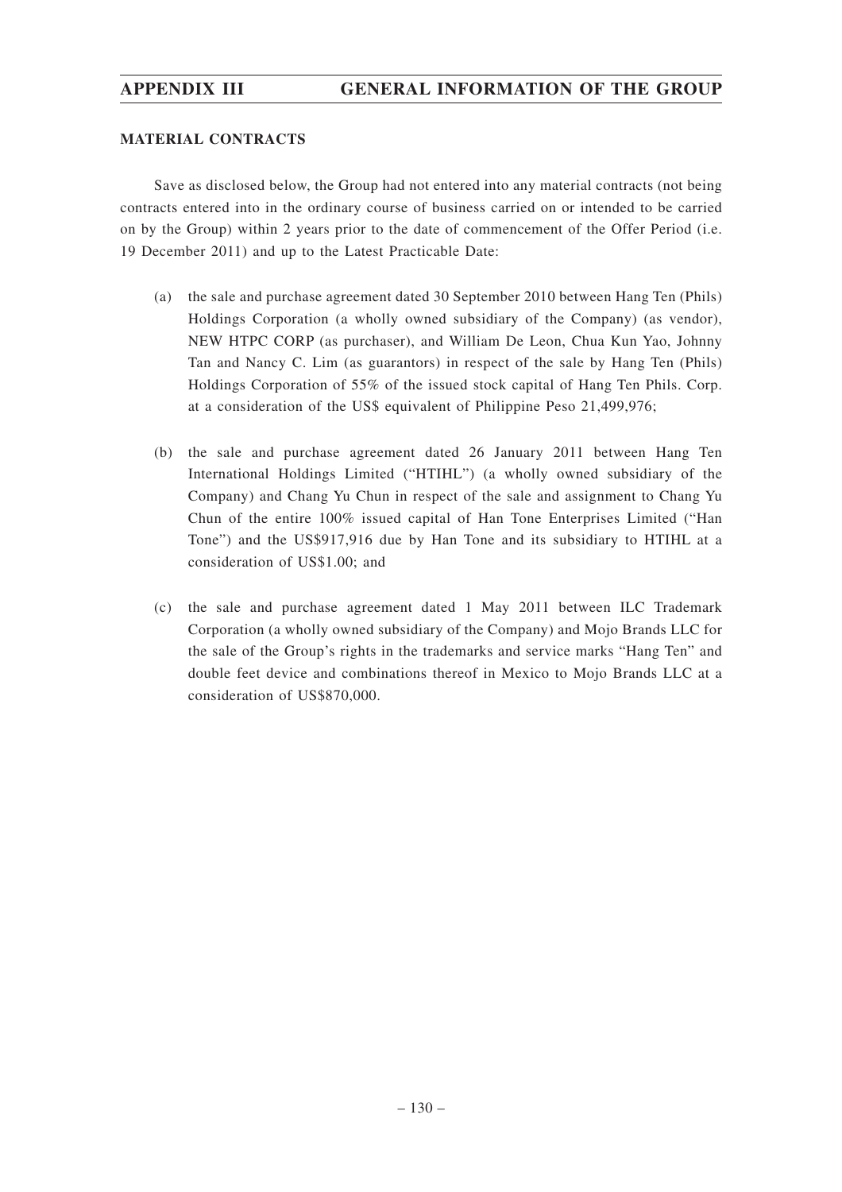## MATERIAL CONTRACTS

Save as disclosed below, the Group had not entered into any material contracts (not being contracts entered into in the ordinary course of business carried on or intended to be carried on by the Group) within 2 years prior to the date of commencement of the Offer Period (i.e. 19 December 2011) and up to the Latest Practicable Date:

(a) the sale and purchase agreement dated 30 September 2010 between Hang Ten (Phils) Holdings Corporation (a wholly owned subsidiary of the Company) (as vendor), NEW HTPC CORP (as purchaser), and William De Leon, Chua Kun Yao, Johnny Tan and Nancy C. Lim (as guarantors) in respect of the sale by Hang Ten (Phils) Holdings Corporation of 55% of the issued stock capital of Hang Ten Phils. Corp. at a consideration of the US$ equivalent of Philippine Peso 21,499,976;

(b) the sale and purchase agreement dated 26 January 2011 between Hang Ten International Holdings Limited ("HTIHL") (a wholly owned subsidiary of the Company) and Chang Yu Chun in respect of the sale and assignment to Chang Yu Chun of the entire 100% issued capital of Han Tone Enterprises Limited ("Han Tone") and the US$917,916 due by Han Tone and its subsidiary to HTIHL at a consideration of US$1.00; and

(c) the sale and purchase agreement dated 1 May 2011 between ILC Trademark Corporation (a wholly owned subsidiary of the Company) and Mojo Brands LLC for the sale of the Group's rights in the trademarks and service marks "Hang Ten" and double feet device and combinations thereof in Mexico to Mojo Brands LLC at a consideration of US$870,000.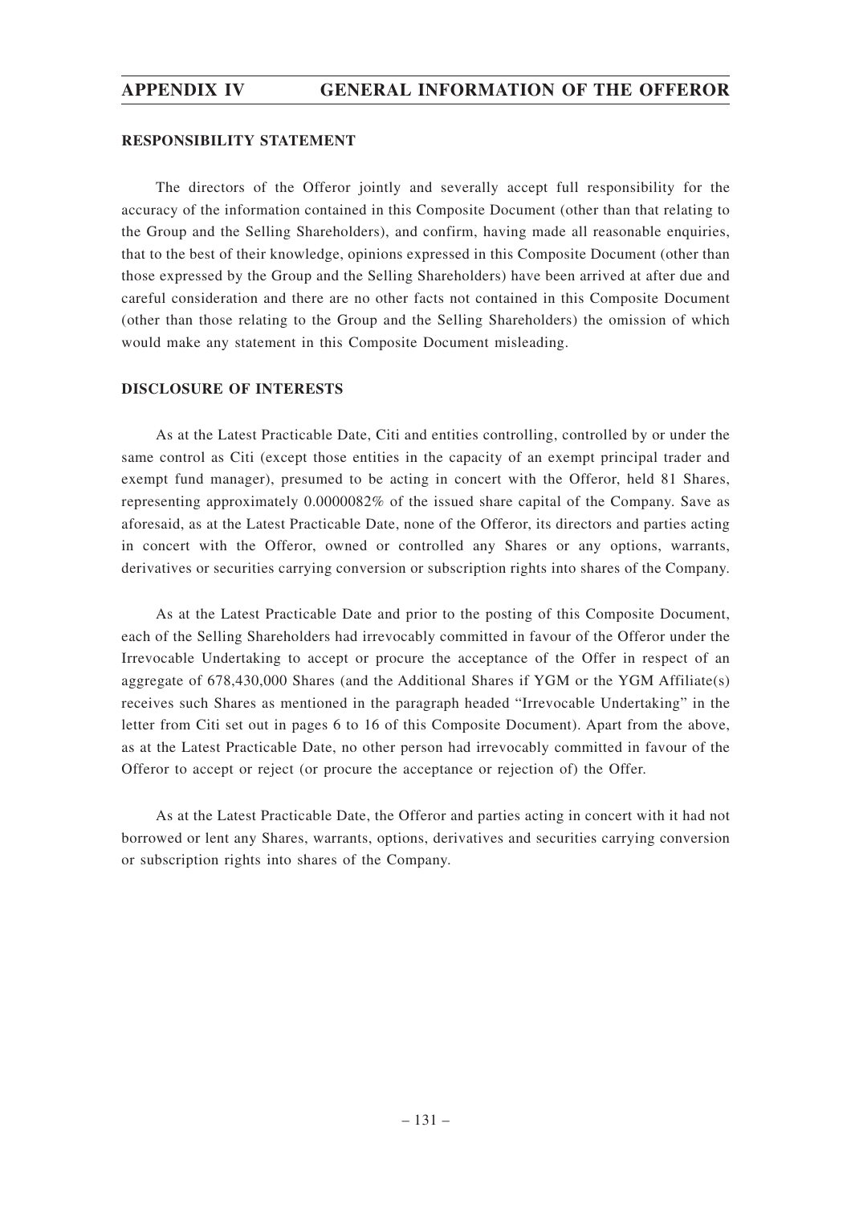## RESPONSIBILITY STATEMENT

The directors of the Offeror jointly and severally accept full responsibility for the accuracy of the information contained in this Composite Document (other than that relating to the Group and the Selling Shareholders), and confirm, having made all reasonable enquiries, that to the best of their knowledge, opinions expressed in this Composite Document (other than those expressed by the Group and the Selling Shareholders) have been arrived at after due and careful consideration and there are no other facts not contained in this Composite Document (other than those relating to the Group and the Selling Shareholders) the omission of which would make any statement in this Composite Document misleading.

## DISCLOSURE OF INTERESTS

As at the Latest Practicable Date, Citi and entities controlling, controlled by or under the same control as Citi (except those entities in the capacity of an exempt principal trader and exempt fund manager), presumed to be acting in concert with the Offeror, held 81 Shares, representing approximately 0.0000082% of the issued share capital of the Company. Save as aforesaid, as at the Latest Practicable Date, none of the Offeror, its directors and parties acting in concert with the Offeror, owned or controlled any Shares or any options, warrants, derivatives or securities carrying conversion or subscription rights into shares of the Company.

As at the Latest Practicable Date and prior to the posting of this Composite Document, each of the Selling Shareholders had irrevocably committed in favour of the Offeror under the Irrevocable Undertaking to accept or procure the acceptance of the Offer in respect of an aggregate of 678,430,000 Shares (and the Additional Shares if YGM or the YGM Affiliate(s) receives such Shares as mentioned in the paragraph headed "Irrevocable Undertaking" in the letter from Citi set out in pages 6 to 16 of this Composite Document). Apart from the above, as at the Latest Practicable Date, no other person had irrevocably committed in favour of the Offeror to accept or reject (or procure the acceptance or rejection of) the Offer.

As at the Latest Practicable Date, the Offeror and parties acting in concert with it had not borrowed or lent any Shares, warrants, options, derivatives and securities carrying conversion or subscription rights into shares of the Company.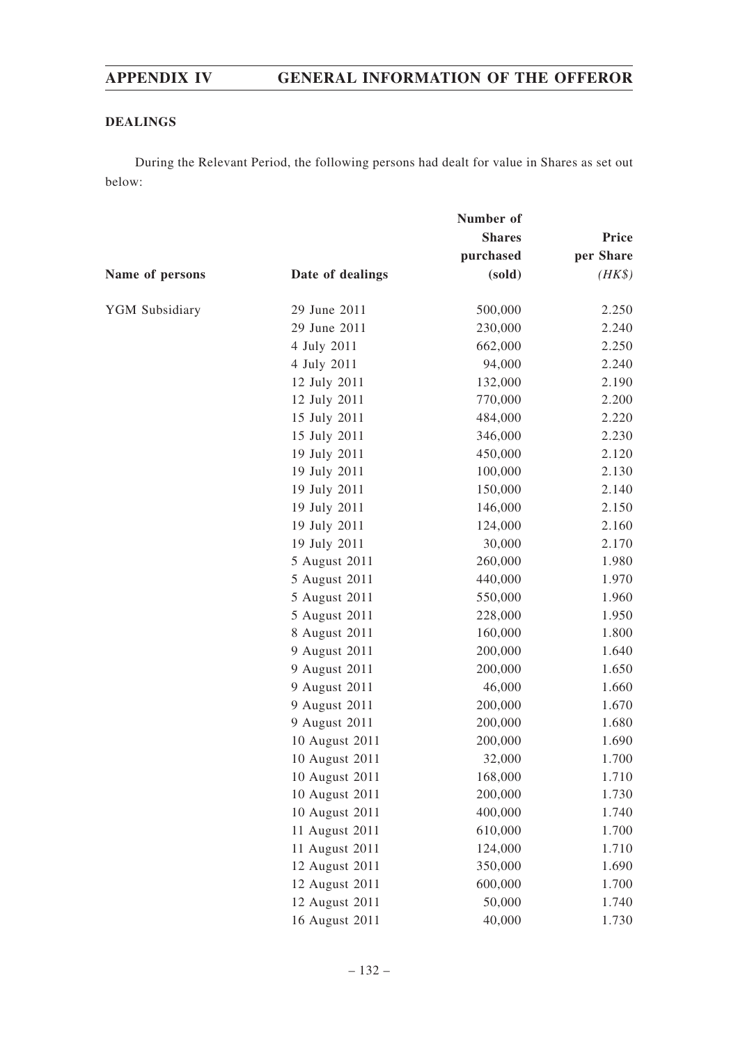## DEALINGS

During the Relevant Period, the following persons had dealt for value in Shares as set out below:

| Name of persons | Date of dealings | Number of Shares purchased (sold) | Price per Share (HK$) |
|---|---|---|---|
| YGM Subsidiary | 29 June 2011 | 500,000 | 2.250 |
| | 29 June 2011 | 230,000 | 2.240 |
| | 4 July 2011 | 662,000 | 2.250 |
| | 4 July 2011 | 94,000 | 2.240 |
| | 12 July 2011 | 132,000 | 2.190 |
| | 12 July 2011 | 770,000 | 2.200 |
| | 15 July 2011 | 484,000 | 2.220 |
| | 15 July 2011 | 346,000 | 2.230 |
| | 19 July 2011 | 450,000 | 2.120 |
| | 19 July 2011 | 100,000 | 2.130 |
| | 19 July 2011 | 150,000 | 2.140 |
| | 19 July 2011 | 146,000 | 2.150 |
| | 19 July 2011 | 124,000 | 2.160 |
| | 19 July 2011 | 30,000 | 2.170 |
| | 5 August 2011 | 260,000 | 1.980 |
| | 5 August 2011 | 440,000 | 1.970 |
| | 5 August 2011 | 550,000 | 1.960 |
| | 5 August 2011 | 228,000 | 1.950 |
| | 8 August 2011 | 160,000 | 1.800 |
| | 9 August 2011 | 200,000 | 1.640 |
| | 9 August 2011 | 200,000 | 1.650 |
| | 9 August 2011 | 46,000 | 1.660 |
| | 9 August 2011 | 200,000 | 1.670 |
| | 9 August 2011 | 200,000 | 1.680 |
| | 10 August 2011 | 200,000 | 1.690 |
| | 10 August 2011 | 32,000 | 1.700 |
| | 10 August 2011 | 168,000 | 1.710 |
| | 10 August 2011 | 200,000 | 1.730 |
| | 10 August 2011 | 400,000 | 1.740 |
| | 11 August 2011 | 610,000 | 1.700 |
| | 11 August 2011 | 124,000 | 1.710 |
| | 12 August 2011 | 350,000 | 1.690 |
| | 12 August 2011 | 600,000 | 1.700 |
| | 12 August 2011 | 50,000 | 1.740 |
| | 16 August 2011 | 40,000 | 1.730 |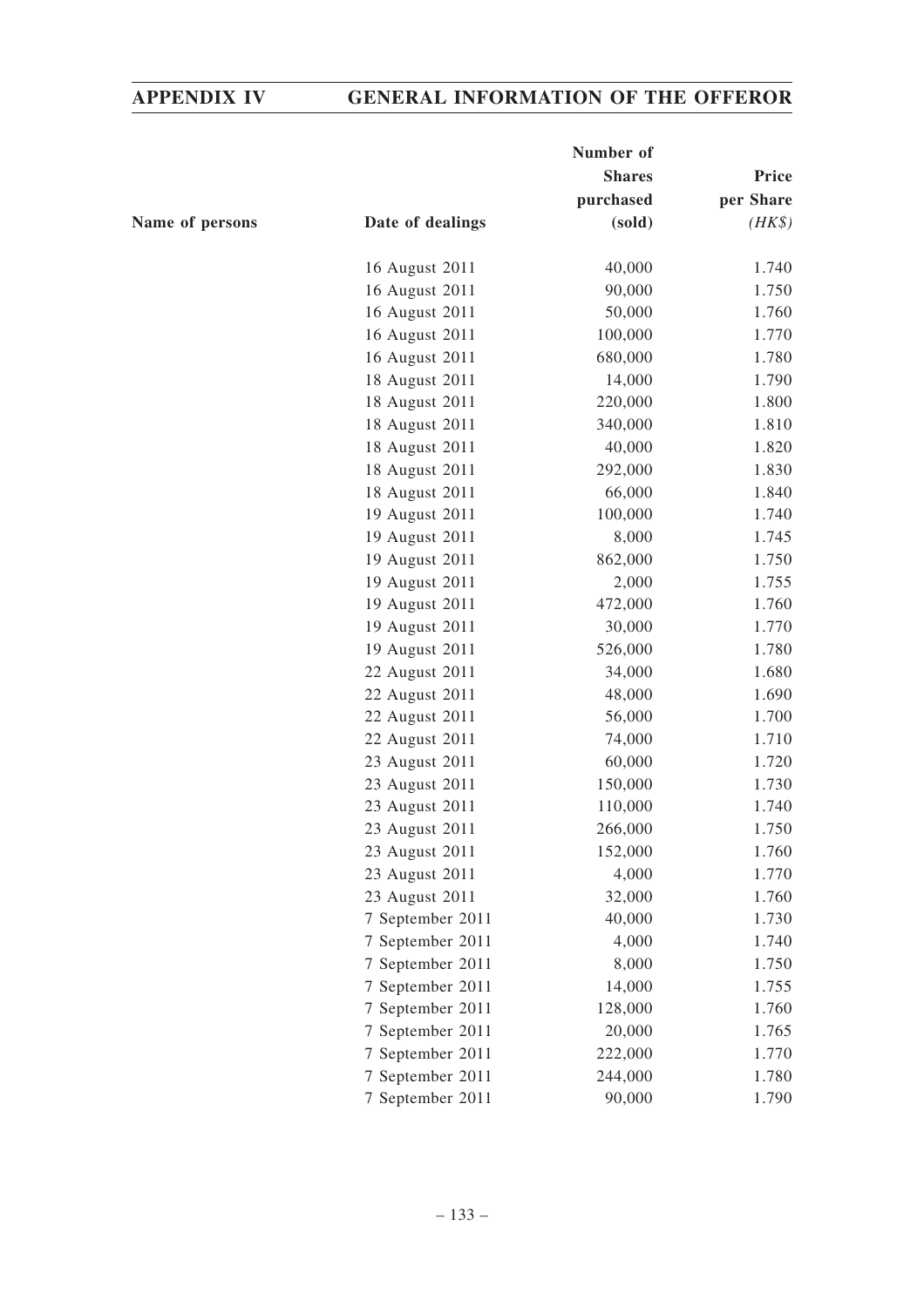| Name of persons | Date of dealings | Number of Shares purchased (sold) | Price per Share (HK$) |
|---|---|---|---|
| | 16 August 2011 | 40,000 | 1.740 |
| | 16 August 2011 | 90,000 | 1.750 |
| | 16 August 2011 | 50,000 | 1.760 |
| | 16 August 2011 | 100,000 | 1.770 |
| | 16 August 2011 | 680,000 | 1.780 |
| | 18 August 2011 | 14,000 | 1.790 |
| | 18 August 2011 | 220,000 | 1.800 |
| | 18 August 2011 | 340,000 | 1.810 |
| | 18 August 2011 | 40,000 | 1.820 |
| | 18 August 2011 | 292,000 | 1.830 |
| | 18 August 2011 | 66,000 | 1.840 |
| | 19 August 2011 | 100,000 | 1.740 |
| | 19 August 2011 | 8,000 | 1.745 |
| | 19 August 2011 | 862,000 | 1.750 |
| | 19 August 2011 | 2,000 | 1.755 |
| | 19 August 2011 | 472,000 | 1.760 |
| | 19 August 2011 | 30,000 | 1.770 |
| | 19 August 2011 | 526,000 | 1.780 |
| | 22 August 2011 | 34,000 | 1.680 |
| | 22 August 2011 | 48,000 | 1.690 |
| | 22 August 2011 | 56,000 | 1.700 |
| | 22 August 2011 | 74,000 | 1.710 |
| | 23 August 2011 | 60,000 | 1.720 |
| | 23 August 2011 | 150,000 | 1.730 |
| | 23 August 2011 | 110,000 | 1.740 |
| | 23 August 2011 | 266,000 | 1.750 |
| | 23 August 2011 | 152,000 | 1.760 |
| | 23 August 2011 | 4,000 | 1.770 |
| | 23 August 2011 | 32,000 | 1.760 |
| | 7 September 2011 | 40,000 | 1.730 |
| | 7 September 2011 | 4,000 | 1.740 |
| | 7 September 2011 | 8,000 | 1.750 |
| | 7 September 2011 | 14,000 | 1.755 |
| | 7 September 2011 | 128,000 | 1.760 |
| | 7 September 2011 | 20,000 | 1.765 |
| | 7 September 2011 | 222,000 | 1.770 |
| | 7 September 2011 | 244,000 | 1.780 |
| | 7 September 2011 | 90,000 | 1.790 |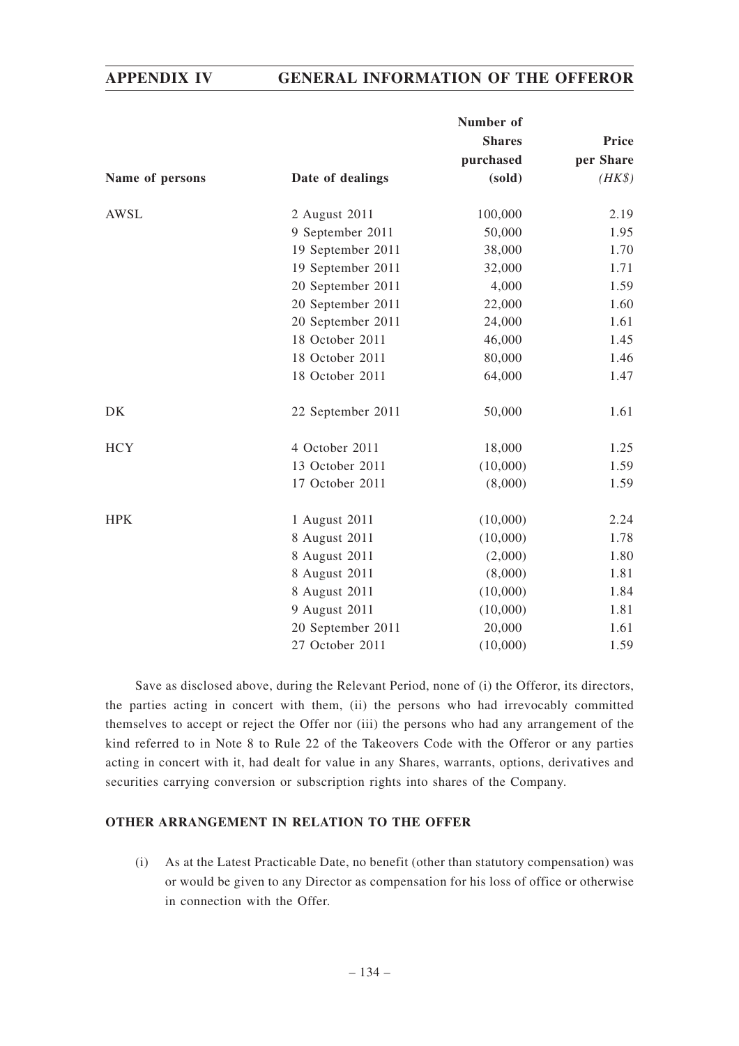| Name of persons | Date of dealings | Number of Shares purchased (sold) | Price per Share (HK$) |
|---|---|---|---|
| AWSL | 2 August 2011 | 100,000 | 2.19 |
| | 9 September 2011 | 50,000 | 1.95 |
| | 19 September 2011 | 38,000 | 1.70 |
| | 19 September 2011 | 32,000 | 1.71 |
| | 20 September 2011 | 4,000 | 1.59 |
| | 20 September 2011 | 22,000 | 1.60 |
| | 20 September 2011 | 24,000 | 1.61 |
| | 18 October 2011 | 46,000 | 1.45 |
| | 18 October 2011 | 80,000 | 1.46 |
| | 18 October 2011 | 64,000 | 1.47 |
| DK | 22 September 2011 | 50,000 | 1.61 |
| HCY | 4 October 2011 | 18,000 | 1.25 |
| | 13 October 2011 | (10,000) | 1.59 |
| | 17 October 2011 | (8,000) | 1.59 |
| HPK | 1 August 2011 | (10,000) | 2.24 |
| | 8 August 2011 | (10,000) | 1.78 |
| | 8 August 2011 | (2,000) | 1.80 |
| | 8 August 2011 | (8,000) | 1.81 |
| | 8 August 2011 | (10,000) | 1.84 |
| | 9 August 2011 | (10,000) | 1.81 |
| | 20 September 2011 | 20,000 | 1.61 |
| | 27 October 2011 | (10,000) | 1.59 |

Save as disclosed above, during the Relevant Period, none of (i) the Offeror, its directors, the parties acting in concert with them, (ii) the persons who had irrevocably committed themselves to accept or reject the Offer nor (iii) the persons who had any arrangement of the kind referred to in Note 8 to Rule 22 of the Takeovers Code with the Offeror or any parties acting in concert with it, had dealt for value in any Shares, warrants, options, derivatives and securities carrying conversion or subscription rights into shares of the Company.

## OTHER ARRANGEMENT IN RELATION TO THE OFFER

(i) As at the Latest Practicable Date, no benefit (other than statutory compensation) was or would be given to any Director as compensation for his loss of office or otherwise in connection with the Offer.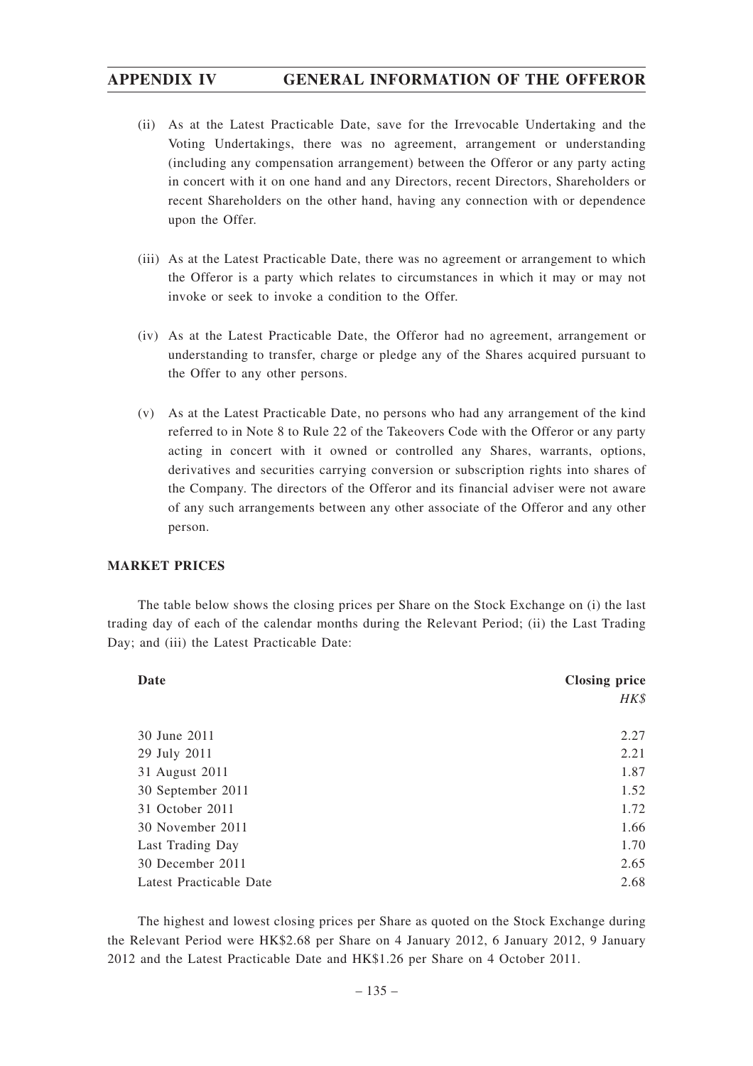(ii) As at the Latest Practicable Date, save for the Irrevocable Undertaking and the Voting Undertakings, there was no agreement, arrangement or understanding (including any compensation arrangement) between the Offeror or any party acting in concert with it on one hand and any Directors, recent Directors, Shareholders or recent Shareholders on the other hand, having any connection with or dependence upon the Offer.

(iii) As at the Latest Practicable Date, there was no agreement or arrangement to which the Offeror is a party which relates to circumstances in which it may or may not invoke or seek to invoke a condition to the Offer.

(iv) As at the Latest Practicable Date, the Offeror had no agreement, arrangement or understanding to transfer, charge or pledge any of the Shares acquired pursuant to the Offer to any other persons.

(v) As at the Latest Practicable Date, no persons who had any arrangement of the kind referred to in Note 8 to Rule 22 of the Takeovers Code with the Offeror or any party acting in concert with it owned or controlled any Shares, warrants, options, derivatives and securities carrying conversion or subscription rights into shares of the Company. The directors of the Offeror and its financial adviser were not aware of any such arrangements between any other associate of the Offeror and any other person.

## MARKET PRICES

The table below shows the closing prices per Share on the Stock Exchange on (i) the last trading day of each of the calendar months during the Relevant Period; (ii) the Last Trading Day; and (iii) the Latest Practicable Date:

| Date | Closing price *HK$* |
|---|---|
| 30 June 2011 | 2.27 |
| 29 July 2011 | 2.21 |
| 31 August 2011 | 1.87 |
| 30 September 2011 | 1.52 |
| 31 October 2011 | 1.72 |
| 30 November 2011 | 1.66 |
| Last Trading Day | 1.70 |
| 30 December 2011 | 2.65 |
| Latest Practicable Date | 2.68 |

The highest and lowest closing prices per Share as quoted on the Stock Exchange during the Relevant Period were HK$2.68 per Share on 4 January 2012, 6 January 2012, 9 January 2012 and the Latest Practicable Date and HK$1.26 per Share on 4 October 2011.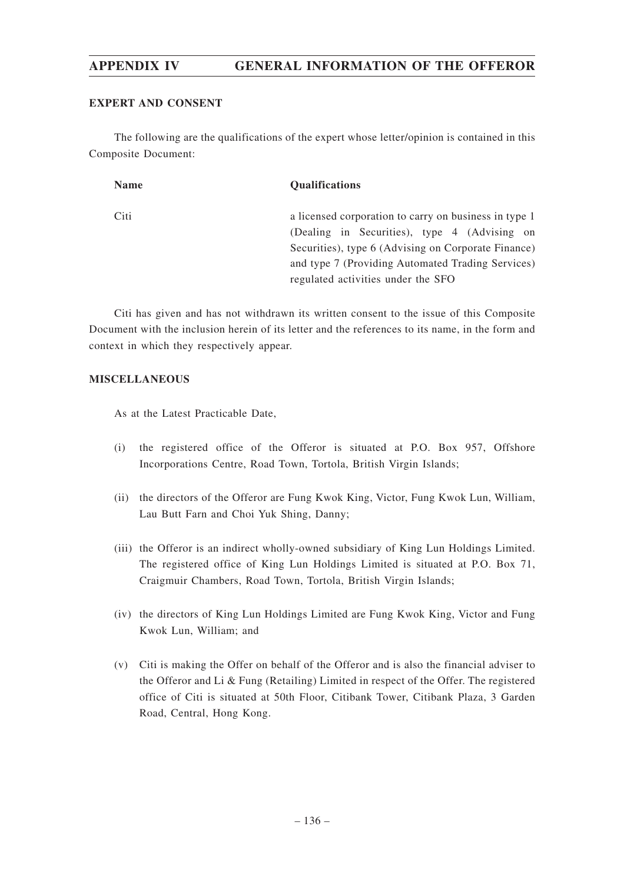## EXPERT AND CONSENT

The following are the qualifications of the expert whose letter/opinion is contained in this Composite Document:

| Name | Qualifications |
|---|---|
| Citi | a licensed corporation to carry on business in type 1 (Dealing in Securities), type 4 (Advising on Securities), type 6 (Advising on Corporate Finance) and type 7 (Providing Automated Trading Services) regulated activities under the SFO |

Citi has given and has not withdrawn its written consent to the issue of this Composite Document with the inclusion herein of its letter and the references to its name, in the form and context in which they respectively appear.

## MISCELLANEOUS

As at the Latest Practicable Date,

(i) the registered office of the Offeror is situated at P.O. Box 957, Offshore Incorporations Centre, Road Town, Tortola, British Virgin Islands;

(ii) the directors of the Offeror are Fung Kwok King, Victor, Fung Kwok Lun, William, Lau Butt Farn and Choi Yuk Shing, Danny;

(iii) the Offeror is an indirect wholly-owned subsidiary of King Lun Holdings Limited. The registered office of King Lun Holdings Limited is situated at P.O. Box 71, Craigmuir Chambers, Road Town, Tortola, British Virgin Islands;

(iv) the directors of King Lun Holdings Limited are Fung Kwok King, Victor and Fung Kwok Lun, William; and

(v) Citi is making the Offer on behalf of the Offeror and is also the financial adviser to the Offeror and Li & Fung (Retailing) Limited in respect of the Offer. The registered office of Citi is situated at 50th Floor, Citibank Tower, Citibank Plaza, 3 Garden Road, Central, Hong Kong.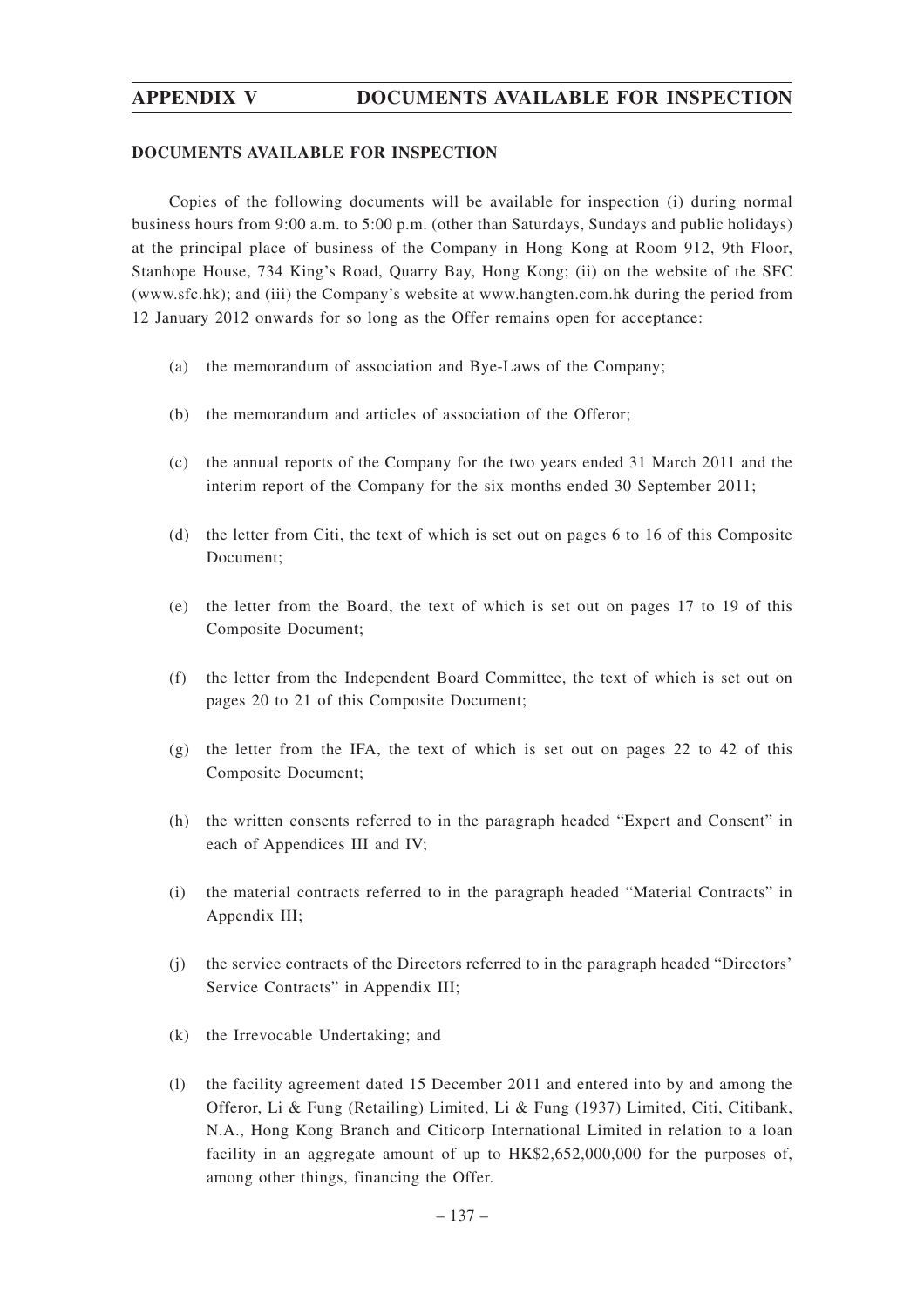## DOCUMENTS AVAILABLE FOR INSPECTION

Copies of the following documents will be available for inspection (i) during normal business hours from 9:00 a.m. to 5:00 p.m. (other than Saturdays, Sundays and public holidays) at the principal place of business of the Company in Hong Kong at Room 912, 9th Floor, Stanhope House, 734 King's Road, Quarry Bay, Hong Kong; (ii) on the website of the SFC (www.sfc.hk); and (iii) the Company's website at www.hangten.com.hk during the period from 12 January 2012 onwards for so long as the Offer remains open for acceptance:

(a) the memorandum of association and Bye-Laws of the Company;

(b) the memorandum and articles of association of the Offeror;

(c) the annual reports of the Company for the two years ended 31 March 2011 and the interim report of the Company for the six months ended 30 September 2011;

(d) the letter from Citi, the text of which is set out on pages 6 to 16 of this Composite Document;

(e) the letter from the Board, the text of which is set out on pages 17 to 19 of this Composite Document;

(f) the letter from the Independent Board Committee, the text of which is set out on pages 20 to 21 of this Composite Document;

(g) the letter from the IFA, the text of which is set out on pages 22 to 42 of this Composite Document;

(h) the written consents referred to in the paragraph headed "Expert and Consent" in each of Appendices III and IV;

(i) the material contracts referred to in the paragraph headed "Material Contracts" in Appendix III;

(j) the service contracts of the Directors referred to in the paragraph headed "Directors' Service Contracts" in Appendix III;

(k) the Irrevocable Undertaking; and

(l) the facility agreement dated 15 December 2011 and entered into by and among the Offeror, Li & Fung (Retailing) Limited, Li & Fung (1937) Limited, Citi, Citibank, N.A., Hong Kong Branch and Citicorp International Limited in relation to a loan facility in an aggregate amount of up to HK$2,652,000,000 for the purposes of, among other things, financing the Offer.